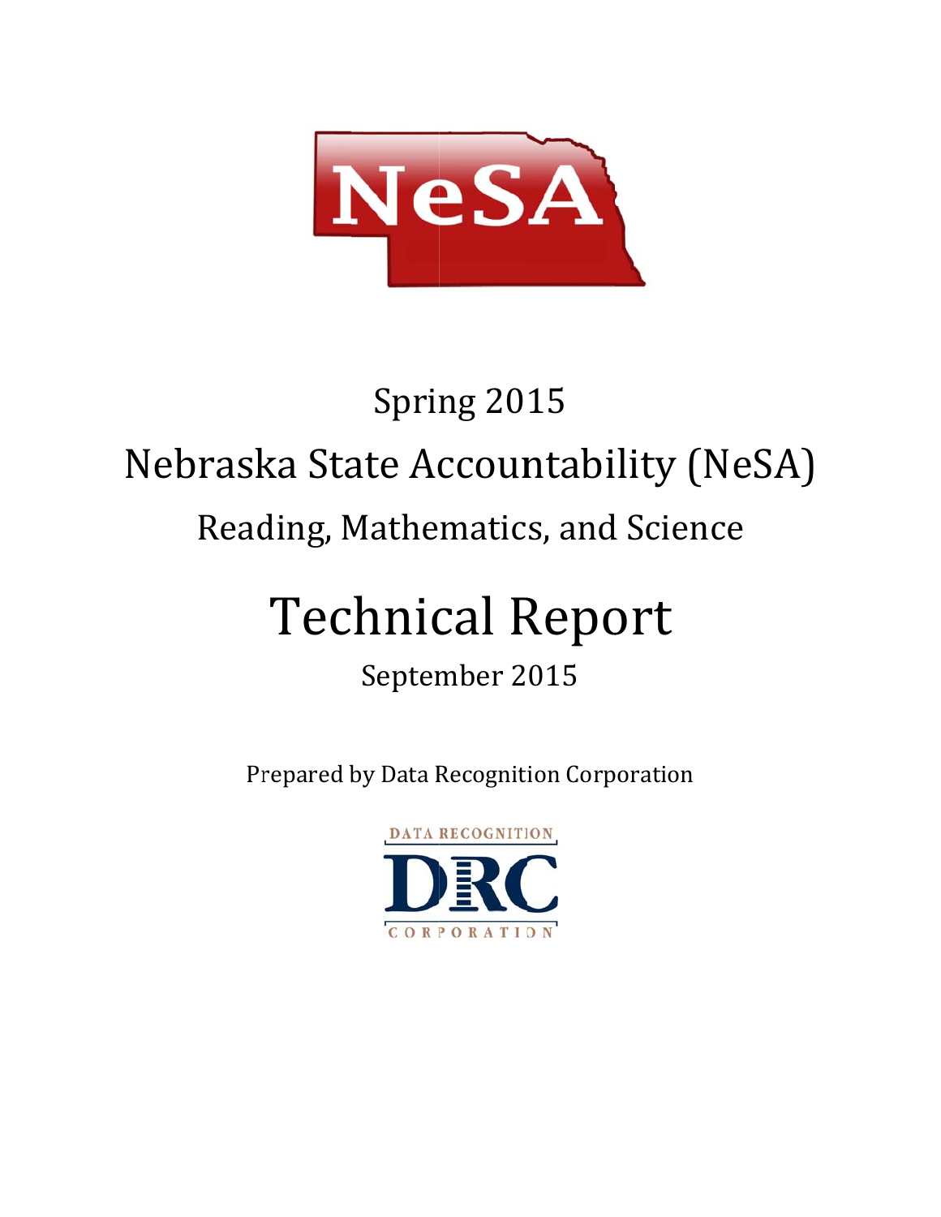NeSA

Spring 2015

Nebraska State Accountability (NeSA)

Reading, Mathematics, and Science

# Technical Report

September 2015

Prepared by Data Recognition Corporation

DATA RECOGNITION
DRC
CORPORATION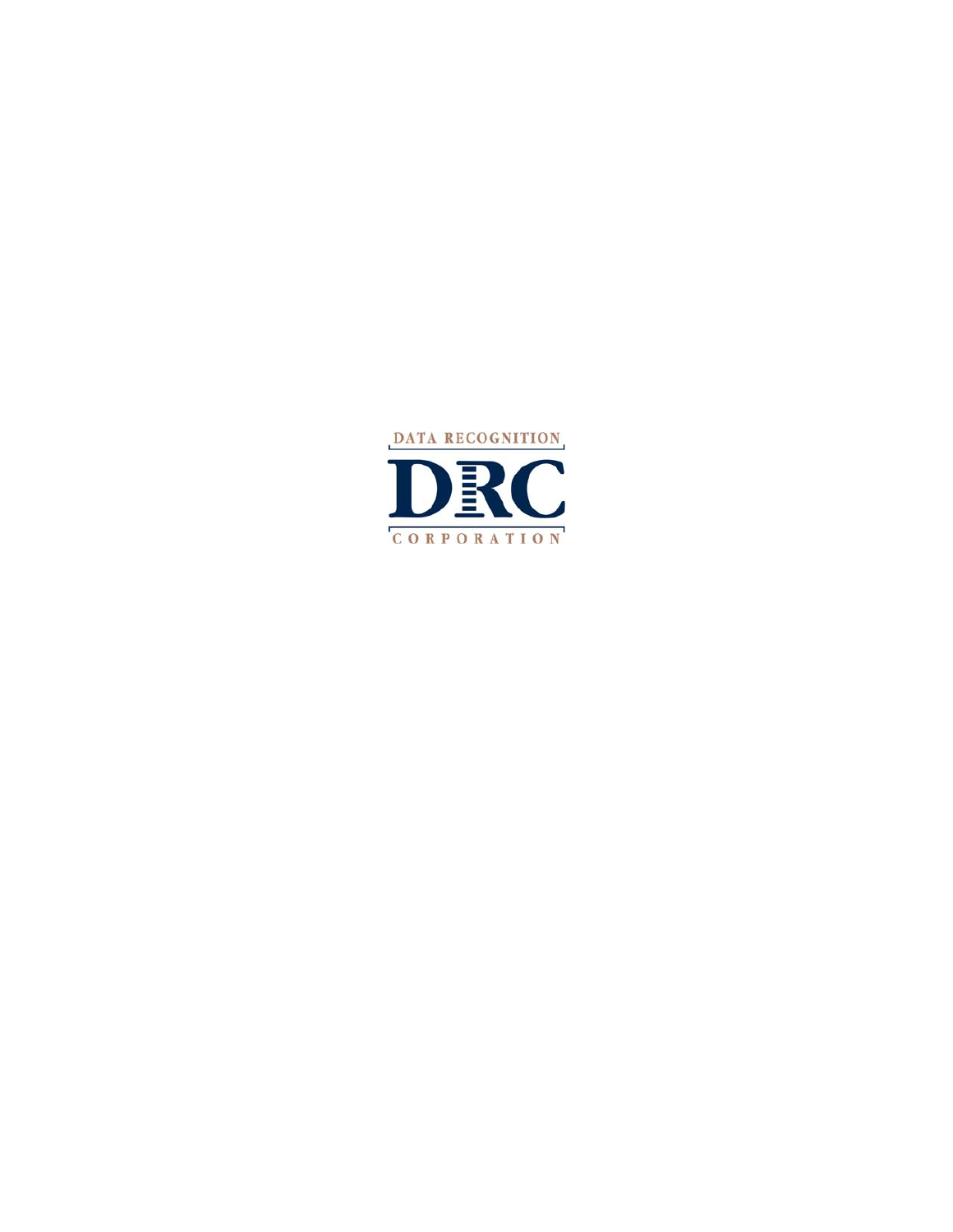DATA RECOGNITION

DRC

CORPORATION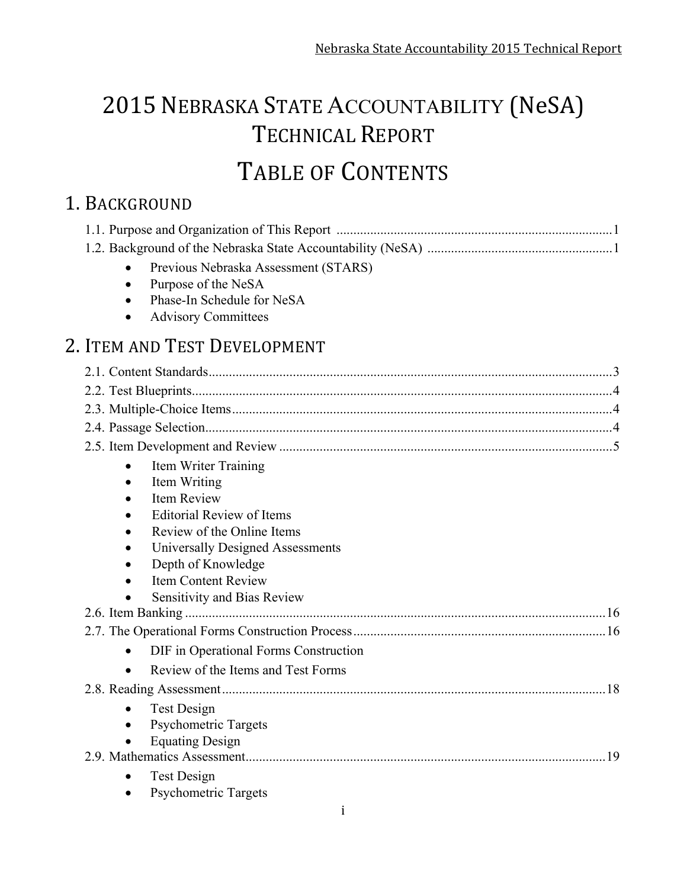# 2015 Nebraska State Accountability (NeSA) Technical Report

# Table of Contents

## 1. Background

1.1. Purpose and Organization of This Report ........................................................................................ 1

1.2. Background of the Nebraska State Accountability (NeSA) ........................................................ 1

- Previous Nebraska Assessment (STARS)
- Purpose of the NeSA
- Phase-In Schedule for NeSA
- Advisory Committees

## 2. Item and Test Development

2.1. Content Standards........................................................................................................................ 3

2.2. Test Blueprints.............................................................................................................................. 4

2.3. Multiple-Choice Items.................................................................................................................. 4

2.4. Passage Selection.......................................................................................................................... 4

2.5. Item Development and Review .................................................................................................... 5

- Item Writer Training
- Item Writing
- Item Review
- Editorial Review of Items
- Review of the Online Items
- Universally Designed Assessments
- Depth of Knowledge
- Item Content Review
- Sensitivity and Bias Review

2.6. Item Banking .............................................................................................................................. 16

2.7. The Operational Forms Construction Process............................................................................ 16

- DIF in Operational Forms Construction
- Review of the Items and Test Forms

2.8. Reading Assessment................................................................................................................... 18

- Test Design
- Psychometric Targets
- Equating Design

2.9. Mathematics Assessment............................................................................................................ 19

- Test Design
- Psychometric Targets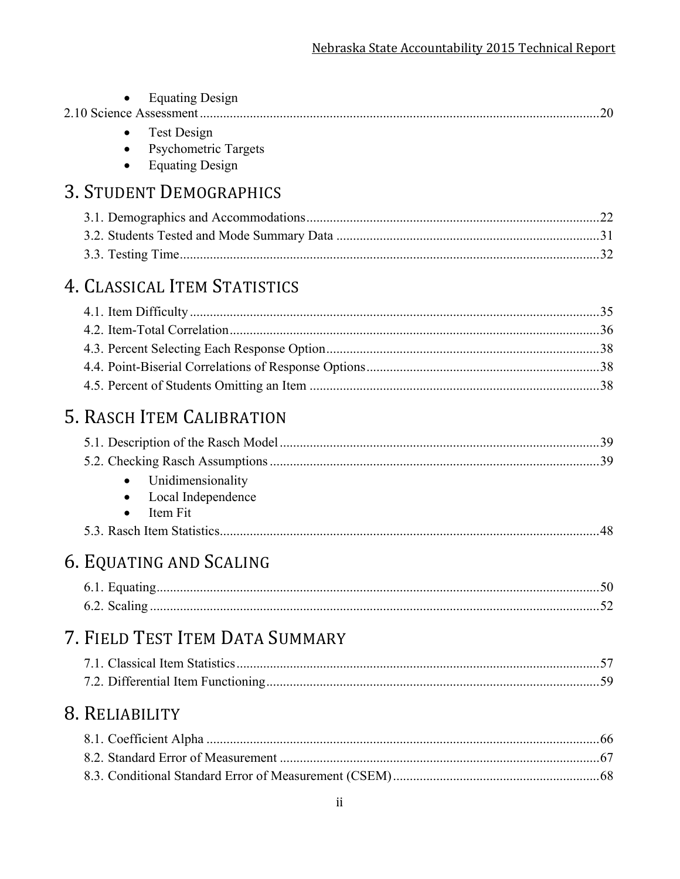- Equating Design

2.10 Science Assessment....................................................................................................................20

- Test Design
- Psychometric Targets
- Equating Design

# 3. Student Demographics

3.1. Demographics and Accommodations......................................................................................22

3.2. Students Tested and Mode Summary Data .............................................................................31

3.3. Testing Time............................................................................................................................32

# 4. Classical Item Statistics

4.1. Item Difficulty .........................................................................................................................35

4.2. Item-Total Correlation..............................................................................................................36

4.3. Percent Selecting Each Response Option.................................................................................38

4.4. Point-Biserial Correlations of Response Options.....................................................................38

4.5. Percent of Students Omitting an Item .....................................................................................38

# 5. Rasch Item Calibration

5.1. Description of the Rasch Model...............................................................................................39

5.2. Checking Rasch Assumptions..................................................................................................39

- Unidimensionality
- Local Independence
- Item Fit

5.3. Rasch Item Statistics.................................................................................................................48

# 6. Equating and Scaling

6.1. Equating....................................................................................................................................50

6.2. Scaling .....................................................................................................................................52

# 7. Field Test Item Data Summary

7.1. Classical Item Statistics............................................................................................................57

7.2. Differential Item Functioning...................................................................................................59

# 8. Reliability

8.1. Coefficient Alpha .....................................................................................................................66

8.2. Standard Error of Measurement ...............................................................................................67

8.3. Conditional Standard Error of Measurement (CSEM).............................................................68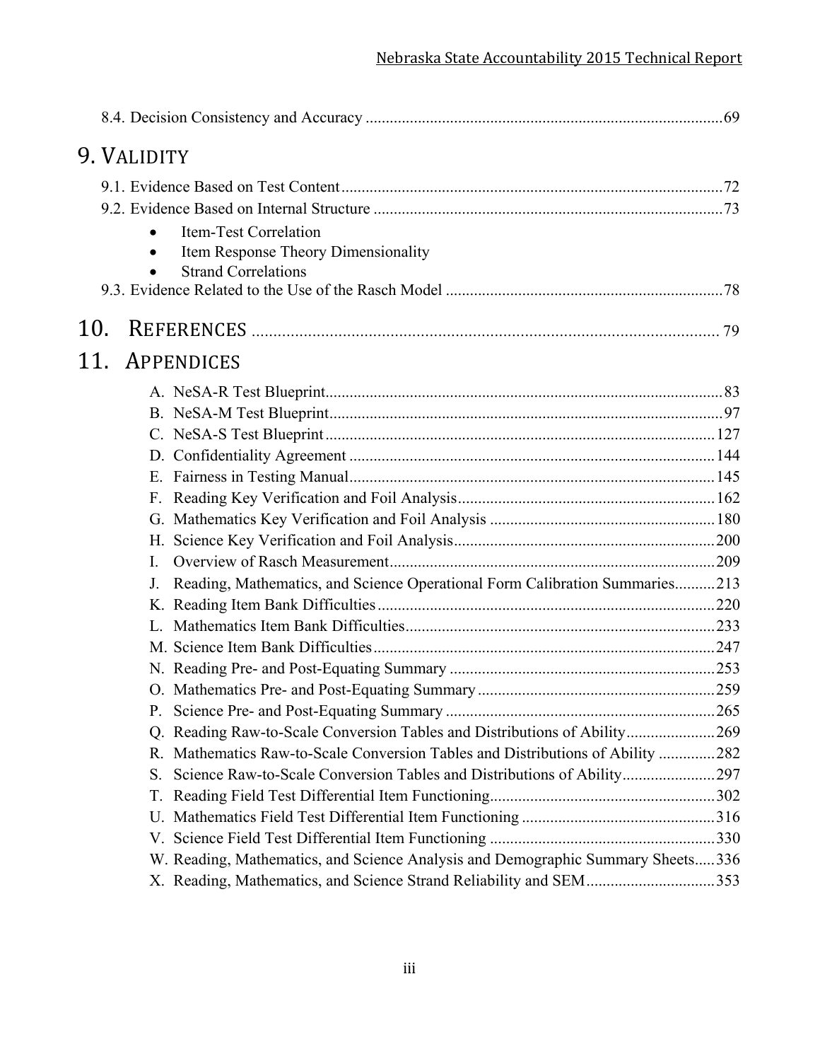8.4. Decision Consistency and Accuracy ........................................................................................69

# 9. Validity

9.1. Evidence Based on Test Content..............................................................................................72

9.2. Evidence Based on Internal Structure ......................................................................................73

- Item-Test Correlation
- Item Response Theory Dimensionality
- Strand Correlations

9.3. Evidence Related to the Use of the Rasch Model ....................................................................78

# 10. References ............................................................................................................. 79

# 11. Appendices

A. NeSA-R Test Blueprint..................................................................................................83

B. NeSA-M Test Blueprint.................................................................................................97

C. NeSA-S Test Blueprint.................................................................................................127

D. Confidentiality Agreement ...........................................................................................144

E. Fairness in Testing Manual...........................................................................................145

F. Reading Key Verification and Foil Analysis................................................................162

G. Mathematics Key Verification and Foil Analysis ........................................................180

H. Science Key Verification and Foil Analysis.................................................................200

I. Overview of Rasch Measurement................................................................................209

J. Reading, Mathematics, and Science Operational Form Calibration Summaries..........213

K. Reading Item Bank Difficulties...................................................................................220

L. Mathematics Item Bank Difficulties............................................................................233

M. Science Item Bank Difficulties....................................................................................247

N. Reading Pre- and Post-Equating Summary .................................................................253

O. Mathematics Pre- and Post-Equating Summary ...........................................................259

P. Science Pre- and Post-Equating Summary ..................................................................265

Q. Reading Raw-to-Scale Conversion Tables and Distributions of Ability......................269

R. Mathematics Raw-to-Scale Conversion Tables and Distributions of Ability ..............282

S. Science Raw-to-Scale Conversion Tables and Distributions of Ability.......................297

T. Reading Field Test Differential Item Functioning........................................................302

U. Mathematics Field Test Differential Item Functioning ................................................316

V. Science Field Test Differential Item Functioning ........................................................330

W. Reading, Mathematics, and Science Analysis and Demographic Summary Sheets.....336

X. Reading, Mathematics, and Science Strand Reliability and SEM................................353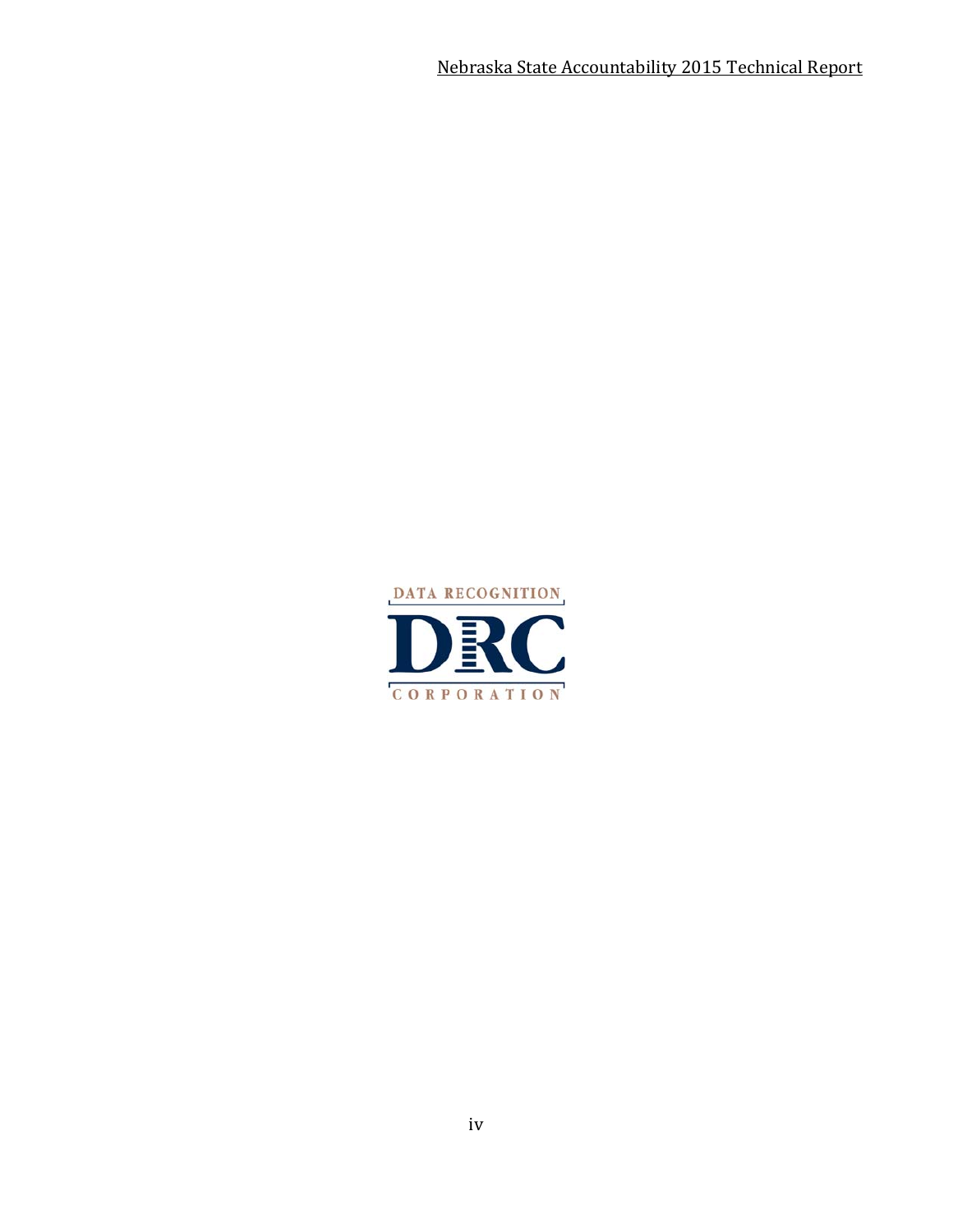DATA RECOGNITION

DRC

CORPORATION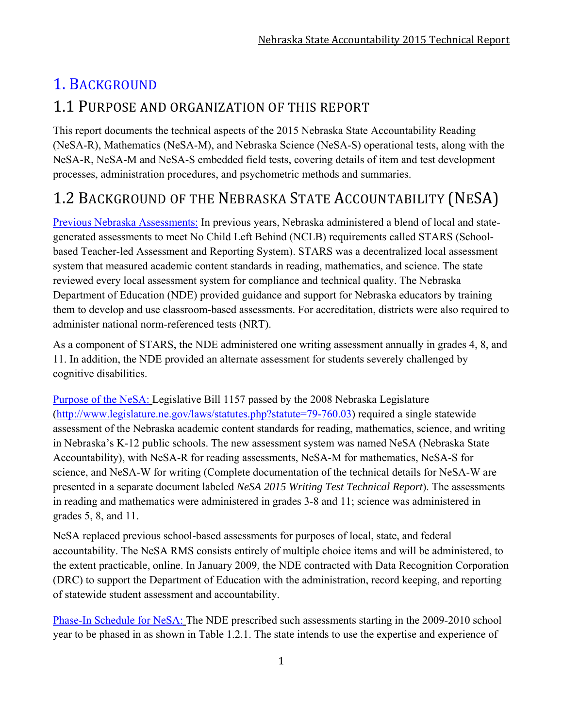# 1. Background

## 1.1 Purpose and Organization of This Report

This report documents the technical aspects of the 2015 Nebraska State Accountability Reading (NeSA-R), Mathematics (NeSA-M), and Nebraska Science (NeSA-S) operational tests, along with the NeSA-R, NeSA-M and NeSA-S embedded field tests, covering details of item and test development processes, administration procedures, and psychometric methods and summaries.

## 1.2 Background of the Nebraska State Accountability (NeSA)

Previous Nebraska Assessments: In previous years, Nebraska administered a blend of local and state-generated assessments to meet No Child Left Behind (NCLB) requirements called STARS (School-based Teacher-led Assessment and Reporting System). STARS was a decentralized local assessment system that measured academic content standards in reading, mathematics, and science. The state reviewed every local assessment system for compliance and technical quality. The Nebraska Department of Education (NDE) provided guidance and support for Nebraska educators by training them to develop and use classroom-based assessments. For accreditation, districts were also required to administer national norm-referenced tests (NRT).

As a component of STARS, the NDE administered one writing assessment annually in grades 4, 8, and 11. In addition, the NDE provided an alternate assessment for students severely challenged by cognitive disabilities.

Purpose of the NeSA: Legislative Bill 1157 passed by the 2008 Nebraska Legislature (http://www.legislature.ne.gov/laws/statutes.php?statute=79-760.03) required a single statewide assessment of the Nebraska academic content standards for reading, mathematics, science, and writing in Nebraska's K-12 public schools. The new assessment system was named NeSA (Nebraska State Accountability), with NeSA-R for reading assessments, NeSA-M for mathematics, NeSA-S for science, and NeSA-W for writing (Complete documentation of the technical details for NeSA-W are presented in a separate document labeled *NeSA 2015 Writing Test Technical Report*). The assessments in reading and mathematics were administered in grades 3-8 and 11; science was administered in grades 5, 8, and 11.

NeSA replaced previous school-based assessments for purposes of local, state, and federal accountability. The NeSA RMS consists entirely of multiple choice items and will be administered, to the extent practicable, online. In January 2009, the NDE contracted with Data Recognition Corporation (DRC) to support the Department of Education with the administration, record keeping, and reporting of statewide student assessment and accountability.

Phase-In Schedule for NeSA: The NDE prescribed such assessments starting in the 2009-2010 school year to be phased in as shown in Table 1.2.1. The state intends to use the expertise and experience of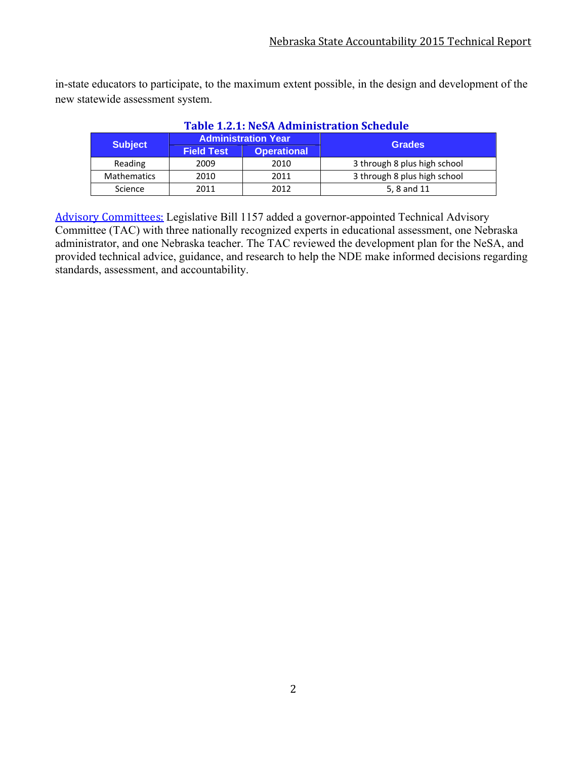in-state educators to participate, to the maximum extent possible, in the design and development of the new statewide assessment system.

**Table 1.2.1: NeSA Administration Schedule**

| Subject | Administration Year | | Grades |
|---|---|---|---|
| | Field Test | Operational | |
| Reading | 2009 | 2010 | 3 through 8 plus high school |
| Mathematics | 2010 | 2011 | 3 through 8 plus high school |
| Science | 2011 | 2012 | 5, 8 and 11 |

Advisory Committees: Legislative Bill 1157 added a governor-appointed Technical Advisory Committee (TAC) with three nationally recognized experts in educational assessment, one Nebraska administrator, and one Nebraska teacher. The TAC reviewed the development plan for the NeSA, and provided technical advice, guidance, and research to help the NDE make informed decisions regarding standards, assessment, and accountability.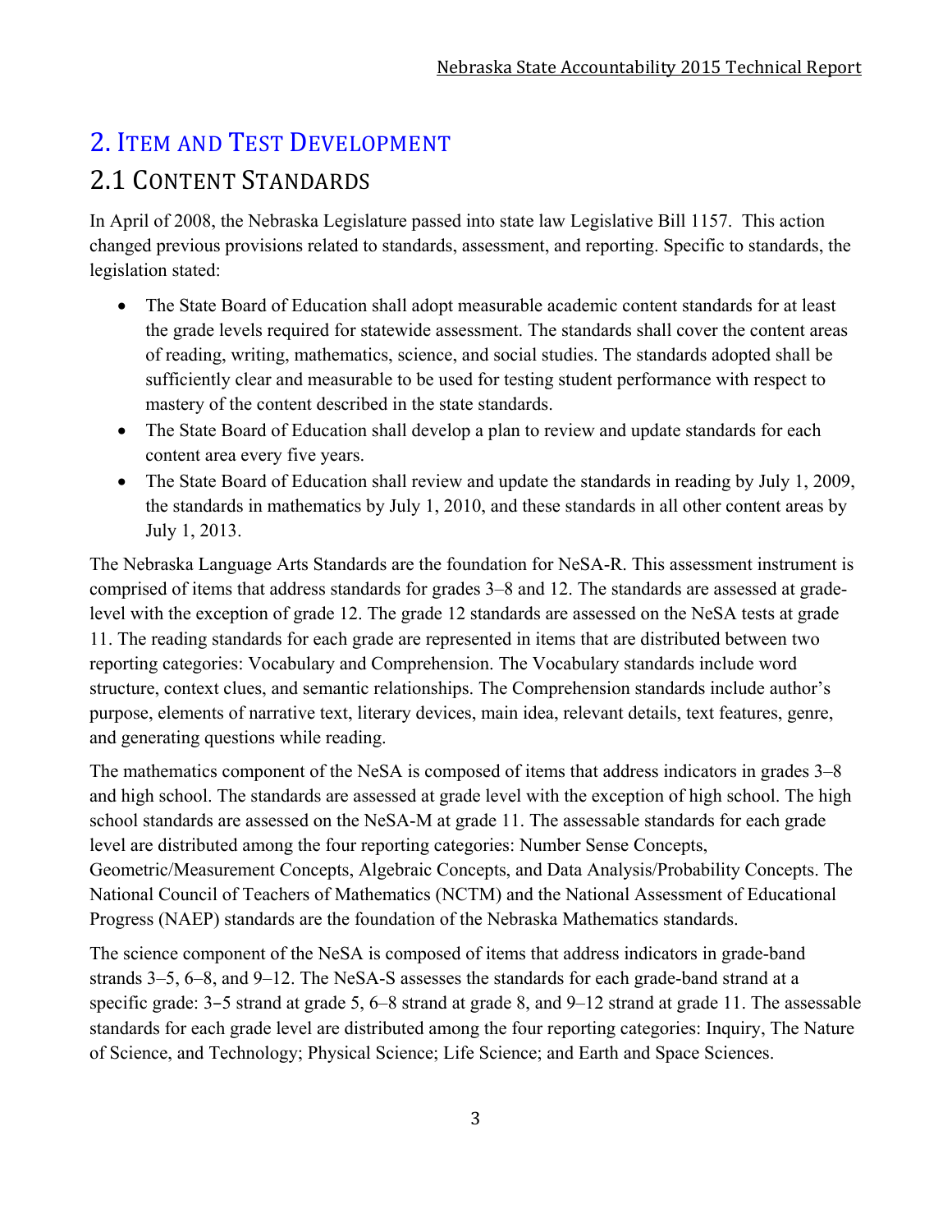# 2. Item and Test Development

## 2.1 Content Standards

In April of 2008, the Nebraska Legislature passed into state law Legislative Bill 1157. This action changed previous provisions related to standards, assessment, and reporting. Specific to standards, the legislation stated:

- The State Board of Education shall adopt measurable academic content standards for at least the grade levels required for statewide assessment. The standards shall cover the content areas of reading, writing, mathematics, science, and social studies. The standards adopted shall be sufficiently clear and measurable to be used for testing student performance with respect to mastery of the content described in the state standards.
- The State Board of Education shall develop a plan to review and update standards for each content area every five years.
- The State Board of Education shall review and update the standards in reading by July 1, 2009, the standards in mathematics by July 1, 2010, and these standards in all other content areas by July 1, 2013.

The Nebraska Language Arts Standards are the foundation for NeSA-R. This assessment instrument is comprised of items that address standards for grades 3–8 and 12. The standards are assessed at grade-level with the exception of grade 12. The grade 12 standards are assessed on the NeSA tests at grade 11. The reading standards for each grade are represented in items that are distributed between two reporting categories: Vocabulary and Comprehension. The Vocabulary standards include word structure, context clues, and semantic relationships. The Comprehension standards include author's purpose, elements of narrative text, literary devices, main idea, relevant details, text features, genre, and generating questions while reading.

The mathematics component of the NeSA is composed of items that address indicators in grades 3–8 and high school. The standards are assessed at grade level with the exception of high school. The high school standards are assessed on the NeSA-M at grade 11. The assessable standards for each grade level are distributed among the four reporting categories: Number Sense Concepts, Geometric/Measurement Concepts, Algebraic Concepts, and Data Analysis/Probability Concepts. The National Council of Teachers of Mathematics (NCTM) and the National Assessment of Educational Progress (NAEP) standards are the foundation of the Nebraska Mathematics standards.

The science component of the NeSA is composed of items that address indicators in grade-band strands 3–5, 6–8, and 9–12. The NeSA-S assesses the standards for each grade-band strand at a specific grade: 3–5 strand at grade 5, 6–8 strand at grade 8, and 9–12 strand at grade 11. The assessable standards for each grade level are distributed among the four reporting categories: Inquiry, The Nature of Science, and Technology; Physical Science; Life Science; and Earth and Space Sciences.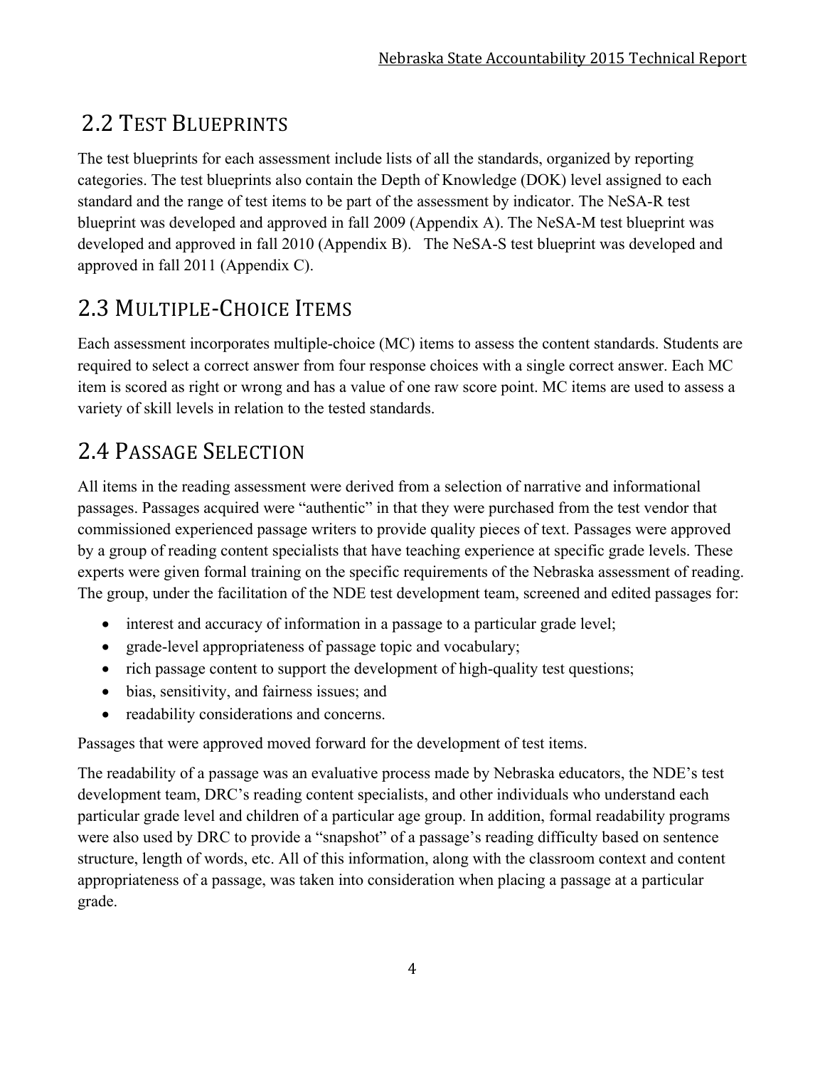## 2.2 Test Blueprints

The test blueprints for each assessment include lists of all the standards, organized by reporting categories. The test blueprints also contain the Depth of Knowledge (DOK) level assigned to each standard and the range of test items to be part of the assessment by indicator. The NeSA-R test blueprint was developed and approved in fall 2009 (Appendix A). The NeSA-M test blueprint was developed and approved in fall 2010 (Appendix B). The NeSA-S test blueprint was developed and approved in fall 2011 (Appendix C).

## 2.3 Multiple-Choice Items

Each assessment incorporates multiple-choice (MC) items to assess the content standards. Students are required to select a correct answer from four response choices with a single correct answer. Each MC item is scored as right or wrong and has a value of one raw score point. MC items are used to assess a variety of skill levels in relation to the tested standards.

## 2.4 Passage Selection

All items in the reading assessment were derived from a selection of narrative and informational passages. Passages acquired were "authentic" in that they were purchased from the test vendor that commissioned experienced passage writers to provide quality pieces of text. Passages were approved by a group of reading content specialists that have teaching experience at specific grade levels. These experts were given formal training on the specific requirements of the Nebraska assessment of reading. The group, under the facilitation of the NDE test development team, screened and edited passages for:

- interest and accuracy of information in a passage to a particular grade level;
- grade-level appropriateness of passage topic and vocabulary;
- rich passage content to support the development of high-quality test questions;
- bias, sensitivity, and fairness issues; and
- readability considerations and concerns.

Passages that were approved moved forward for the development of test items.

The readability of a passage was an evaluative process made by Nebraska educators, the NDE's test development team, DRC's reading content specialists, and other individuals who understand each particular grade level and children of a particular age group. In addition, formal readability programs were also used by DRC to provide a "snapshot" of a passage's reading difficulty based on sentence structure, length of words, etc. All of this information, along with the classroom context and content appropriateness of a passage, was taken into consideration when placing a passage at a particular grade.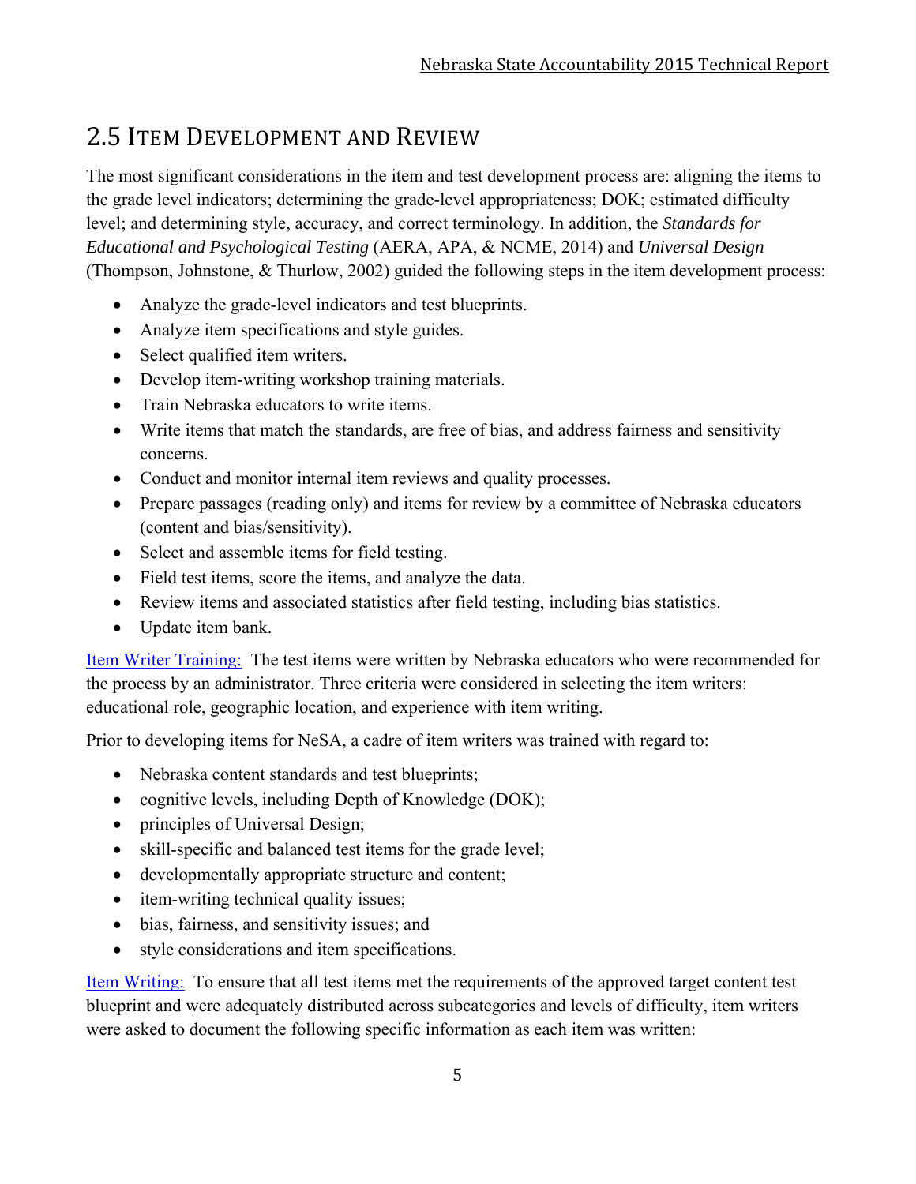## 2.5 Item Development and Review

The most significant considerations in the item and test development process are: aligning the items to the grade level indicators; determining the grade-level appropriateness; DOK; estimated difficulty level; and determining style, accuracy, and correct terminology. In addition, the *Standards for Educational and Psychological Testing* (AERA, APA, & NCME, 2014) and *Universal Design* (Thompson, Johnstone, & Thurlow, 2002) guided the following steps in the item development process:

- Analyze the grade-level indicators and test blueprints.
- Analyze item specifications and style guides.
- Select qualified item writers.
- Develop item-writing workshop training materials.
- Train Nebraska educators to write items.
- Write items that match the standards, are free of bias, and address fairness and sensitivity concerns.
- Conduct and monitor internal item reviews and quality processes.
- Prepare passages (reading only) and items for review by a committee of Nebraska educators (content and bias/sensitivity).
- Select and assemble items for field testing.
- Field test items, score the items, and analyze the data.
- Review items and associated statistics after field testing, including bias statistics.
- Update item bank.

Item Writer Training: The test items were written by Nebraska educators who were recommended for the process by an administrator. Three criteria were considered in selecting the item writers: educational role, geographic location, and experience with item writing.

Prior to developing items for NeSA, a cadre of item writers was trained with regard to:

- Nebraska content standards and test blueprints;
- cognitive levels, including Depth of Knowledge (DOK);
- principles of Universal Design;
- skill-specific and balanced test items for the grade level;
- developmentally appropriate structure and content;
- item-writing technical quality issues;
- bias, fairness, and sensitivity issues; and
- style considerations and item specifications.

Item Writing: To ensure that all test items met the requirements of the approved target content test blueprint and were adequately distributed across subcategories and levels of difficulty, item writers were asked to document the following specific information as each item was written: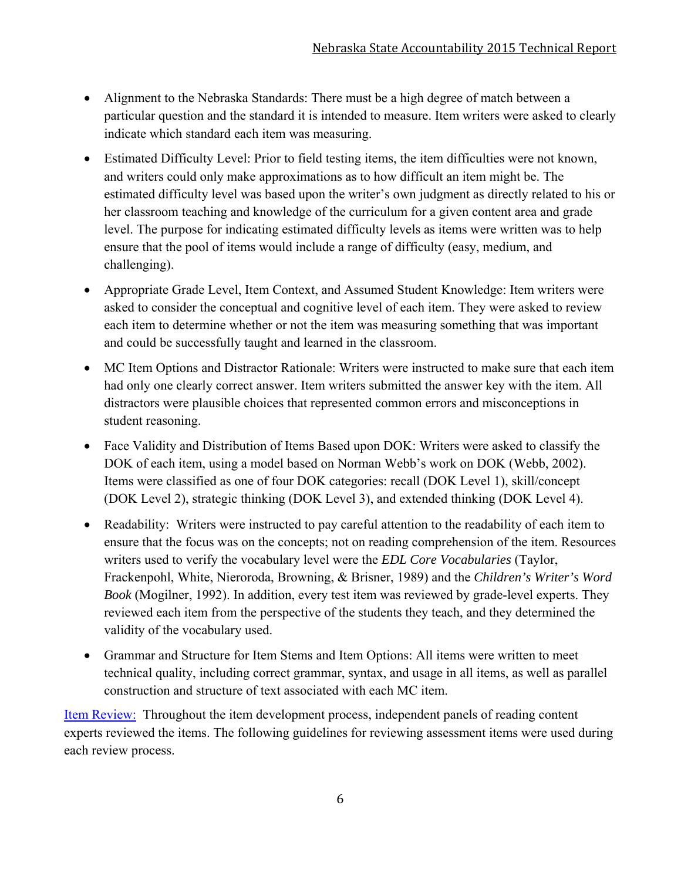- Alignment to the Nebraska Standards: There must be a high degree of match between a particular question and the standard it is intended to measure. Item writers were asked to clearly indicate which standard each item was measuring.
- Estimated Difficulty Level: Prior to field testing items, the item difficulties were not known, and writers could only make approximations as to how difficult an item might be. The estimated difficulty level was based upon the writer's own judgment as directly related to his or her classroom teaching and knowledge of the curriculum for a given content area and grade level. The purpose for indicating estimated difficulty levels as items were written was to help ensure that the pool of items would include a range of difficulty (easy, medium, and challenging).
- Appropriate Grade Level, Item Context, and Assumed Student Knowledge: Item writers were asked to consider the conceptual and cognitive level of each item. They were asked to review each item to determine whether or not the item was measuring something that was important and could be successfully taught and learned in the classroom.
- MC Item Options and Distractor Rationale: Writers were instructed to make sure that each item had only one clearly correct answer. Item writers submitted the answer key with the item. All distractors were plausible choices that represented common errors and misconceptions in student reasoning.
- Face Validity and Distribution of Items Based upon DOK: Writers were asked to classify the DOK of each item, using a model based on Norman Webb's work on DOK (Webb, 2002). Items were classified as one of four DOK categories: recall (DOK Level 1), skill/concept (DOK Level 2), strategic thinking (DOK Level 3), and extended thinking (DOK Level 4).
- Readability: Writers were instructed to pay careful attention to the readability of each item to ensure that the focus was on the concepts; not on reading comprehension of the item. Resources writers used to verify the vocabulary level were the *EDL Core Vocabularies* (Taylor, Frackenpohl, White, Nieroroda, Browning, & Brisner, 1989) and the *Children's Writer's Word Book* (Mogilner, 1992). In addition, every test item was reviewed by grade-level experts. They reviewed each item from the perspective of the students they teach, and they determined the validity of the vocabulary used.
- Grammar and Structure for Item Stems and Item Options: All items were written to meet technical quality, including correct grammar, syntax, and usage in all items, as well as parallel construction and structure of text associated with each MC item.

Item Review: Throughout the item development process, independent panels of reading content experts reviewed the items. The following guidelines for reviewing assessment items were used during each review process.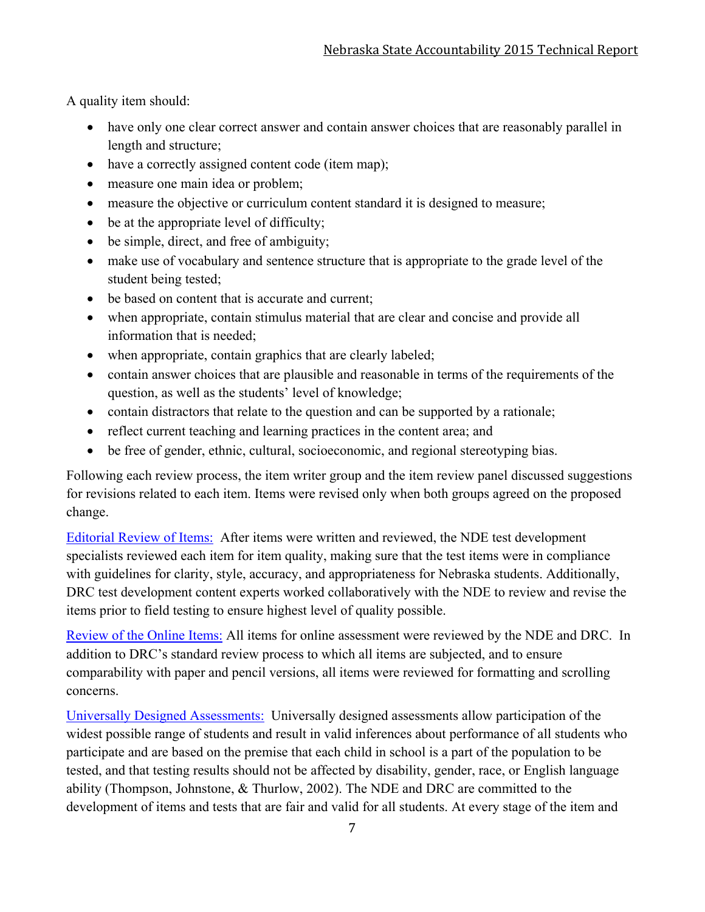A quality item should:

- have only one clear correct answer and contain answer choices that are reasonably parallel in length and structure;
- have a correctly assigned content code (item map);
- measure one main idea or problem;
- measure the objective or curriculum content standard it is designed to measure;
- be at the appropriate level of difficulty;
- be simple, direct, and free of ambiguity;
- make use of vocabulary and sentence structure that is appropriate to the grade level of the student being tested;
- be based on content that is accurate and current;
- when appropriate, contain stimulus material that are clear and concise and provide all information that is needed;
- when appropriate, contain graphics that are clearly labeled;
- contain answer choices that are plausible and reasonable in terms of the requirements of the question, as well as the students' level of knowledge;
- contain distractors that relate to the question and can be supported by a rationale;
- reflect current teaching and learning practices in the content area; and
- be free of gender, ethnic, cultural, socioeconomic, and regional stereotyping bias.

Following each review process, the item writer group and the item review panel discussed suggestions for revisions related to each item. Items were revised only when both groups agreed on the proposed change.

Editorial Review of Items: After items were written and reviewed, the NDE test development specialists reviewed each item for item quality, making sure that the test items were in compliance with guidelines for clarity, style, accuracy, and appropriateness for Nebraska students. Additionally, DRC test development content experts worked collaboratively with the NDE to review and revise the items prior to field testing to ensure highest level of quality possible.

Review of the Online Items: All items for online assessment were reviewed by the NDE and DRC. In addition to DRC's standard review process to which all items are subjected, and to ensure comparability with paper and pencil versions, all items were reviewed for formatting and scrolling concerns.

Universally Designed Assessments: Universally designed assessments allow participation of the widest possible range of students and result in valid inferences about performance of all students who participate and are based on the premise that each child in school is a part of the population to be tested, and that testing results should not be affected by disability, gender, race, or English language ability (Thompson, Johnstone, & Thurlow, 2002). The NDE and DRC are committed to the development of items and tests that are fair and valid for all students. At every stage of the item and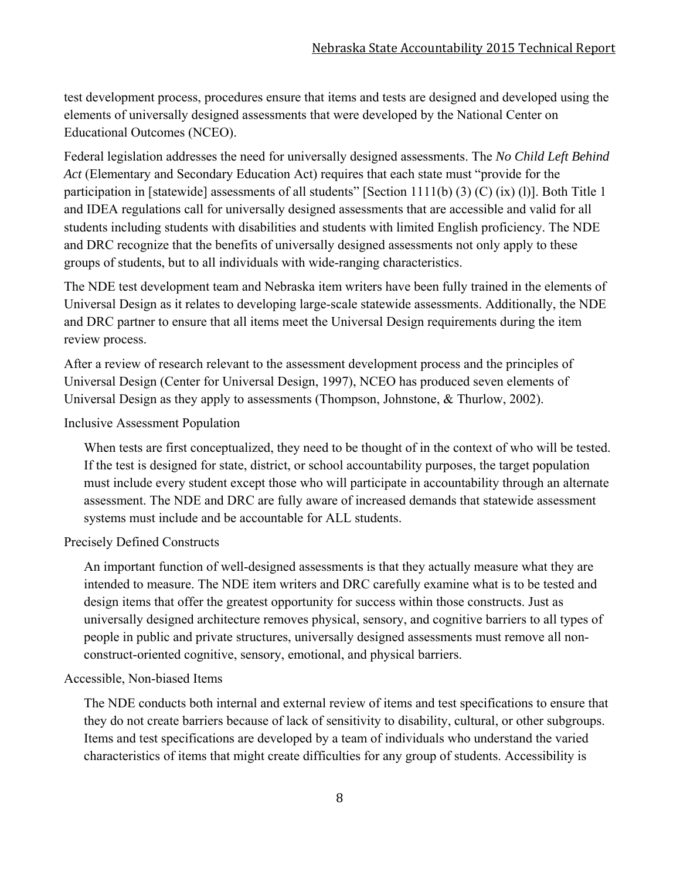test development process, procedures ensure that items and tests are designed and developed using the elements of universally designed assessments that were developed by the National Center on Educational Outcomes (NCEO).

Federal legislation addresses the need for universally designed assessments. The *No Child Left Behind Act* (Elementary and Secondary Education Act) requires that each state must "provide for the participation in [statewide] assessments of all students" [Section 1111(b) (3) (C) (ix) (l)]. Both Title 1 and IDEA regulations call for universally designed assessments that are accessible and valid for all students including students with disabilities and students with limited English proficiency. The NDE and DRC recognize that the benefits of universally designed assessments not only apply to these groups of students, but to all individuals with wide-ranging characteristics.

The NDE test development team and Nebraska item writers have been fully trained in the elements of Universal Design as it relates to developing large-scale statewide assessments. Additionally, the NDE and DRC partner to ensure that all items meet the Universal Design requirements during the item review process.

After a review of research relevant to the assessment development process and the principles of Universal Design (Center for Universal Design, 1997), NCEO has produced seven elements of Universal Design as they apply to assessments (Thompson, Johnstone, & Thurlow, 2002).

Inclusive Assessment Population

When tests are first conceptualized, they need to be thought of in the context of who will be tested. If the test is designed for state, district, or school accountability purposes, the target population must include every student except those who will participate in accountability through an alternate assessment. The NDE and DRC are fully aware of increased demands that statewide assessment systems must include and be accountable for ALL students.

Precisely Defined Constructs

An important function of well-designed assessments is that they actually measure what they are intended to measure. The NDE item writers and DRC carefully examine what is to be tested and design items that offer the greatest opportunity for success within those constructs. Just as universally designed architecture removes physical, sensory, and cognitive barriers to all types of people in public and private structures, universally designed assessments must remove all non-construct-oriented cognitive, sensory, emotional, and physical barriers.

Accessible, Non-biased Items

The NDE conducts both internal and external review of items and test specifications to ensure that they do not create barriers because of lack of sensitivity to disability, cultural, or other subgroups. Items and test specifications are developed by a team of individuals who understand the varied characteristics of items that might create difficulties for any group of students. Accessibility is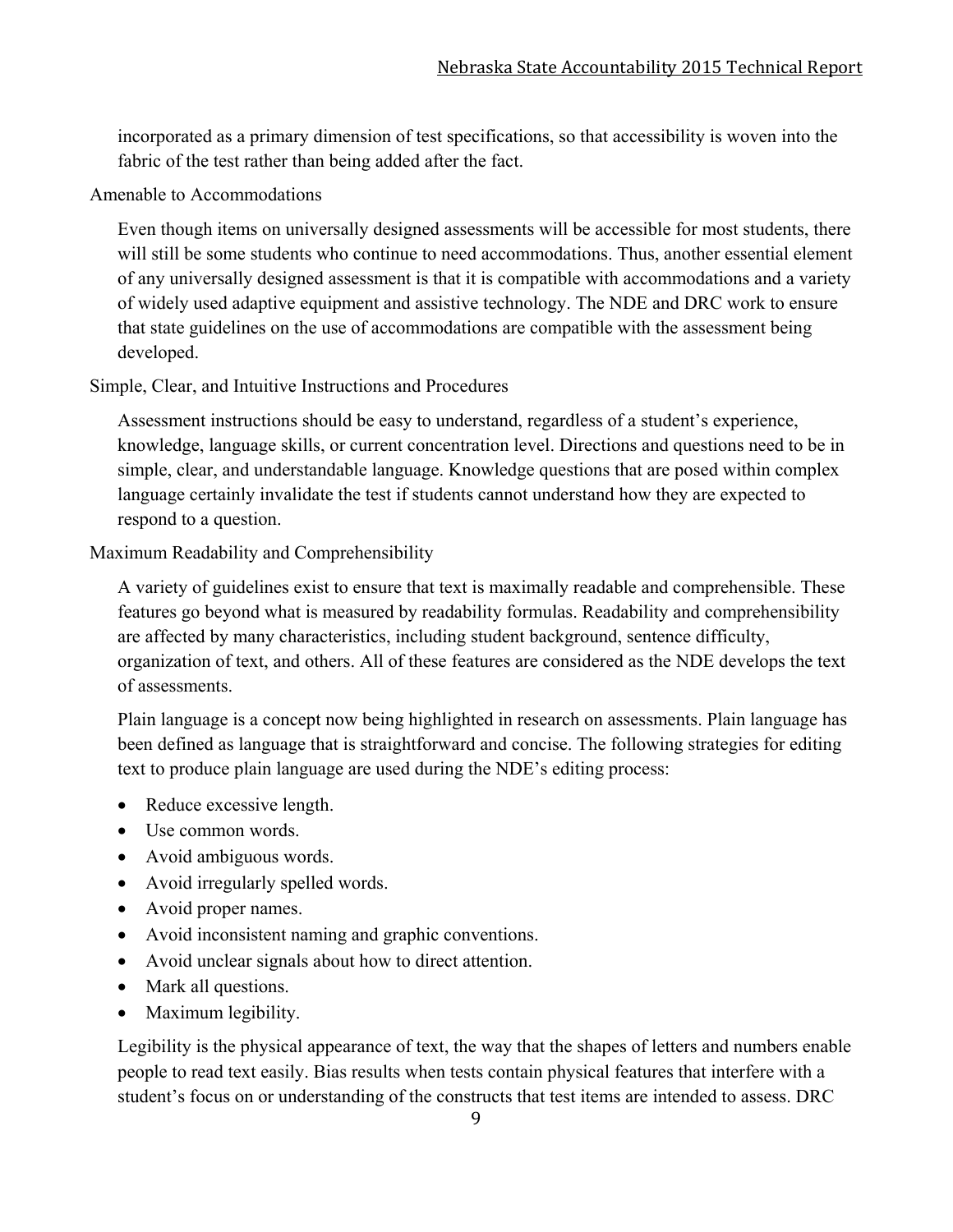incorporated as a primary dimension of test specifications, so that accessibility is woven into the fabric of the test rather than being added after the fact.

### Amenable to Accommodations

Even though items on universally designed assessments will be accessible for most students, there will still be some students who continue to need accommodations. Thus, another essential element of any universally designed assessment is that it is compatible with accommodations and a variety of widely used adaptive equipment and assistive technology. The NDE and DRC work to ensure that state guidelines on the use of accommodations are compatible with the assessment being developed.

### Simple, Clear, and Intuitive Instructions and Procedures

Assessment instructions should be easy to understand, regardless of a student's experience, knowledge, language skills, or current concentration level. Directions and questions need to be in simple, clear, and understandable language. Knowledge questions that are posed within complex language certainly invalidate the test if students cannot understand how they are expected to respond to a question.

### Maximum Readability and Comprehensibility

A variety of guidelines exist to ensure that text is maximally readable and comprehensible. These features go beyond what is measured by readability formulas. Readability and comprehensibility are affected by many characteristics, including student background, sentence difficulty, organization of text, and others. All of these features are considered as the NDE develops the text of assessments.

Plain language is a concept now being highlighted in research on assessments. Plain language has been defined as language that is straightforward and concise. The following strategies for editing text to produce plain language are used during the NDE's editing process:

- Reduce excessive length.
- Use common words.
- Avoid ambiguous words.
- Avoid irregularly spelled words.
- Avoid proper names.
- Avoid inconsistent naming and graphic conventions.
- Avoid unclear signals about how to direct attention.
- Mark all questions.
- Maximum legibility.

Legibility is the physical appearance of text, the way that the shapes of letters and numbers enable people to read text easily. Bias results when tests contain physical features that interfere with a student's focus on or understanding of the constructs that test items are intended to assess. DRC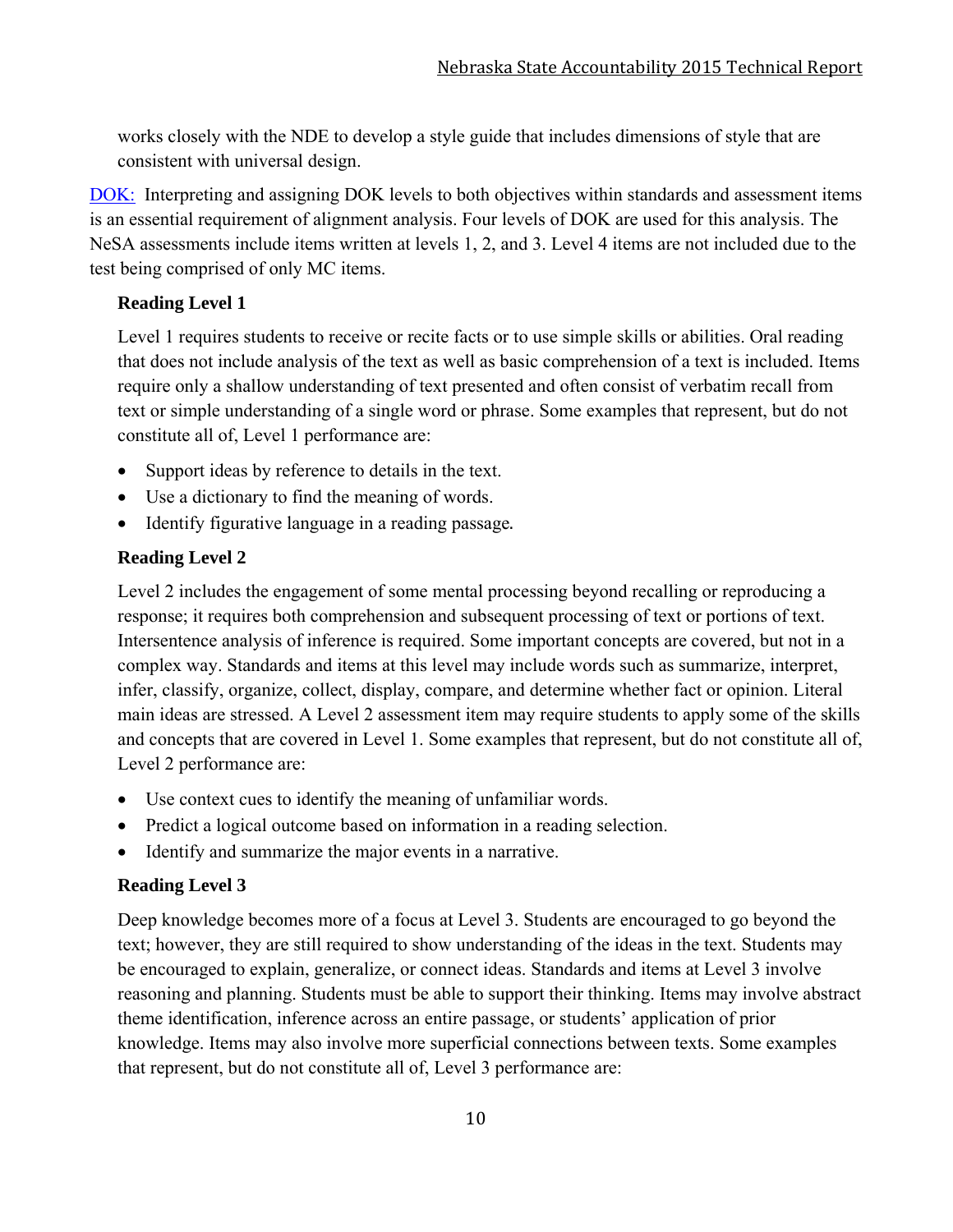works closely with the NDE to develop a style guide that includes dimensions of style that are consistent with universal design.

DOK: Interpreting and assigning DOK levels to both objectives within standards and assessment items is an essential requirement of alignment analysis. Four levels of DOK are used for this analysis. The NeSA assessments include items written at levels 1, 2, and 3. Level 4 items are not included due to the test being comprised of only MC items.

**Reading Level 1**

Level 1 requires students to receive or recite facts or to use simple skills or abilities. Oral reading that does not include analysis of the text as well as basic comprehension of a text is included. Items require only a shallow understanding of text presented and often consist of verbatim recall from text or simple understanding of a single word or phrase. Some examples that represent, but do not constitute all of, Level 1 performance are:

- Support ideas by reference to details in the text.
- Use a dictionary to find the meaning of words.
- Identify figurative language in a reading passage.

**Reading Level 2**

Level 2 includes the engagement of some mental processing beyond recalling or reproducing a response; it requires both comprehension and subsequent processing of text or portions of text. Intersentence analysis of inference is required. Some important concepts are covered, but not in a complex way. Standards and items at this level may include words such as summarize, interpret, infer, classify, organize, collect, display, compare, and determine whether fact or opinion. Literal main ideas are stressed. A Level 2 assessment item may require students to apply some of the skills and concepts that are covered in Level 1. Some examples that represent, but do not constitute all of, Level 2 performance are:

- Use context cues to identify the meaning of unfamiliar words.
- Predict a logical outcome based on information in a reading selection.
- Identify and summarize the major events in a narrative.

**Reading Level 3**

Deep knowledge becomes more of a focus at Level 3. Students are encouraged to go beyond the text; however, they are still required to show understanding of the ideas in the text. Students may be encouraged to explain, generalize, or connect ideas. Standards and items at Level 3 involve reasoning and planning. Students must be able to support their thinking. Items may involve abstract theme identification, inference across an entire passage, or students' application of prior knowledge. Items may also involve more superficial connections between texts. Some examples that represent, but do not constitute all of, Level 3 performance are: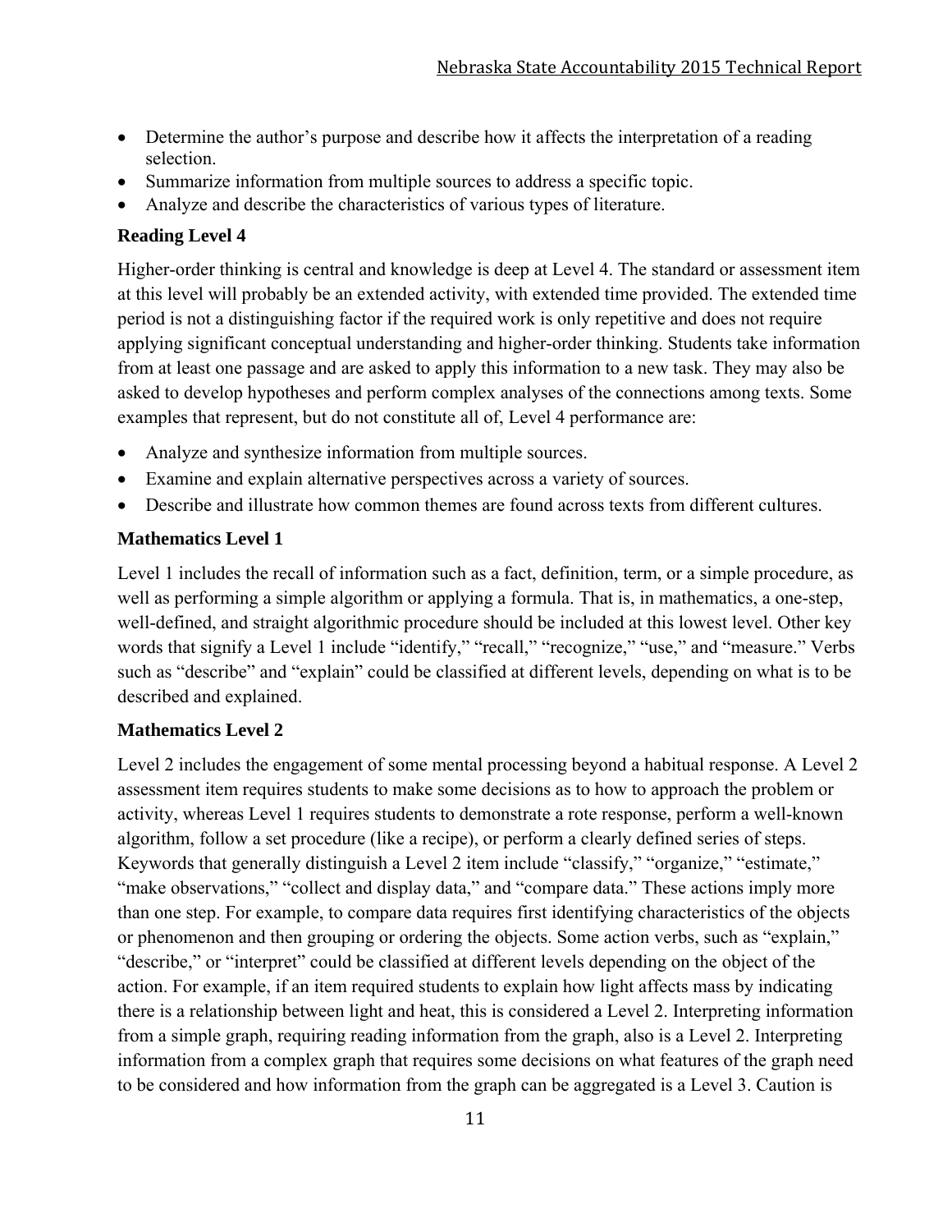- Determine the author's purpose and describe how it affects the interpretation of a reading selection.
- Summarize information from multiple sources to address a specific topic.
- Analyze and describe the characteristics of various types of literature.

### Reading Level 4

Higher-order thinking is central and knowledge is deep at Level 4. The standard or assessment item at this level will probably be an extended activity, with extended time provided. The extended time period is not a distinguishing factor if the required work is only repetitive and does not require applying significant conceptual understanding and higher-order thinking. Students take information from at least one passage and are asked to apply this information to a new task. They may also be asked to develop hypotheses and perform complex analyses of the connections among texts. Some examples that represent, but do not constitute all of, Level 4 performance are:

- Analyze and synthesize information from multiple sources.
- Examine and explain alternative perspectives across a variety of sources.
- Describe and illustrate how common themes are found across texts from different cultures.

### Mathematics Level 1

Level 1 includes the recall of information such as a fact, definition, term, or a simple procedure, as well as performing a simple algorithm or applying a formula. That is, in mathematics, a one-step, well-defined, and straight algorithmic procedure should be included at this lowest level. Other key words that signify a Level 1 include "identify," "recall," "recognize," "use," and "measure." Verbs such as "describe" and "explain" could be classified at different levels, depending on what is to be described and explained.

### Mathematics Level 2

Level 2 includes the engagement of some mental processing beyond a habitual response. A Level 2 assessment item requires students to make some decisions as to how to approach the problem or activity, whereas Level 1 requires students to demonstrate a rote response, perform a well-known algorithm, follow a set procedure (like a recipe), or perform a clearly defined series of steps. Keywords that generally distinguish a Level 2 item include "classify," "organize," "estimate," "make observations," "collect and display data," and "compare data." These actions imply more than one step. For example, to compare data requires first identifying characteristics of the objects or phenomenon and then grouping or ordering the objects. Some action verbs, such as "explain," "describe," or "interpret" could be classified at different levels depending on the object of the action. For example, if an item required students to explain how light affects mass by indicating there is a relationship between light and heat, this is considered a Level 2. Interpreting information from a simple graph, requiring reading information from the graph, also is a Level 2. Interpreting information from a complex graph that requires some decisions on what features of the graph need to be considered and how information from the graph can be aggregated is a Level 3. Caution is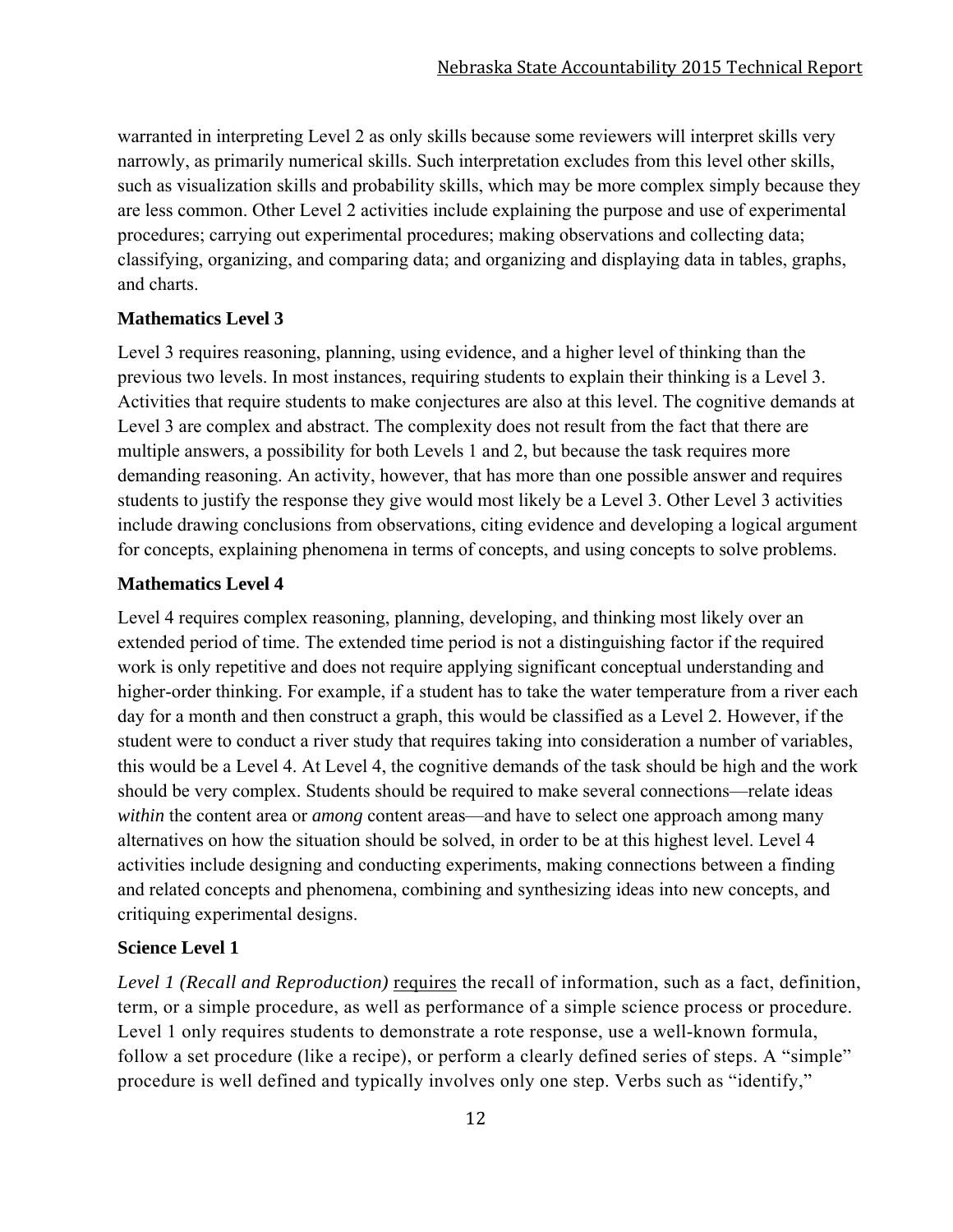warranted in interpreting Level 2 as only skills because some reviewers will interpret skills very narrowly, as primarily numerical skills. Such interpretation excludes from this level other skills, such as visualization skills and probability skills, which may be more complex simply because they are less common. Other Level 2 activities include explaining the purpose and use of experimental procedures; carrying out experimental procedures; making observations and collecting data; classifying, organizing, and comparing data; and organizing and displaying data in tables, graphs, and charts.

### Mathematics Level 3

Level 3 requires reasoning, planning, using evidence, and a higher level of thinking than the previous two levels. In most instances, requiring students to explain their thinking is a Level 3. Activities that require students to make conjectures are also at this level. The cognitive demands at Level 3 are complex and abstract. The complexity does not result from the fact that there are multiple answers, a possibility for both Levels 1 and 2, but because the task requires more demanding reasoning. An activity, however, that has more than one possible answer and requires students to justify the response they give would most likely be a Level 3. Other Level 3 activities include drawing conclusions from observations, citing evidence and developing a logical argument for concepts, explaining phenomena in terms of concepts, and using concepts to solve problems.

### Mathematics Level 4

Level 4 requires complex reasoning, planning, developing, and thinking most likely over an extended period of time. The extended time period is not a distinguishing factor if the required work is only repetitive and does not require applying significant conceptual understanding and higher-order thinking. For example, if a student has to take the water temperature from a river each day for a month and then construct a graph, this would be classified as a Level 2. However, if the student were to conduct a river study that requires taking into consideration a number of variables, this would be a Level 4. At Level 4, the cognitive demands of the task should be high and the work should be very complex. Students should be required to make several connections—relate ideas *within* the content area or *among* content areas—and have to select one approach among many alternatives on how the situation should be solved, in order to be at this highest level. Level 4 activities include designing and conducting experiments, making connections between a finding and related concepts and phenomena, combining and synthesizing ideas into new concepts, and critiquing experimental designs.

### Science Level 1

*Level 1 (Recall and Reproduction)* requires the recall of information, such as a fact, definition, term, or a simple procedure, as well as performance of a simple science process or procedure. Level 1 only requires students to demonstrate a rote response, use a well-known formula, follow a set procedure (like a recipe), or perform a clearly defined series of steps. A "simple" procedure is well defined and typically involves only one step. Verbs such as "identify,"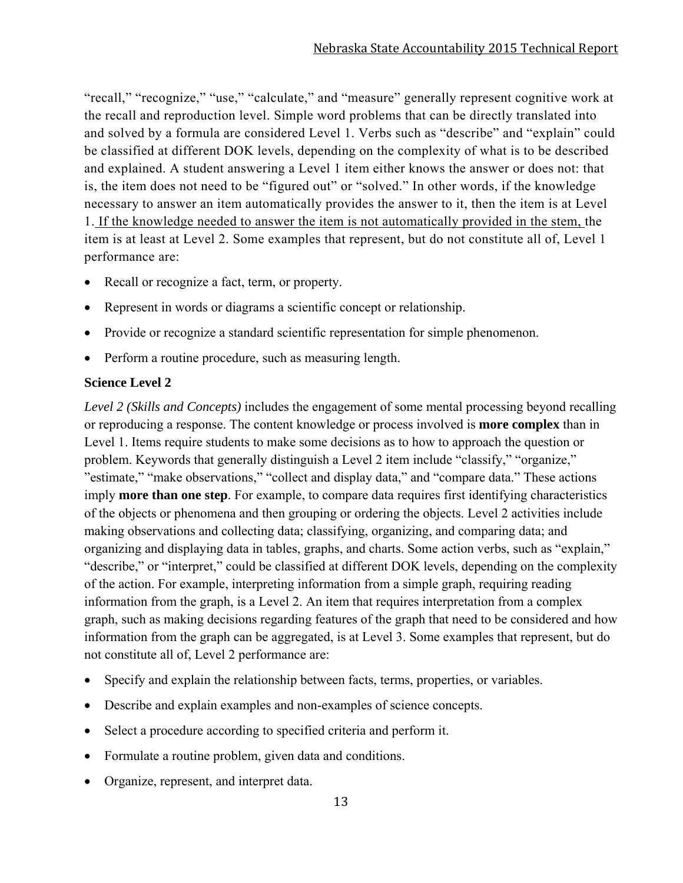"recall," "recognize," "use," "calculate," and "measure" generally represent cognitive work at the recall and reproduction level. Simple word problems that can be directly translated into and solved by a formula are considered Level 1. Verbs such as "describe" and "explain" could be classified at different DOK levels, depending on the complexity of what is to be described and explained. A student answering a Level 1 item either knows the answer or does not: that is, the item does not need to be "figured out" or "solved." In other words, if the knowledge necessary to answer an item automatically provides the answer to it, then the item is at Level 1. <u>If the knowledge needed to answer the item is not automatically provided in the stem,</u> the item is at least at Level 2. Some examples that represent, but do not constitute all of, Level 1 performance are:

- Recall or recognize a fact, term, or property.
- Represent in words or diagrams a scientific concept or relationship.
- Provide or recognize a standard scientific representation for simple phenomenon.
- Perform a routine procedure, such as measuring length.

### Science Level 2

*Level 2 (Skills and Concepts)* includes the engagement of some mental processing beyond recalling or reproducing a response. The content knowledge or process involved is **more complex** than in Level 1. Items require students to make some decisions as to how to approach the question or problem. Keywords that generally distinguish a Level 2 item include "classify," "organize," "estimate," "make observations," "collect and display data," and "compare data." These actions imply **more than one step**. For example, to compare data requires first identifying characteristics of the objects or phenomena and then grouping or ordering the objects. Level 2 activities include making observations and collecting data; classifying, organizing, and comparing data; and organizing and displaying data in tables, graphs, and charts. Some action verbs, such as "explain," "describe," or "interpret," could be classified at different DOK levels, depending on the complexity of the action. For example, interpreting information from a simple graph, requiring reading information from the graph, is a Level 2. An item that requires interpretation from a complex graph, such as making decisions regarding features of the graph that need to be considered and how information from the graph can be aggregated, is at Level 3. Some examples that represent, but do not constitute all of, Level 2 performance are:

- Specify and explain the relationship between facts, terms, properties, or variables.
- Describe and explain examples and non-examples of science concepts.
- Select a procedure according to specified criteria and perform it.
- Formulate a routine problem, given data and conditions.
- Organize, represent, and interpret data.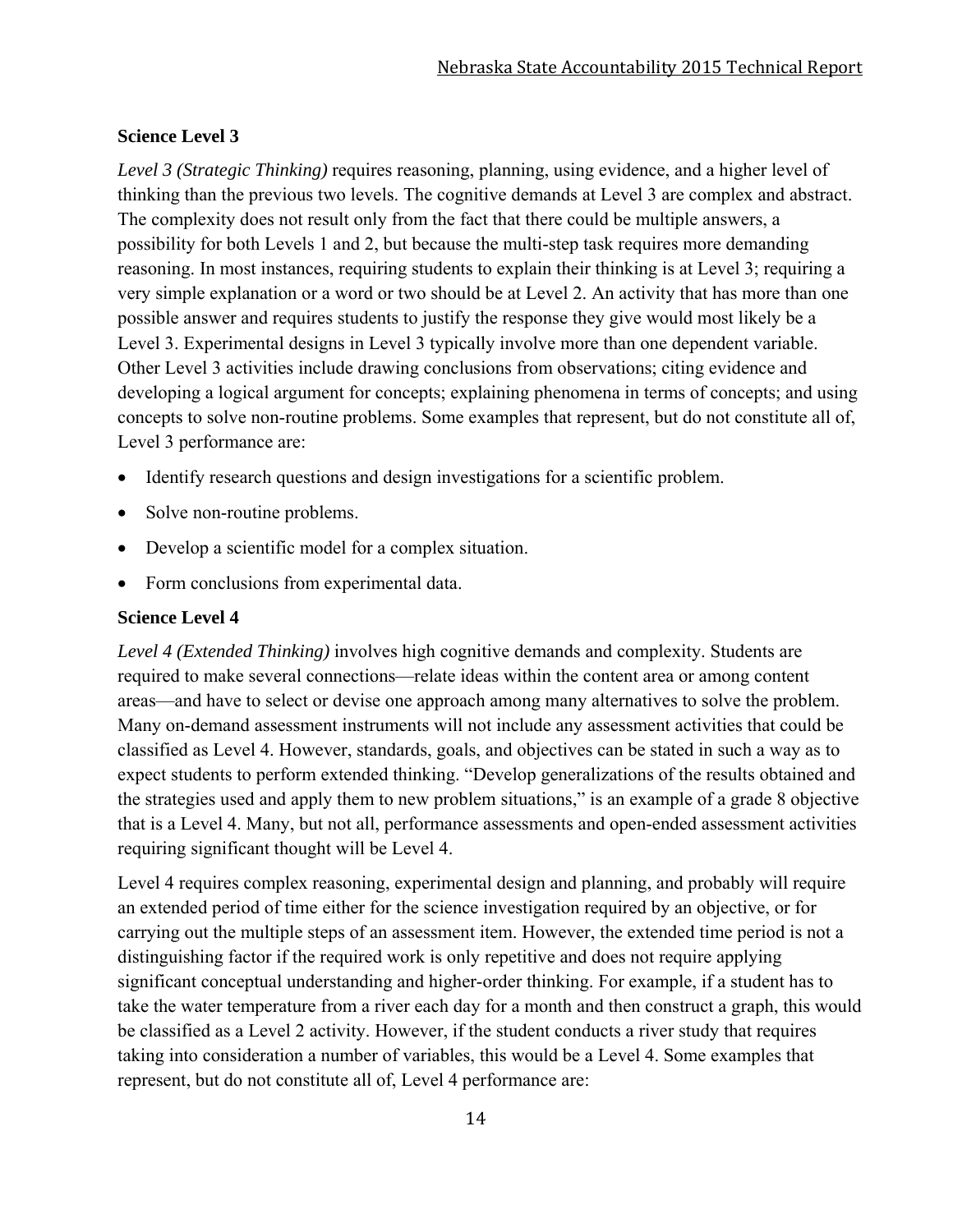### Science Level 3

*Level 3 (Strategic Thinking)* requires reasoning, planning, using evidence, and a higher level of thinking than the previous two levels. The cognitive demands at Level 3 are complex and abstract. The complexity does not result only from the fact that there could be multiple answers, a possibility for both Levels 1 and 2, but because the multi-step task requires more demanding reasoning. In most instances, requiring students to explain their thinking is at Level 3; requiring a very simple explanation or a word or two should be at Level 2. An activity that has more than one possible answer and requires students to justify the response they give would most likely be a Level 3. Experimental designs in Level 3 typically involve more than one dependent variable. Other Level 3 activities include drawing conclusions from observations; citing evidence and developing a logical argument for concepts; explaining phenomena in terms of concepts; and using concepts to solve non-routine problems. Some examples that represent, but do not constitute all of, Level 3 performance are:

- Identify research questions and design investigations for a scientific problem.
- Solve non-routine problems.
- Develop a scientific model for a complex situation.
- Form conclusions from experimental data.

### Science Level 4

*Level 4 (Extended Thinking)* involves high cognitive demands and complexity. Students are required to make several connections—relate ideas within the content area or among content areas—and have to select or devise one approach among many alternatives to solve the problem. Many on-demand assessment instruments will not include any assessment activities that could be classified as Level 4. However, standards, goals, and objectives can be stated in such a way as to expect students to perform extended thinking. "Develop generalizations of the results obtained and the strategies used and apply them to new problem situations," is an example of a grade 8 objective that is a Level 4. Many, but not all, performance assessments and open-ended assessment activities requiring significant thought will be Level 4.

Level 4 requires complex reasoning, experimental design and planning, and probably will require an extended period of time either for the science investigation required by an objective, or for carrying out the multiple steps of an assessment item. However, the extended time period is not a distinguishing factor if the required work is only repetitive and does not require applying significant conceptual understanding and higher-order thinking. For example, if a student has to take the water temperature from a river each day for a month and then construct a graph, this would be classified as a Level 2 activity. However, if the student conducts a river study that requires taking into consideration a number of variables, this would be a Level 4. Some examples that represent, but do not constitute all of, Level 4 performance are: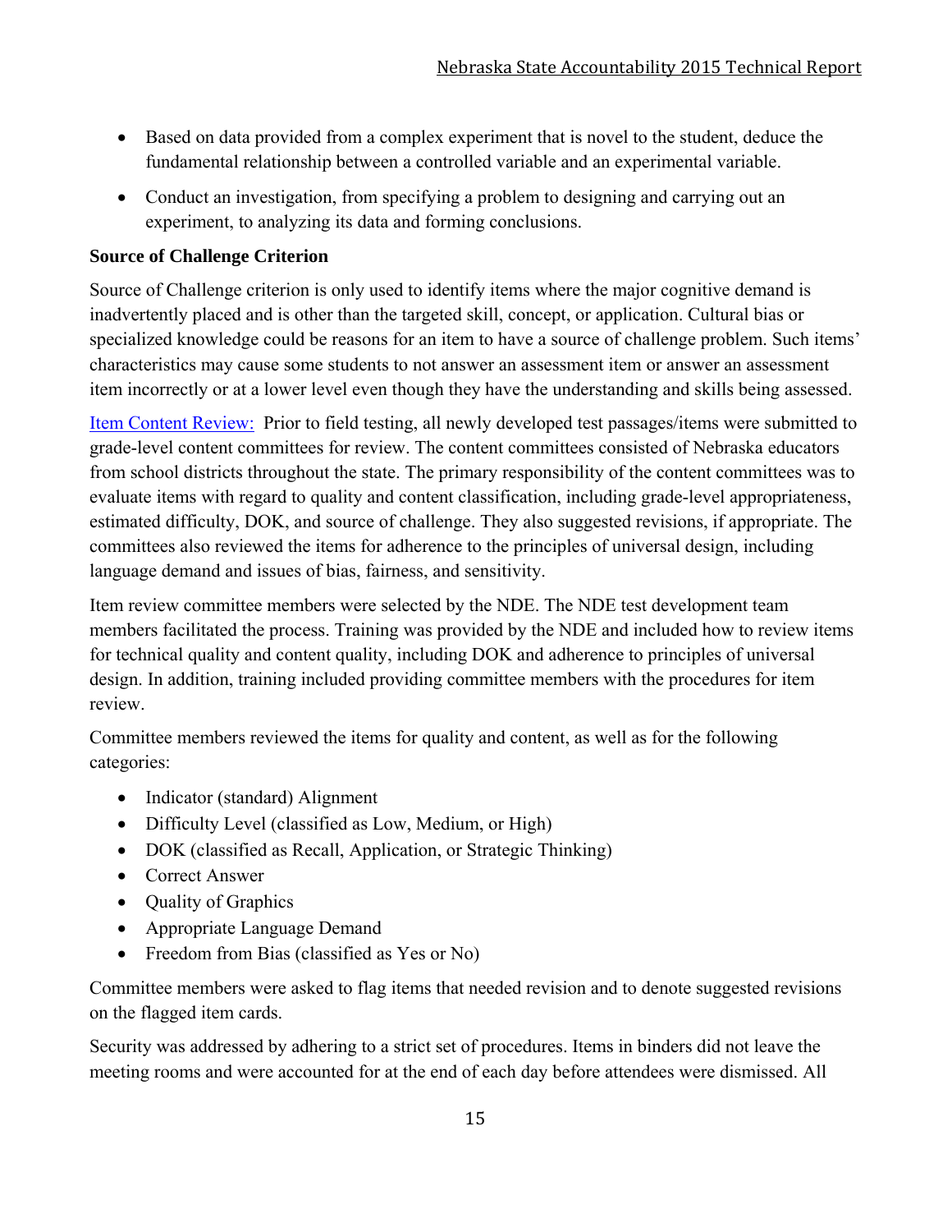- Based on data provided from a complex experiment that is novel to the student, deduce the fundamental relationship between a controlled variable and an experimental variable.
- Conduct an investigation, from specifying a problem to designing and carrying out an experiment, to analyzing its data and forming conclusions.

**Source of Challenge Criterion**

Source of Challenge criterion is only used to identify items where the major cognitive demand is inadvertently placed and is other than the targeted skill, concept, or application. Cultural bias or specialized knowledge could be reasons for an item to have a source of challenge problem. Such items' characteristics may cause some students to not answer an assessment item or answer an assessment item incorrectly or at a lower level even though they have the understanding and skills being assessed.

Item Content Review: Prior to field testing, all newly developed test passages/items were submitted to grade-level content committees for review. The content committees consisted of Nebraska educators from school districts throughout the state. The primary responsibility of the content committees was to evaluate items with regard to quality and content classification, including grade-level appropriateness, estimated difficulty, DOK, and source of challenge. They also suggested revisions, if appropriate. The committees also reviewed the items for adherence to the principles of universal design, including language demand and issues of bias, fairness, and sensitivity.

Item review committee members were selected by the NDE. The NDE test development team members facilitated the process. Training was provided by the NDE and included how to review items for technical quality and content quality, including DOK and adherence to principles of universal design. In addition, training included providing committee members with the procedures for item review.

Committee members reviewed the items for quality and content, as well as for the following categories:

- Indicator (standard) Alignment
- Difficulty Level (classified as Low, Medium, or High)
- DOK (classified as Recall, Application, or Strategic Thinking)
- Correct Answer
- Quality of Graphics
- Appropriate Language Demand
- Freedom from Bias (classified as Yes or No)

Committee members were asked to flag items that needed revision and to denote suggested revisions on the flagged item cards.

Security was addressed by adhering to a strict set of procedures. Items in binders did not leave the meeting rooms and were accounted for at the end of each day before attendees were dismissed. All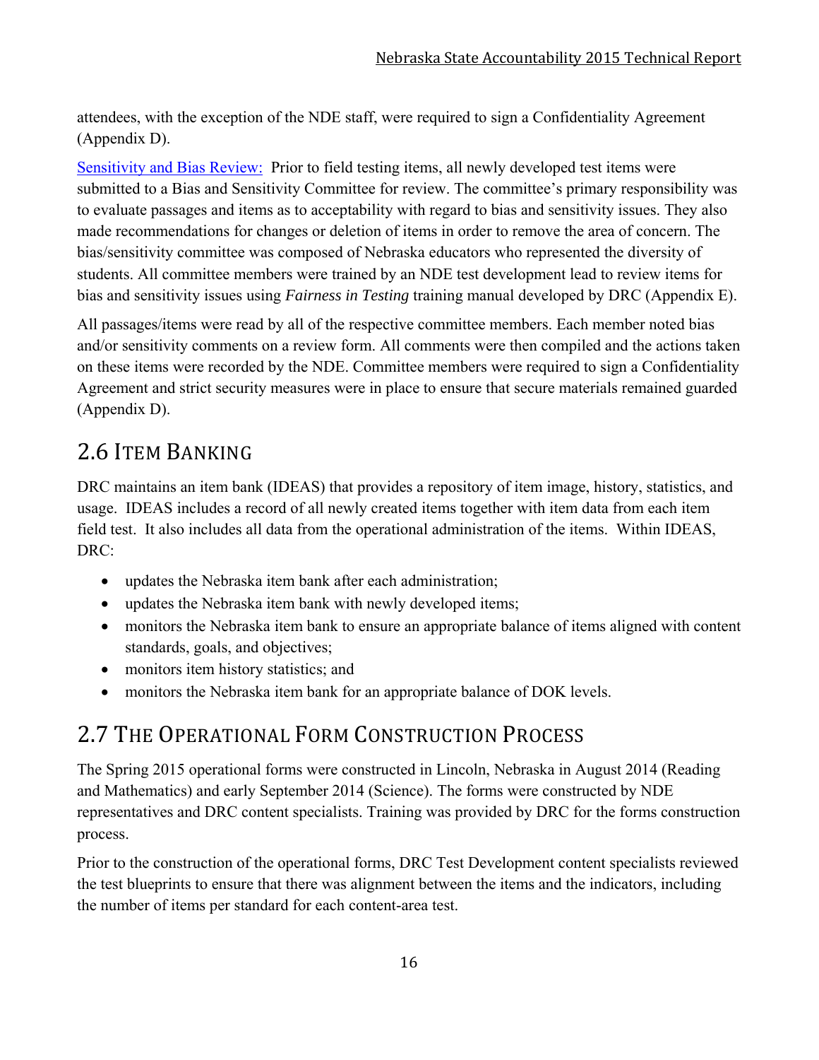attendees, with the exception of the NDE staff, were required to sign a Confidentiality Agreement (Appendix D).

Sensitivity and Bias Review: Prior to field testing items, all newly developed test items were submitted to a Bias and Sensitivity Committee for review. The committee's primary responsibility was to evaluate passages and items as to acceptability with regard to bias and sensitivity issues. They also made recommendations for changes or deletion of items in order to remove the area of concern. The bias/sensitivity committee was composed of Nebraska educators who represented the diversity of students. All committee members were trained by an NDE test development lead to review items for bias and sensitivity issues using *Fairness in Testing* training manual developed by DRC (Appendix E).

All passages/items were read by all of the respective committee members. Each member noted bias and/or sensitivity comments on a review form. All comments were then compiled and the actions taken on these items were recorded by the NDE. Committee members were required to sign a Confidentiality Agreement and strict security measures were in place to ensure that secure materials remained guarded (Appendix D).

## 2.6 Item Banking

DRC maintains an item bank (IDEAS) that provides a repository of item image, history, statistics, and usage. IDEAS includes a record of all newly created items together with item data from each item field test. It also includes all data from the operational administration of the items. Within IDEAS, DRC:

- updates the Nebraska item bank after each administration;
- updates the Nebraska item bank with newly developed items;
- monitors the Nebraska item bank to ensure an appropriate balance of items aligned with content standards, goals, and objectives;
- monitors item history statistics; and
- monitors the Nebraska item bank for an appropriate balance of DOK levels.

## 2.7 The Operational Form Construction Process

The Spring 2015 operational forms were constructed in Lincoln, Nebraska in August 2014 (Reading and Mathematics) and early September 2014 (Science). The forms were constructed by NDE representatives and DRC content specialists. Training was provided by DRC for the forms construction process.

Prior to the construction of the operational forms, DRC Test Development content specialists reviewed the test blueprints to ensure that there was alignment between the items and the indicators, including the number of items per standard for each content-area test.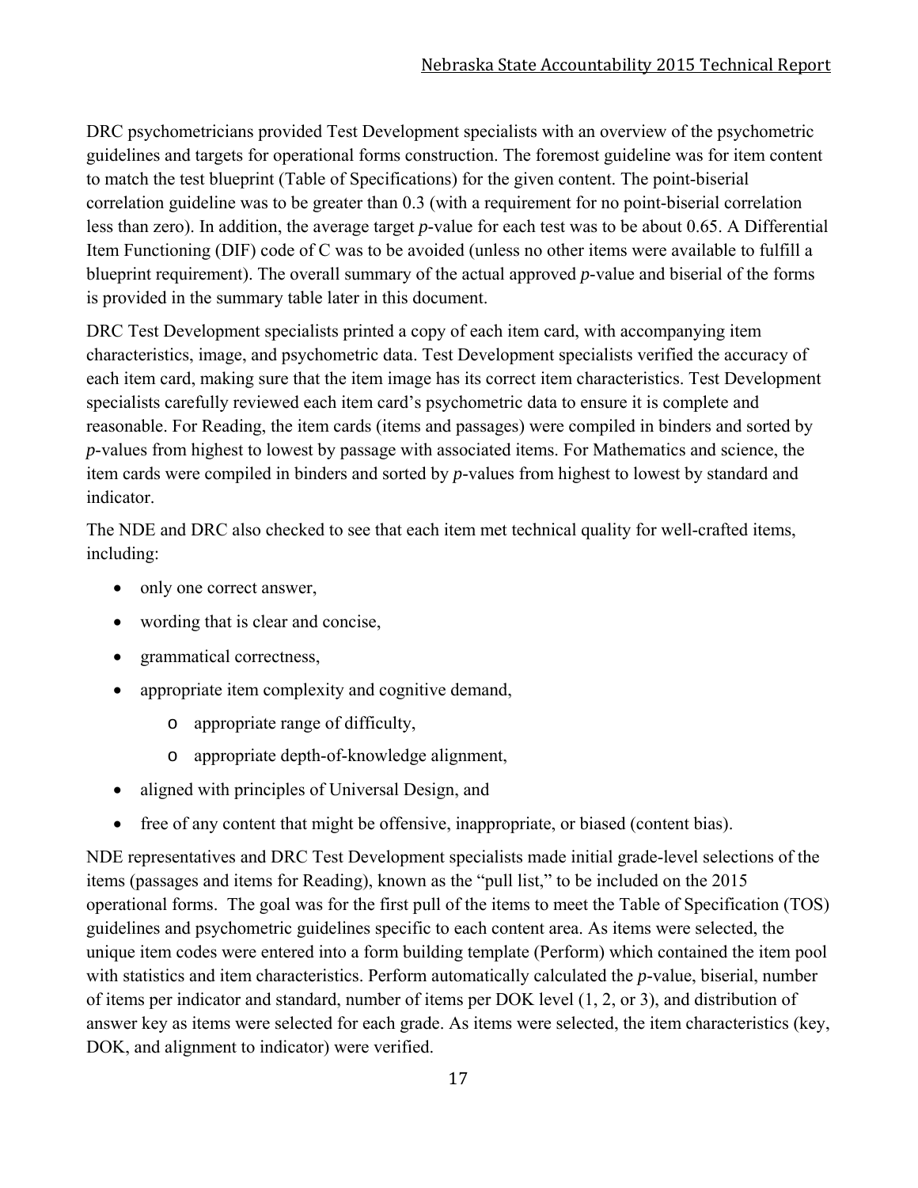DRC psychometricians provided Test Development specialists with an overview of the psychometric guidelines and targets for operational forms construction. The foremost guideline was for item content to match the test blueprint (Table of Specifications) for the given content. The point-biserial correlation guideline was to be greater than 0.3 (with a requirement for no point-biserial correlation less than zero). In addition, the average target *p*-value for each test was to be about 0.65. A Differential Item Functioning (DIF) code of C was to be avoided (unless no other items were available to fulfill a blueprint requirement). The overall summary of the actual approved *p*-value and biserial of the forms is provided in the summary table later in this document.

DRC Test Development specialists printed a copy of each item card, with accompanying item characteristics, image, and psychometric data. Test Development specialists verified the accuracy of each item card, making sure that the item image has its correct item characteristics. Test Development specialists carefully reviewed each item card's psychometric data to ensure it is complete and reasonable. For Reading, the item cards (items and passages) were compiled in binders and sorted by *p*-values from highest to lowest by passage with associated items. For Mathematics and science, the item cards were compiled in binders and sorted by *p*-values from highest to lowest by standard and indicator.

The NDE and DRC also checked to see that each item met technical quality for well-crafted items, including:

- only one correct answer,
- wording that is clear and concise,
- grammatical correctness,
- appropriate item complexity and cognitive demand,
    - appropriate range of difficulty,
    - appropriate depth-of-knowledge alignment,
- aligned with principles of Universal Design, and
- free of any content that might be offensive, inappropriate, or biased (content bias).

NDE representatives and DRC Test Development specialists made initial grade-level selections of the items (passages and items for Reading), known as the "pull list," to be included on the 2015 operational forms. The goal was for the first pull of the items to meet the Table of Specification (TOS) guidelines and psychometric guidelines specific to each content area. As items were selected, the unique item codes were entered into a form building template (Perform) which contained the item pool with statistics and item characteristics. Perform automatically calculated the *p*-value, biserial, number of items per indicator and standard, number of items per DOK level (1, 2, or 3), and distribution of answer key as items were selected for each grade. As items were selected, the item characteristics (key, DOK, and alignment to indicator) were verified.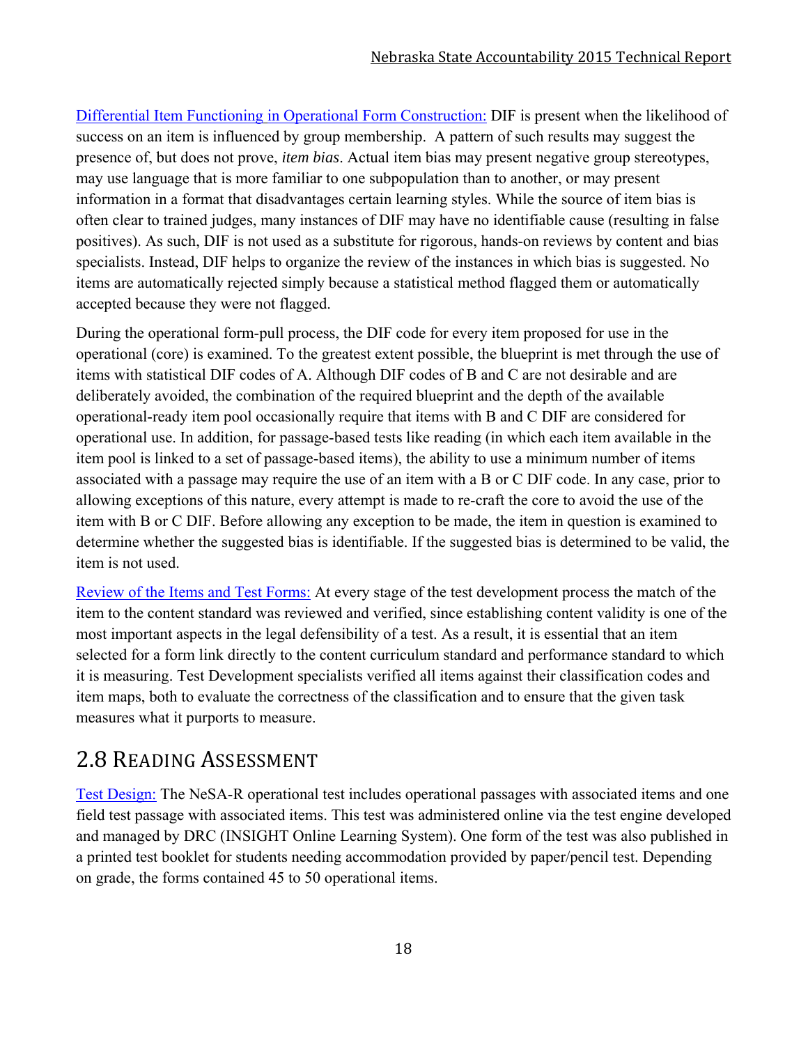Differential Item Functioning in Operational Form Construction: DIF is present when the likelihood of success on an item is influenced by group membership. A pattern of such results may suggest the presence of, but does not prove, *item bias*. Actual item bias may present negative group stereotypes, may use language that is more familiar to one subpopulation than to another, or may present information in a format that disadvantages certain learning styles. While the source of item bias is often clear to trained judges, many instances of DIF may have no identifiable cause (resulting in false positives). As such, DIF is not used as a substitute for rigorous, hands-on reviews by content and bias specialists. Instead, DIF helps to organize the review of the instances in which bias is suggested. No items are automatically rejected simply because a statistical method flagged them or automatically accepted because they were not flagged.

During the operational form-pull process, the DIF code for every item proposed for use in the operational (core) is examined. To the greatest extent possible, the blueprint is met through the use of items with statistical DIF codes of A. Although DIF codes of B and C are not desirable and are deliberately avoided, the combination of the required blueprint and the depth of the available operational-ready item pool occasionally require that items with B and C DIF are considered for operational use. In addition, for passage-based tests like reading (in which each item available in the item pool is linked to a set of passage-based items), the ability to use a minimum number of items associated with a passage may require the use of an item with a B or C DIF code. In any case, prior to allowing exceptions of this nature, every attempt is made to re-craft the core to avoid the use of the item with B or C DIF. Before allowing any exception to be made, the item in question is examined to determine whether the suggested bias is identifiable. If the suggested bias is determined to be valid, the item is not used.

Review of the Items and Test Forms: At every stage of the test development process the match of the item to the content standard was reviewed and verified, since establishing content validity is one of the most important aspects in the legal defensibility of a test. As a result, it is essential that an item selected for a form link directly to the content curriculum standard and performance standard to which it is measuring. Test Development specialists verified all items against their classification codes and item maps, both to evaluate the correctness of the classification and to ensure that the given task measures what it purports to measure.

## 2.8 Reading Assessment

Test Design: The NeSA-R operational test includes operational passages with associated items and one field test passage with associated items. This test was administered online via the test engine developed and managed by DRC (INSIGHT Online Learning System). One form of the test was also published in a printed test booklet for students needing accommodation provided by paper/pencil test. Depending on grade, the forms contained 45 to 50 operational items.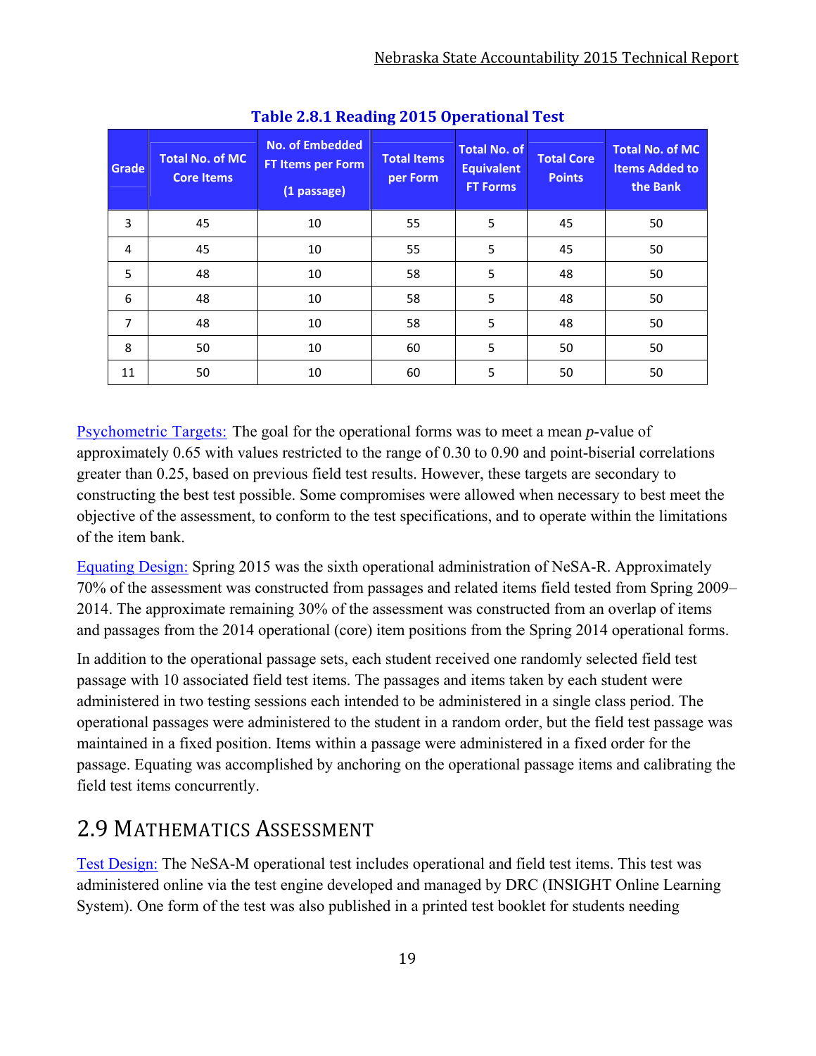**Table 2.8.1 Reading 2015 Operational Test**

| Grade | Total No. of MC Core Items | No. of Embedded FT Items per Form (1 passage) | Total Items per Form | Total No. of Equivalent FT Forms | Total Core Points | Total No. of MC Items Added to the Bank |
|---|---|---|---|---|---|---|
| 3 | 45 | 10 | 55 | 5 | 45 | 50 |
| 4 | 45 | 10 | 55 | 5 | 45 | 50 |
| 5 | 48 | 10 | 58 | 5 | 48 | 50 |
| 6 | 48 | 10 | 58 | 5 | 48 | 50 |
| 7 | 48 | 10 | 58 | 5 | 48 | 50 |
| 8 | 50 | 10 | 60 | 5 | 50 | 50 |
| 11 | 50 | 10 | 60 | 5 | 50 | 50 |

Psychometric Targets: The goal for the operational forms was to meet a mean *p*-value of approximately 0.65 with values restricted to the range of 0.30 to 0.90 and point-biserial correlations greater than 0.25, based on previous field test results. However, these targets are secondary to constructing the best test possible. Some compromises were allowed when necessary to best meet the objective of the assessment, to conform to the test specifications, and to operate within the limitations of the item bank.

Equating Design: Spring 2015 was the sixth operational administration of NeSA-R. Approximately 70% of the assessment was constructed from passages and related items field tested from Spring 2009–2014. The approximate remaining 30% of the assessment was constructed from an overlap of items and passages from the 2014 operational (core) item positions from the Spring 2014 operational forms.

In addition to the operational passage sets, each student received one randomly selected field test passage with 10 associated field test items. The passages and items taken by each student were administered in two testing sessions each intended to be administered in a single class period. The operational passages were administered to the student in a random order, but the field test passage was maintained in a fixed position. Items within a passage were administered in a fixed order for the passage. Equating was accomplished by anchoring on the operational passage items and calibrating the field test items concurrently.

## 2.9 Mathematics Assessment

Test Design: The NeSA-M operational test includes operational and field test items. This test was administered online via the test engine developed and managed by DRC (INSIGHT Online Learning System). One form of the test was also published in a printed test booklet for students needing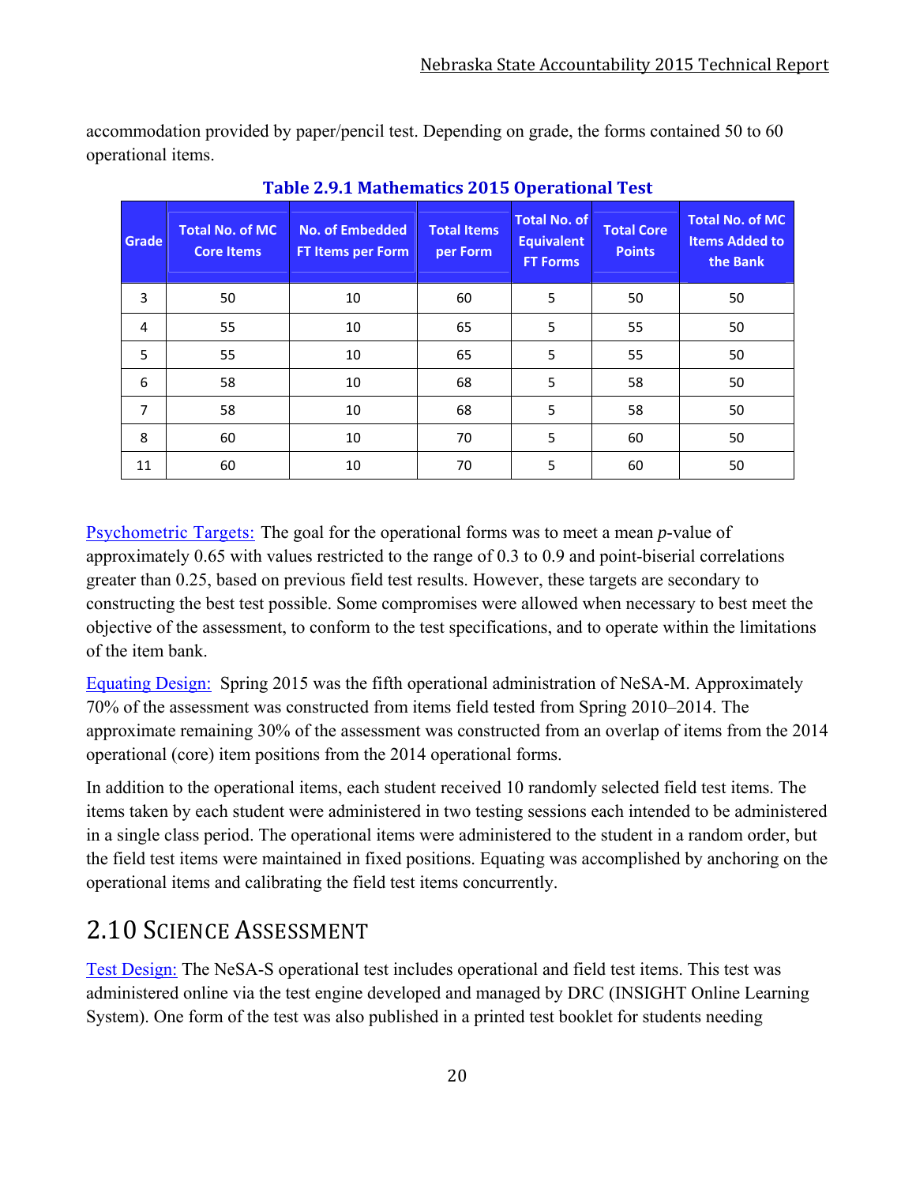accommodation provided by paper/pencil test. Depending on grade, the forms contained 50 to 60 operational items.

**Table 2.9.1 Mathematics 2015 Operational Test**

| Grade | Total No. of MC Core Items | No. of Embedded FT Items per Form | Total Items per Form | Total No. of Equivalent FT Forms | Total Core Points | Total No. of MC Items Added to the Bank |
|---|---|---|---|---|---|---|
| 3 | 50 | 10 | 60 | 5 | 50 | 50 |
| 4 | 55 | 10 | 65 | 5 | 55 | 50 |
| 5 | 55 | 10 | 65 | 5 | 55 | 50 |
| 6 | 58 | 10 | 68 | 5 | 58 | 50 |
| 7 | 58 | 10 | 68 | 5 | 58 | 50 |
| 8 | 60 | 10 | 70 | 5 | 60 | 50 |
| 11 | 60 | 10 | 70 | 5 | 60 | 50 |

Psychometric Targets: The goal for the operational forms was to meet a mean *p*-value of approximately 0.65 with values restricted to the range of 0.3 to 0.9 and point-biserial correlations greater than 0.25, based on previous field test results. However, these targets are secondary to constructing the best test possible. Some compromises were allowed when necessary to best meet the objective of the assessment, to conform to the test specifications, and to operate within the limitations of the item bank.

Equating Design: Spring 2015 was the fifth operational administration of NeSA-M. Approximately 70% of the assessment was constructed from items field tested from Spring 2010–2014. The approximate remaining 30% of the assessment was constructed from an overlap of items from the 2014 operational (core) item positions from the 2014 operational forms.

In addition to the operational items, each student received 10 randomly selected field test items. The items taken by each student were administered in two testing sessions each intended to be administered in a single class period. The operational items were administered to the student in a random order, but the field test items were maintained in fixed positions. Equating was accomplished by anchoring on the operational items and calibrating the field test items concurrently.

## 2.10 Science Assessment

Test Design: The NeSA-S operational test includes operational and field test items. This test was administered online via the test engine developed and managed by DRC (INSIGHT Online Learning System). One form of the test was also published in a printed test booklet for students needing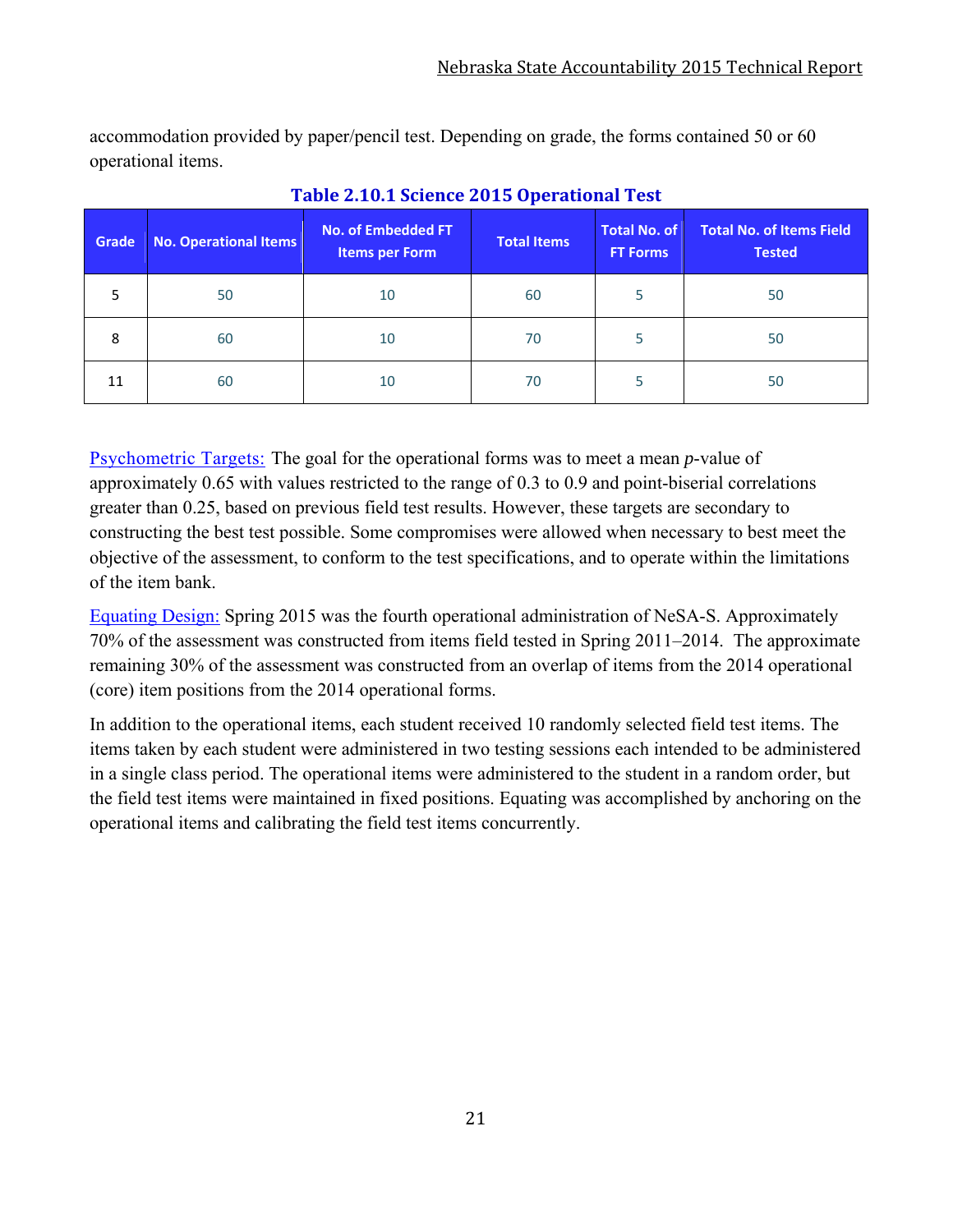accommodation provided by paper/pencil test. Depending on grade, the forms contained 50 or 60 operational items.

**Table 2.10.1 Science 2015 Operational Test**

| Grade | No. Operational Items | No. of Embedded FT Items per Form | Total Items | Total No. of FT Forms | Total No. of Items Field Tested |
|---|---|---|---|---|---|
| 5 | 50 | 10 | 60 | 5 | 50 |
| 8 | 60 | 10 | 70 | 5 | 50 |
| 11 | 60 | 10 | 70 | 5 | 50 |

Psychometric Targets: The goal for the operational forms was to meet a mean *p*-value of approximately 0.65 with values restricted to the range of 0.3 to 0.9 and point-biserial correlations greater than 0.25, based on previous field test results. However, these targets are secondary to constructing the best test possible. Some compromises were allowed when necessary to best meet the objective of the assessment, to conform to the test specifications, and to operate within the limitations of the item bank.

Equating Design: Spring 2015 was the fourth operational administration of NeSA-S. Approximately 70% of the assessment was constructed from items field tested in Spring 2011–2014. The approximate remaining 30% of the assessment was constructed from an overlap of items from the 2014 operational (core) item positions from the 2014 operational forms.

In addition to the operational items, each student received 10 randomly selected field test items. The items taken by each student were administered in two testing sessions each intended to be administered in a single class period. The operational items were administered to the student in a random order, but the field test items were maintained in fixed positions. Equating was accomplished by anchoring on the operational items and calibrating the field test items concurrently.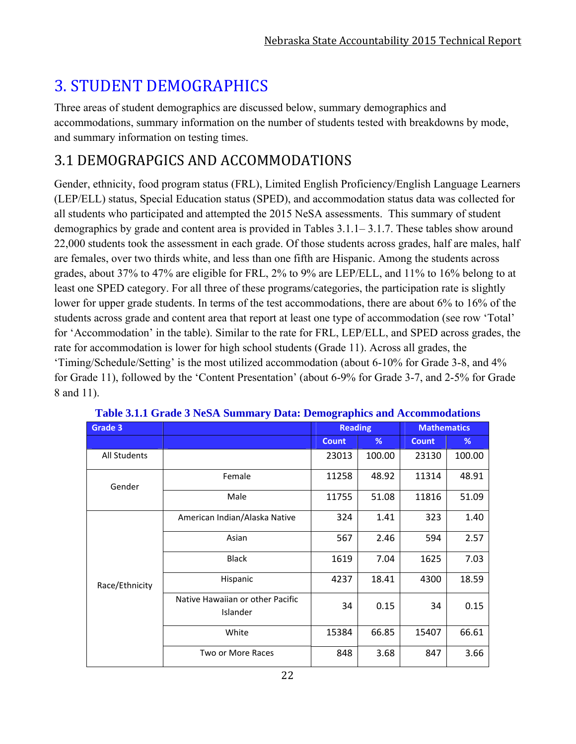# 3. STUDENT DEMOGRAPHICS

Three areas of student demographics are discussed below, summary demographics and accommodations, summary information on the number of students tested with breakdowns by mode, and summary information on testing times.

## 3.1 DEMOGRAPGICS AND ACCOMMODATIONS

Gender, ethnicity, food program status (FRL), Limited English Proficiency/English Language Learners (LEP/ELL) status, Special Education status (SPED), and accommodation status data was collected for all students who participated and attempted the 2015 NeSA assessments. This summary of student demographics by grade and content area is provided in Tables 3.1.1– 3.1.7. These tables show around 22,000 students took the assessment in each grade. Of those students across grades, half are males, half are females, over two thirds white, and less than one fifth are Hispanic. Among the students across grades, about 37% to 47% are eligible for FRL, 2% to 9% are LEP/ELL, and 11% to 16% belong to at least one SPED category. For all three of these programs/categories, the participation rate is slightly lower for upper grade students. In terms of the test accommodations, there are about 6% to 16% of the students across grade and content area that report at least one type of accommodation (see row 'Total' for 'Accommodation' in the table). Similar to the rate for FRL, LEP/ELL, and SPED across grades, the rate for accommodation is lower for high school students (Grade 11). Across all grades, the 'Timing/Schedule/Setting' is the most utilized accommodation (about 6-10% for Grade 3-8, and 4% for Grade 11), followed by the 'Content Presentation' (about 6-9% for Grade 3-7, and 2-5% for Grade 8 and 11).

**Table 3.1.1 Grade 3 NeSA Summary Data: Demographics and Accommodations**

| Grade 3 | | Reading | | Mathematics | |
|---|---|---|---|---|---|
| | | Count | % | Count | % |
| All Students | | 23013 | 100.00 | 23130 | 100.00 |
| Gender | Female | 11258 | 48.92 | 11314 | 48.91 |
| | Male | 11755 | 51.08 | 11816 | 51.09 |
| Race/Ethnicity | American Indian/Alaska Native | 324 | 1.41 | 323 | 1.40 |
| | Asian | 567 | 2.46 | 594 | 2.57 |
| | Black | 1619 | 7.04 | 1625 | 7.03 |
| | Hispanic | 4237 | 18.41 | 4300 | 18.59 |
| | Native Hawaiian or other Pacific Islander | 34 | 0.15 | 34 | 0.15 |
| | White | 15384 | 66.85 | 15407 | 66.61 |
| | Two or More Races | 848 | 3.68 | 847 | 3.66 |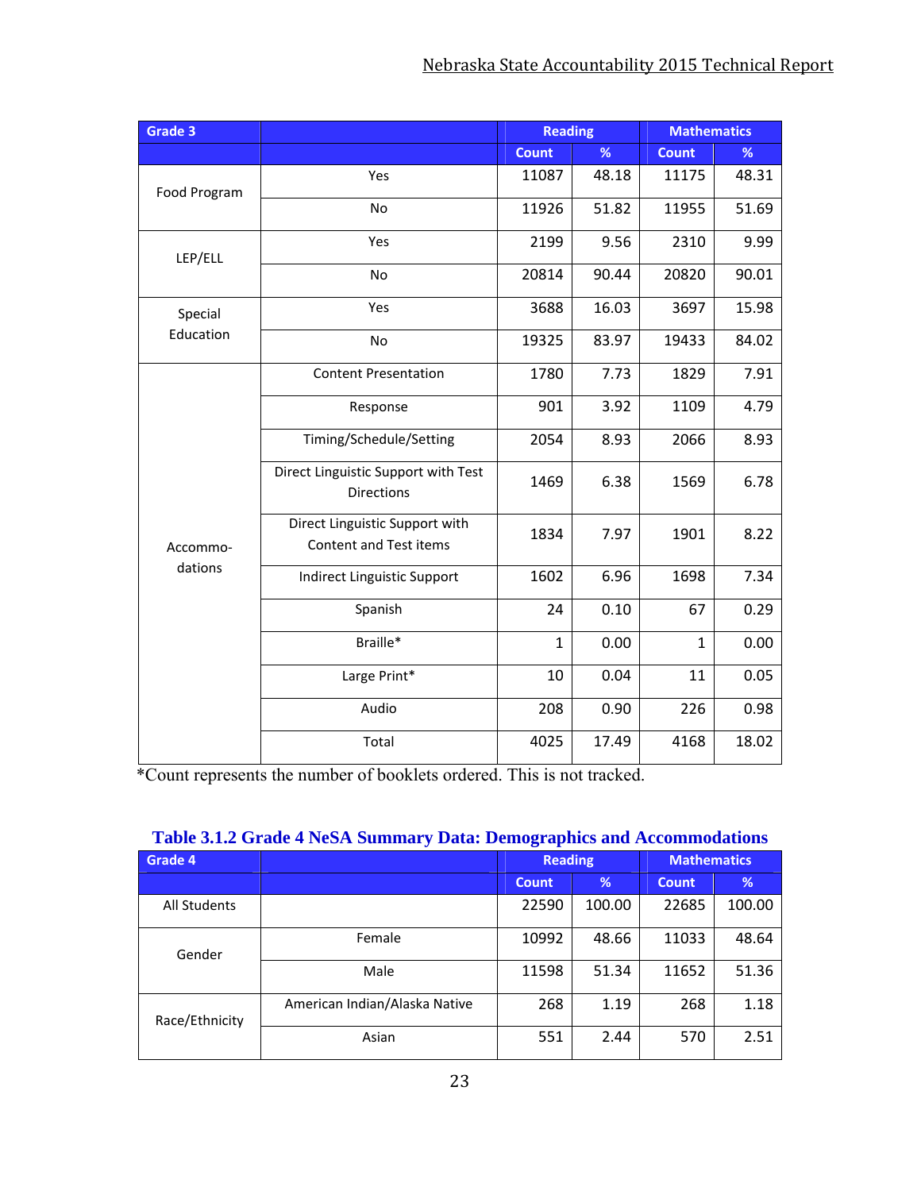| Grade 3 | | Reading | | Mathematics | |
|---|---|---|---|---|---|
| | | Count | % | Count | % |
| Food Program | Yes | 11087 | 48.18 | 11175 | 48.31 |
| | No | 11926 | 51.82 | 11955 | 51.69 |
| LEP/ELL | Yes | 2199 | 9.56 | 2310 | 9.99 |
| | No | 20814 | 90.44 | 20820 | 90.01 |
| Special Education | Yes | 3688 | 16.03 | 3697 | 15.98 |
| | No | 19325 | 83.97 | 19433 | 84.02 |
| Accommo-dations | Content Presentation | 1780 | 7.73 | 1829 | 7.91 |
| | Response | 901 | 3.92 | 1109 | 4.79 |
| | Timing/Schedule/Setting | 2054 | 8.93 | 2066 | 8.93 |
| | Direct Linguistic Support with Test Directions | 1469 | 6.38 | 1569 | 6.78 |
| | Direct Linguistic Support with Content and Test items | 1834 | 7.97 | 1901 | 8.22 |
| | Indirect Linguistic Support | 1602 | 6.96 | 1698 | 7.34 |
| | Spanish | 24 | 0.10 | 67 | 0.29 |
| | Braille* | 1 | 0.00 | 1 | 0.00 |
| | Large Print* | 10 | 0.04 | 11 | 0.05 |
| | Audio | 208 | 0.90 | 226 | 0.98 |
| | Total | 4025 | 17.49 | 4168 | 18.02 |

*Count represents the number of booklets ordered. This is not tracked.

**Table 3.1.2 Grade 4 NeSA Summary Data: Demographics and Accommodations**

| Grade 4 | | Reading | | Mathematics | |
|---|---|---|---|---|---|
| | | Count | % | Count | % |
| All Students | | 22590 | 100.00 | 22685 | 100.00 |
| Gender | Female | 10992 | 48.66 | 11033 | 48.64 |
| | Male | 11598 | 51.34 | 11652 | 51.36 |
| Race/Ethnicity | American Indian/Alaska Native | 268 | 1.19 | 268 | 1.18 |
| | Asian | 551 | 2.44 | 570 | 2.51 |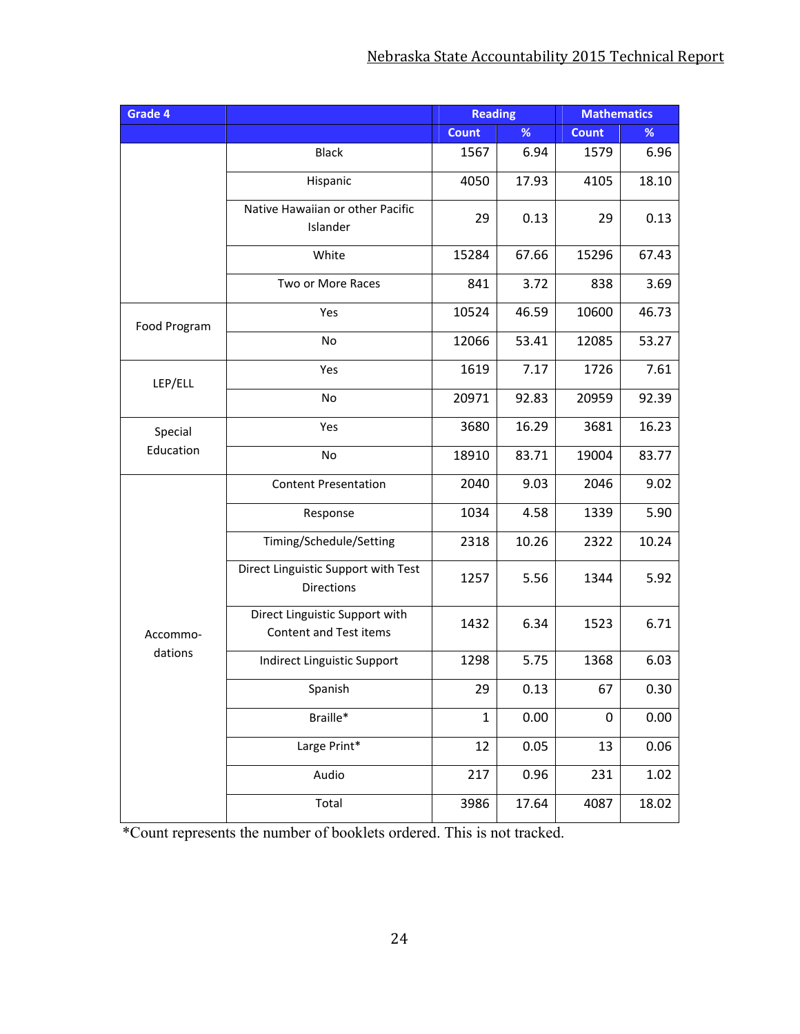| Grade 4 | | Reading | | Mathematics | |
|---|---|---|---|---|---|
| | | Count | % | Count | % |
| | Black | 1567 | 6.94 | 1579 | 6.96 |
| | Hispanic | 4050 | 17.93 | 4105 | 18.10 |
| | Native Hawaiian or other Pacific Islander | 29 | 0.13 | 29 | 0.13 |
| | White | 15284 | 67.66 | 15296 | 67.43 |
| | Two or More Races | 841 | 3.72 | 838 | 3.69 |
| Food Program | Yes | 10524 | 46.59 | 10600 | 46.73 |
| | No | 12066 | 53.41 | 12085 | 53.27 |
| LEP/ELL | Yes | 1619 | 7.17 | 1726 | 7.61 |
| | No | 20971 | 92.83 | 20959 | 92.39 |
| Special Education | Yes | 3680 | 16.29 | 3681 | 16.23 |
| | No | 18910 | 83.71 | 19004 | 83.77 |
| Accommo-dations | Content Presentation | 2040 | 9.03 | 2046 | 9.02 |
| | Response | 1034 | 4.58 | 1339 | 5.90 |
| | Timing/Schedule/Setting | 2318 | 10.26 | 2322 | 10.24 |
| | Direct Linguistic Support with Test Directions | 1257 | 5.56 | 1344 | 5.92 |
| | Direct Linguistic Support with Content and Test items | 1432 | 6.34 | 1523 | 6.71 |
| | Indirect Linguistic Support | 1298 | 5.75 | 1368 | 6.03 |
| | Spanish | 29 | 0.13 | 67 | 0.30 |
| | Braille* | 1 | 0.00 | 0 | 0.00 |
| | Large Print* | 12 | 0.05 | 13 | 0.06 |
| | Audio | 217 | 0.96 | 231 | 1.02 |
| | Total | 3986 | 17.64 | 4087 | 18.02 |

*Count represents the number of booklets ordered. This is not tracked.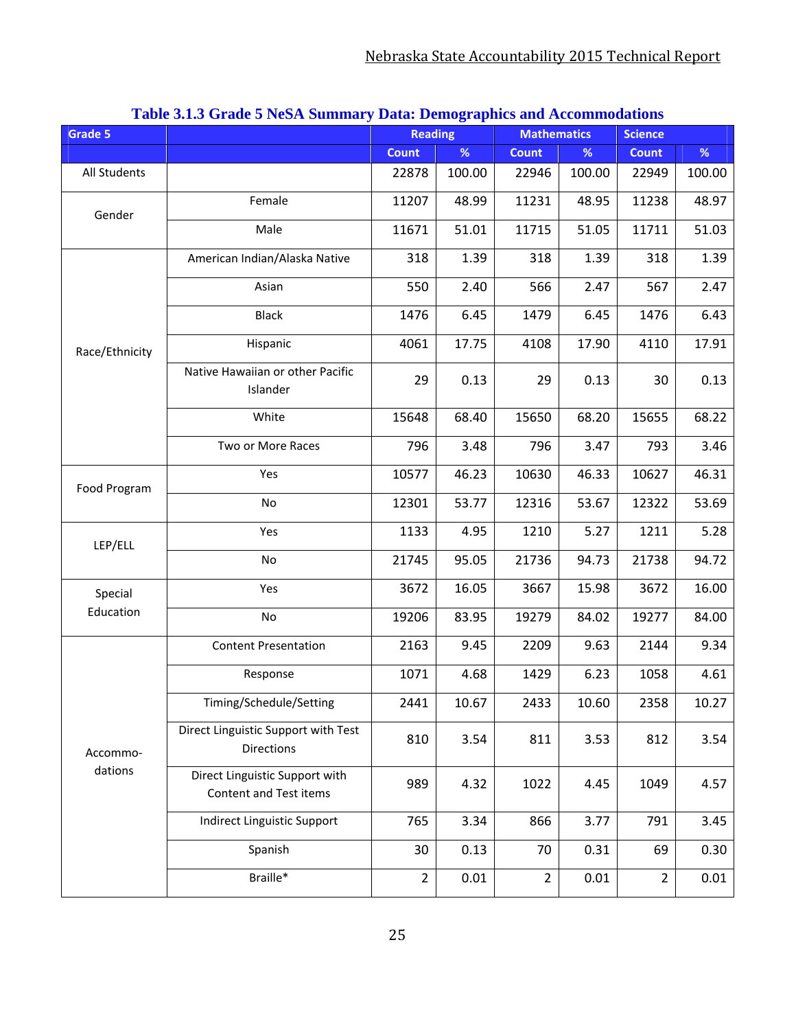## Table 3.1.3 Grade 5 NeSA Summary Data: Demographics and Accommodations

| Grade 5 | | Reading | | Mathematics | | Science | |
|---|---|---|---|---|---|---|---|
| | | Count | % | Count | % | Count | % |
| All Students | | 22878 | 100.00 | 22946 | 100.00 | 22949 | 100.00 |
| Gender | Female | 11207 | 48.99 | 11231 | 48.95 | 11238 | 48.97 |
| | Male | 11671 | 51.01 | 11715 | 51.05 | 11711 | 51.03 |
| Race/Ethnicity | American Indian/Alaska Native | 318 | 1.39 | 318 | 1.39 | 318 | 1.39 |
| | Asian | 550 | 2.40 | 566 | 2.47 | 567 | 2.47 |
| | Black | 1476 | 6.45 | 1479 | 6.45 | 1476 | 6.43 |
| | Hispanic | 4061 | 17.75 | 4108 | 17.90 | 4110 | 17.91 |
| | Native Hawaiian or other Pacific Islander | 29 | 0.13 | 29 | 0.13 | 30 | 0.13 |
| | White | 15648 | 68.40 | 15650 | 68.20 | 15655 | 68.22 |
| | Two or More Races | 796 | 3.48 | 796 | 3.47 | 793 | 3.46 |
| Food Program | Yes | 10577 | 46.23 | 10630 | 46.33 | 10627 | 46.31 |
| | No | 12301 | 53.77 | 12316 | 53.67 | 12322 | 53.69 |
| LEP/ELL | Yes | 1133 | 4.95 | 1210 | 5.27 | 1211 | 5.28 |
| | No | 21745 | 95.05 | 21736 | 94.73 | 21738 | 94.72 |
| Special Education | Yes | 3672 | 16.05 | 3667 | 15.98 | 3672 | 16.00 |
| | No | 19206 | 83.95 | 19279 | 84.02 | 19277 | 84.00 |
| Accommo-dations | Content Presentation | 2163 | 9.45 | 2209 | 9.63 | 2144 | 9.34 |
| | Response | 1071 | 4.68 | 1429 | 6.23 | 1058 | 4.61 |
| | Timing/Schedule/Setting | 2441 | 10.67 | 2433 | 10.60 | 2358 | 10.27 |
| | Direct Linguistic Support with Test Directions | 810 | 3.54 | 811 | 3.53 | 812 | 3.54 |
| | Direct Linguistic Support with Content and Test items | 989 | 4.32 | 1022 | 4.45 | 1049 | 4.57 |
| | Indirect Linguistic Support | 765 | 3.34 | 866 | 3.77 | 791 | 3.45 |
| | Spanish | 30 | 0.13 | 70 | 0.31 | 69 | 0.30 |
| | Braille* | 2 | 0.01 | 2 | 0.01 | 2 | 0.01 |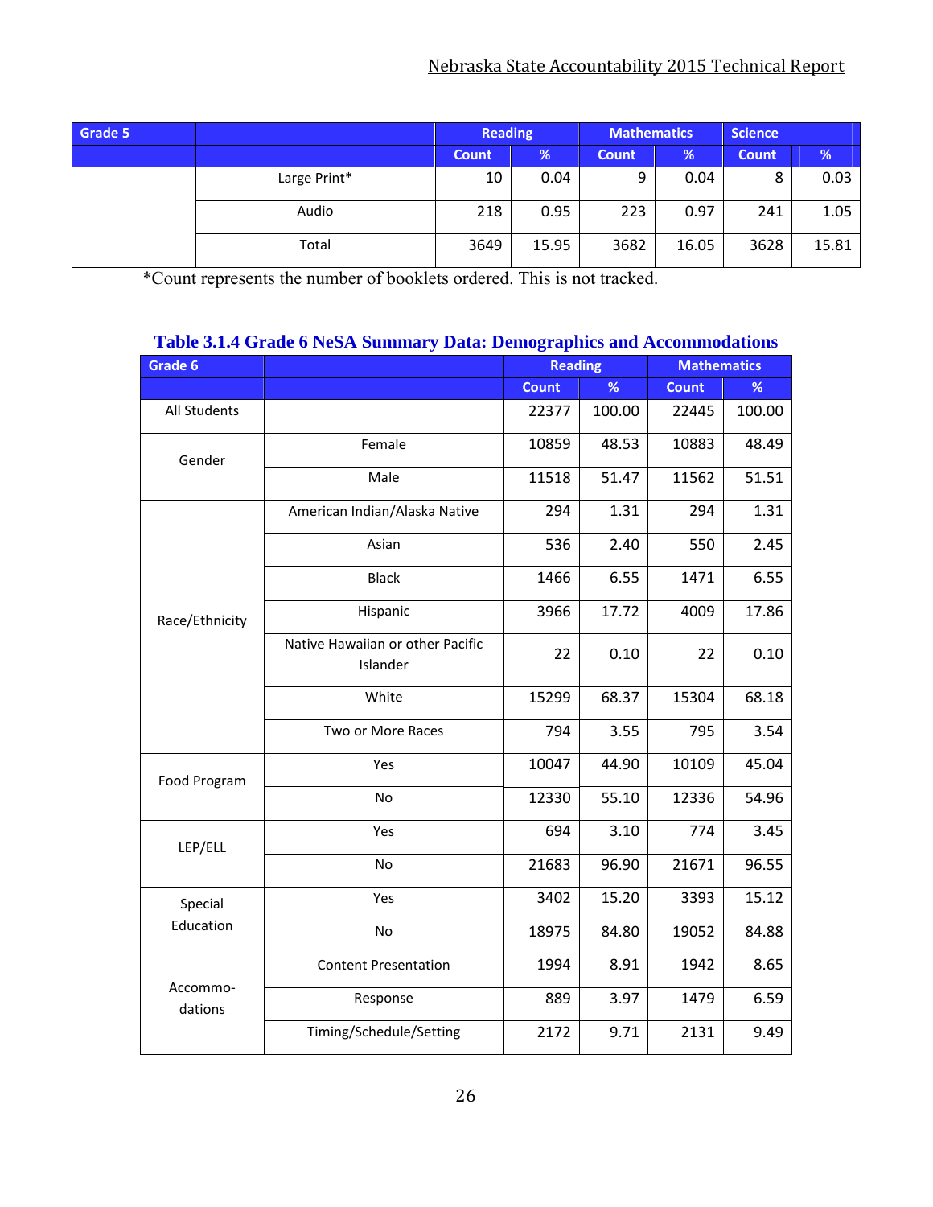| Grade 5 | | Reading | | Mathematics | | Science | |
|---|---|---|---|---|---|---|---|
| | | Count | % | Count | % | Count | % |
| | Large Print* | 10 | 0.04 | 9 | 0.04 | 8 | 0.03 |
| | Audio | 218 | 0.95 | 223 | 0.97 | 241 | 1.05 |
| | Total | 3649 | 15.95 | 3682 | 16.05 | 3628 | 15.81 |

*Count represents the number of booklets ordered. This is not tracked.

### Table 3.1.4 Grade 6 NeSA Summary Data: Demographics and Accommodations

| Grade 6 | | Reading | | Mathematics | |
|---|---|---|---|---|---|
| | | Count | % | Count | % |
| All Students | | 22377 | 100.00 | 22445 | 100.00 |
| Gender | Female | 10859 | 48.53 | 10883 | 48.49 |
| | Male | 11518 | 51.47 | 11562 | 51.51 |
| Race/Ethnicity | American Indian/Alaska Native | 294 | 1.31 | 294 | 1.31 |
| | Asian | 536 | 2.40 | 550 | 2.45 |
| | Black | 1466 | 6.55 | 1471 | 6.55 |
| | Hispanic | 3966 | 17.72 | 4009 | 17.86 |
| | Native Hawaiian or other Pacific Islander | 22 | 0.10 | 22 | 0.10 |
| | White | 15299 | 68.37 | 15304 | 68.18 |
| | Two or More Races | 794 | 3.55 | 795 | 3.54 |
| Food Program | Yes | 10047 | 44.90 | 10109 | 45.04 |
| | No | 12330 | 55.10 | 12336 | 54.96 |
| LEP/ELL | Yes | 694 | 3.10 | 774 | 3.45 |
| | No | 21683 | 96.90 | 21671 | 96.55 |
| Special Education | Yes | 3402 | 15.20 | 3393 | 15.12 |
| | No | 18975 | 84.80 | 19052 | 84.88 |
| Accommodations | Content Presentation | 1994 | 8.91 | 1942 | 8.65 |
| | Response | 889 | 3.97 | 1479 | 6.59 |
| | Timing/Schedule/Setting | 2172 | 9.71 | 2131 | 9.49 |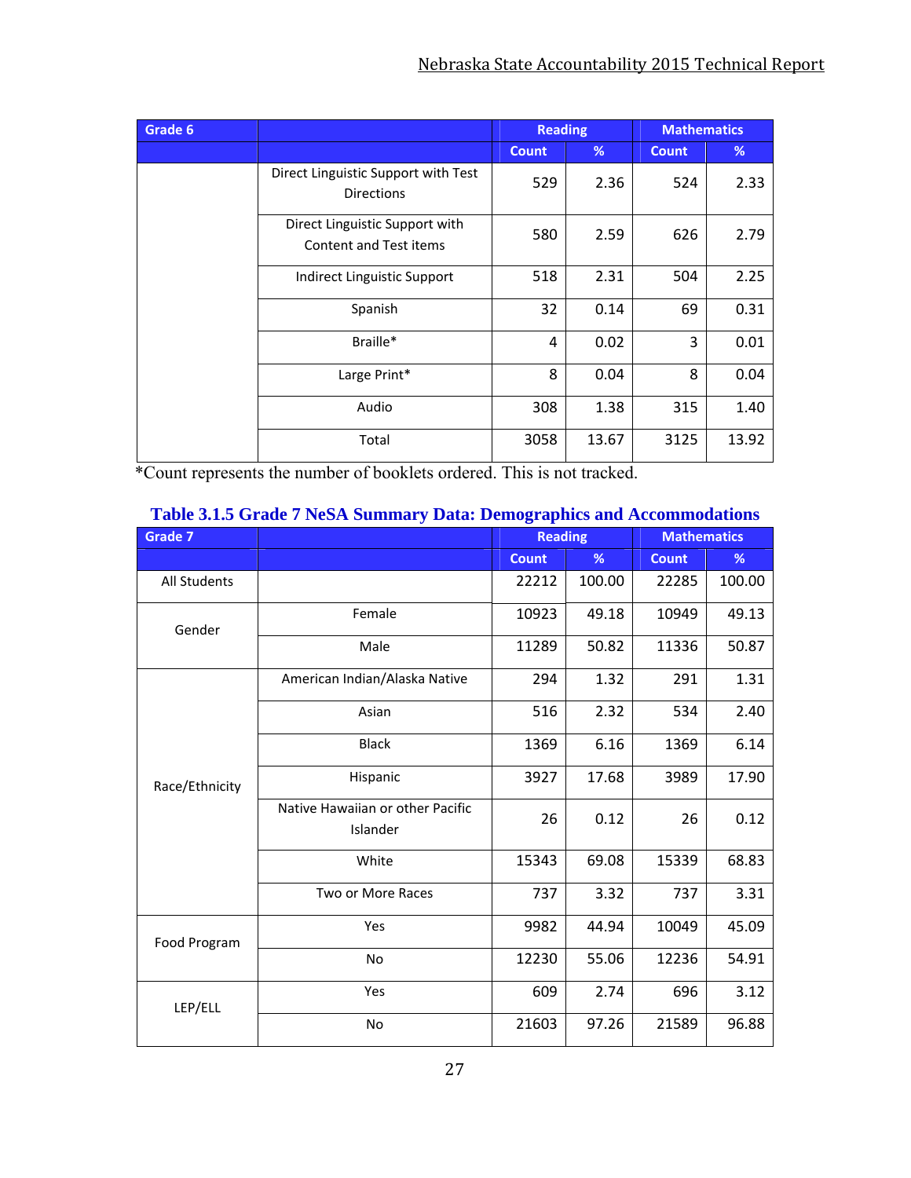| Grade 6 | | Reading | | Mathematics | |
|---|---|---|---|---|---|
| | | Count | % | Count | % |
| | Direct Linguistic Support with Test Directions | 529 | 2.36 | 524 | 2.33 |
| | Direct Linguistic Support with Content and Test items | 580 | 2.59 | 626 | 2.79 |
| | Indirect Linguistic Support | 518 | 2.31 | 504 | 2.25 |
| | Spanish | 32 | 0.14 | 69 | 0.31 |
| | Braille* | 4 | 0.02 | 3 | 0.01 |
| | Large Print* | 8 | 0.04 | 8 | 0.04 |
| | Audio | 308 | 1.38 | 315 | 1.40 |
| | Total | 3058 | 13.67 | 3125 | 13.92 |

*Count represents the number of booklets ordered. This is not tracked.

**Table 3.1.5 Grade 7 NeSA Summary Data: Demographics and Accommodations**

| Grade 7 | | Reading | | Mathematics | |
|---|---|---|---|---|---|
| | | Count | % | Count | % |
| All Students | | 22212 | 100.00 | 22285 | 100.00 |
| Gender | Female | 10923 | 49.18 | 10949 | 49.13 |
| | Male | 11289 | 50.82 | 11336 | 50.87 |
| Race/Ethnicity | American Indian/Alaska Native | 294 | 1.32 | 291 | 1.31 |
| | Asian | 516 | 2.32 | 534 | 2.40 |
| | Black | 1369 | 6.16 | 1369 | 6.14 |
| | Hispanic | 3927 | 17.68 | 3989 | 17.90 |
| | Native Hawaiian or other Pacific Islander | 26 | 0.12 | 26 | 0.12 |
| | White | 15343 | 69.08 | 15339 | 68.83 |
| | Two or More Races | 737 | 3.32 | 737 | 3.31 |
| Food Program | Yes | 9982 | 44.94 | 10049 | 45.09 |
| | No | 12230 | 55.06 | 12236 | 54.91 |
| LEP/ELL | Yes | 609 | 2.74 | 696 | 3.12 |
| | No | 21603 | 97.26 | 21589 | 96.88 |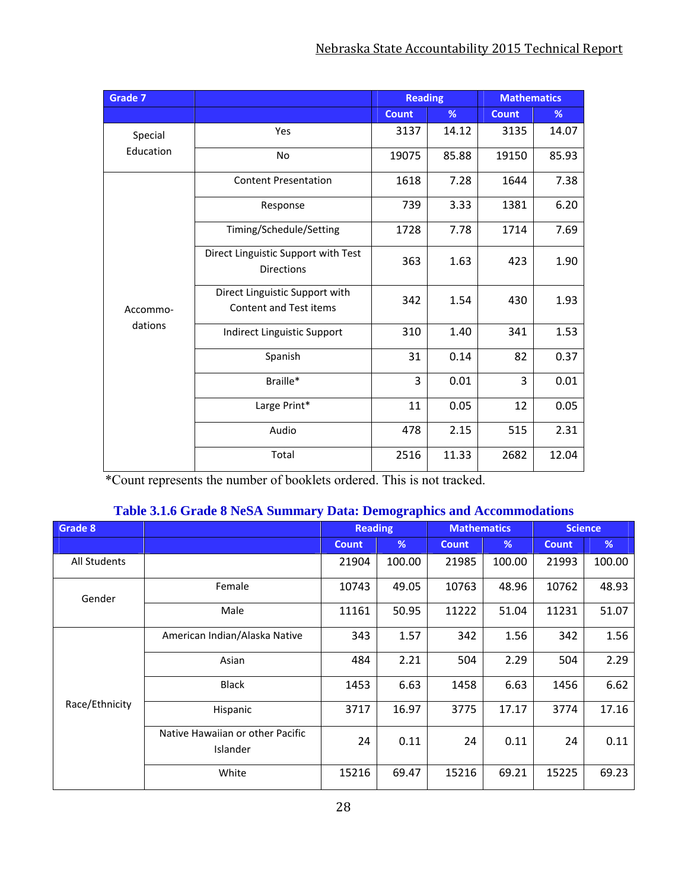| Grade 7 | | Reading | | Mathematics | |
|---|---|---|---|---|---|
| | | Count | % | Count | % |
| Special Education | Yes | 3137 | 14.12 | 3135 | 14.07 |
| | No | 19075 | 85.88 | 19150 | 85.93 |
| Accommo-dations | Content Presentation | 1618 | 7.28 | 1644 | 7.38 |
| | Response | 739 | 3.33 | 1381 | 6.20 |
| | Timing/Schedule/Setting | 1728 | 7.78 | 1714 | 7.69 |
| | Direct Linguistic Support with Test Directions | 363 | 1.63 | 423 | 1.90 |
| | Direct Linguistic Support with Content and Test items | 342 | 1.54 | 430 | 1.93 |
| | Indirect Linguistic Support | 310 | 1.40 | 341 | 1.53 |
| | Spanish | 31 | 0.14 | 82 | 0.37 |
| | Braille* | 3 | 0.01 | 3 | 0.01 |
| | Large Print* | 11 | 0.05 | 12 | 0.05 |
| | Audio | 478 | 2.15 | 515 | 2.31 |
| | Total | 2516 | 11.33 | 2682 | 12.04 |

*Count represents the number of booklets ordered. This is not tracked.

## Table 3.1.6 Grade 8 NeSA Summary Data: Demographics and Accommodations

| Grade 8 | | Reading | | Mathematics | | Science | |
|---|---|---|---|---|---|---|---|
| | | Count | % | Count | % | Count | % |
| All Students | | 21904 | 100.00 | 21985 | 100.00 | 21993 | 100.00 |
| Gender | Female | 10743 | 49.05 | 10763 | 48.96 | 10762 | 48.93 |
| | Male | 11161 | 50.95 | 11222 | 51.04 | 11231 | 51.07 |
| Race/Ethnicity | American Indian/Alaska Native | 343 | 1.57 | 342 | 1.56 | 342 | 1.56 |
| | Asian | 484 | 2.21 | 504 | 2.29 | 504 | 2.29 |
| | Black | 1453 | 6.63 | 1458 | 6.63 | 1456 | 6.62 |
| | Hispanic | 3717 | 16.97 | 3775 | 17.17 | 3774 | 17.16 |
| | Native Hawaiian or other Pacific Islander | 24 | 0.11 | 24 | 0.11 | 24 | 0.11 |
| | White | 15216 | 69.47 | 15216 | 69.21 | 15225 | 69.23 |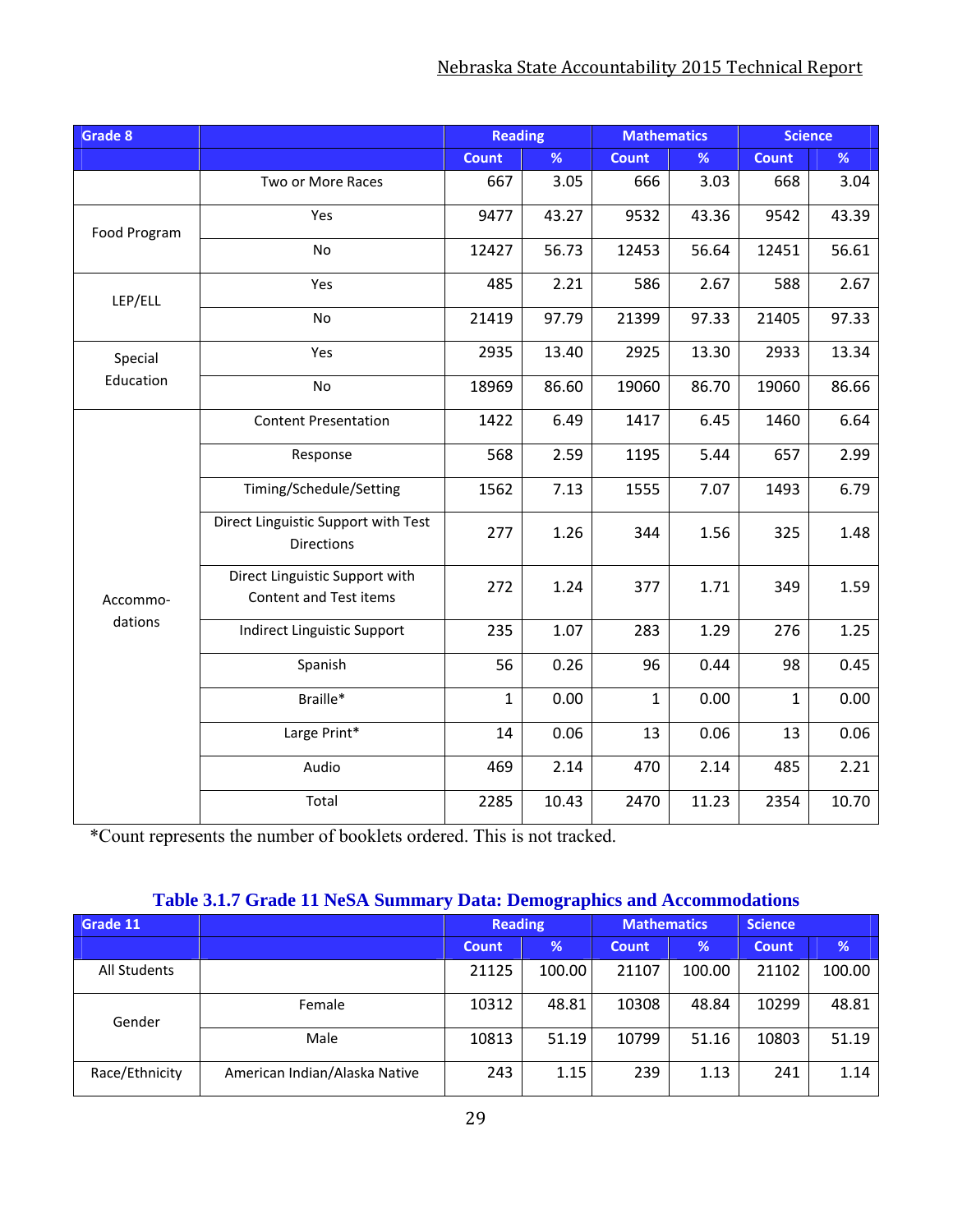| Grade 8 | | Reading | | Mathematics | | Science | |
|---|---|---|---|---|---|---|---|
| | | Count | % | Count | % | Count | % |
| | Two or More Races | 667 | 3.05 | 666 | 3.03 | 668 | 3.04 |
| Food Program | Yes | 9477 | 43.27 | 9532 | 43.36 | 9542 | 43.39 |
| | No | 12427 | 56.73 | 12453 | 56.64 | 12451 | 56.61 |
| LEP/ELL | Yes | 485 | 2.21 | 586 | 2.67 | 588 | 2.67 |
| | No | 21419 | 97.79 | 21399 | 97.33 | 21405 | 97.33 |
| Special Education | Yes | 2935 | 13.40 | 2925 | 13.30 | 2933 | 13.34 |
| | No | 18969 | 86.60 | 19060 | 86.70 | 19060 | 86.66 |
| Accommo-dations | Content Presentation | 1422 | 6.49 | 1417 | 6.45 | 1460 | 6.64 |
| | Response | 568 | 2.59 | 1195 | 5.44 | 657 | 2.99 |
| | Timing/Schedule/Setting | 1562 | 7.13 | 1555 | 7.07 | 1493 | 6.79 |
| | Direct Linguistic Support with Test Directions | 277 | 1.26 | 344 | 1.56 | 325 | 1.48 |
| | Direct Linguistic Support with Content and Test items | 272 | 1.24 | 377 | 1.71 | 349 | 1.59 |
| | Indirect Linguistic Support | 235 | 1.07 | 283 | 1.29 | 276 | 1.25 |
| | Spanish | 56 | 0.26 | 96 | 0.44 | 98 | 0.45 |
| | Braille* | 1 | 0.00 | 1 | 0.00 | 1 | 0.00 |
| | Large Print* | 14 | 0.06 | 13 | 0.06 | 13 | 0.06 |
| | Audio | 469 | 2.14 | 470 | 2.14 | 485 | 2.21 |
| | Total | 2285 | 10.43 | 2470 | 11.23 | 2354 | 10.70 |

*Count represents the number of booklets ordered. This is not tracked.

### Table 3.1.7 Grade 11 NeSA Summary Data: Demographics and Accommodations

| Grade 11 | | Reading | | Mathematics | | Science | |
|---|---|---|---|---|---|---|---|
| | | Count | % | Count | % | Count | % |
| All Students | | 21125 | 100.00 | 21107 | 100.00 | 21102 | 100.00 |
| Gender | Female | 10312 | 48.81 | 10308 | 48.84 | 10299 | 48.81 |
| | Male | 10813 | 51.19 | 10799 | 51.16 | 10803 | 51.19 |
| Race/Ethnicity | American Indian/Alaska Native | 243 | 1.15 | 239 | 1.13 | 241 | 1.14 |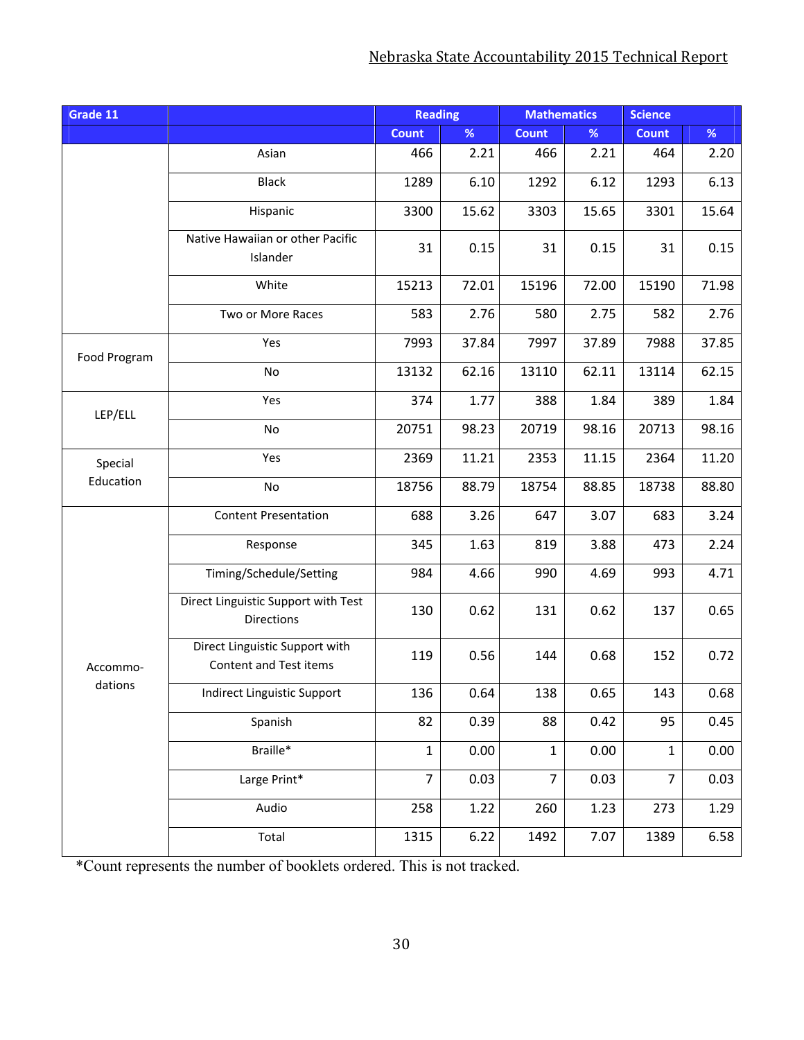| Grade 11 | | Reading | | Mathematics | | Science | |
|---|---|---|---|---|---|---|---|
| | | Count | % | Count | % | Count | % |
| | Asian | 466 | 2.21 | 466 | 2.21 | 464 | 2.20 |
| | Black | 1289 | 6.10 | 1292 | 6.12 | 1293 | 6.13 |
| | Hispanic | 3300 | 15.62 | 3303 | 15.65 | 3301 | 15.64 |
| | Native Hawaiian or other Pacific Islander | 31 | 0.15 | 31 | 0.15 | 31 | 0.15 |
| | White | 15213 | 72.01 | 15196 | 72.00 | 15190 | 71.98 |
| | Two or More Races | 583 | 2.76 | 580 | 2.75 | 582 | 2.76 |
| Food Program | Yes | 7993 | 37.84 | 7997 | 37.89 | 7988 | 37.85 |
| | No | 13132 | 62.16 | 13110 | 62.11 | 13114 | 62.15 |
| LEP/ELL | Yes | 374 | 1.77 | 388 | 1.84 | 389 | 1.84 |
| | No | 20751 | 98.23 | 20719 | 98.16 | 20713 | 98.16 |
| Special Education | Yes | 2369 | 11.21 | 2353 | 11.15 | 2364 | 11.20 |
| | No | 18756 | 88.79 | 18754 | 88.85 | 18738 | 88.80 |
| Accommo-dations | Content Presentation | 688 | 3.26 | 647 | 3.07 | 683 | 3.24 |
| | Response | 345 | 1.63 | 819 | 3.88 | 473 | 2.24 |
| | Timing/Schedule/Setting | 984 | 4.66 | 990 | 4.69 | 993 | 4.71 |
| | Direct Linguistic Support with Test Directions | 130 | 0.62 | 131 | 0.62 | 137 | 0.65 |
| | Direct Linguistic Support with Content and Test items | 119 | 0.56 | 144 | 0.68 | 152 | 0.72 |
| | Indirect Linguistic Support | 136 | 0.64 | 138 | 0.65 | 143 | 0.68 |
| | Spanish | 82 | 0.39 | 88 | 0.42 | 95 | 0.45 |
| | Braille* | 1 | 0.00 | 1 | 0.00 | 1 | 0.00 |
| | Large Print* | 7 | 0.03 | 7 | 0.03 | 7 | 0.03 |
| | Audio | 258 | 1.22 | 260 | 1.23 | 273 | 1.29 |
| | Total | 1315 | 6.22 | 1492 | 7.07 | 1389 | 6.58 |

*Count represents the number of booklets ordered. This is not tracked.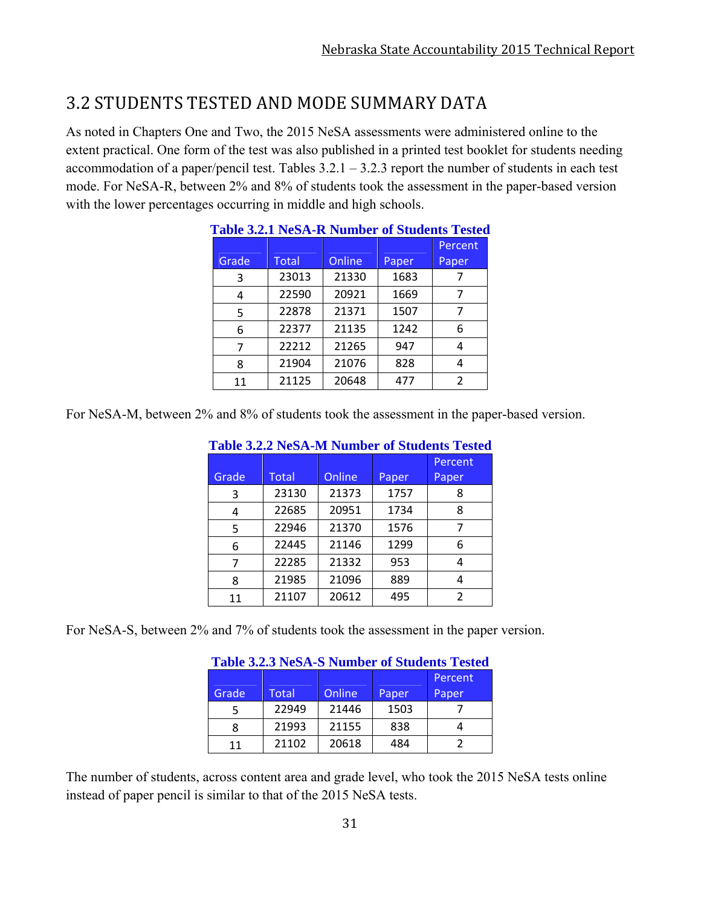## 3.2 STUDENTS TESTED AND MODE SUMMARY DATA

As noted in Chapters One and Two, the 2015 NeSA assessments were administered online to the extent practical. One form of the test was also published in a printed test booklet for students needing accommodation of a paper/pencil test. Tables 3.2.1 – 3.2.3 report the number of students in each test mode. For NeSA-R, between 2% and 8% of students took the assessment in the paper-based version with the lower percentages occurring in middle and high schools.

**Table 3.2.1 NeSA-R Number of Students Tested**

| Grade | Total | Online | Paper | Percent Paper |
|---|---|---|---|---|
| 3 | 23013 | 21330 | 1683 | 7 |
| 4 | 22590 | 20921 | 1669 | 7 |
| 5 | 22878 | 21371 | 1507 | 7 |
| 6 | 22377 | 21135 | 1242 | 6 |
| 7 | 22212 | 21265 | 947 | 4 |
| 8 | 21904 | 21076 | 828 | 4 |
| 11 | 21125 | 20648 | 477 | 2 |

For NeSA-M, between 2% and 8% of students took the assessment in the paper-based version.

**Table 3.2.2 NeSA-M Number of Students Tested**

| Grade | Total | Online | Paper | Percent Paper |
|---|---|---|---|---|
| 3 | 23130 | 21373 | 1757 | 8 |
| 4 | 22685 | 20951 | 1734 | 8 |
| 5 | 22946 | 21370 | 1576 | 7 |
| 6 | 22445 | 21146 | 1299 | 6 |
| 7 | 22285 | 21332 | 953 | 4 |
| 8 | 21985 | 21096 | 889 | 4 |
| 11 | 21107 | 20612 | 495 | 2 |

For NeSA-S, between 2% and 7% of students took the assessment in the paper version.

**Table 3.2.3 NeSA-S Number of Students Tested**

| Grade | Total | Online | Paper | Percent Paper |
|---|---|---|---|---|
| 5 | 22949 | 21446 | 1503 | 7 |
| 8 | 21993 | 21155 | 838 | 4 |
| 11 | 21102 | 20618 | 484 | 2 |

The number of students, across content area and grade level, who took the 2015 NeSA tests online instead of paper pencil is similar to that of the 2015 NeSA tests.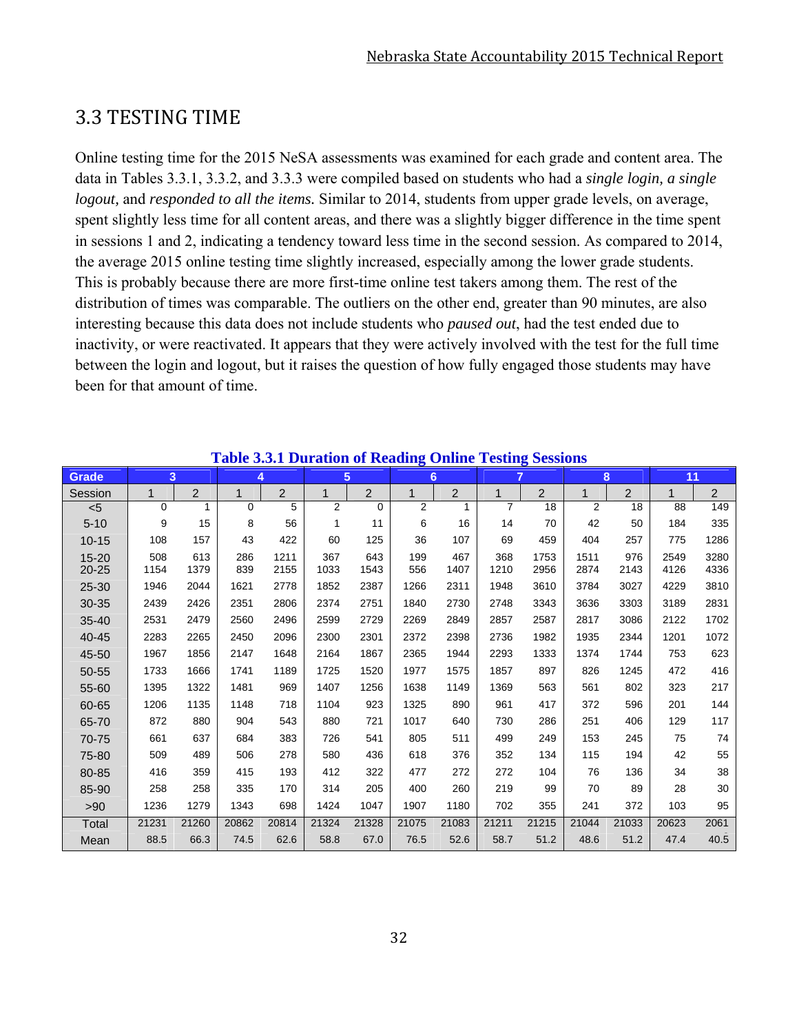## 3.3 TESTING TIME

Online testing time for the 2015 NeSA assessments was examined for each grade and content area. The data in Tables 3.3.1, 3.3.2, and 3.3.3 were compiled based on students who had a *single login, a single logout,* and *responded to all the items.* Similar to 2014, students from upper grade levels, on average, spent slightly less time for all content areas, and there was a slightly bigger difference in the time spent in sessions 1 and 2, indicating a tendency toward less time in the second session. As compared to 2014, the average 2015 online testing time slightly increased, especially among the lower grade students. This is probably because there are more first-time online test takers among them. The rest of the distribution of times was comparable. The outliers on the other end, greater than 90 minutes, are also interesting because this data does not include students who *paused out*, had the test ended due to inactivity, or were reactivated. It appears that they were actively involved with the test for the full time between the login and logout, but it raises the question of how fully engaged those students may have been for that amount of time.

**Table 3.3.1 Duration of Reading Online Testing Sessions**

| Grade | 3 | | 4 | | 5 | | 6 | | 7 | | 8 | | 11 | |
|---|---|---|---|---|---|---|---|---|---|---|---|---|---|---|
| Session | 1 | 2 | 1 | 2 | 1 | 2 | 1 | 2 | 1 | 2 | 1 | 2 | 1 | 2 |
| <5 | 0 | 1 | 0 | 5 | 2 | 0 | 2 | 1 | 7 | 18 | 2 | 18 | 88 | 149 |
| 5-10 | 9 | 15 | 8 | 56 | 1 | 11 | 6 | 16 | 14 | 70 | 42 | 50 | 184 | 335 |
| 10-15 | 108 | 157 | 43 | 422 | 60 | 125 | 36 | 107 | 69 | 459 | 404 | 257 | 775 | 1286 |
| 15-20 | 508 | 613 | 286 | 1211 | 367 | 643 | 199 | 467 | 368 | 1753 | 1511 | 976 | 2549 | 3280 |
| 20-25 | 1154 | 1379 | 839 | 2155 | 1033 | 1543 | 556 | 1407 | 1210 | 2956 | 2874 | 2143 | 4126 | 4336 |
| 25-30 | 1946 | 2044 | 1621 | 2778 | 1852 | 2387 | 1266 | 2311 | 1948 | 3610 | 3784 | 3027 | 4229 | 3810 |
| 30-35 | 2439 | 2426 | 2351 | 2806 | 2374 | 2751 | 1840 | 2730 | 2748 | 3343 | 3636 | 3303 | 3189 | 2831 |
| 35-40 | 2531 | 2479 | 2560 | 2496 | 2599 | 2729 | 2269 | 2849 | 2857 | 2587 | 2817 | 3086 | 2122 | 1702 |
| 40-45 | 2283 | 2265 | 2450 | 2096 | 2300 | 2301 | 2372 | 2398 | 2736 | 1982 | 1935 | 2344 | 1201 | 1072 |
| 45-50 | 1967 | 1856 | 2147 | 1648 | 2164 | 1867 | 2365 | 1944 | 2293 | 1333 | 1374 | 1744 | 753 | 623 |
| 50-55 | 1733 | 1666 | 1741 | 1189 | 1725 | 1520 | 1977 | 1575 | 1857 | 897 | 826 | 1245 | 472 | 416 |
| 55-60 | 1395 | 1322 | 1481 | 969 | 1407 | 1256 | 1638 | 1149 | 1369 | 563 | 561 | 802 | 323 | 217 |
| 60-65 | 1206 | 1135 | 1148 | 718 | 1104 | 923 | 1325 | 890 | 961 | 417 | 372 | 596 | 201 | 144 |
| 65-70 | 872 | 880 | 904 | 543 | 880 | 721 | 1017 | 640 | 730 | 286 | 251 | 406 | 129 | 117 |
| 70-75 | 661 | 637 | 684 | 383 | 726 | 541 | 805 | 511 | 499 | 249 | 153 | 245 | 75 | 74 |
| 75-80 | 509 | 489 | 506 | 278 | 580 | 436 | 618 | 376 | 352 | 134 | 115 | 194 | 42 | 55 |
| 80-85 | 416 | 359 | 415 | 193 | 412 | 322 | 477 | 272 | 272 | 104 | 76 | 136 | 34 | 38 |
| 85-90 | 258 | 258 | 335 | 170 | 314 | 205 | 400 | 260 | 219 | 99 | 70 | 89 | 28 | 30 |
| >90 | 1236 | 1279 | 1343 | 698 | 1424 | 1047 | 1907 | 1180 | 702 | 355 | 241 | 372 | 103 | 95 |
| Total | 21231 | 21260 | 20862 | 20814 | 21324 | 21328 | 21075 | 21083 | 21211 | 21215 | 21044 | 21033 | 20623 | 2061 |
| Mean | 88.5 | 66.3 | 74.5 | 62.6 | 58.8 | 67.0 | 76.5 | 52.6 | 58.7 | 51.2 | 48.6 | 51.2 | 47.4 | 40.5 |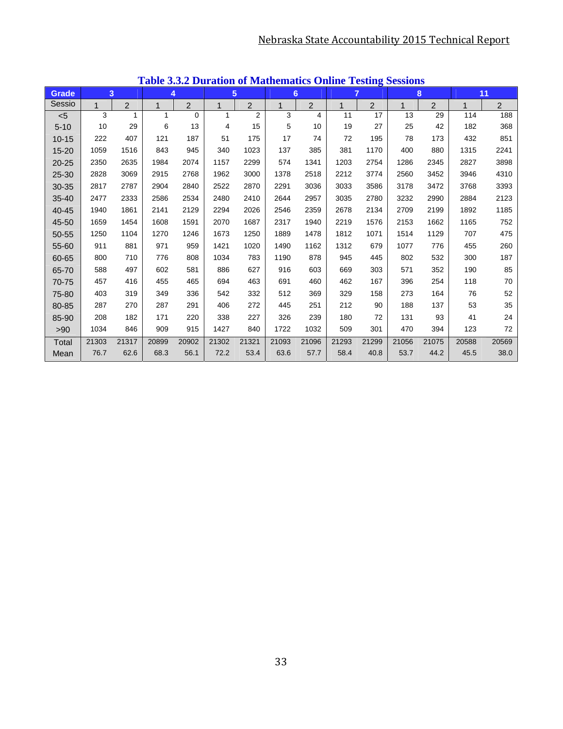**Table 3.3.2 Duration of Mathematics Online Testing Sessions**

| Grade | 3 | | 4 | | 5 | | 6 | | 7 | | 8 | | 11 | |
|---|---|---|---|---|---|---|---|---|---|---|---|---|---|---|
| Sessio | 1 | 2 | 1 | 2 | 1 | 2 | 1 | 2 | 1 | 2 | 1 | 2 | 1 | 2 |
| <5 | 3 | 1 | 1 | 0 | 1 | 2 | 3 | 4 | 11 | 17 | 13 | 29 | 114 | 188 |
| 5-10 | 10 | 29 | 6 | 13 | 4 | 15 | 5 | 10 | 19 | 27 | 25 | 42 | 182 | 368 |
| 10-15 | 222 | 407 | 121 | 187 | 51 | 175 | 17 | 74 | 72 | 195 | 78 | 173 | 432 | 851 |
| 15-20 | 1059 | 1516 | 843 | 945 | 340 | 1023 | 137 | 385 | 381 | 1170 | 400 | 880 | 1315 | 2241 |
| 20-25 | 2350 | 2635 | 1984 | 2074 | 1157 | 2299 | 574 | 1341 | 1203 | 2754 | 1286 | 2345 | 2827 | 3898 |
| 25-30 | 2828 | 3069 | 2915 | 2768 | 1962 | 3000 | 1378 | 2518 | 2212 | 3774 | 2560 | 3452 | 3946 | 4310 |
| 30-35 | 2817 | 2787 | 2904 | 2840 | 2522 | 2870 | 2291 | 3036 | 3033 | 3586 | 3178 | 3472 | 3768 | 3393 |
| 35-40 | 2477 | 2333 | 2586 | 2534 | 2480 | 2410 | 2644 | 2957 | 3035 | 2780 | 3232 | 2990 | 2884 | 2123 |
| 40-45 | 1940 | 1861 | 2141 | 2129 | 2294 | 2026 | 2546 | 2359 | 2678 | 2134 | 2709 | 2199 | 1892 | 1185 |
| 45-50 | 1659 | 1454 | 1608 | 1591 | 2070 | 1687 | 2317 | 1940 | 2219 | 1576 | 2153 | 1662 | 1165 | 752 |
| 50-55 | 1250 | 1104 | 1270 | 1246 | 1673 | 1250 | 1889 | 1478 | 1812 | 1071 | 1514 | 1129 | 707 | 475 |
| 55-60 | 911 | 881 | 971 | 959 | 1421 | 1020 | 1490 | 1162 | 1312 | 679 | 1077 | 776 | 455 | 260 |
| 60-65 | 800 | 710 | 776 | 808 | 1034 | 783 | 1190 | 878 | 945 | 445 | 802 | 532 | 300 | 187 |
| 65-70 | 588 | 497 | 602 | 581 | 886 | 627 | 916 | 603 | 669 | 303 | 571 | 352 | 190 | 85 |
| 70-75 | 457 | 416 | 455 | 465 | 694 | 463 | 691 | 460 | 462 | 167 | 396 | 254 | 118 | 70 |
| 75-80 | 403 | 319 | 349 | 336 | 542 | 332 | 512 | 369 | 329 | 158 | 273 | 164 | 76 | 52 |
| 80-85 | 287 | 270 | 287 | 291 | 406 | 272 | 445 | 251 | 212 | 90 | 188 | 137 | 53 | 35 |
| 85-90 | 208 | 182 | 171 | 220 | 338 | 227 | 326 | 239 | 180 | 72 | 131 | 93 | 41 | 24 |
| >90 | 1034 | 846 | 909 | 915 | 1427 | 840 | 1722 | 1032 | 509 | 301 | 470 | 394 | 123 | 72 |
| Total | 21303 | 21317 | 20899 | 20902 | 21302 | 21321 | 21093 | 21096 | 21293 | 21299 | 21056 | 21075 | 20588 | 20569 |
| Mean | 76.7 | 62.6 | 68.3 | 56.1 | 72.2 | 53.4 | 63.6 | 57.7 | 58.4 | 40.8 | 53.7 | 44.2 | 45.5 | 38.0 |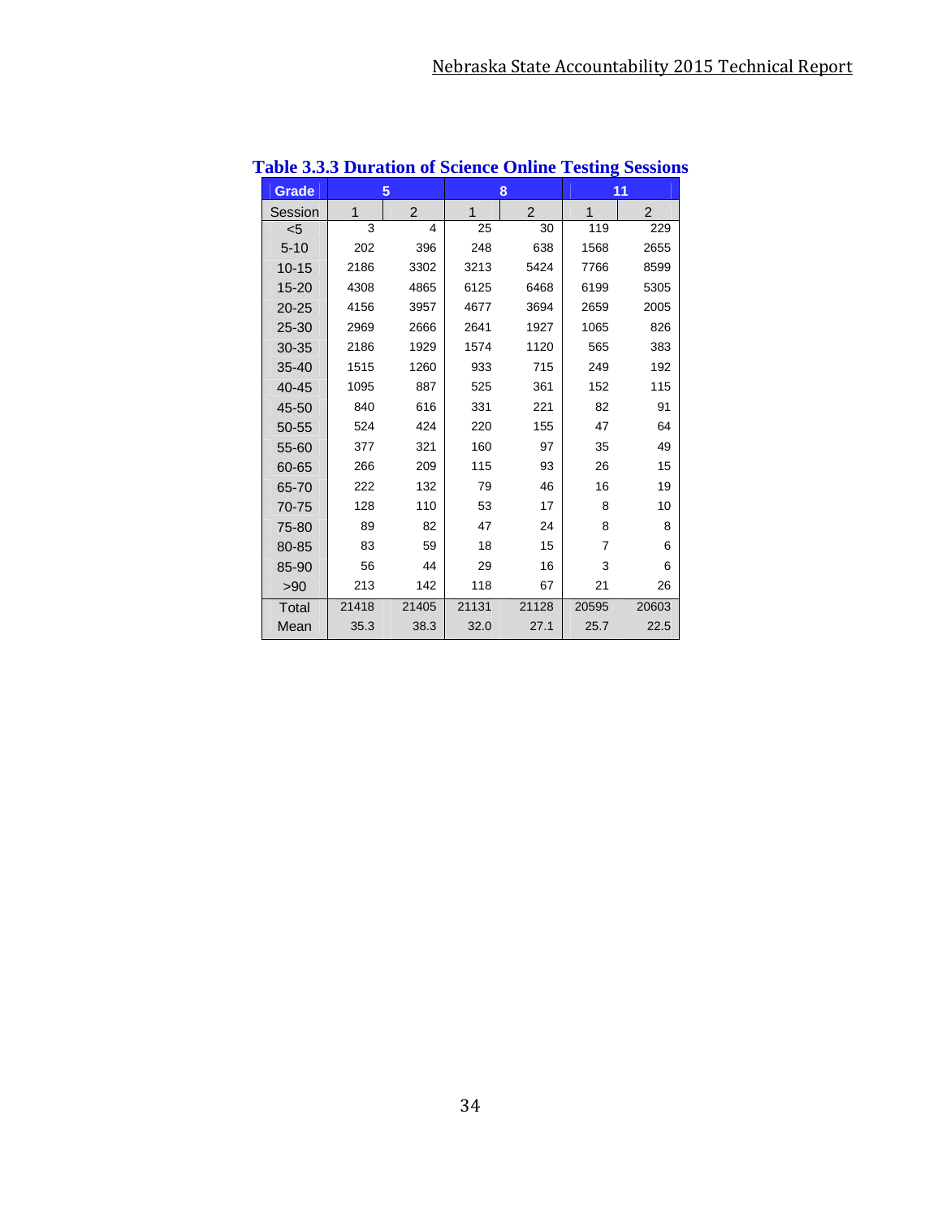**Table 3.3.3 Duration of Science Online Testing Sessions**

| Grade | 5 | | 8 | | 11 | |
|---|---|---|---|---|---|---|
| Session | 1 | 2 | 1 | 2 | 1 | 2 |
| <5 | 3 | 4 | 25 | 30 | 119 | 229 |
| 5-10 | 202 | 396 | 248 | 638 | 1568 | 2655 |
| 10-15 | 2186 | 3302 | 3213 | 5424 | 7766 | 8599 |
| 15-20 | 4308 | 4865 | 6125 | 6468 | 6199 | 5305 |
| 20-25 | 4156 | 3957 | 4677 | 3694 | 2659 | 2005 |
| 25-30 | 2969 | 2666 | 2641 | 1927 | 1065 | 826 |
| 30-35 | 2186 | 1929 | 1574 | 1120 | 565 | 383 |
| 35-40 | 1515 | 1260 | 933 | 715 | 249 | 192 |
| 40-45 | 1095 | 887 | 525 | 361 | 152 | 115 |
| 45-50 | 840 | 616 | 331 | 221 | 82 | 91 |
| 50-55 | 524 | 424 | 220 | 155 | 47 | 64 |
| 55-60 | 377 | 321 | 160 | 97 | 35 | 49 |
| 60-65 | 266 | 209 | 115 | 93 | 26 | 15 |
| 65-70 | 222 | 132 | 79 | 46 | 16 | 19 |
| 70-75 | 128 | 110 | 53 | 17 | 8 | 10 |
| 75-80 | 89 | 82 | 47 | 24 | 8 | 8 |
| 80-85 | 83 | 59 | 18 | 15 | 7 | 6 |
| 85-90 | 56 | 44 | 29 | 16 | 3 | 6 |
| >90 | 213 | 142 | 118 | 67 | 21 | 26 |
| Total | 21418 | 21405 | 21131 | 21128 | 20595 | 20603 |
| Mean | 35.3 | 38.3 | 32.0 | 27.1 | 25.7 | 22.5 |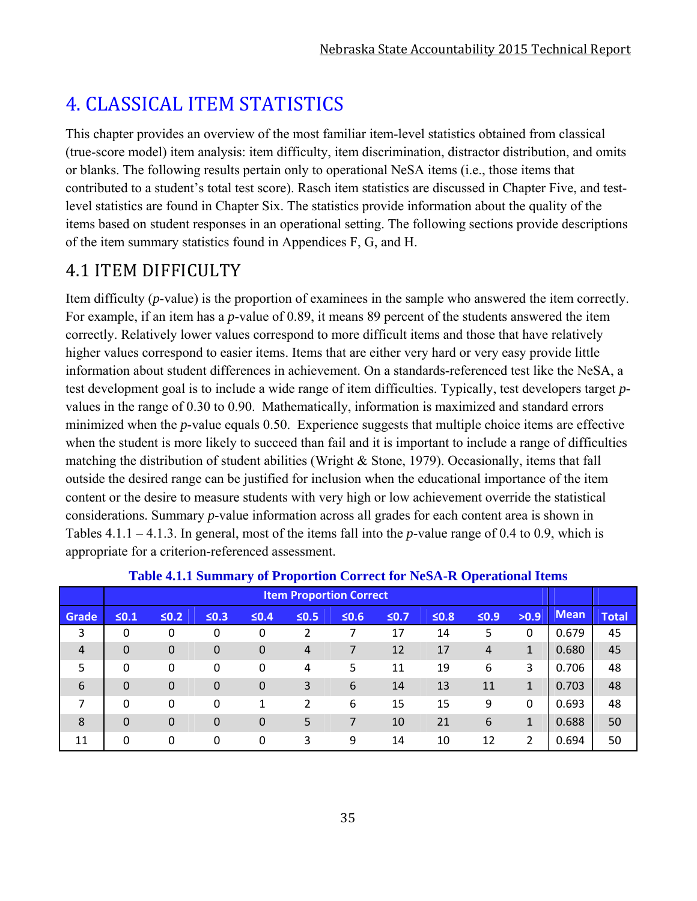# 4. CLASSICAL ITEM STATISTICS

This chapter provides an overview of the most familiar item-level statistics obtained from classical (true-score model) item analysis: item difficulty, item discrimination, distractor distribution, and omits or blanks. The following results pertain only to operational NeSA items (i.e., those items that contributed to a student's total test score). Rasch item statistics are discussed in Chapter Five, and test-level statistics are found in Chapter Six. The statistics provide information about the quality of the items based on student responses in an operational setting. The following sections provide descriptions of the item summary statistics found in Appendices F, G, and H.

## 4.1 ITEM DIFFICULTY

Item difficulty (*p*-value) is the proportion of examinees in the sample who answered the item correctly. For example, if an item has a *p*-value of 0.89, it means 89 percent of the students answered the item correctly. Relatively lower values correspond to more difficult items and those that have relatively higher values correspond to easier items. Items that are either very hard or very easy provide little information about student differences in achievement. On a standards-referenced test like the NeSA, a test development goal is to include a wide range of item difficulties. Typically, test developers target *p*-values in the range of 0.30 to 0.90. Mathematically, information is maximized and standard errors minimized when the *p*-value equals 0.50. Experience suggests that multiple choice items are effective when the student is more likely to succeed than fail and it is important to include a range of difficulties matching the distribution of student abilities (Wright & Stone, 1979). Occasionally, items that fall outside the desired range can be justified for inclusion when the educational importance of the item content or the desire to measure students with very high or low achievement override the statistical considerations. Summary *p*-value information across all grades for each content area is shown in Tables 4.1.1 – 4.1.3. In general, most of the items fall into the *p*-value range of 0.4 to 0.9, which is appropriate for a criterion-referenced assessment.

**Table 4.1.1 Summary of Proportion Correct for NeSA-R Operational Items**

| | Item Proportion Correct | | | | | | | | | | | |
|---|---|---|---|---|---|---|---|---|---|---|---|---|
| Grade | ≤0.1 | ≤0.2 | ≤0.3 | ≤0.4 | ≤0.5 | ≤0.6 | ≤0.7 | ≤0.8 | ≤0.9 | >0.9 | Mean | Total |
| 3 | 0 | 0 | 0 | 0 | 2 | 7 | 17 | 14 | 5 | 0 | 0.679 | 45 |
| 4 | 0 | 0 | 0 | 0 | 4 | 7 | 12 | 17 | 4 | 1 | 0.680 | 45 |
| 5 | 0 | 0 | 0 | 0 | 4 | 5 | 11 | 19 | 6 | 3 | 0.706 | 48 |
| 6 | 0 | 0 | 0 | 0 | 3 | 6 | 14 | 13 | 11 | 1 | 0.703 | 48 |
| 7 | 0 | 0 | 0 | 1 | 2 | 6 | 15 | 15 | 9 | 0 | 0.693 | 48 |
| 8 | 0 | 0 | 0 | 0 | 5 | 7 | 10 | 21 | 6 | 1 | 0.688 | 50 |
| 11 | 0 | 0 | 0 | 0 | 3 | 9 | 14 | 10 | 12 | 2 | 0.694 | 50 |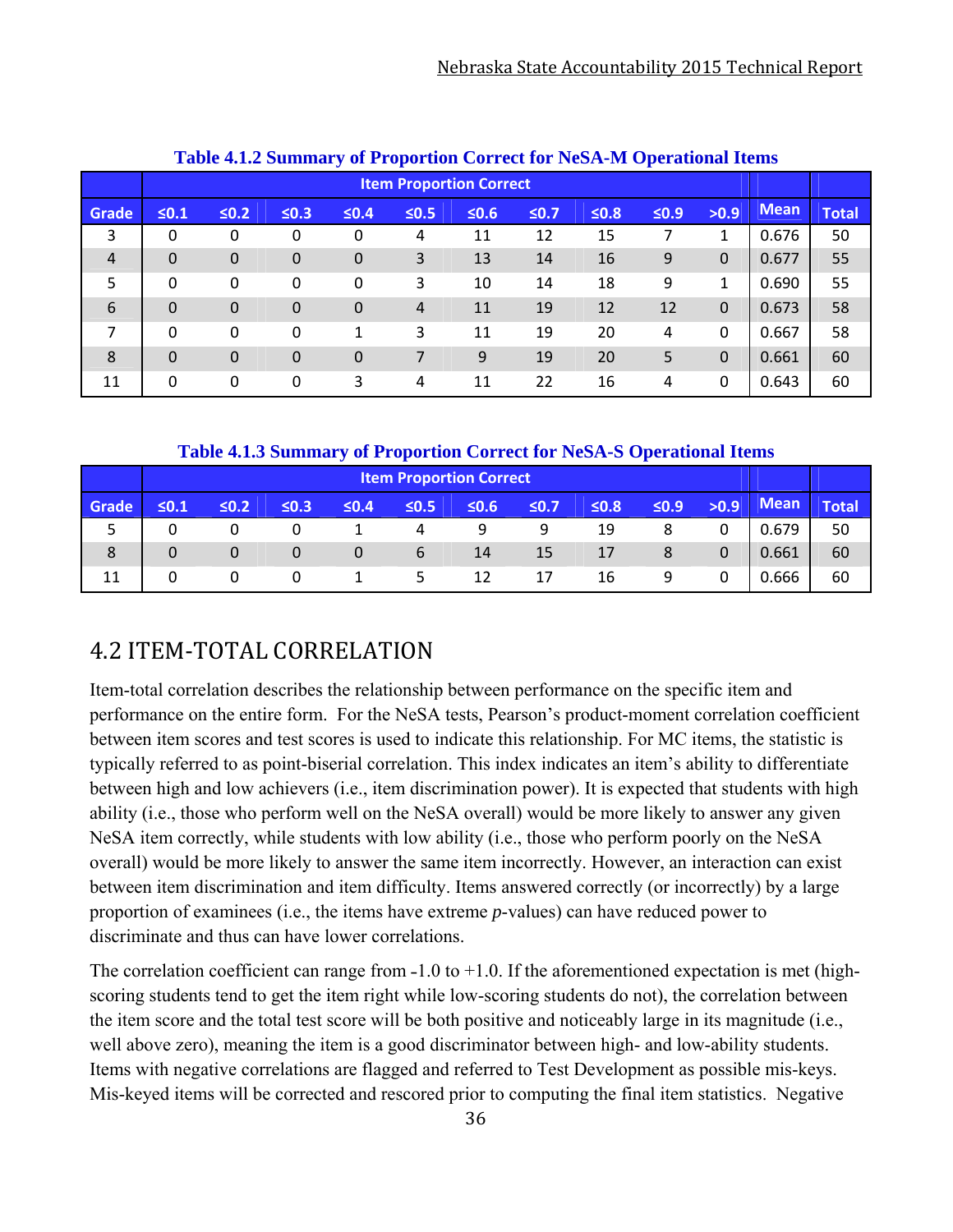**Table 4.1.2 Summary of Proportion Correct for NeSA-M Operational Items**

| | Item Proportion Correct | | | | | | | | | | | |
|---|---|---|---|---|---|---|---|---|---|---|---|---|
| Grade | ≤0.1 | ≤0.2 | ≤0.3 | ≤0.4 | ≤0.5 | ≤0.6 | ≤0.7 | ≤0.8 | ≤0.9 | >0.9 | Mean | Total |
| 3 | 0 | 0 | 0 | 0 | 4 | 11 | 12 | 15 | 7 | 1 | 0.676 | 50 |
| 4 | 0 | 0 | 0 | 0 | 3 | 13 | 14 | 16 | 9 | 0 | 0.677 | 55 |
| 5 | 0 | 0 | 0 | 0 | 3 | 10 | 14 | 18 | 9 | 1 | 0.690 | 55 |
| 6 | 0 | 0 | 0 | 0 | 4 | 11 | 19 | 12 | 12 | 0 | 0.673 | 58 |
| 7 | 0 | 0 | 0 | 1 | 3 | 11 | 19 | 20 | 4 | 0 | 0.667 | 58 |
| 8 | 0 | 0 | 0 | 0 | 7 | 9 | 19 | 20 | 5 | 0 | 0.661 | 60 |
| 11 | 0 | 0 | 0 | 3 | 4 | 11 | 22 | 16 | 4 | 0 | 0.643 | 60 |

**Table 4.1.3 Summary of Proportion Correct for NeSA-S Operational Items**

| | Item Proportion Correct | | | | | | | | | | | |
|---|---|---|---|---|---|---|---|---|---|---|---|---|
| Grade | ≤0.1 | ≤0.2 | ≤0.3 | ≤0.4 | ≤0.5 | ≤0.6 | ≤0.7 | ≤0.8 | ≤0.9 | >0.9 | Mean | Total |
| 5 | 0 | 0 | 0 | 1 | 4 | 9 | 9 | 19 | 8 | 0 | 0.679 | 50 |
| 8 | 0 | 0 | 0 | 0 | 6 | 14 | 15 | 17 | 8 | 0 | 0.661 | 60 |
| 11 | 0 | 0 | 0 | 1 | 5 | 12 | 17 | 16 | 9 | 0 | 0.666 | 60 |

## 4.2 ITEM-TOTAL CORRELATION

Item-total correlation describes the relationship between performance on the specific item and performance on the entire form. For the NeSA tests, Pearson's product-moment correlation coefficient between item scores and test scores is used to indicate this relationship. For MC items, the statistic is typically referred to as point-biserial correlation. This index indicates an item's ability to differentiate between high and low achievers (i.e., item discrimination power). It is expected that students with high ability (i.e., those who perform well on the NeSA overall) would be more likely to answer any given NeSA item correctly, while students with low ability (i.e., those who perform poorly on the NeSA overall) would be more likely to answer the same item incorrectly. However, an interaction can exist between item discrimination and item difficulty. Items answered correctly (or incorrectly) by a large proportion of examinees (i.e., the items have extreme *p*-values) can have reduced power to discriminate and thus can have lower correlations.

The correlation coefficient can range from -1.0 to +1.0. If the aforementioned expectation is met (high-scoring students tend to get the item right while low-scoring students do not), the correlation between the item score and the total test score will be both positive and noticeably large in its magnitude (i.e., well above zero), meaning the item is a good discriminator between high- and low-ability students. Items with negative correlations are flagged and referred to Test Development as possible mis-keys. Mis-keyed items will be corrected and rescored prior to computing the final item statistics. Negative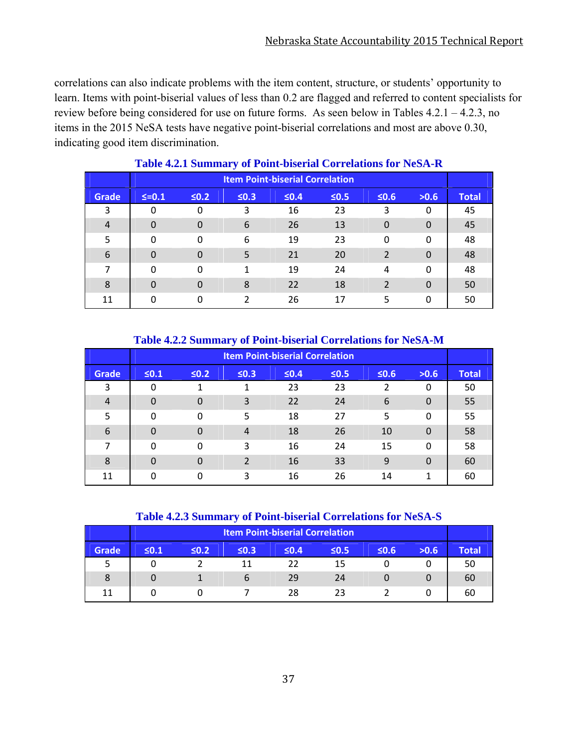correlations can also indicate problems with the item content, structure, or students' opportunity to learn. Items with point-biserial values of less than 0.2 are flagged and referred to content specialists for review before being considered for use on future forms. As seen below in Tables 4.2.1 – 4.2.3, no items in the 2015 NeSA tests have negative point-biserial correlations and most are above 0.30, indicating good item discrimination.

**Table 4.2.1 Summary of Point-biserial Correlations for NeSA-R**

| | Item Point-biserial Correlation | | | | | | | |
|---|---|---|---|---|---|---|---|---|
| Grade | ≤=0.1 | ≤0.2 | ≤0.3 | ≤0.4 | ≤0.5 | ≤0.6 | >0.6 | Total |
| 3 | 0 | 0 | 3 | 16 | 23 | 3 | 0 | 45 |
| 4 | 0 | 0 | 6 | 26 | 13 | 0 | 0 | 45 |
| 5 | 0 | 0 | 6 | 19 | 23 | 0 | 0 | 48 |
| 6 | 0 | 0 | 5 | 21 | 20 | 2 | 0 | 48 |
| 7 | 0 | 0 | 1 | 19 | 24 | 4 | 0 | 48 |
| 8 | 0 | 0 | 8 | 22 | 18 | 2 | 0 | 50 |
| 11 | 0 | 0 | 2 | 26 | 17 | 5 | 0 | 50 |

**Table 4.2.2 Summary of Point-biserial Correlations for NeSA-M**

| | Item Point-biserial Correlation | | | | | | | |
|---|---|---|---|---|---|---|---|---|
| Grade | ≤0.1 | ≤0.2 | ≤0.3 | ≤0.4 | ≤0.5 | ≤0.6 | >0.6 | Total |
| 3 | 0 | 1 | 1 | 23 | 23 | 2 | 0 | 50 |
| 4 | 0 | 0 | 3 | 22 | 24 | 6 | 0 | 55 |
| 5 | 0 | 0 | 5 | 18 | 27 | 5 | 0 | 55 |
| 6 | 0 | 0 | 4 | 18 | 26 | 10 | 0 | 58 |
| 7 | 0 | 0 | 3 | 16 | 24 | 15 | 0 | 58 |
| 8 | 0 | 0 | 2 | 16 | 33 | 9 | 0 | 60 |
| 11 | 0 | 0 | 3 | 16 | 26 | 14 | 1 | 60 |

**Table 4.2.3 Summary of Point-biserial Correlations for NeSA-S**

| | Item Point-biserial Correlation | | | | | | | |
|---|---|---|---|---|---|---|---|---|
| Grade | ≤0.1 | ≤0.2 | ≤0.3 | ≤0.4 | ≤0.5 | ≤0.6 | >0.6 | Total |
| 5 | 0 | 2 | 11 | 22 | 15 | 0 | 0 | 50 |
| 8 | 0 | 1 | 6 | 29 | 24 | 0 | 0 | 60 |
| 11 | 0 | 0 | 7 | 28 | 23 | 2 | 0 | 60 |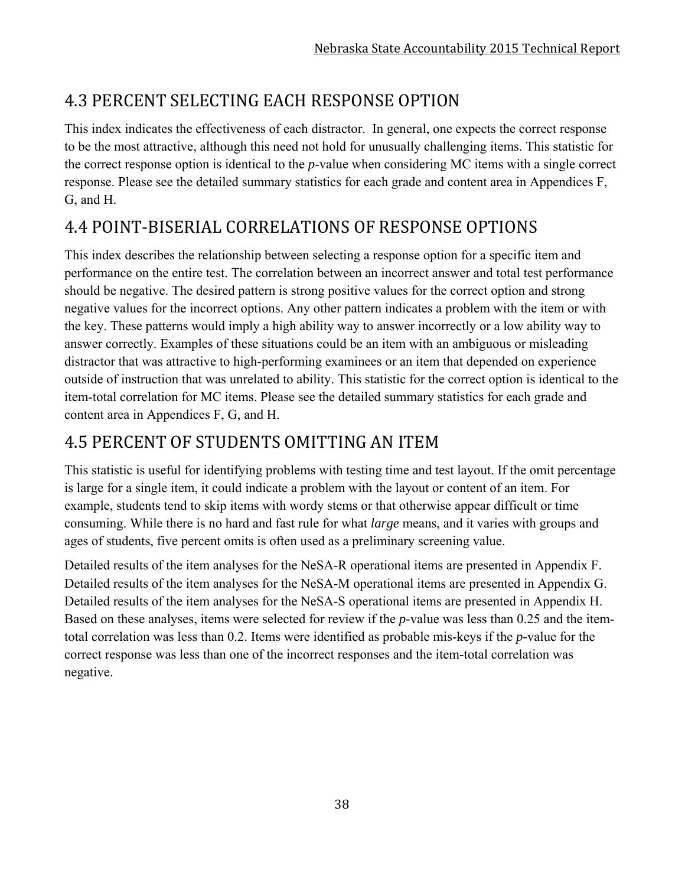## 4.3 PERCENT SELECTING EACH RESPONSE OPTION

This index indicates the effectiveness of each distractor. In general, one expects the correct response to be the most attractive, although this need not hold for unusually challenging items. This statistic for the correct response option is identical to the *p*-value when considering MC items with a single correct response. Please see the detailed summary statistics for each grade and content area in Appendices F, G, and H.

## 4.4 POINT-BISERIAL CORRELATIONS OF RESPONSE OPTIONS

This index describes the relationship between selecting a response option for a specific item and performance on the entire test. The correlation between an incorrect answer and total test performance should be negative. The desired pattern is strong positive values for the correct option and strong negative values for the incorrect options. Any other pattern indicates a problem with the item or with the key. These patterns would imply a high ability way to answer incorrectly or a low ability way to answer correctly. Examples of these situations could be an item with an ambiguous or misleading distractor that was attractive to high-performing examinees or an item that depended on experience outside of instruction that was unrelated to ability. This statistic for the correct option is identical to the item-total correlation for MC items. Please see the detailed summary statistics for each grade and content area in Appendices F, G, and H.

## 4.5 PERCENT OF STUDENTS OMITTING AN ITEM

This statistic is useful for identifying problems with testing time and test layout. If the omit percentage is large for a single item, it could indicate a problem with the layout or content of an item. For example, students tend to skip items with wordy stems or that otherwise appear difficult or time consuming. While there is no hard and fast rule for what *large* means, and it varies with groups and ages of students, five percent omits is often used as a preliminary screening value.

Detailed results of the item analyses for the NeSA-R operational items are presented in Appendix F. Detailed results of the item analyses for the NeSA-M operational items are presented in Appendix G. Detailed results of the item analyses for the NeSA-S operational items are presented in Appendix H. Based on these analyses, items were selected for review if the *p*-value was less than 0.25 and the item-total correlation was less than 0.2. Items were identified as probable mis-keys if the *p*-value for the correct response was less than one of the incorrect responses and the item-total correlation was negative.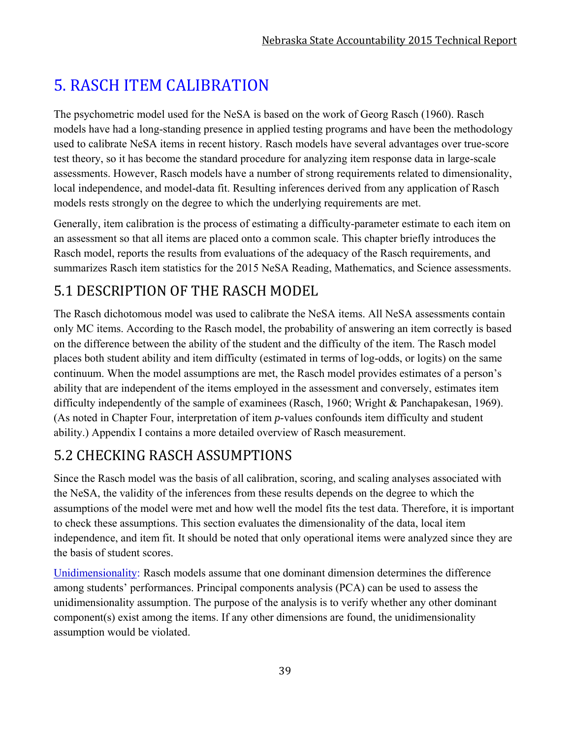# 5. RASCH ITEM CALIBRATION

The psychometric model used for the NeSA is based on the work of Georg Rasch (1960). Rasch models have had a long-standing presence in applied testing programs and have been the methodology used to calibrate NeSA items in recent history. Rasch models have several advantages over true-score test theory, so it has become the standard procedure for analyzing item response data in large-scale assessments. However, Rasch models have a number of strong requirements related to dimensionality, local independence, and model-data fit. Resulting inferences derived from any application of Rasch models rests strongly on the degree to which the underlying requirements are met.

Generally, item calibration is the process of estimating a difficulty-parameter estimate to each item on an assessment so that all items are placed onto a common scale. This chapter briefly introduces the Rasch model, reports the results from evaluations of the adequacy of the Rasch requirements, and summarizes Rasch item statistics for the 2015 NeSA Reading, Mathematics, and Science assessments.

## 5.1 DESCRIPTION OF THE RASCH MODEL

The Rasch dichotomous model was used to calibrate the NeSA items. All NeSA assessments contain only MC items. According to the Rasch model, the probability of answering an item correctly is based on the difference between the ability of the student and the difficulty of the item. The Rasch model places both student ability and item difficulty (estimated in terms of log-odds, or logits) on the same continuum. When the model assumptions are met, the Rasch model provides estimates of a person's ability that are independent of the items employed in the assessment and conversely, estimates item difficulty independently of the sample of examinees (Rasch, 1960; Wright & Panchapakesan, 1969). (As noted in Chapter Four, interpretation of item *p*-values confounds item difficulty and student ability.) Appendix I contains a more detailed overview of Rasch measurement.

## 5.2 CHECKING RASCH ASSUMPTIONS

Since the Rasch model was the basis of all calibration, scoring, and scaling analyses associated with the NeSA, the validity of the inferences from these results depends on the degree to which the assumptions of the model were met and how well the model fits the test data. Therefore, it is important to check these assumptions. This section evaluates the dimensionality of the data, local item independence, and item fit. It should be noted that only operational items were analyzed since they are the basis of student scores.

Unidimensionality: Rasch models assume that one dominant dimension determines the difference among students' performances. Principal components analysis (PCA) can be used to assess the unidimensionality assumption. The purpose of the analysis is to verify whether any other dominant component(s) exist among the items. If any other dimensions are found, the unidimensionality assumption would be violated.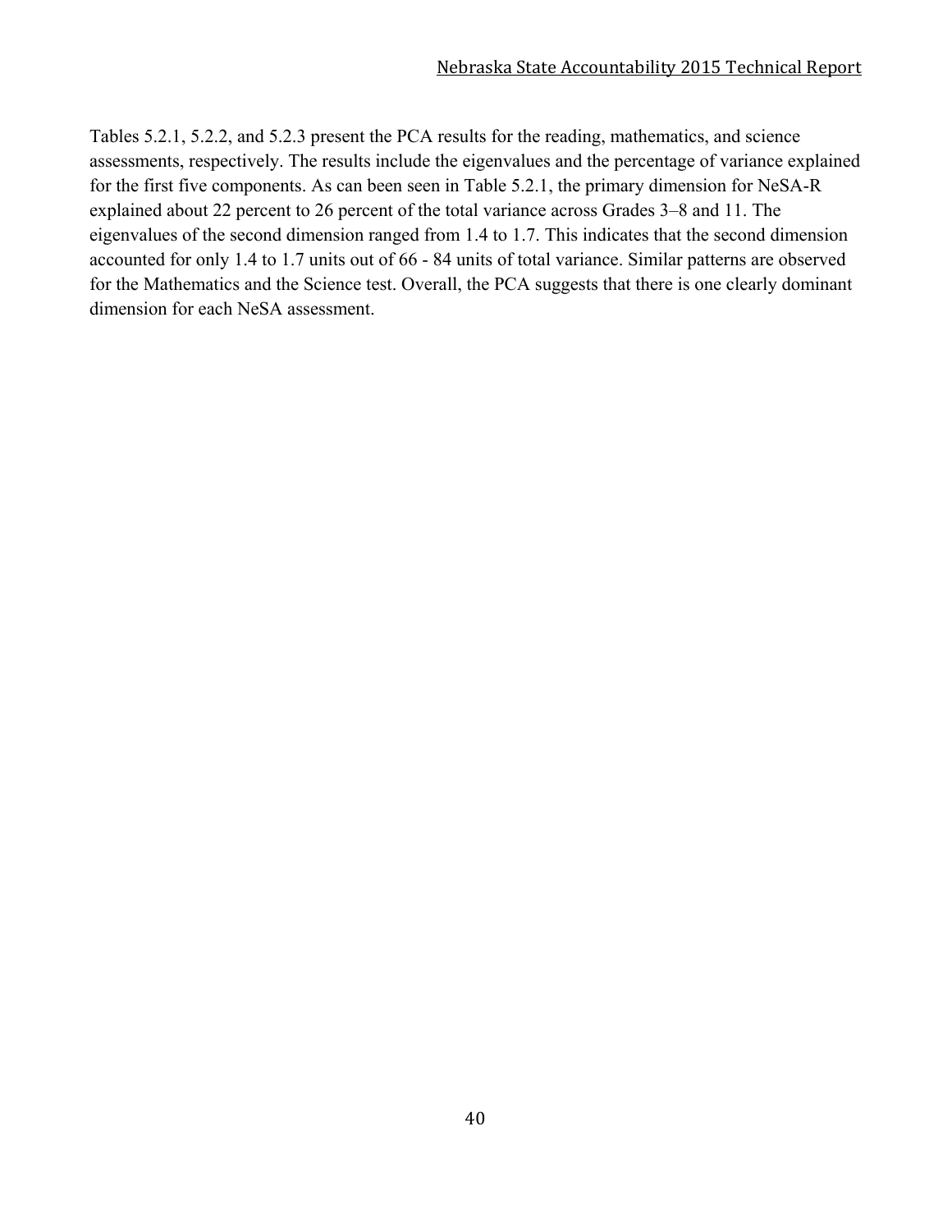Tables 5.2.1, 5.2.2, and 5.2.3 present the PCA results for the reading, mathematics, and science assessments, respectively. The results include the eigenvalues and the percentage of variance explained for the first five components. As can been seen in Table 5.2.1, the primary dimension for NeSA-R explained about 22 percent to 26 percent of the total variance across Grades 3–8 and 11. The eigenvalues of the second dimension ranged from 1.4 to 1.7. This indicates that the second dimension accounted for only 1.4 to 1.7 units out of 66 - 84 units of total variance. Similar patterns are observed for the Mathematics and the Science test. Overall, the PCA suggests that there is one clearly dominant dimension for each NeSA assessment.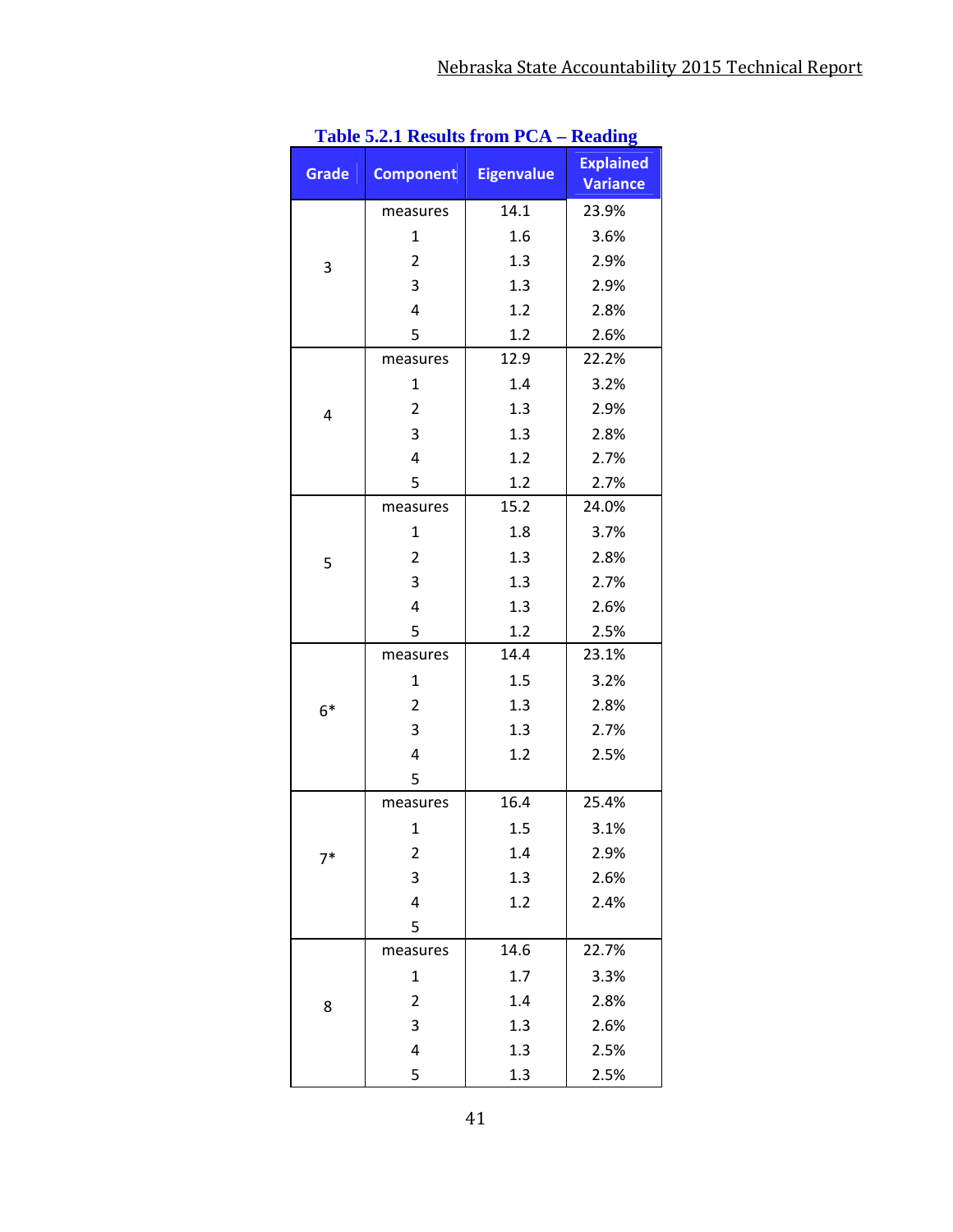**Table 5.2.1 Results from PCA – Reading**

| Grade | Component | Eigenvalue | Explained Variance |
|---|---|---|---|
| 3 | measures | 14.1 | 23.9% |
| | 1 | 1.6 | 3.6% |
| | 2 | 1.3 | 2.9% |
| | 3 | 1.3 | 2.9% |
| | 4 | 1.2 | 2.8% |
| | 5 | 1.2 | 2.6% |
| 4 | measures | 12.9 | 22.2% |
| | 1 | 1.4 | 3.2% |
| | 2 | 1.3 | 2.9% |
| | 3 | 1.3 | 2.8% |
| | 4 | 1.2 | 2.7% |
| | 5 | 1.2 | 2.7% |
| 5 | measures | 15.2 | 24.0% |
| | 1 | 1.8 | 3.7% |
| | 2 | 1.3 | 2.8% |
| | 3 | 1.3 | 2.7% |
| | 4 | 1.3 | 2.6% |
| | 5 | 1.2 | 2.5% |
| 6* | measures | 14.4 | 23.1% |
| | 1 | 1.5 | 3.2% |
| | 2 | 1.3 | 2.8% |
| | 3 | 1.3 | 2.7% |
| | 4 | 1.2 | 2.5% |
| | 5 | | |
| 7* | measures | 16.4 | 25.4% |
| | 1 | 1.5 | 3.1% |
| | 2 | 1.4 | 2.9% |
| | 3 | 1.3 | 2.6% |
| | 4 | 1.2 | 2.4% |
| | 5 | | |
| 8 | measures | 14.6 | 22.7% |
| | 1 | 1.7 | 3.3% |
| | 2 | 1.4 | 2.8% |
| | 3 | 1.3 | 2.6% |
| | 4 | 1.3 | 2.5% |
| | 5 | 1.3 | 2.5% |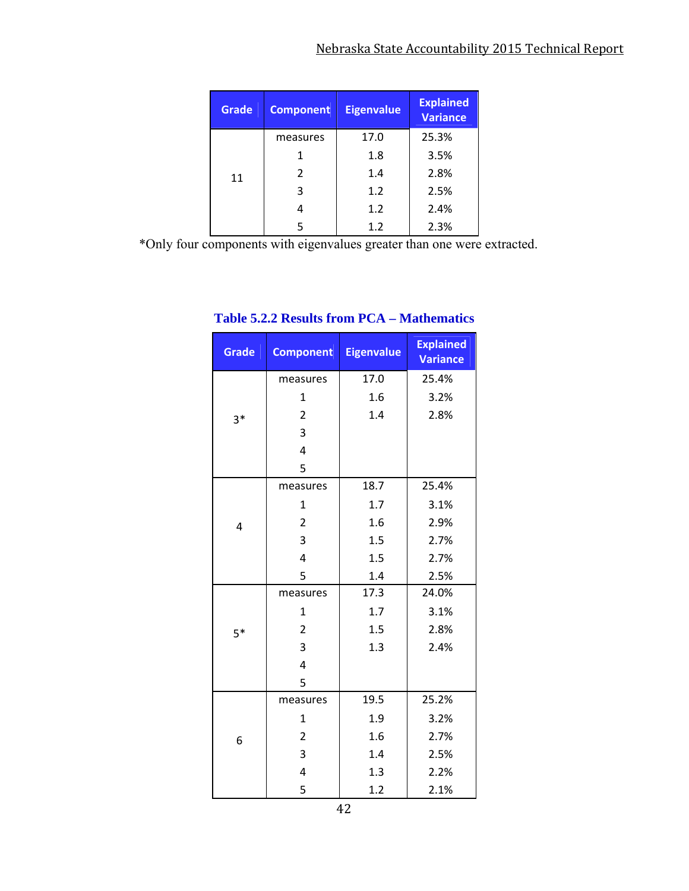| Grade | Component | Eigenvalue | Explained Variance |
|---|---|---|---|
| 11 | measures | 17.0 | 25.3% |
| | 1 | 1.8 | 3.5% |
| | 2 | 1.4 | 2.8% |
| | 3 | 1.2 | 2.5% |
| | 4 | 1.2 | 2.4% |
| | 5 | 1.2 | 2.3% |

*Only four components with eigenvalues greater than one were extracted.

### Table 5.2.2 Results from PCA – Mathematics

| Grade | Component | Eigenvalue | Explained Variance |
|---|---|---|---|
| 3* | measures | 17.0 | 25.4% |
| | 1 | 1.6 | 3.2% |
| | 2 | 1.4 | 2.8% |
| | 3 | | |
| | 4 | | |
| | 5 | | |
| 4 | measures | 18.7 | 25.4% |
| | 1 | 1.7 | 3.1% |
| | 2 | 1.6 | 2.9% |
| | 3 | 1.5 | 2.7% |
| | 4 | 1.5 | 2.7% |
| | 5 | 1.4 | 2.5% |
| 5* | measures | 17.3 | 24.0% |
| | 1 | 1.7 | 3.1% |
| | 2 | 1.5 | 2.8% |
| | 3 | 1.3 | 2.4% |
| | 4 | | |
| | 5 | | |
| 6 | measures | 19.5 | 25.2% |
| | 1 | 1.9 | 3.2% |
| | 2 | 1.6 | 2.7% |
| | 3 | 1.4 | 2.5% |
| | 4 | 1.3 | 2.2% |
| | 5 | 1.2 | 2.1% |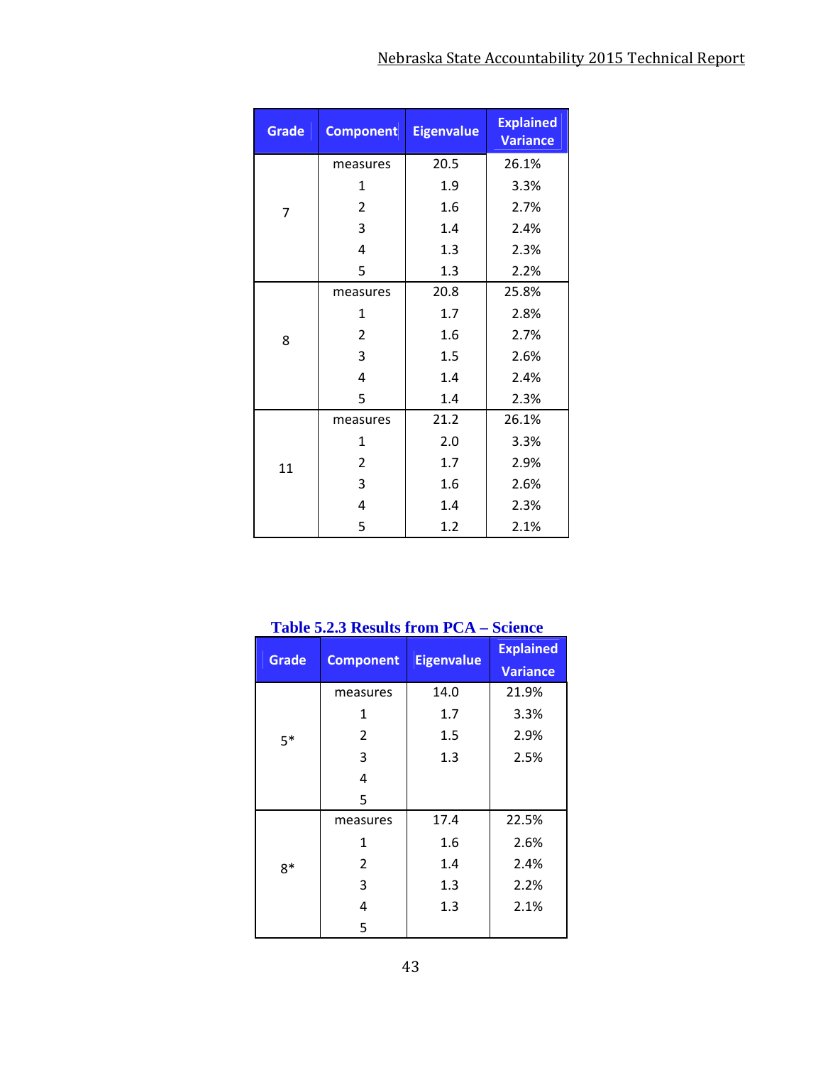| Grade | Component | Eigenvalue | Explained Variance |
|---|---|---|---|
| 7 | measures | 20.5 | 26.1% |
| | 1 | 1.9 | 3.3% |
| | 2 | 1.6 | 2.7% |
| | 3 | 1.4 | 2.4% |
| | 4 | 1.3 | 2.3% |
| | 5 | 1.3 | 2.2% |
| 8 | measures | 20.8 | 25.8% |
| | 1 | 1.7 | 2.8% |
| | 2 | 1.6 | 2.7% |
| | 3 | 1.5 | 2.6% |
| | 4 | 1.4 | 2.4% |
| | 5 | 1.4 | 2.3% |
| 11 | measures | 21.2 | 26.1% |
| | 1 | 2.0 | 3.3% |
| | 2 | 1.7 | 2.9% |
| | 3 | 1.6 | 2.6% |
| | 4 | 1.4 | 2.3% |
| | 5 | 1.2 | 2.1% |

**Table 5.2.3 Results from PCA – Science**

| Grade | Component | Eigenvalue | Explained Variance |
|---|---|---|---|
| 5* | measures | 14.0 | 21.9% |
| | 1 | 1.7 | 3.3% |
| | 2 | 1.5 | 2.9% |
| | 3 | 1.3 | 2.5% |
| | 4 | | |
| | 5 | | |
| 8* | measures | 17.4 | 22.5% |
| | 1 | 1.6 | 2.6% |
| | 2 | 1.4 | 2.4% |
| | 3 | 1.3 | 2.2% |
| | 4 | 1.3 | 2.1% |
| | 5 | | |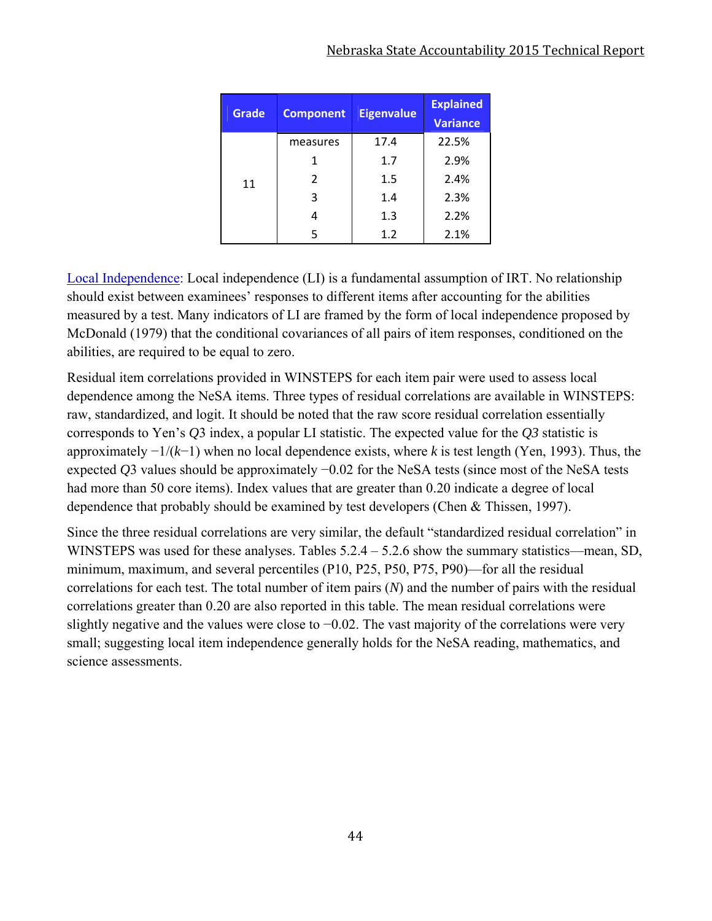| Grade | Component | Eigenvalue | Explained Variance |
|---|---|---|---|
| 11 | measures | 17.4 | 22.5% |
| | 1 | 1.7 | 2.9% |
| | 2 | 1.5 | 2.4% |
| | 3 | 1.4 | 2.3% |
| | 4 | 1.3 | 2.2% |
| | 5 | 1.2 | 2.1% |

Local Independence: Local independence (LI) is a fundamental assumption of IRT. No relationship should exist between examinees' responses to different items after accounting for the abilities measured by a test. Many indicators of LI are framed by the form of local independence proposed by McDonald (1979) that the conditional covariances of all pairs of item responses, conditioned on the abilities, are required to be equal to zero.

Residual item correlations provided in WINSTEPS for each item pair were used to assess local dependence among the NeSA items. Three types of residual correlations are available in WINSTEPS: raw, standardized, and logit. It should be noted that the raw score residual correlation essentially corresponds to Yen's *Q*3 index, a popular LI statistic. The expected value for the *Q3* statistic is approximately $-1/(k-1)$ when no local dependence exists, where $k$ is test length (Yen, 1993). Thus, the expected *Q*3 values should be approximately −0.02 for the NeSA tests (since most of the NeSA tests had more than 50 core items). Index values that are greater than 0.20 indicate a degree of local dependence that probably should be examined by test developers (Chen & Thissen, 1997).

Since the three residual correlations are very similar, the default "standardized residual correlation" in WINSTEPS was used for these analyses. Tables 5.2.4 – 5.2.6 show the summary statistics—mean, SD, minimum, maximum, and several percentiles (P10, P25, P50, P75, P90)—for all the residual correlations for each test. The total number of item pairs (*N*) and the number of pairs with the residual correlations greater than 0.20 are also reported in this table. The mean residual correlations were slightly negative and the values were close to −0.02. The vast majority of the correlations were very small; suggesting local item independence generally holds for the NeSA reading, mathematics, and science assessments.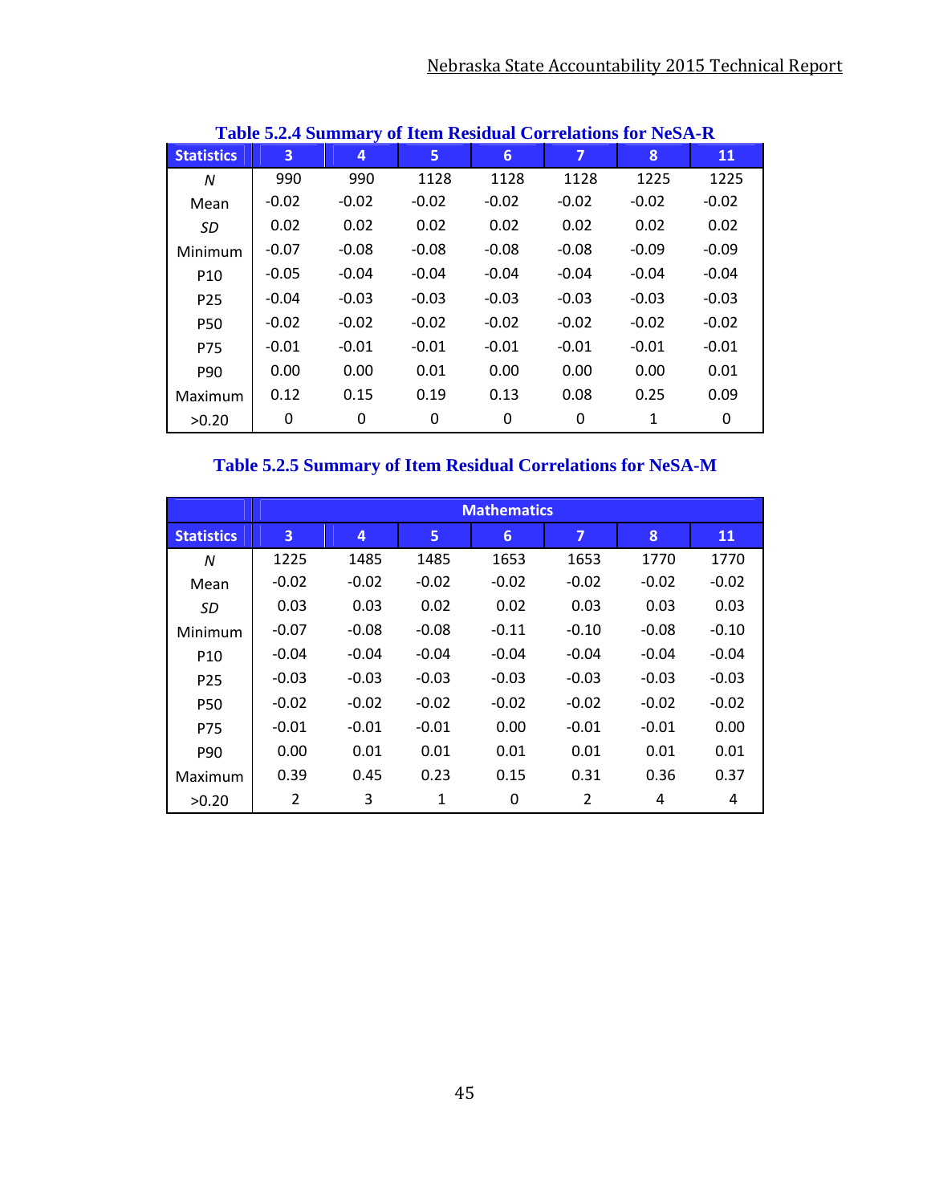**Table 5.2.4 Summary of Item Residual Correlations for NeSA-R**

| Statistics | 3 | 4 | 5 | 6 | 7 | 8 | 11 |
|---|---|---|---|---|---|---|---|
| *N* | 990 | 990 | 1128 | 1128 | 1128 | 1225 | 1225 |
| Mean | -0.02 | -0.02 | -0.02 | -0.02 | -0.02 | -0.02 | -0.02 |
| *SD* | 0.02 | 0.02 | 0.02 | 0.02 | 0.02 | 0.02 | 0.02 |
| Minimum | -0.07 | -0.08 | -0.08 | -0.08 | -0.08 | -0.09 | -0.09 |
| P10 | -0.05 | -0.04 | -0.04 | -0.04 | -0.04 | -0.04 | -0.04 |
| P25 | -0.04 | -0.03 | -0.03 | -0.03 | -0.03 | -0.03 | -0.03 |
| P50 | -0.02 | -0.02 | -0.02 | -0.02 | -0.02 | -0.02 | -0.02 |
| P75 | -0.01 | -0.01 | -0.01 | -0.01 | -0.01 | -0.01 | -0.01 |
| P90 | 0.00 | 0.00 | 0.01 | 0.00 | 0.00 | 0.00 | 0.01 |
| Maximum | 0.12 | 0.15 | 0.19 | 0.13 | 0.08 | 0.25 | 0.09 |
| >0.20 | 0 | 0 | 0 | 0 | 0 | 1 | 0 |

**Table 5.2.5 Summary of Item Residual Correlations for NeSA-M**

| | Mathematics | | | | | | |
|---|---|---|---|---|---|---|---|
| Statistics | 3 | 4 | 5 | 6 | 7 | 8 | 11 |
| *N* | 1225 | 1485 | 1485 | 1653 | 1653 | 1770 | 1770 |
| Mean | -0.02 | -0.02 | -0.02 | -0.02 | -0.02 | -0.02 | -0.02 |
| *SD* | 0.03 | 0.03 | 0.02 | 0.02 | 0.03 | 0.03 | 0.03 |
| Minimum | -0.07 | -0.08 | -0.08 | -0.11 | -0.10 | -0.08 | -0.10 |
| P10 | -0.04 | -0.04 | -0.04 | -0.04 | -0.04 | -0.04 | -0.04 |
| P25 | -0.03 | -0.03 | -0.03 | -0.03 | -0.03 | -0.03 | -0.03 |
| P50 | -0.02 | -0.02 | -0.02 | -0.02 | -0.02 | -0.02 | -0.02 |
| P75 | -0.01 | -0.01 | -0.01 | 0.00 | -0.01 | -0.01 | 0.00 |
| P90 | 0.00 | 0.01 | 0.01 | 0.01 | 0.01 | 0.01 | 0.01 |
| Maximum | 0.39 | 0.45 | 0.23 | 0.15 | 0.31 | 0.36 | 0.37 |
| >0.20 | 2 | 3 | 1 | 0 | 2 | 4 | 4 |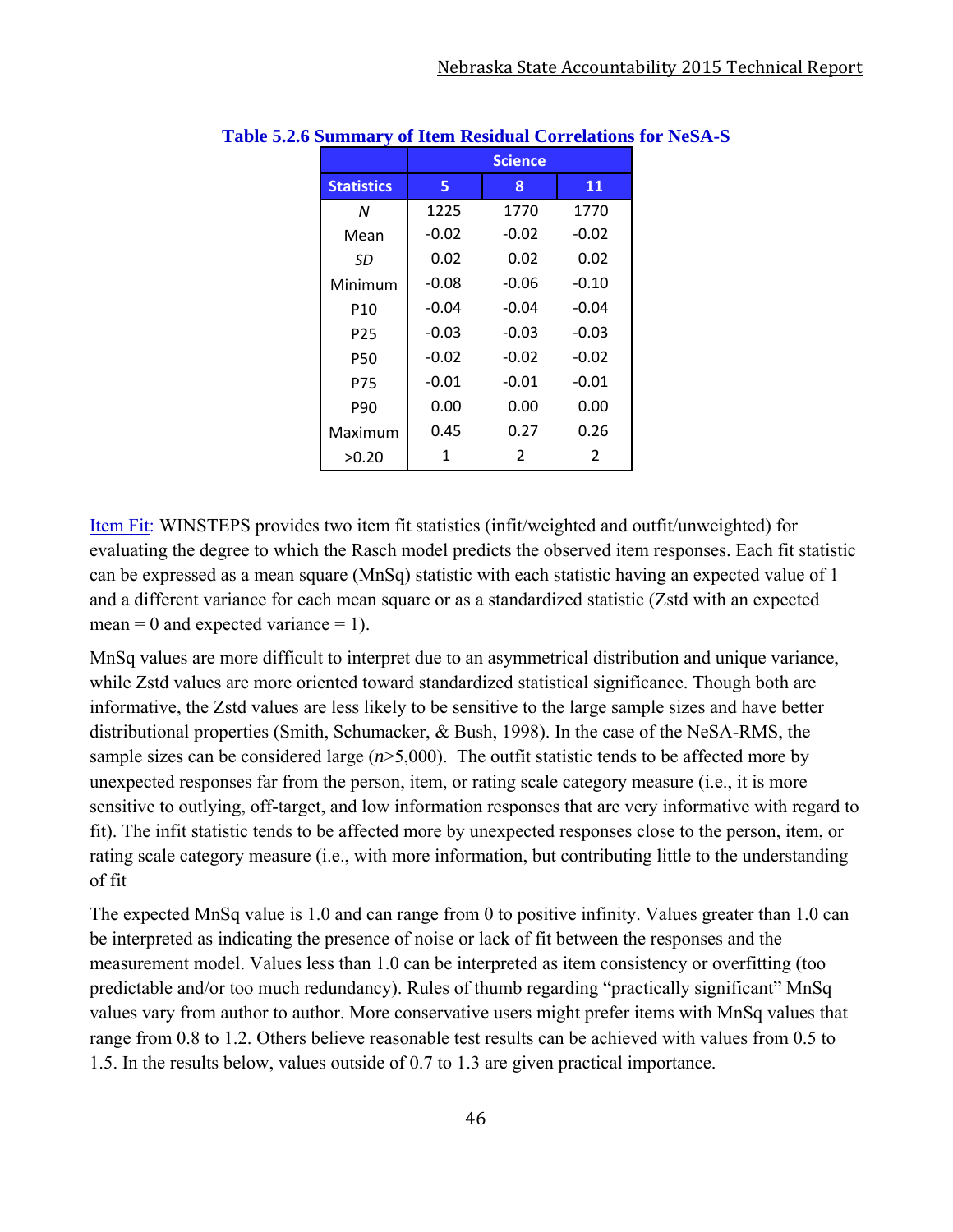**Table 5.2.6 Summary of Item Residual Correlations for NeSA-S**

| | Science | | |
|---|---|---|---|
| **Statistics** | **5** | **8** | **11** |
| *N* | 1225 | 1770 | 1770 |
| Mean | -0.02 | -0.02 | -0.02 |
| *SD* | 0.02 | 0.02 | 0.02 |
| Minimum | -0.08 | -0.06 | -0.10 |
| P10 | -0.04 | -0.04 | -0.04 |
| P25 | -0.03 | -0.03 | -0.03 |
| P50 | -0.02 | -0.02 | -0.02 |
| P75 | -0.01 | -0.01 | -0.01 |
| P90 | 0.00 | 0.00 | 0.00 |
| Maximum | 0.45 | 0.27 | 0.26 |
| >0.20 | 1 | 2 | 2 |

Item Fit: WINSTEPS provides two item fit statistics (infit/weighted and outfit/unweighted) for evaluating the degree to which the Rasch model predicts the observed item responses. Each fit statistic can be expressed as a mean square (MnSq) statistic with each statistic having an expected value of 1 and a different variance for each mean square or as a standardized statistic (Zstd with an expected mean = 0 and expected variance = 1).

MnSq values are more difficult to interpret due to an asymmetrical distribution and unique variance, while Zstd values are more oriented toward standardized statistical significance. Though both are informative, the Zstd values are less likely to be sensitive to the large sample sizes and have better distributional properties (Smith, Schumacker, & Bush, 1998). In the case of the NeSA-RMS, the sample sizes can be considered large (*n*>5,000). The outfit statistic tends to be affected more by unexpected responses far from the person, item, or rating scale category measure (i.e., it is more sensitive to outlying, off-target, and low information responses that are very informative with regard to fit). The infit statistic tends to be affected more by unexpected responses close to the person, item, or rating scale category measure (i.e., with more information, but contributing little to the understanding of fit

The expected MnSq value is 1.0 and can range from 0 to positive infinity. Values greater than 1.0 can be interpreted as indicating the presence of noise or lack of fit between the responses and the measurement model. Values less than 1.0 can be interpreted as item consistency or overfitting (too predictable and/or too much redundancy). Rules of thumb regarding "practically significant" MnSq values vary from author to author. More conservative users might prefer items with MnSq values that range from 0.8 to 1.2. Others believe reasonable test results can be achieved with values from 0.5 to 1.5. In the results below, values outside of 0.7 to 1.3 are given practical importance.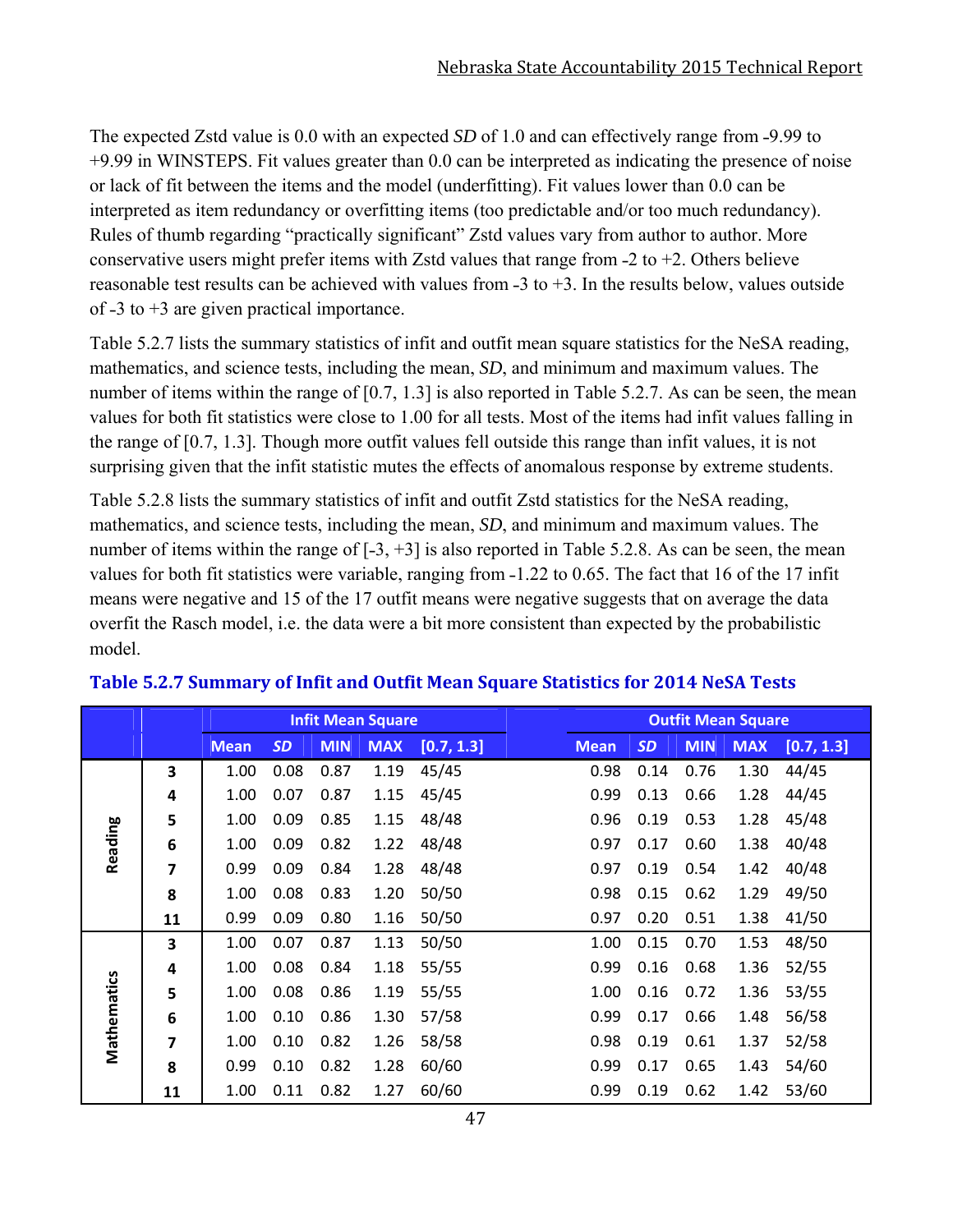The expected Zstd value is 0.0 with an expected *SD* of 1.0 and can effectively range from -9.99 to +9.99 in WINSTEPS. Fit values greater than 0.0 can be interpreted as indicating the presence of noise or lack of fit between the items and the model (underfitting). Fit values lower than 0.0 can be interpreted as item redundancy or overfitting items (too predictable and/or too much redundancy). Rules of thumb regarding "practically significant" Zstd values vary from author to author. More conservative users might prefer items with Zstd values that range from -2 to +2. Others believe reasonable test results can be achieved with values from -3 to +3. In the results below, values outside of -3 to +3 are given practical importance.

Table 5.2.7 lists the summary statistics of infit and outfit mean square statistics for the NeSA reading, mathematics, and science tests, including the mean, *SD*, and minimum and maximum values. The number of items within the range of [0.7, 1.3] is also reported in Table 5.2.7. As can be seen, the mean values for both fit statistics were close to 1.00 for all tests. Most of the items had infit values falling in the range of [0.7, 1.3]. Though more outfit values fell outside this range than infit values, it is not surprising given that the infit statistic mutes the effects of anomalous response by extreme students.

Table 5.2.8 lists the summary statistics of infit and outfit Zstd statistics for the NeSA reading, mathematics, and science tests, including the mean, *SD*, and minimum and maximum values. The number of items within the range of [-3, +3] is also reported in Table 5.2.8. As can be seen, the mean values for both fit statistics were variable, ranging from -1.22 to 0.65. The fact that 16 of the 17 infit means were negative and 15 of the 17 outfit means were negative suggests that on average the data overfit the Rasch model, i.e. the data were a bit more consistent than expected by the probabilistic model.

### Table 5.2.7 Summary of Infit and Outfit Mean Square Statistics for 2014 NeSA Tests

| | | Infit Mean Square | | | | | Outfit Mean Square | | | | |
|---|---|---|---|---|---|---|---|---|---|---|---|
| | | Mean | *SD* | MIN | MAX | [0.7, 1.3] | Mean | *SD* | MIN | MAX | [0.7, 1.3] |
| Reading | 3 | 1.00 | 0.08 | 0.87 | 1.19 | 45/45 | 0.98 | 0.14 | 0.76 | 1.30 | 44/45 |
| | 4 | 1.00 | 0.07 | 0.87 | 1.15 | 45/45 | 0.99 | 0.13 | 0.66 | 1.28 | 44/45 |
| | 5 | 1.00 | 0.09 | 0.85 | 1.15 | 48/48 | 0.96 | 0.19 | 0.53 | 1.28 | 45/48 |
| | 6 | 1.00 | 0.09 | 0.82 | 1.22 | 48/48 | 0.97 | 0.17 | 0.60 | 1.38 | 40/48 |
| | 7 | 0.99 | 0.09 | 0.84 | 1.28 | 48/48 | 0.97 | 0.19 | 0.54 | 1.42 | 40/48 |
| | 8 | 1.00 | 0.08 | 0.83 | 1.20 | 50/50 | 0.98 | 0.15 | 0.62 | 1.29 | 49/50 |
| | 11 | 0.99 | 0.09 | 0.80 | 1.16 | 50/50 | 0.97 | 0.20 | 0.51 | 1.38 | 41/50 |
| Mathematics | 3 | 1.00 | 0.07 | 0.87 | 1.13 | 50/50 | 1.00 | 0.15 | 0.70 | 1.53 | 48/50 |
| | 4 | 1.00 | 0.08 | 0.84 | 1.18 | 55/55 | 0.99 | 0.16 | 0.68 | 1.36 | 52/55 |
| | 5 | 1.00 | 0.08 | 0.86 | 1.19 | 55/55 | 1.00 | 0.16 | 0.72 | 1.36 | 53/55 |
| | 6 | 1.00 | 0.10 | 0.86 | 1.30 | 57/58 | 0.99 | 0.17 | 0.66 | 1.48 | 56/58 |
| | 7 | 1.00 | 0.10 | 0.82 | 1.26 | 58/58 | 0.98 | 0.19 | 0.61 | 1.37 | 52/58 |
| | 8 | 0.99 | 0.10 | 0.82 | 1.28 | 60/60 | 0.99 | 0.17 | 0.65 | 1.43 | 54/60 |
| | 11 | 1.00 | 0.11 | 0.82 | 1.27 | 60/60 | 0.99 | 0.19 | 0.62 | 1.42 | 53/60 |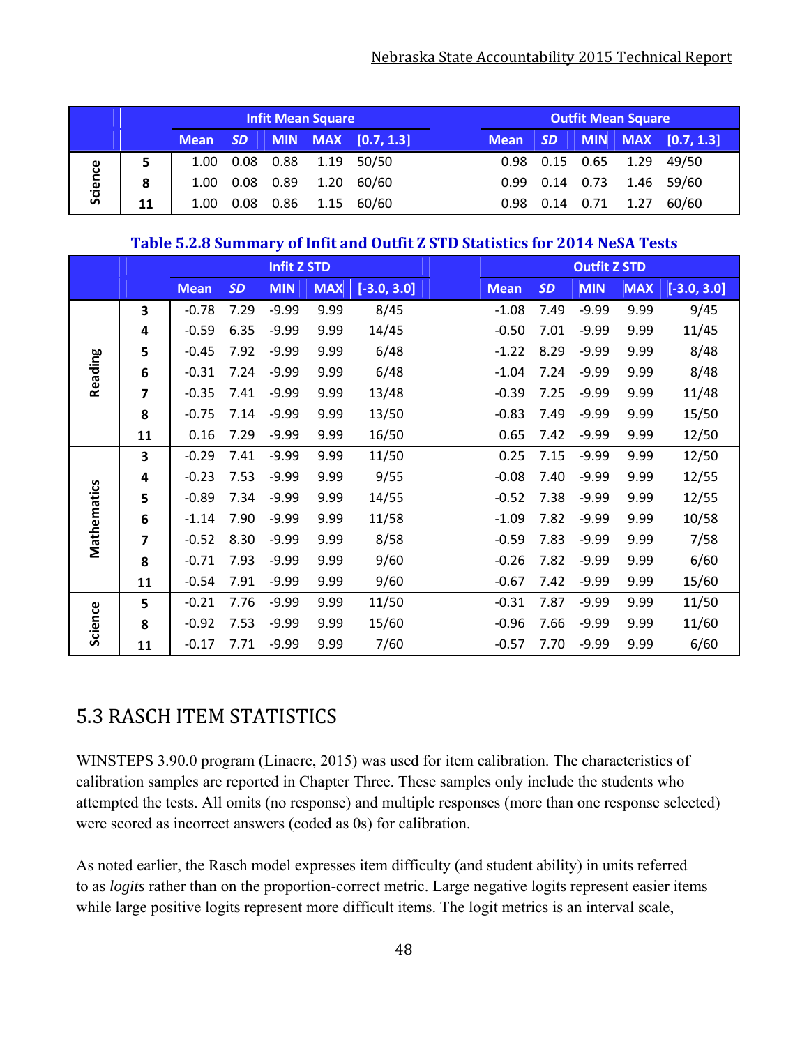| | | Infit Mean Square | | | | | Outfit Mean Square | | | | |
|---|---|---|---|---|---|---|---|---|---|---|---|
| | | Mean | SD | MIN | MAX | [0.7, 1.3] | Mean | SD | MIN | MAX | [0.7, 1.3] |
| Science | 5 | 1.00 | 0.08 | 0.88 | 1.19 | 50/50 | 0.98 | 0.15 | 0.65 | 1.29 | 49/50 |
| | 8 | 1.00 | 0.08 | 0.89 | 1.20 | 60/60 | 0.99 | 0.14 | 0.73 | 1.46 | 59/60 |
| | 11 | 1.00 | 0.08 | 0.86 | 1.15 | 60/60 | 0.98 | 0.14 | 0.71 | 1.27 | 60/60 |

**Table 5.2.8 Summary of Infit and Outfit Z STD Statistics for 2014 NeSA Tests**

| | | Infit Z STD | | | | | Outfit Z STD | | | | |
|---|---|---|---|---|---|---|---|---|---|---|---|
| | | Mean | SD | MIN | MAX | [-3.0, 3.0] | Mean | SD | MIN | MAX | [-3.0, 3.0] |
| Reading | 3 | -0.78 | 7.29 | -9.99 | 9.99 | 8/45 | -1.08 | 7.49 | -9.99 | 9.99 | 9/45 |
| | 4 | -0.59 | 6.35 | -9.99 | 9.99 | 14/45 | -0.50 | 7.01 | -9.99 | 9.99 | 11/45 |
| | 5 | -0.45 | 7.92 | -9.99 | 9.99 | 6/48 | -1.22 | 8.29 | -9.99 | 9.99 | 8/48 |
| | 6 | -0.31 | 7.24 | -9.99 | 9.99 | 6/48 | -1.04 | 7.24 | -9.99 | 9.99 | 8/48 |
| | 7 | -0.35 | 7.41 | -9.99 | 9.99 | 13/48 | -0.39 | 7.25 | -9.99 | 9.99 | 11/48 |
| | 8 | -0.75 | 7.14 | -9.99 | 9.99 | 13/50 | -0.83 | 7.49 | -9.99 | 9.99 | 15/50 |
| | 11 | 0.16 | 7.29 | -9.99 | 9.99 | 16/50 | 0.65 | 7.42 | -9.99 | 9.99 | 12/50 |
| Mathematics | 3 | -0.29 | 7.41 | -9.99 | 9.99 | 11/50 | 0.25 | 7.15 | -9.99 | 9.99 | 12/50 |
| | 4 | -0.23 | 7.53 | -9.99 | 9.99 | 9/55 | -0.08 | 7.40 | -9.99 | 9.99 | 12/55 |
| | 5 | -0.89 | 7.34 | -9.99 | 9.99 | 14/55 | -0.52 | 7.38 | -9.99 | 9.99 | 12/55 |
| | 6 | -1.14 | 7.90 | -9.99 | 9.99 | 11/58 | -1.09 | 7.82 | -9.99 | 9.99 | 10/58 |
| | 7 | -0.52 | 8.30 | -9.99 | 9.99 | 8/58 | -0.59 | 7.83 | -9.99 | 9.99 | 7/58 |
| | 8 | -0.71 | 7.93 | -9.99 | 9.99 | 9/60 | -0.26 | 7.82 | -9.99 | 9.99 | 6/60 |
| | 11 | -0.54 | 7.91 | -9.99 | 9.99 | 9/60 | -0.67 | 7.42 | -9.99 | 9.99 | 15/60 |
| Science | 5 | -0.21 | 7.76 | -9.99 | 9.99 | 11/50 | -0.31 | 7.87 | -9.99 | 9.99 | 11/50 |
| | 8 | -0.92 | 7.53 | -9.99 | 9.99 | 15/60 | -0.96 | 7.66 | -9.99 | 9.99 | 11/60 |
| | 11 | -0.17 | 7.71 | -9.99 | 9.99 | 7/60 | -0.57 | 7.70 | -9.99 | 9.99 | 6/60 |

## 5.3 RASCH ITEM STATISTICS

WINSTEPS 3.90.0 program (Linacre, 2015) was used for item calibration. The characteristics of calibration samples are reported in Chapter Three. These samples only include the students who attempted the tests. All omits (no response) and multiple responses (more than one response selected) were scored as incorrect answers (coded as 0s) for calibration.

As noted earlier, the Rasch model expresses item difficulty (and student ability) in units referred to as *logits* rather than on the proportion-correct metric. Large negative logits represent easier items while large positive logits represent more difficult items. The logit metrics is an interval scale,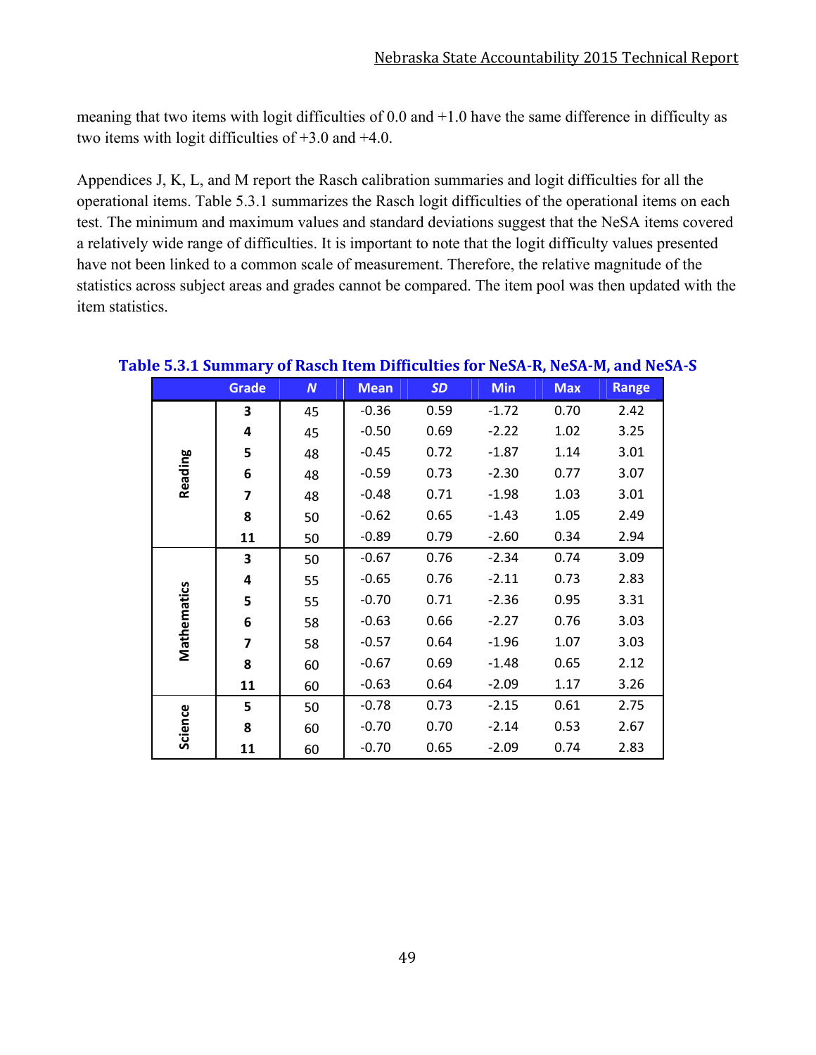meaning that two items with logit difficulties of 0.0 and +1.0 have the same difference in difficulty as two items with logit difficulties of +3.0 and +4.0.

Appendices J, K, L, and M report the Rasch calibration summaries and logit difficulties for all the operational items. Table 5.3.1 summarizes the Rasch logit difficulties of the operational items on each test. The minimum and maximum values and standard deviations suggest that the NeSA items covered a relatively wide range of difficulties. It is important to note that the logit difficulty values presented have not been linked to a common scale of measurement. Therefore, the relative magnitude of the statistics across subject areas and grades cannot be compared. The item pool was then updated with the item statistics.

**Table 5.3.1 Summary of Rasch Item Difficulties for NeSA-R, NeSA-M, and NeSA-S**

| | Grade | *N* | Mean | *SD* | Min | Max | Range |
|---|---|---|---|---|---|---|---|
| Reading | 3 | 45 | -0.36 | 0.59 | -1.72 | 0.70 | 2.42 |
| | 4 | 45 | -0.50 | 0.69 | -2.22 | 1.02 | 3.25 |
| | 5 | 48 | -0.45 | 0.72 | -1.87 | 1.14 | 3.01 |
| | 6 | 48 | -0.59 | 0.73 | -2.30 | 0.77 | 3.07 |
| | 7 | 48 | -0.48 | 0.71 | -1.98 | 1.03 | 3.01 |
| | 8 | 50 | -0.62 | 0.65 | -1.43 | 1.05 | 2.49 |
| | 11 | 50 | -0.89 | 0.79 | -2.60 | 0.34 | 2.94 |
| Mathematics | 3 | 50 | -0.67 | 0.76 | -2.34 | 0.74 | 3.09 |
| | 4 | 55 | -0.65 | 0.76 | -2.11 | 0.73 | 2.83 |
| | 5 | 55 | -0.70 | 0.71 | -2.36 | 0.95 | 3.31 |
| | 6 | 58 | -0.63 | 0.66 | -2.27 | 0.76 | 3.03 |
| | 7 | 58 | -0.57 | 0.64 | -1.96 | 1.07 | 3.03 |
| | 8 | 60 | -0.67 | 0.69 | -1.48 | 0.65 | 2.12 |
| | 11 | 60 | -0.63 | 0.64 | -2.09 | 1.17 | 3.26 |
| Science | 5 | 50 | -0.78 | 0.73 | -2.15 | 0.61 | 2.75 |
| | 8 | 60 | -0.70 | 0.70 | -2.14 | 0.53 | 2.67 |
| | 11 | 60 | -0.70 | 0.65 | -2.09 | 0.74 | 2.83 |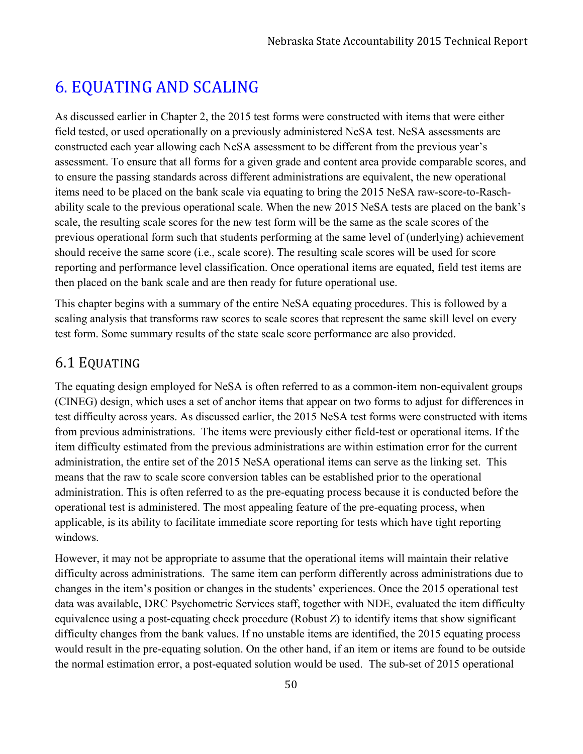# 6. EQUATING AND SCALING

As discussed earlier in Chapter 2, the 2015 test forms were constructed with items that were either field tested, or used operationally on a previously administered NeSA test. NeSA assessments are constructed each year allowing each NeSA assessment to be different from the previous year's assessment. To ensure that all forms for a given grade and content area provide comparable scores, and to ensure the passing standards across different administrations are equivalent, the new operational items need to be placed on the bank scale via equating to bring the 2015 NeSA raw-score-to-Rasch-ability scale to the previous operational scale. When the new 2015 NeSA tests are placed on the bank's scale, the resulting scale scores for the new test form will be the same as the scale scores of the previous operational form such that students performing at the same level of (underlying) achievement should receive the same score (i.e., scale score). The resulting scale scores will be used for score reporting and performance level classification. Once operational items are equated, field test items are then placed on the bank scale and are then ready for future operational use.

This chapter begins with a summary of the entire NeSA equating procedures. This is followed by a scaling analysis that transforms raw scores to scale scores that represent the same skill level on every test form. Some summary results of the state scale score performance are also provided.

## 6.1 EQUATING

The equating design employed for NeSA is often referred to as a common-item non-equivalent groups (CINEG) design, which uses a set of anchor items that appear on two forms to adjust for differences in test difficulty across years. As discussed earlier, the 2015 NeSA test forms were constructed with items from previous administrations. The items were previously either field-test or operational items. If the item difficulty estimated from the previous administrations are within estimation error for the current administration, the entire set of the 2015 NeSA operational items can serve as the linking set. This means that the raw to scale score conversion tables can be established prior to the operational administration. This is often referred to as the pre-equating process because it is conducted before the operational test is administered. The most appealing feature of the pre-equating process, when applicable, is its ability to facilitate immediate score reporting for tests which have tight reporting windows.

However, it may not be appropriate to assume that the operational items will maintain their relative difficulty across administrations. The same item can perform differently across administrations due to changes in the item's position or changes in the students' experiences. Once the 2015 operational test data was available, DRC Psychometric Services staff, together with NDE, evaluated the item difficulty equivalence using a post-equating check procedure (Robust *Z*) to identify items that show significant difficulty changes from the bank values. If no unstable items are identified, the 2015 equating process would result in the pre-equating solution. On the other hand, if an item or items are found to be outside the normal estimation error, a post-equated solution would be used. The sub-set of 2015 operational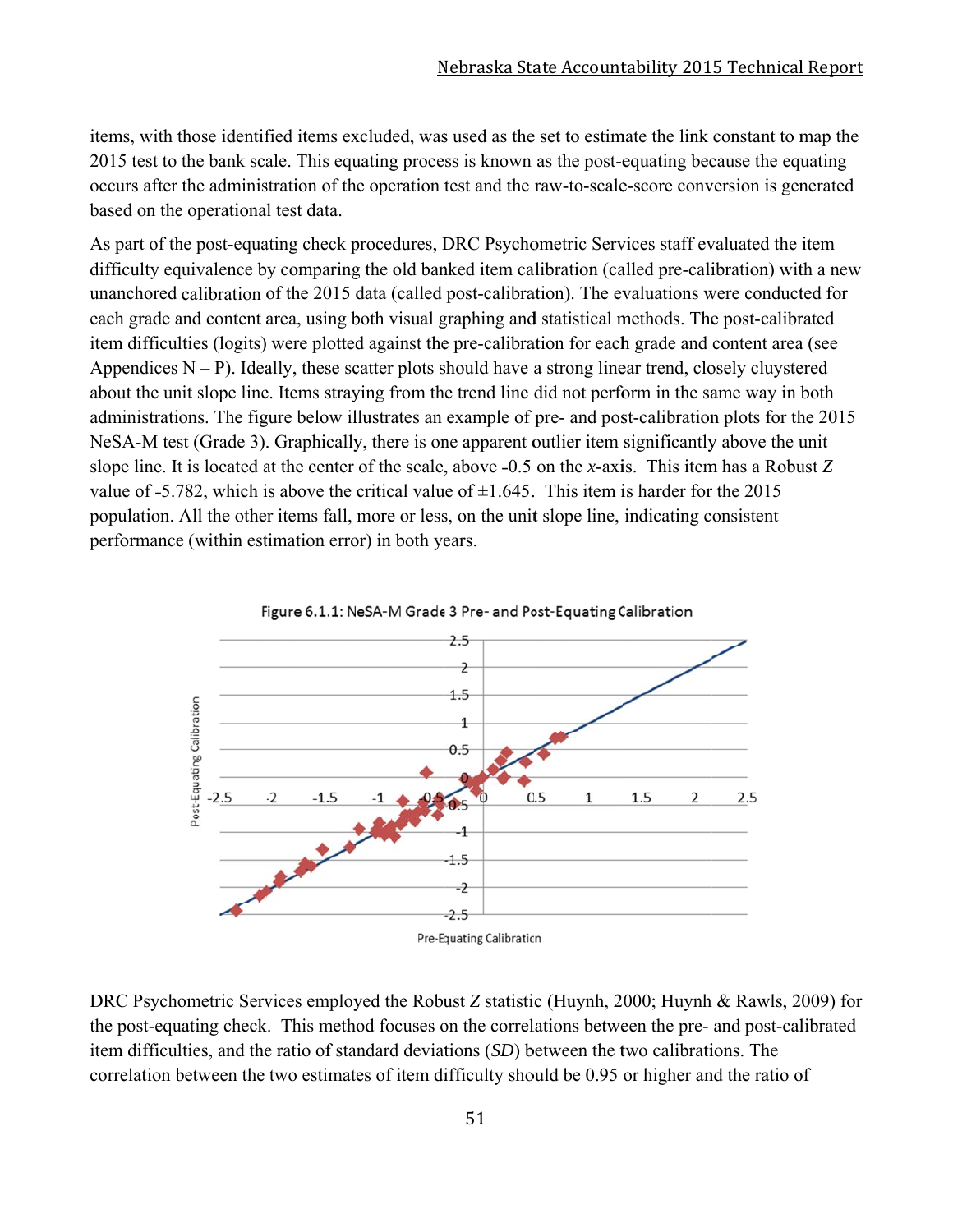items, with those identified items excluded, was used as the set to estimate the link constant to map the 2015 test to the bank scale. This equating process is known as the post-equating because the equating occurs after the administration of the operation test and the raw-to-scale-score conversion is generated based on the operational test data.

As part of the post-equating check procedures, DRC Psychometric Services staff evaluated the item difficulty equivalence by comparing the old banked item calibration (called pre-calibration) with a new unanchored calibration of the 2015 data (called post-calibration). The evaluations were conducted for each grade and content area, using both visual graphing and statistical methods. The post-calibrated item difficulties (logits) were plotted against the pre-calibration for each grade and content area (see Appendices N – P). Ideally, these scatter plots should have a strong linear trend, closely cluystered about the unit slope line. Items straying from the trend line did not perform in the same way in both administrations. The figure below illustrates an example of pre- and post-calibration plots for the 2015 NeSA-M test (Grade 3). Graphically, there is one apparent outlier item significantly above the unit slope line. It is located at the center of the scale, above -0.5 on the *x*-axis. This item has a Robust *Z* value of -5.782, which is above the critical value of ±1.645. This item is harder for the 2015 population. All the other items fall, more or less, on the unit slope line, indicating consistent performance (within estimation error) in both years.

Figure 6.1.1: NeSA-M Grade 3 Pre- and Post-Equating Calibration

DRC Psychometric Services employed the Robust *Z* statistic (Huynh, 2000; Huynh & Rawls, 2009) for the post-equating check. This method focuses on the correlations between the pre- and post-calibrated item difficulties, and the ratio of standard deviations (*SD*) between the two calibrations. The correlation between the two estimates of item difficulty should be 0.95 or higher and the ratio of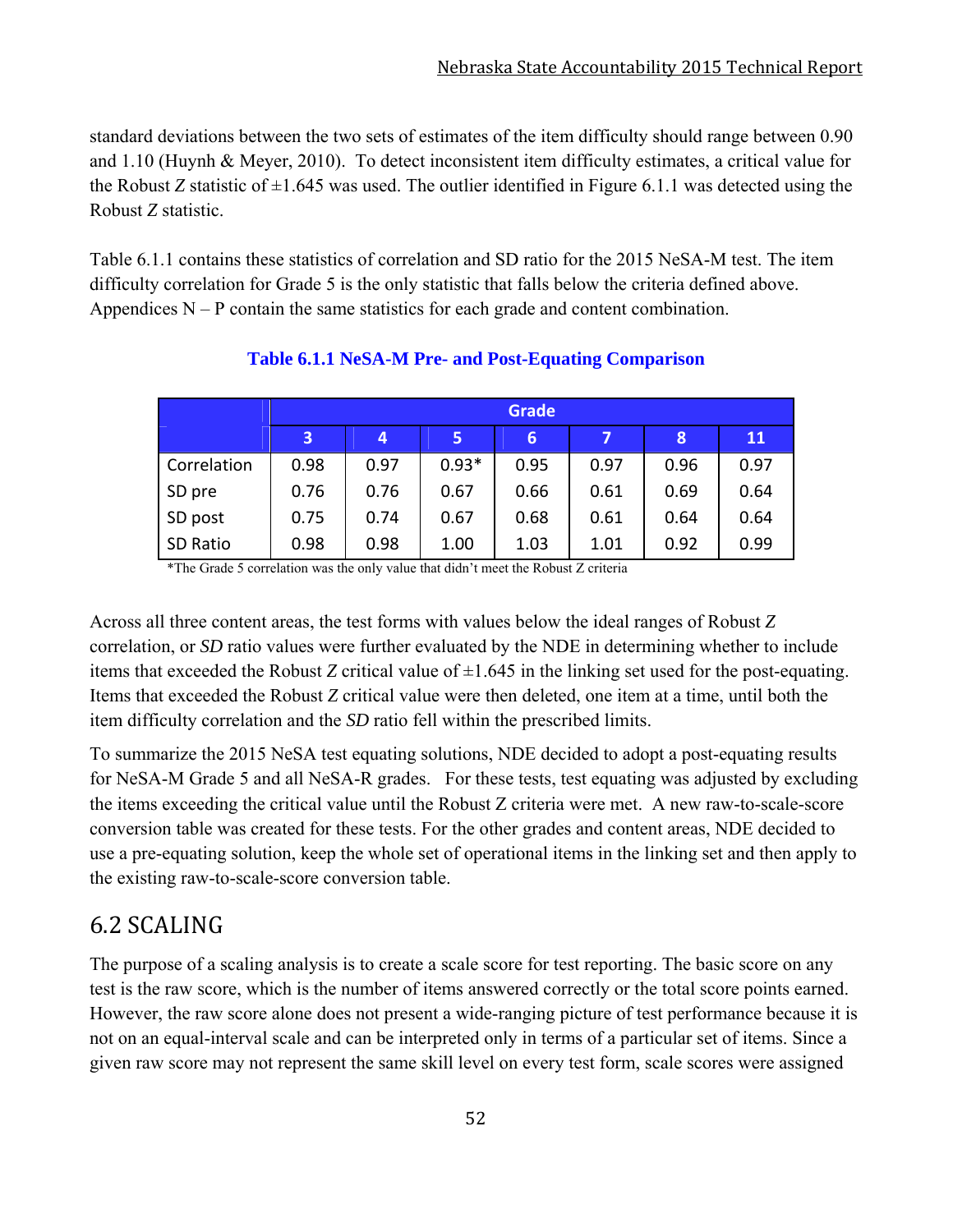standard deviations between the two sets of estimates of the item difficulty should range between 0.90 and 1.10 (Huynh & Meyer, 2010). To detect inconsistent item difficulty estimates, a critical value for the Robust *Z* statistic of ±1.645 was used. The outlier identified in Figure 6.1.1 was detected using the Robust *Z* statistic.

Table 6.1.1 contains these statistics of correlation and SD ratio for the 2015 NeSA-M test. The item difficulty correlation for Grade 5 is the only statistic that falls below the criteria defined above. Appendices N – P contain the same statistics for each grade and content combination.

**Table 6.1.1 NeSA-M Pre- and Post-Equating Comparison**

| | Grade | | | | | | |
|---|---|---|---|---|---|---|---|
| | 3 | 4 | 5 | 6 | 7 | 8 | 11 |
| Correlation | 0.98 | 0.97 | 0.93* | 0.95 | 0.97 | 0.96 | 0.97 |
| SD pre | 0.76 | 0.76 | 0.67 | 0.66 | 0.61 | 0.69 | 0.64 |
| SD post | 0.75 | 0.74 | 0.67 | 0.68 | 0.61 | 0.64 | 0.64 |
| SD Ratio | 0.98 | 0.98 | 1.00 | 1.03 | 1.01 | 0.92 | 0.99 |

*The Grade 5 correlation was the only value that didn't meet the Robust Z criteria

Across all three content areas, the test forms with values below the ideal ranges of Robust *Z* correlation, or *SD* ratio values were further evaluated by the NDE in determining whether to include items that exceeded the Robust *Z* critical value of ±1.645 in the linking set used for the post-equating. Items that exceeded the Robust *Z* critical value were then deleted, one item at a time, until both the item difficulty correlation and the *SD* ratio fell within the prescribed limits.

To summarize the 2015 NeSA test equating solutions, NDE decided to adopt a post-equating results for NeSA-M Grade 5 and all NeSA-R grades. For these tests, test equating was adjusted by excluding the items exceeding the critical value until the Robust Z criteria were met. A new raw-to-scale-score conversion table was created for these tests. For the other grades and content areas, NDE decided to use a pre-equating solution, keep the whole set of operational items in the linking set and then apply to the existing raw-to-scale-score conversion table.

## 6.2 SCALING

The purpose of a scaling analysis is to create a scale score for test reporting. The basic score on any test is the raw score, which is the number of items answered correctly or the total score points earned. However, the raw score alone does not present a wide-ranging picture of test performance because it is not on an equal-interval scale and can be interpreted only in terms of a particular set of items. Since a given raw score may not represent the same skill level on every test form, scale scores were assigned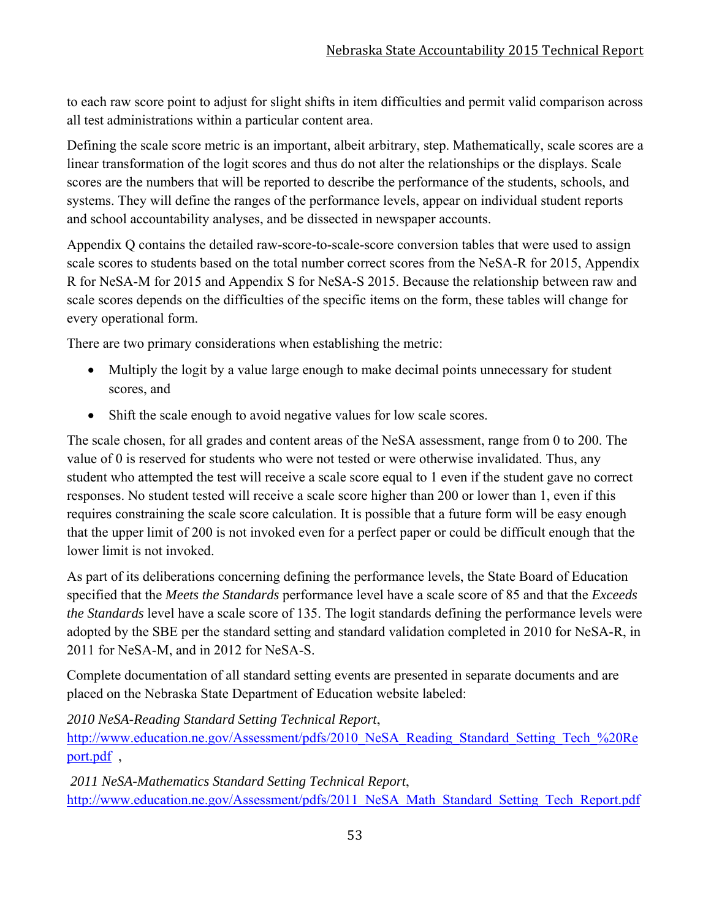to each raw score point to adjust for slight shifts in item difficulties and permit valid comparison across all test administrations within a particular content area.

Defining the scale score metric is an important, albeit arbitrary, step. Mathematically, scale scores are a linear transformation of the logit scores and thus do not alter the relationships or the displays. Scale scores are the numbers that will be reported to describe the performance of the students, schools, and systems. They will define the ranges of the performance levels, appear on individual student reports and school accountability analyses, and be dissected in newspaper accounts.

Appendix Q contains the detailed raw-score-to-scale-score conversion tables that were used to assign scale scores to students based on the total number correct scores from the NeSA-R for 2015, Appendix R for NeSA-M for 2015 and Appendix S for NeSA-S 2015. Because the relationship between raw and scale scores depends on the difficulties of the specific items on the form, these tables will change for every operational form.

There are two primary considerations when establishing the metric:

- Multiply the logit by a value large enough to make decimal points unnecessary for student scores, and
- Shift the scale enough to avoid negative values for low scale scores.

The scale chosen, for all grades and content areas of the NeSA assessment, range from 0 to 200. The value of 0 is reserved for students who were not tested or were otherwise invalidated. Thus, any student who attempted the test will receive a scale score equal to 1 even if the student gave no correct responses. No student tested will receive a scale score higher than 200 or lower than 1, even if this requires constraining the scale score calculation. It is possible that a future form will be easy enough that the upper limit of 200 is not invoked even for a perfect paper or could be difficult enough that the lower limit is not invoked.

As part of its deliberations concerning defining the performance levels, the State Board of Education specified that the *Meets the Standards* performance level have a scale score of 85 and that the *Exceeds the Standards* level have a scale score of 135. The logit standards defining the performance levels were adopted by the SBE per the standard setting and standard validation completed in 2010 for NeSA-R, in 2011 for NeSA-M, and in 2012 for NeSA-S.

Complete documentation of all standard setting events are presented in separate documents and are placed on the Nebraska State Department of Education website labeled:

*2010 NeSA-Reading Standard Setting Technical Report*, http://www.education.ne.gov/Assessment/pdfs/2010_NeSA_Reading_Standard_Setting_Tech_%20Report.pdf ,

*2011 NeSA-Mathematics Standard Setting Technical Report*, http://www.education.ne.gov/Assessment/pdfs/2011_NeSA_Math_Standard_Setting_Tech_Report.pdf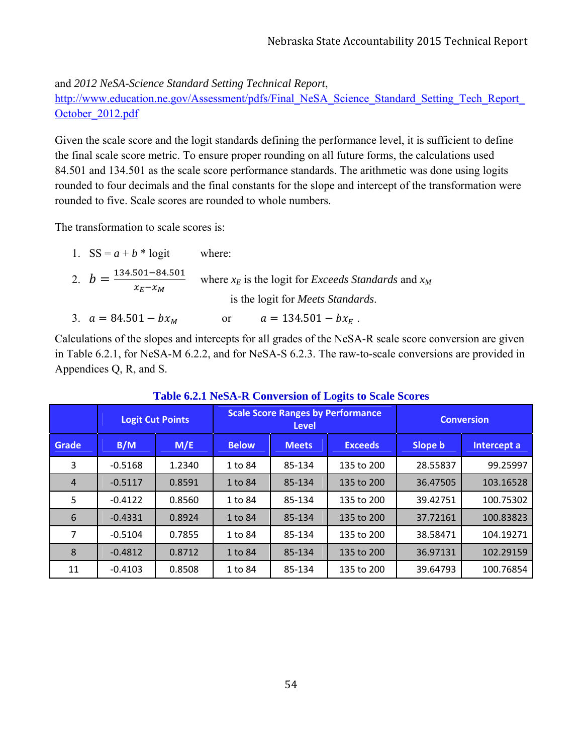and *2012 NeSA-Science Standard Setting Technical Report*, http://www.education.ne.gov/Assessment/pdfs/Final_NeSA_Science_Standard_Setting_Tech_Report_October_2012.pdf

Given the scale score and the logit standards defining the performance level, it is sufficient to define the final scale score metric. To ensure proper rounding on all future forms, the calculations used 84.501 and 134.501 as the scale score performance standards. The arithmetic was done using logits rounded to four decimals and the final constants for the slope and intercept of the transformation were rounded to five. Scale scores are rounded to whole numbers.

The transformation to scale scores is:

1. SS = $a + b$ * logit where:
2. $b = \frac{134.501 - 84.501}{x_E - x_M}$ where $x_E$ is the logit for *Exceeds Standards* and $x_M$ is the logit for *Meets Standards*.
3. $a = 84.501 - bx_M$ or $a = 134.501 - bx_E$ .

Calculations of the slopes and intercepts for all grades of the NeSA-R scale score conversion are given in Table 6.2.1, for NeSA-M 6.2.2, and for NeSA-S 6.2.3. The raw-to-scale conversions are provided in Appendices Q, R, and S.

**Table 6.2.1 NeSA-R Conversion of Logits to Scale Scores**

| | Logit Cut Points | | Scale Score Ranges by Performance Level | | | Conversion | |
|---|---|---|---|---|---|---|---|
| Grade | B/M | M/E | Below | Meets | Exceeds | Slope b | Intercept a |
| 3 | -0.5168 | 1.2340 | 1 to 84 | 85-134 | 135 to 200 | 28.55837 | 99.25997 |
| 4 | -0.5117 | 0.8591 | 1 to 84 | 85-134 | 135 to 200 | 36.47505 | 103.16528 |
| 5 | -0.4122 | 0.8560 | 1 to 84 | 85-134 | 135 to 200 | 39.42751 | 100.75302 |
| 6 | -0.4331 | 0.8924 | 1 to 84 | 85-134 | 135 to 200 | 37.72161 | 100.83823 |
| 7 | -0.5104 | 0.7855 | 1 to 84 | 85-134 | 135 to 200 | 38.58471 | 104.19271 |
| 8 | -0.4812 | 0.8712 | 1 to 84 | 85-134 | 135 to 200 | 36.97131 | 102.29159 |
| 11 | -0.4103 | 0.8508 | 1 to 84 | 85-134 | 135 to 200 | 39.64793 | 100.76854 |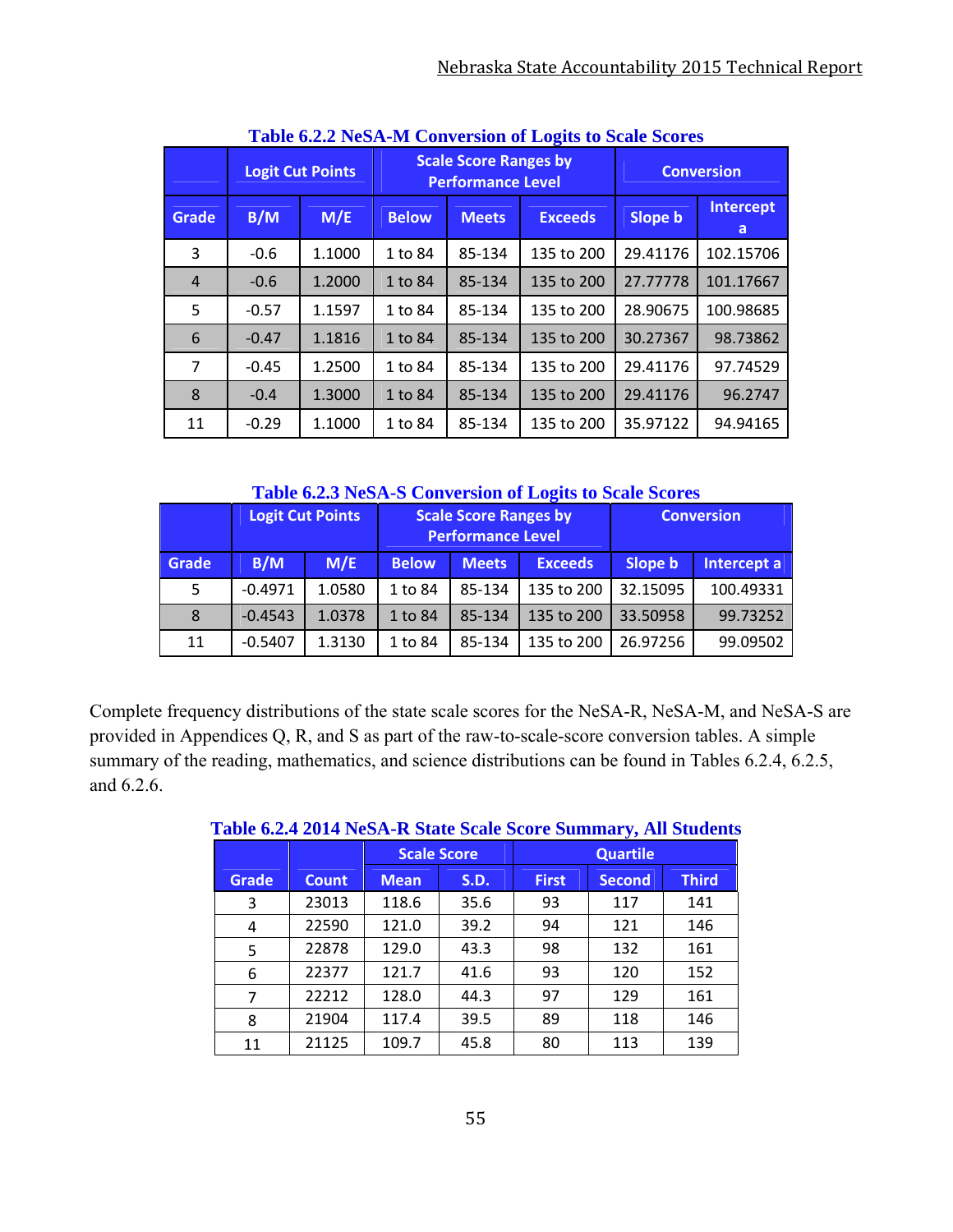**Table 6.2.2 NeSA-M Conversion of Logits to Scale Scores**

| | Logit Cut Points | | Scale Score Ranges by Performance Level | | | Conversion | |
|---|---|---|---|---|---|---|---|
| Grade | B/M | M/E | Below | Meets | Exceeds | Slope b | Intercept a |
| 3 | -0.6 | 1.1000 | 1 to 84 | 85-134 | 135 to 200 | 29.41176 | 102.15706 |
| 4 | -0.6 | 1.2000 | 1 to 84 | 85-134 | 135 to 200 | 27.77778 | 101.17667 |
| 5 | -0.57 | 1.1597 | 1 to 84 | 85-134 | 135 to 200 | 28.90675 | 100.98685 |
| 6 | -0.47 | 1.1816 | 1 to 84 | 85-134 | 135 to 200 | 30.27367 | 98.73862 |
| 7 | -0.45 | 1.2500 | 1 to 84 | 85-134 | 135 to 200 | 29.41176 | 97.74529 |
| 8 | -0.4 | 1.3000 | 1 to 84 | 85-134 | 135 to 200 | 29.41176 | 96.2747 |
| 11 | -0.29 | 1.1000 | 1 to 84 | 85-134 | 135 to 200 | 35.97122 | 94.94165 |

**Table 6.2.3 NeSA-S Conversion of Logits to Scale Scores**

| | Logit Cut Points | | Scale Score Ranges by Performance Level | | | Conversion | |
|---|---|---|---|---|---|---|---|
| Grade | B/M | M/E | Below | Meets | Exceeds | Slope b | Intercept a |
| 5 | -0.4971 | 1.0580 | 1 to 84 | 85-134 | 135 to 200 | 32.15095 | 100.49331 |
| 8 | -0.4543 | 1.0378 | 1 to 84 | 85-134 | 135 to 200 | 33.50958 | 99.73252 |
| 11 | -0.5407 | 1.3130 | 1 to 84 | 85-134 | 135 to 200 | 26.97256 | 99.09502 |

Complete frequency distributions of the state scale scores for the NeSA-R, NeSA-M, and NeSA-S are provided in Appendices Q, R, and S as part of the raw-to-scale-score conversion tables. A simple summary of the reading, mathematics, and science distributions can be found in Tables 6.2.4, 6.2.5, and 6.2.6.

**Table 6.2.4 2014 NeSA-R State Scale Score Summary, All Students**

| | | Scale Score | | Quartile | | |
|---|---|---|---|---|---|---|
| Grade | Count | Mean | S.D. | First | Second | Third |
| 3 | 23013 | 118.6 | 35.6 | 93 | 117 | 141 |
| 4 | 22590 | 121.0 | 39.2 | 94 | 121 | 146 |
| 5 | 22878 | 129.0 | 43.3 | 98 | 132 | 161 |
| 6 | 22377 | 121.7 | 41.6 | 93 | 120 | 152 |
| 7 | 22212 | 128.0 | 44.3 | 97 | 129 | 161 |
| 8 | 21904 | 117.4 | 39.5 | 89 | 118 | 146 |
| 11 | 21125 | 109.7 | 45.8 | 80 | 113 | 139 |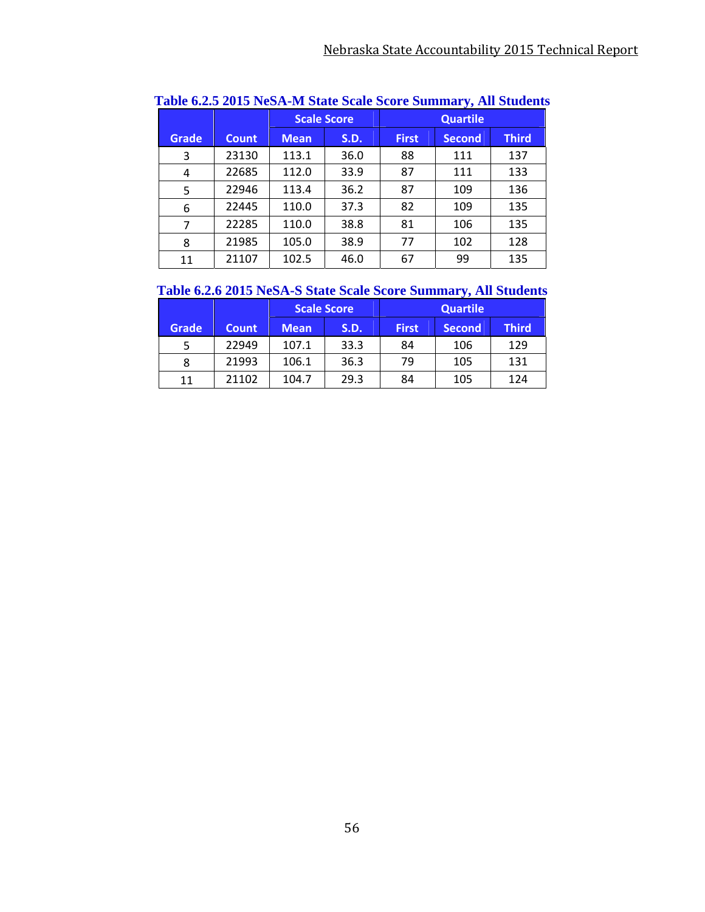**Table 6.2.5 2015 NeSA-M State Scale Score Summary, All Students**

| Grade | Count | Scale Score | | Quartile | | |
|---|---|---|---|---|---|---|
| | | Mean | S.D. | First | Second | Third |
| 3 | 23130 | 113.1 | 36.0 | 88 | 111 | 137 |
| 4 | 22685 | 112.0 | 33.9 | 87 | 111 | 133 |
| 5 | 22946 | 113.4 | 36.2 | 87 | 109 | 136 |
| 6 | 22445 | 110.0 | 37.3 | 82 | 109 | 135 |
| 7 | 22285 | 110.0 | 38.8 | 81 | 106 | 135 |
| 8 | 21985 | 105.0 | 38.9 | 77 | 102 | 128 |
| 11 | 21107 | 102.5 | 46.0 | 67 | 99 | 135 |

**Table 6.2.6 2015 NeSA-S State Scale Score Summary, All Students**

| Grade | Count | Scale Score | | Quartile | | |
|---|---|---|---|---|---|---|
| | | Mean | S.D. | First | Second | Third |
| 5 | 22949 | 107.1 | 33.3 | 84 | 106 | 129 |
| 8 | 21993 | 106.1 | 36.3 | 79 | 105 | 131 |
| 11 | 21102 | 104.7 | 29.3 | 84 | 105 | 124 |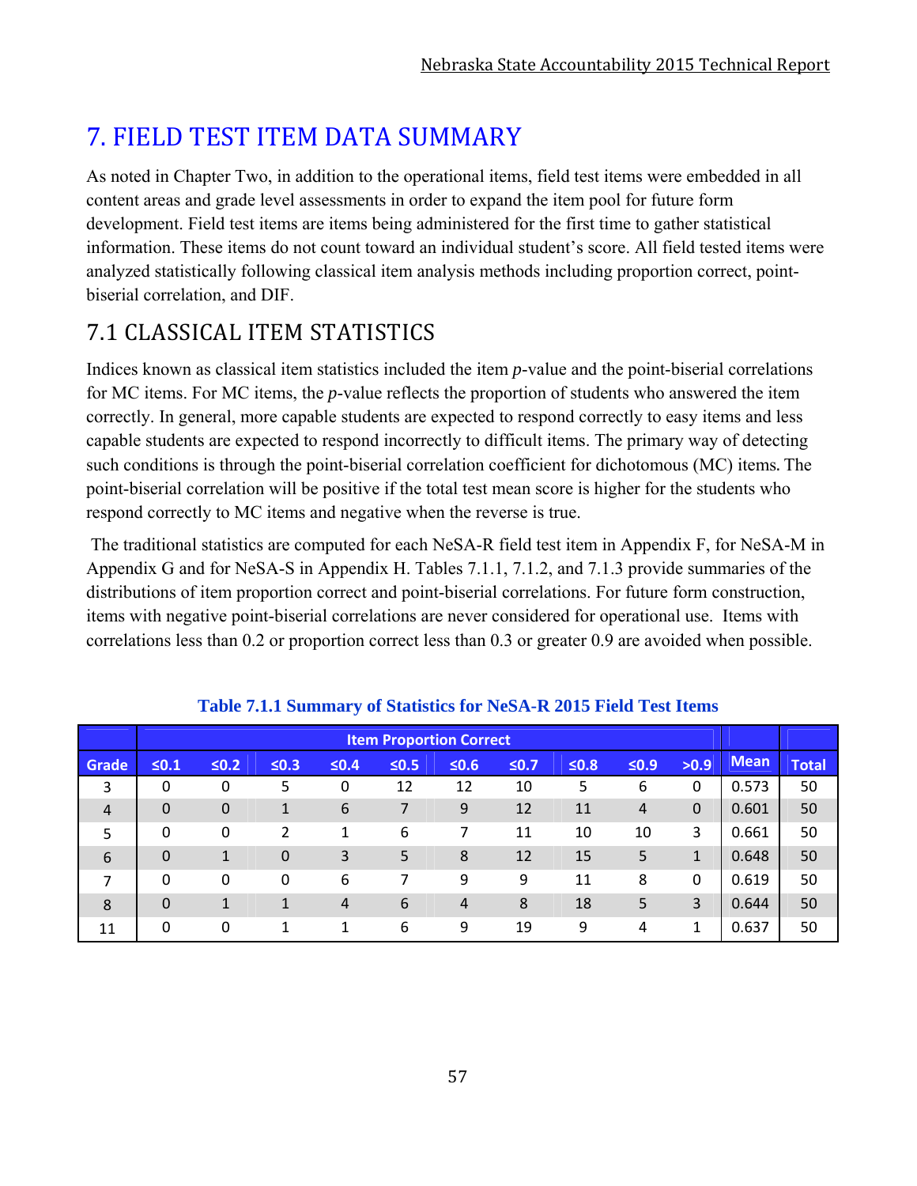# 7. FIELD TEST ITEM DATA SUMMARY

As noted in Chapter Two, in addition to the operational items, field test items were embedded in all content areas and grade level assessments in order to expand the item pool for future form development. Field test items are items being administered for the first time to gather statistical information. These items do not count toward an individual student's score. All field tested items were analyzed statistically following classical item analysis methods including proportion correct, point-biserial correlation, and DIF.

## 7.1 CLASSICAL ITEM STATISTICS

Indices known as classical item statistics included the item *p*-value and the point-biserial correlations for MC items. For MC items, the *p*-value reflects the proportion of students who answered the item correctly. In general, more capable students are expected to respond correctly to easy items and less capable students are expected to respond incorrectly to difficult items. The primary way of detecting such conditions is through the point-biserial correlation coefficient for dichotomous (MC) items. The point-biserial correlation will be positive if the total test mean score is higher for the students who respond correctly to MC items and negative when the reverse is true.

The traditional statistics are computed for each NeSA-R field test item in Appendix F, for NeSA-M in Appendix G and for NeSA-S in Appendix H. Tables 7.1.1, 7.1.2, and 7.1.3 provide summaries of the distributions of item proportion correct and point-biserial correlations. For future form construction, items with negative point-biserial correlations are never considered for operational use. Items with correlations less than 0.2 or proportion correct less than 0.3 or greater 0.9 are avoided when possible.

**Table 7.1.1 Summary of Statistics for NeSA-R 2015 Field Test Items**

| | Item Proportion Correct | | | | | | | | | | | |
|---|---|---|---|---|---|---|---|---|---|---|---|---|
| Grade | ≤0.1 | ≤0.2 | ≤0.3 | ≤0.4 | ≤0.5 | ≤0.6 | ≤0.7 | ≤0.8 | ≤0.9 | >0.9 | Mean | Total |
| 3 | 0 | 0 | 5 | 0 | 12 | 12 | 10 | 5 | 6 | 0 | 0.573 | 50 |
| 4 | 0 | 0 | 1 | 6 | 7 | 9 | 12 | 11 | 4 | 0 | 0.601 | 50 |
| 5 | 0 | 0 | 2 | 1 | 6 | 7 | 11 | 10 | 10 | 3 | 0.661 | 50 |
| 6 | 0 | 1 | 0 | 3 | 5 | 8 | 12 | 15 | 5 | 1 | 0.648 | 50 |
| 7 | 0 | 0 | 0 | 6 | 7 | 9 | 9 | 11 | 8 | 0 | 0.619 | 50 |
| 8 | 0 | 1 | 1 | 4 | 6 | 4 | 8 | 18 | 5 | 3 | 0.644 | 50 |
| 11 | 0 | 0 | 1 | 1 | 6 | 9 | 19 | 9 | 4 | 1 | 0.637 | 50 |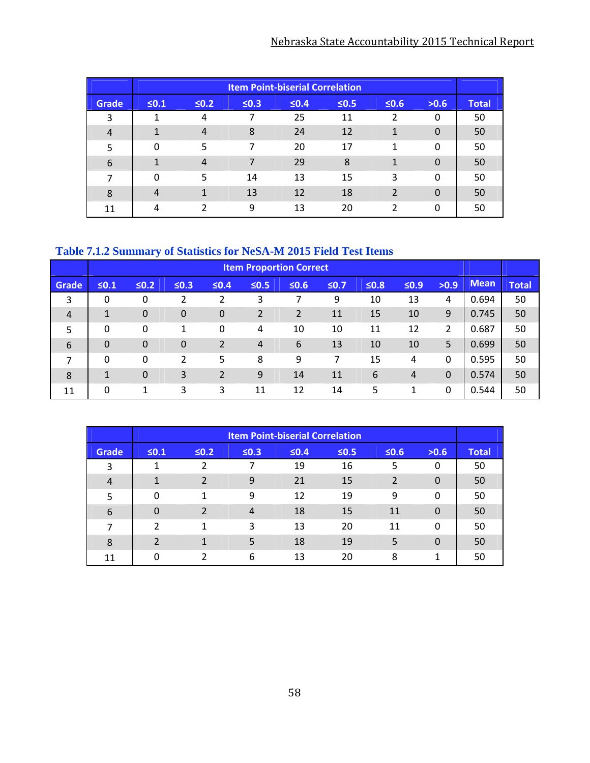| Grade | Item Point-biserial Correlation | | | | | | | Total |
|---|---|---|---|---|---|---|---|---|
| | ≤0.1 | ≤0.2 | ≤0.3 | ≤0.4 | ≤0.5 | ≤0.6 | >0.6 | |
| 3 | 1 | 4 | 7 | 25 | 11 | 2 | 0 | 50 |
| 4 | 1 | 4 | 8 | 24 | 12 | 1 | 0 | 50 |
| 5 | 0 | 5 | 7 | 20 | 17 | 1 | 0 | 50 |
| 6 | 1 | 4 | 7 | 29 | 8 | 1 | 0 | 50 |
| 7 | 0 | 5 | 14 | 13 | 15 | 3 | 0 | 50 |
| 8 | 4 | 1 | 13 | 12 | 18 | 2 | 0 | 50 |
| 11 | 4 | 2 | 9 | 13 | 20 | 2 | 0 | 50 |

### Table 7.1.2 Summary of Statistics for NeSA-M 2015 Field Test Items

| Grade | Item Proportion Correct | | | | | | | | | | Mean | Total |
|---|---|---|---|---|---|---|---|---|---|---|---|---|
| | ≤0.1 | ≤0.2 | ≤0.3 | ≤0.4 | ≤0.5 | ≤0.6 | ≤0.7 | ≤0.8 | ≤0.9 | >0.9 | | |
| 3 | 0 | 0 | 2 | 2 | 3 | 7 | 9 | 10 | 13 | 4 | 0.694 | 50 |
| 4 | 1 | 0 | 0 | 0 | 2 | 2 | 11 | 15 | 10 | 9 | 0.745 | 50 |
| 5 | 0 | 0 | 1 | 0 | 4 | 10 | 10 | 11 | 12 | 2 | 0.687 | 50 |
| 6 | 0 | 0 | 0 | 2 | 4 | 6 | 13 | 10 | 10 | 5 | 0.699 | 50 |
| 7 | 0 | 0 | 2 | 5 | 8 | 9 | 7 | 15 | 4 | 0 | 0.595 | 50 |
| 8 | 1 | 0 | 3 | 2 | 9 | 14 | 11 | 6 | 4 | 0 | 0.574 | 50 |
| 11 | 0 | 1 | 3 | 3 | 11 | 12 | 14 | 5 | 1 | 0 | 0.544 | 50 |

| Grade | Item Point-biserial Correlation | | | | | | | Total |
|---|---|---|---|---|---|---|---|---|
| | ≤0.1 | ≤0.2 | ≤0.3 | ≤0.4 | ≤0.5 | ≤0.6 | >0.6 | |
| 3 | 1 | 2 | 7 | 19 | 16 | 5 | 0 | 50 |
| 4 | 1 | 2 | 9 | 21 | 15 | 2 | 0 | 50 |
| 5 | 0 | 1 | 9 | 12 | 19 | 9 | 0 | 50 |
| 6 | 0 | 2 | 4 | 18 | 15 | 11 | 0 | 50 |
| 7 | 2 | 1 | 3 | 13 | 20 | 11 | 0 | 50 |
| 8 | 2 | 1 | 5 | 18 | 19 | 5 | 0 | 50 |
| 11 | 0 | 2 | 6 | 13 | 20 | 8 | 1 | 50 |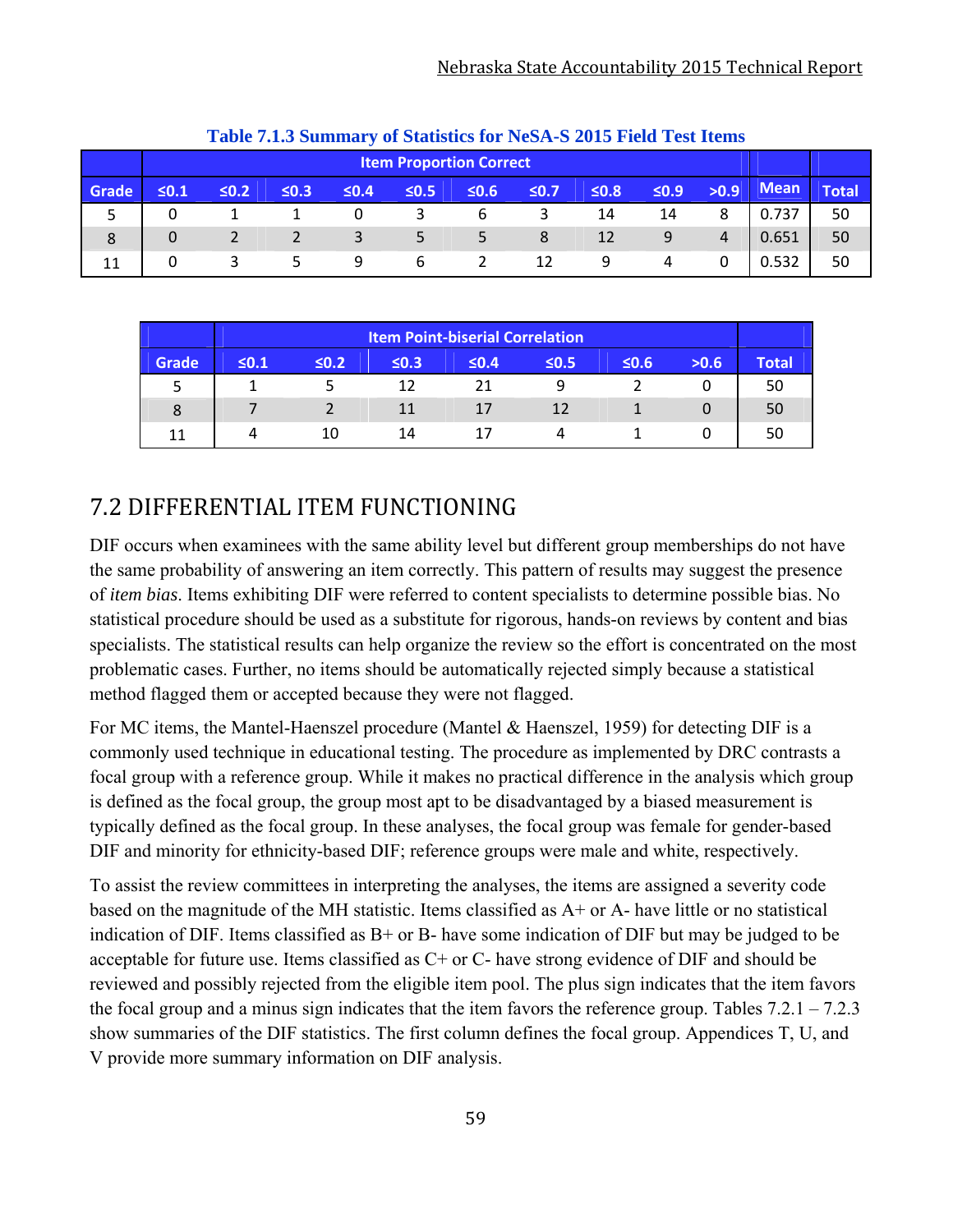**Table 7.1.3 Summary of Statistics for NeSA-S 2015 Field Test Items**

| | Item Proportion Correct | | | | | | | | | | | |
|---|---|---|---|---|---|---|---|---|---|---|---|---|
| Grade | ≤0.1 | ≤0.2 | ≤0.3 | ≤0.4 | ≤0.5 | ≤0.6 | ≤0.7 | ≤0.8 | ≤0.9 | >0.9 | Mean | Total |
| 5 | 0 | 1 | 1 | 0 | 3 | 6 | 3 | 14 | 14 | 8 | 0.737 | 50 |
| 8 | 0 | 2 | 2 | 3 | 5 | 5 | 8 | 12 | 9 | 4 | 0.651 | 50 |
| 11 | 0 | 3 | 5 | 9 | 6 | 2 | 12 | 9 | 4 | 0 | 0.532 | 50 |

| | Item Point-biserial Correlation | | | | | | | |
|---|---|---|---|---|---|---|---|---|
| Grade | ≤0.1 | ≤0.2 | ≤0.3 | ≤0.4 | ≤0.5 | ≤0.6 | >0.6 | Total |
| 5 | 1 | 5 | 12 | 21 | 9 | 2 | 0 | 50 |
| 8 | 7 | 2 | 11 | 17 | 12 | 1 | 0 | 50 |
| 11 | 4 | 10 | 14 | 17 | 4 | 1 | 0 | 50 |

## 7.2 DIFFERENTIAL ITEM FUNCTIONING

DIF occurs when examinees with the same ability level but different group memberships do not have the same probability of answering an item correctly. This pattern of results may suggest the presence of *item bias*. Items exhibiting DIF were referred to content specialists to determine possible bias. No statistical procedure should be used as a substitute for rigorous, hands-on reviews by content and bias specialists. The statistical results can help organize the review so the effort is concentrated on the most problematic cases. Further, no items should be automatically rejected simply because a statistical method flagged them or accepted because they were not flagged.

For MC items, the Mantel-Haenszel procedure (Mantel & Haenszel, 1959) for detecting DIF is a commonly used technique in educational testing. The procedure as implemented by DRC contrasts a focal group with a reference group. While it makes no practical difference in the analysis which group is defined as the focal group, the group most apt to be disadvantaged by a biased measurement is typically defined as the focal group. In these analyses, the focal group was female for gender-based DIF and minority for ethnicity-based DIF; reference groups were male and white, respectively.

To assist the review committees in interpreting the analyses, the items are assigned a severity code based on the magnitude of the MH statistic. Items classified as A+ or A- have little or no statistical indication of DIF. Items classified as B+ or B- have some indication of DIF but may be judged to be acceptable for future use. Items classified as C+ or C- have strong evidence of DIF and should be reviewed and possibly rejected from the eligible item pool. The plus sign indicates that the item favors the focal group and a minus sign indicates that the item favors the reference group. Tables 7.2.1 – 7.2.3 show summaries of the DIF statistics. The first column defines the focal group. Appendices T, U, and V provide more summary information on DIF analysis.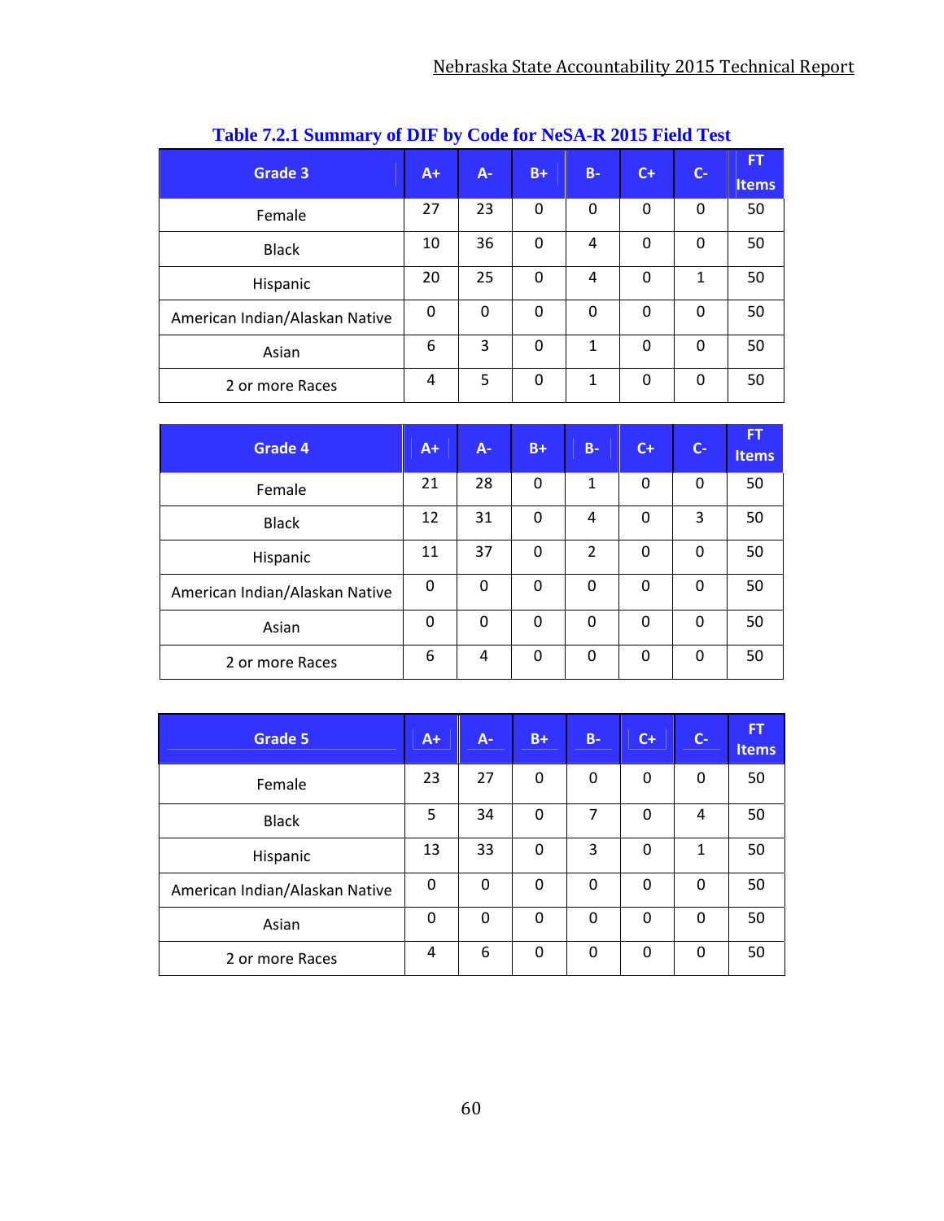### Table 7.2.1 Summary of DIF by Code for NeSA-R 2015 Field Test

| Grade 3 | A+ | A- | B+ | B- | C+ | C- | FT Items |
|---|---|---|---|---|---|---|---|
| Female | 27 | 23 | 0 | 0 | 0 | 0 | 50 |
| Black | 10 | 36 | 0 | 4 | 0 | 0 | 50 |
| Hispanic | 20 | 25 | 0 | 4 | 0 | 1 | 50 |
| American Indian/Alaskan Native | 0 | 0 | 0 | 0 | 0 | 0 | 50 |
| Asian | 6 | 3 | 0 | 1 | 0 | 0 | 50 |
| 2 or more Races | 4 | 5 | 0 | 1 | 0 | 0 | 50 |

| Grade 4 | A+ | A- | B+ | B- | C+ | C- | FT Items |
|---|---|---|---|---|---|---|---|
| Female | 21 | 28 | 0 | 1 | 0 | 0 | 50 |
| Black | 12 | 31 | 0 | 4 | 0 | 3 | 50 |
| Hispanic | 11 | 37 | 0 | 2 | 0 | 0 | 50 |
| American Indian/Alaskan Native | 0 | 0 | 0 | 0 | 0 | 0 | 50 |
| Asian | 0 | 0 | 0 | 0 | 0 | 0 | 50 |
| 2 or more Races | 6 | 4 | 0 | 0 | 0 | 0 | 50 |

| Grade 5 | A+ | A- | B+ | B- | C+ | C- | FT Items |
|---|---|---|---|---|---|---|---|
| Female | 23 | 27 | 0 | 0 | 0 | 0 | 50 |
| Black | 5 | 34 | 0 | 7 | 0 | 4 | 50 |
| Hispanic | 13 | 33 | 0 | 3 | 0 | 1 | 50 |
| American Indian/Alaskan Native | 0 | 0 | 0 | 0 | 0 | 0 | 50 |
| Asian | 0 | 0 | 0 | 0 | 0 | 0 | 50 |
| 2 or more Races | 4 | 6 | 0 | 0 | 0 | 0 | 50 |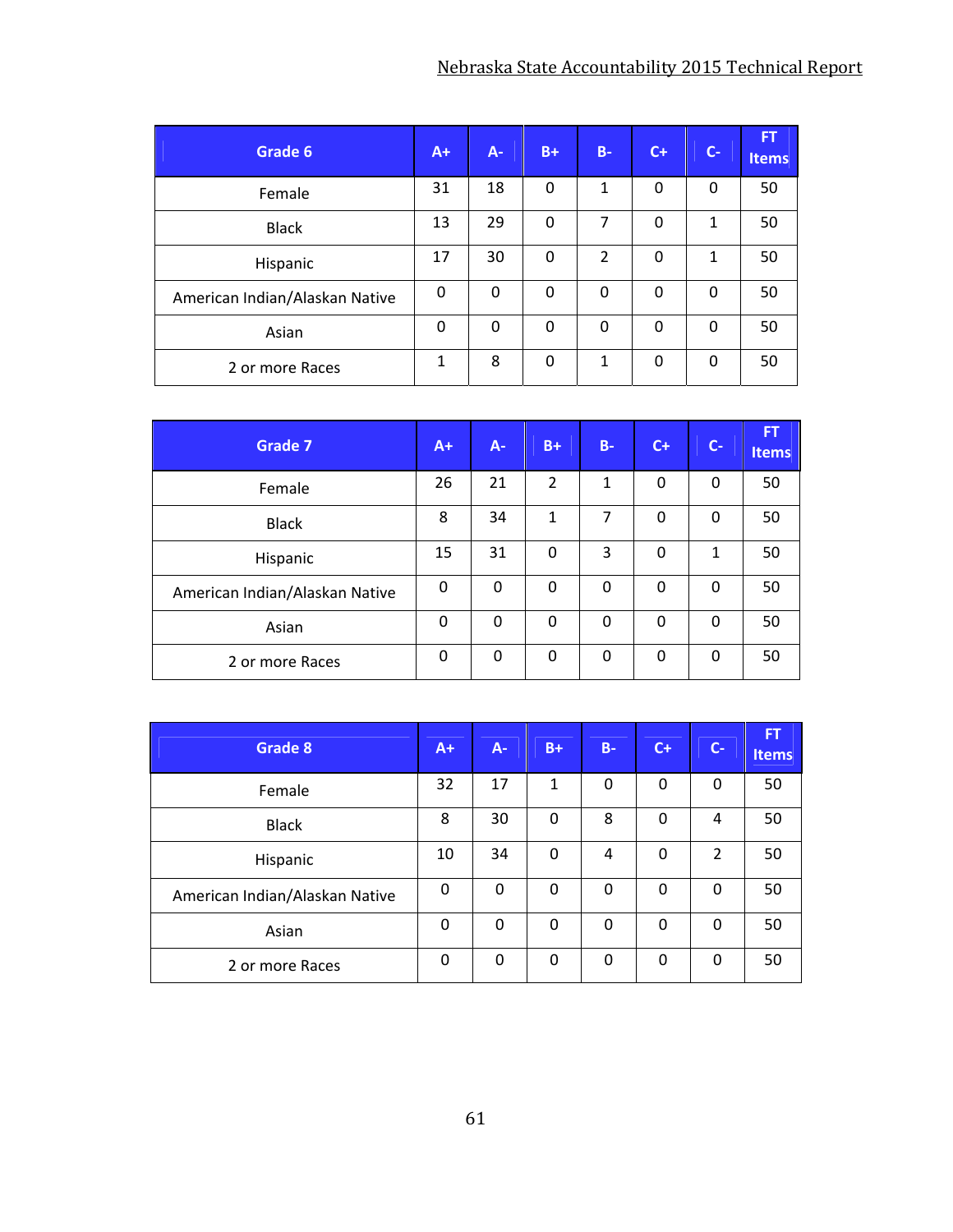| Grade 6 | A+ | A- | B+ | B- | C+ | C- | FT Items |
|---|---|---|---|---|---|---|---|
| Female | 31 | 18 | 0 | 1 | 0 | 0 | 50 |
| Black | 13 | 29 | 0 | 7 | 0 | 1 | 50 |
| Hispanic | 17 | 30 | 0 | 2 | 0 | 1 | 50 |
| American Indian/Alaskan Native | 0 | 0 | 0 | 0 | 0 | 0 | 50 |
| Asian | 0 | 0 | 0 | 0 | 0 | 0 | 50 |
| 2 or more Races | 1 | 8 | 0 | 1 | 0 | 0 | 50 |

| Grade 7 | A+ | A- | B+ | B- | C+ | C- | FT Items |
|---|---|---|---|---|---|---|---|
| Female | 26 | 21 | 2 | 1 | 0 | 0 | 50 |
| Black | 8 | 34 | 1 | 7 | 0 | 0 | 50 |
| Hispanic | 15 | 31 | 0 | 3 | 0 | 1 | 50 |
| American Indian/Alaskan Native | 0 | 0 | 0 | 0 | 0 | 0 | 50 |
| Asian | 0 | 0 | 0 | 0 | 0 | 0 | 50 |
| 2 or more Races | 0 | 0 | 0 | 0 | 0 | 0 | 50 |

| Grade 8 | A+ | A- | B+ | B- | C+ | C- | FT Items |
|---|---|---|---|---|---|---|---|
| Female | 32 | 17 | 1 | 0 | 0 | 0 | 50 |
| Black | 8 | 30 | 0 | 8 | 0 | 4 | 50 |
| Hispanic | 10 | 34 | 0 | 4 | 0 | 2 | 50 |
| American Indian/Alaskan Native | 0 | 0 | 0 | 0 | 0 | 0 | 50 |
| Asian | 0 | 0 | 0 | 0 | 0 | 0 | 50 |
| 2 or more Races | 0 | 0 | 0 | 0 | 0 | 0 | 50 |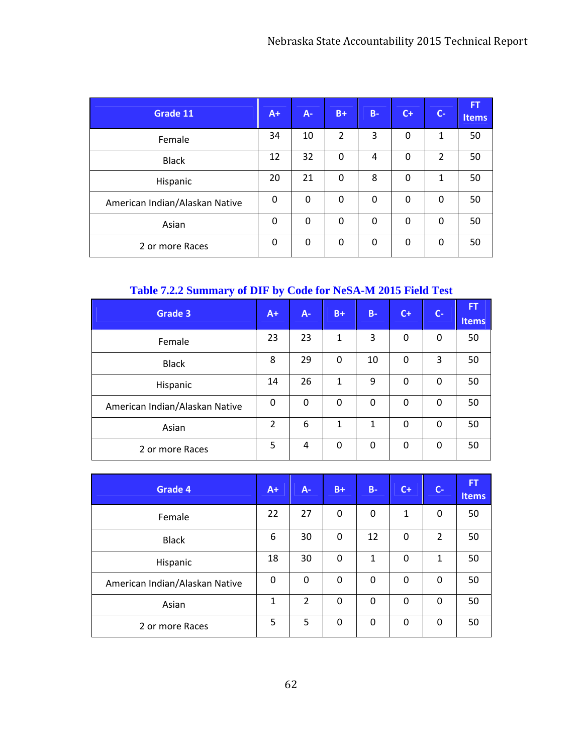| Grade 11 | A+ | A- | B+ | B- | C+ | C- | FT Items |
|---|---|---|---|---|---|---|---|
| Female | 34 | 10 | 2 | 3 | 0 | 1 | 50 |
| Black | 12 | 32 | 0 | 4 | 0 | 2 | 50 |
| Hispanic | 20 | 21 | 0 | 8 | 0 | 1 | 50 |
| American Indian/Alaskan Native | 0 | 0 | 0 | 0 | 0 | 0 | 50 |
| Asian | 0 | 0 | 0 | 0 | 0 | 0 | 50 |
| 2 or more Races | 0 | 0 | 0 | 0 | 0 | 0 | 50 |

### Table 7.2.2 Summary of DIF by Code for NeSA-M 2015 Field Test

| Grade 3 | A+ | A- | B+ | B- | C+ | C- | FT Items |
|---|---|---|---|---|---|---|---|
| Female | 23 | 23 | 1 | 3 | 0 | 0 | 50 |
| Black | 8 | 29 | 0 | 10 | 0 | 3 | 50 |
| Hispanic | 14 | 26 | 1 | 9 | 0 | 0 | 50 |
| American Indian/Alaskan Native | 0 | 0 | 0 | 0 | 0 | 0 | 50 |
| Asian | 2 | 6 | 1 | 1 | 0 | 0 | 50 |
| 2 or more Races | 5 | 4 | 0 | 0 | 0 | 0 | 50 |

| Grade 4 | A+ | A- | B+ | B- | C+ | C- | FT Items |
|---|---|---|---|---|---|---|---|
| Female | 22 | 27 | 0 | 0 | 1 | 0 | 50 |
| Black | 6 | 30 | 0 | 12 | 0 | 2 | 50 |
| Hispanic | 18 | 30 | 0 | 1 | 0 | 1 | 50 |
| American Indian/Alaskan Native | 0 | 0 | 0 | 0 | 0 | 0 | 50 |
| Asian | 1 | 2 | 0 | 0 | 0 | 0 | 50 |
| 2 or more Races | 5 | 5 | 0 | 0 | 0 | 0 | 50 |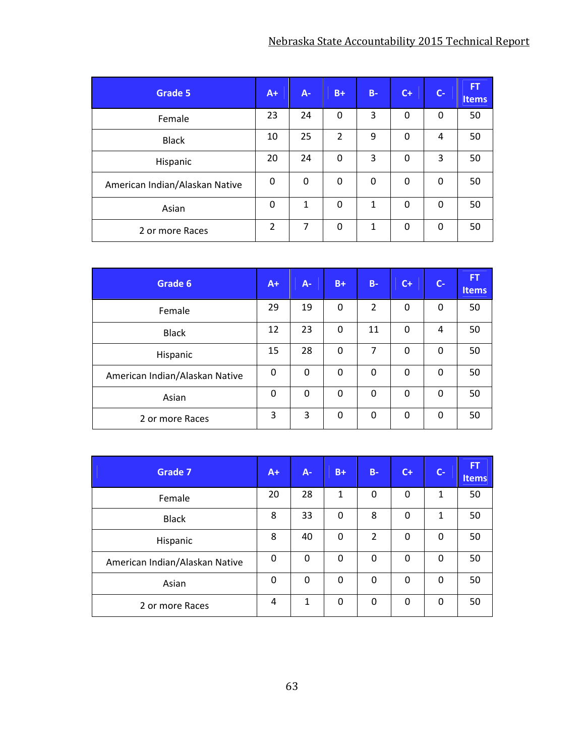| Grade 5 | A+ | A- | B+ | B- | C+ | C- | FT Items |
|---|---|---|---|---|---|---|---|
| Female | 23 | 24 | 0 | 3 | 0 | 0 | 50 |
| Black | 10 | 25 | 2 | 9 | 0 | 4 | 50 |
| Hispanic | 20 | 24 | 0 | 3 | 0 | 3 | 50 |
| American Indian/Alaskan Native | 0 | 0 | 0 | 0 | 0 | 0 | 50 |
| Asian | 0 | 1 | 0 | 1 | 0 | 0 | 50 |
| 2 or more Races | 2 | 7 | 0 | 1 | 0 | 0 | 50 |

| Grade 6 | A+ | A- | B+ | B- | C+ | C- | FT Items |
|---|---|---|---|---|---|---|---|
| Female | 29 | 19 | 0 | 2 | 0 | 0 | 50 |
| Black | 12 | 23 | 0 | 11 | 0 | 4 | 50 |
| Hispanic | 15 | 28 | 0 | 7 | 0 | 0 | 50 |
| American Indian/Alaskan Native | 0 | 0 | 0 | 0 | 0 | 0 | 50 |
| Asian | 0 | 0 | 0 | 0 | 0 | 0 | 50 |
| 2 or more Races | 3 | 3 | 0 | 0 | 0 | 0 | 50 |

| Grade 7 | A+ | A- | B+ | B- | C+ | C- | FT Items |
|---|---|---|---|---|---|---|---|
| Female | 20 | 28 | 1 | 0 | 0 | 1 | 50 |
| Black | 8 | 33 | 0 | 8 | 0 | 1 | 50 |
| Hispanic | 8 | 40 | 0 | 2 | 0 | 0 | 50 |
| American Indian/Alaskan Native | 0 | 0 | 0 | 0 | 0 | 0 | 50 |
| Asian | 0 | 0 | 0 | 0 | 0 | 0 | 50 |
| 2 or more Races | 4 | 1 | 0 | 0 | 0 | 0 | 50 |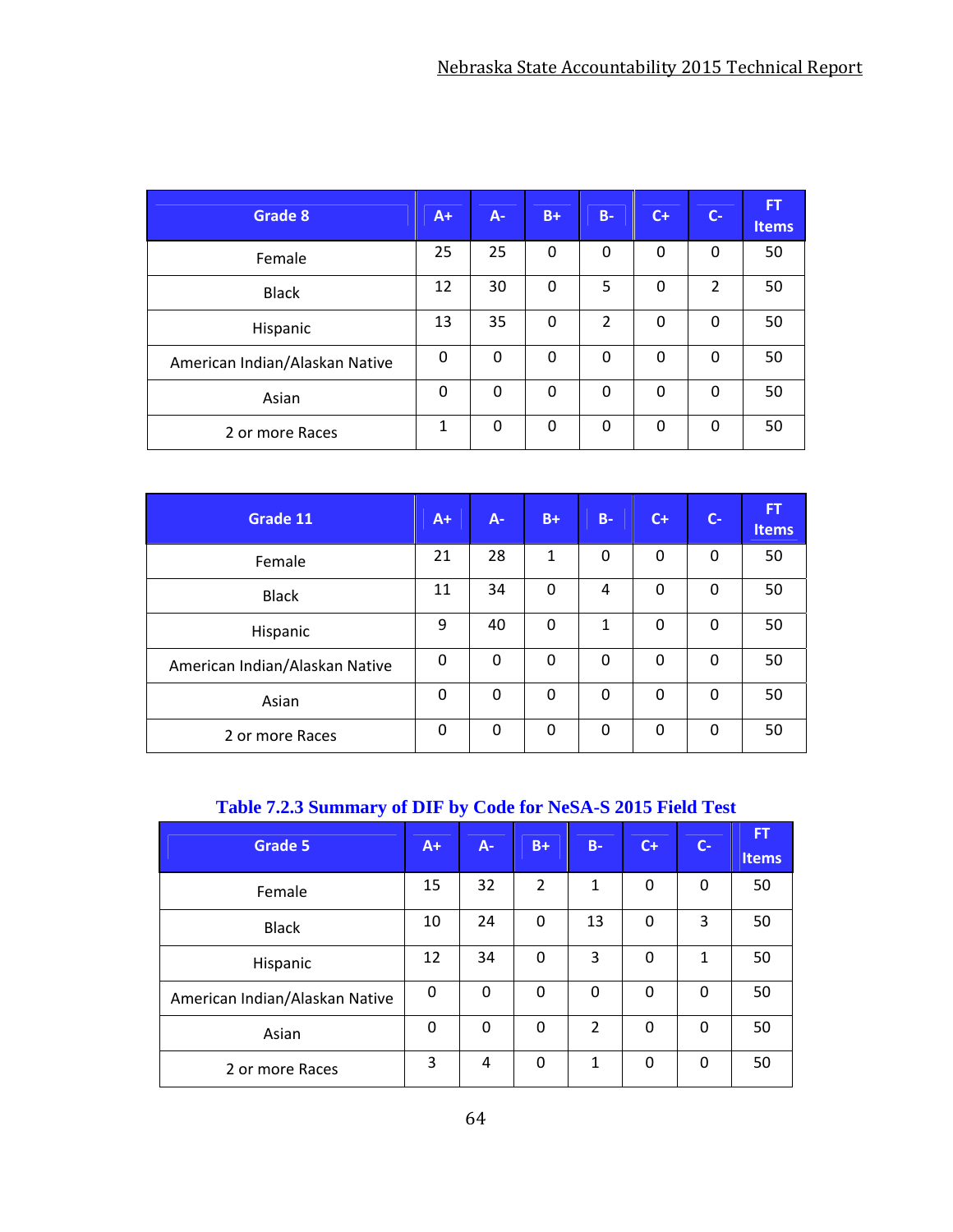| Grade 8 | A+ | A- | B+ | B- | C+ | C- | FT Items |
|---|---|---|---|---|---|---|---|
| Female | 25 | 25 | 0 | 0 | 0 | 0 | 50 |
| Black | 12 | 30 | 0 | 5 | 0 | 2 | 50 |
| Hispanic | 13 | 35 | 0 | 2 | 0 | 0 | 50 |
| American Indian/Alaskan Native | 0 | 0 | 0 | 0 | 0 | 0 | 50 |
| Asian | 0 | 0 | 0 | 0 | 0 | 0 | 50 |
| 2 or more Races | 1 | 0 | 0 | 0 | 0 | 0 | 50 |

| Grade 11 | A+ | A- | B+ | B- | C+ | C- | FT Items |
|---|---|---|---|---|---|---|---|
| Female | 21 | 28 | 1 | 0 | 0 | 0 | 50 |
| Black | 11 | 34 | 0 | 4 | 0 | 0 | 50 |
| Hispanic | 9 | 40 | 0 | 1 | 0 | 0 | 50 |
| American Indian/Alaskan Native | 0 | 0 | 0 | 0 | 0 | 0 | 50 |
| Asian | 0 | 0 | 0 | 0 | 0 | 0 | 50 |
| 2 or more Races | 0 | 0 | 0 | 0 | 0 | 0 | 50 |

**Table 7.2.3 Summary of DIF by Code for NeSA-S 2015 Field Test**

| Grade 5 | A+ | A- | B+ | B- | C+ | C- | FT Items |
|---|---|---|---|---|---|---|---|
| Female | 15 | 32 | 2 | 1 | 0 | 0 | 50 |
| Black | 10 | 24 | 0 | 13 | 0 | 3 | 50 |
| Hispanic | 12 | 34 | 0 | 3 | 0 | 1 | 50 |
| American Indian/Alaskan Native | 0 | 0 | 0 | 0 | 0 | 0 | 50 |
| Asian | 0 | 0 | 0 | 2 | 0 | 0 | 50 |
| 2 or more Races | 3 | 4 | 0 | 1 | 0 | 0 | 50 |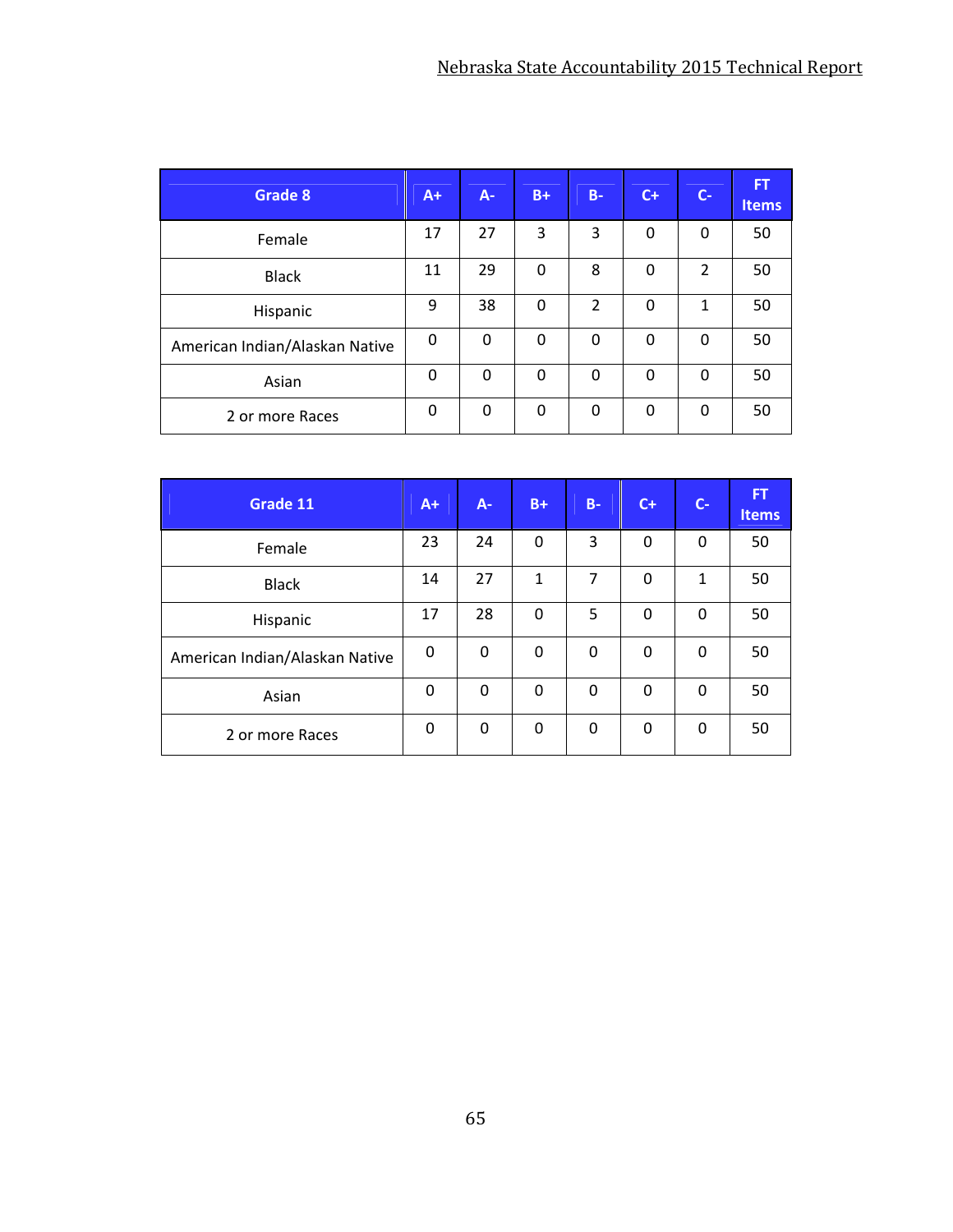| Grade 8 | A+ | A- | B+ | B- | C+ | C- | FT Items |
|---|---|---|---|---|---|---|---|
| Female | 17 | 27 | 3 | 3 | 0 | 0 | 50 |
| Black | 11 | 29 | 0 | 8 | 0 | 2 | 50 |
| Hispanic | 9 | 38 | 0 | 2 | 0 | 1 | 50 |
| American Indian/Alaskan Native | 0 | 0 | 0 | 0 | 0 | 0 | 50 |
| Asian | 0 | 0 | 0 | 0 | 0 | 0 | 50 |
| 2 or more Races | 0 | 0 | 0 | 0 | 0 | 0 | 50 |

| Grade 11 | A+ | A- | B+ | B- | C+ | C- | FT Items |
|---|---|---|---|---|---|---|---|
| Female | 23 | 24 | 0 | 3 | 0 | 0 | 50 |
| Black | 14 | 27 | 1 | 7 | 0 | 1 | 50 |
| Hispanic | 17 | 28 | 0 | 5 | 0 | 0 | 50 |
| American Indian/Alaskan Native | 0 | 0 | 0 | 0 | 0 | 0 | 50 |
| Asian | 0 | 0 | 0 | 0 | 0 | 0 | 50 |
| 2 or more Races | 0 | 0 | 0 | 0 | 0 | 0 | 50 |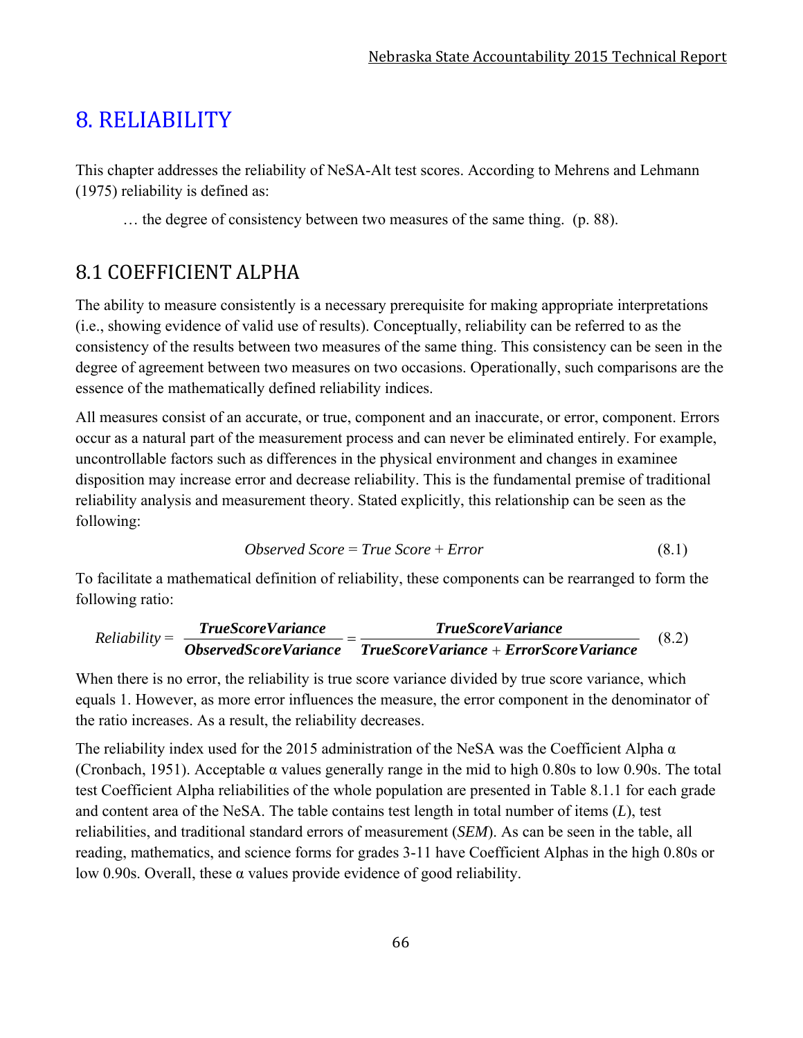# 8. RELIABILITY

This chapter addresses the reliability of NeSA-Alt test scores. According to Mehrens and Lehmann (1975) reliability is defined as:

> … the degree of consistency between two measures of the same thing. (p. 88).

## 8.1 COEFFICIENT ALPHA

The ability to measure consistently is a necessary prerequisite for making appropriate interpretations (i.e., showing evidence of valid use of results). Conceptually, reliability can be referred to as the consistency of the results between two measures of the same thing. This consistency can be seen in the degree of agreement between two measures on two occasions. Operationally, such comparisons are the essence of the mathematically defined reliability indices.

All measures consist of an accurate, or true, component and an inaccurate, or error, component. Errors occur as a natural part of the measurement process and can never be eliminated entirely. For example, uncontrollable factors such as differences in the physical environment and changes in examinee disposition may increase error and decrease reliability. This is the fundamental premise of traditional reliability analysis and measurement theory. Stated explicitly, this relationship can be seen as the following:

$$\text{Observed Score} = \text{True Score} + \text{Error} \tag{8.1}$$

To facilitate a mathematical definition of reliability, these components can be rearranged to form the following ratio:

$$\text{Reliability} = \frac{\textbf{TrueScoreVariance}}{\textbf{ObservedScoreVariance}} = \frac{\textbf{TrueScoreVariance}}{\textbf{TrueScoreVariance} + \textbf{ErrorScoreVariance}} \tag{8.2}$$

When there is no error, the reliability is true score variance divided by true score variance, which equals 1. However, as more error influences the measure, the error component in the denominator of the ratio increases. As a result, the reliability decreases.

The reliability index used for the 2015 administration of the NeSA was the Coefficient Alpha $\alpha$ (Cronbach, 1951). Acceptable $\alpha$ values generally range in the mid to high 0.80s to low 0.90s. The total test Coefficient Alpha reliabilities of the whole population are presented in Table 8.1.1 for each grade and content area of the NeSA. The table contains test length in total number of items ($L$), test reliabilities, and traditional standard errors of measurement ($SEM$). As can be seen in the table, all reading, mathematics, and science forms for grades 3-11 have Coefficient Alphas in the high 0.80s or low 0.90s. Overall, these $\alpha$ values provide evidence of good reliability.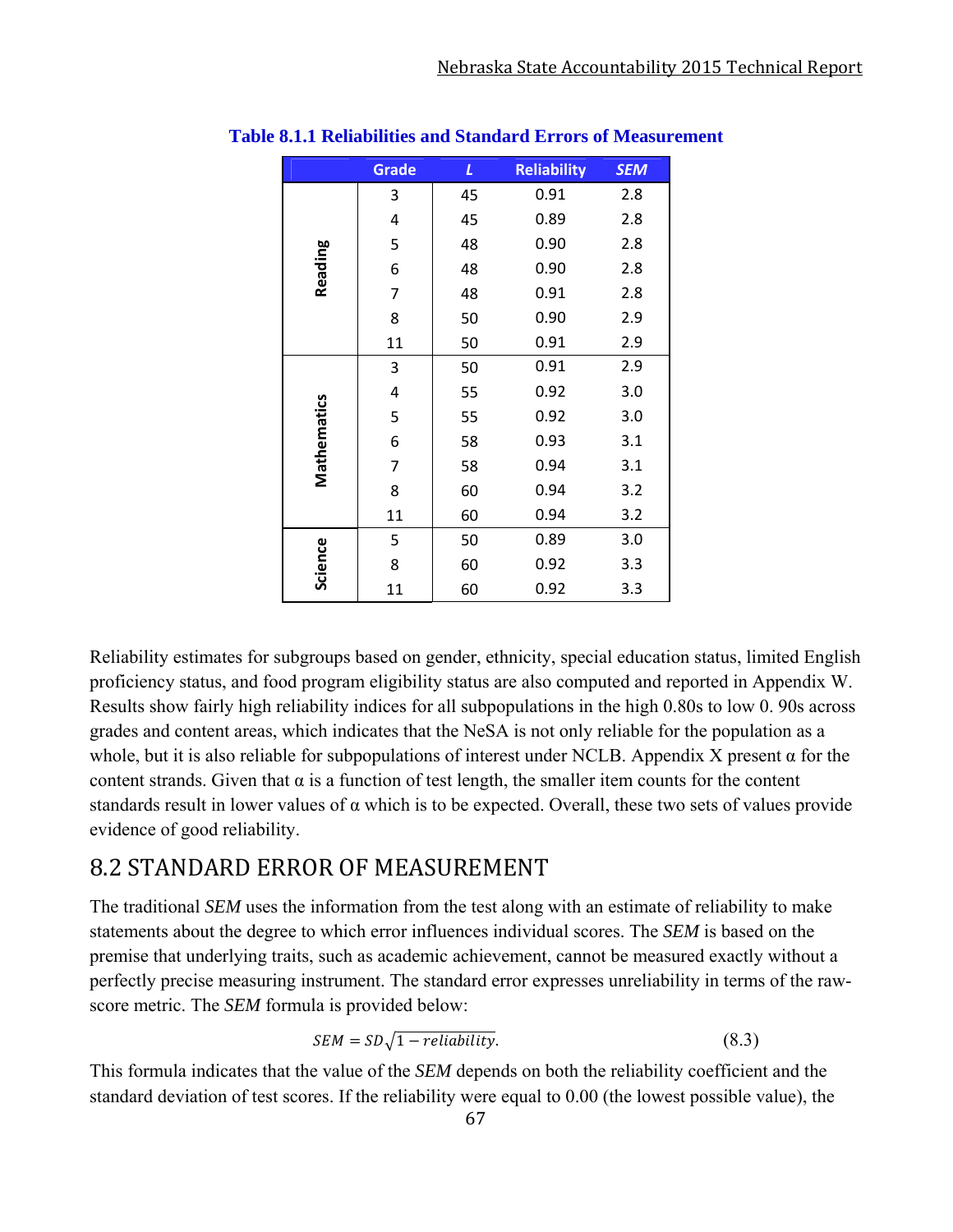**Table 8.1.1 Reliabilities and Standard Errors of Measurement**

| | Grade | *L* | Reliability | *SEM* |
|---|---|---|---|---|
| Reading | 3 | 45 | 0.91 | 2.8 |
| | 4 | 45 | 0.89 | 2.8 |
| | 5 | 48 | 0.90 | 2.8 |
| | 6 | 48 | 0.90 | 2.8 |
| | 7 | 48 | 0.91 | 2.8 |
| | 8 | 50 | 0.90 | 2.9 |
| | 11 | 50 | 0.91 | 2.9 |
| Mathematics | 3 | 50 | 0.91 | 2.9 |
| | 4 | 55 | 0.92 | 3.0 |
| | 5 | 55 | 0.92 | 3.0 |
| | 6 | 58 | 0.93 | 3.1 |
| | 7 | 58 | 0.94 | 3.1 |
| | 8 | 60 | 0.94 | 3.2 |
| | 11 | 60 | 0.94 | 3.2 |
| Science | 5 | 50 | 0.89 | 3.0 |
| | 8 | 60 | 0.92 | 3.3 |
| | 11 | 60 | 0.92 | 3.3 |

Reliability estimates for subgroups based on gender, ethnicity, special education status, limited English proficiency status, and food program eligibility status are also computed and reported in Appendix W. Results show fairly high reliability indices for all subpopulations in the high 0.80s to low 0. 90s across grades and content areas, which indicates that the NeSA is not only reliable for the population as a whole, but it is also reliable for subpopulations of interest under NCLB. Appendix X present α for the content strands. Given that α is a function of test length, the smaller item counts for the content standards result in lower values of α which is to be expected. Overall, these two sets of values provide evidence of good reliability.

## 8.2 STANDARD ERROR OF MEASUREMENT

The traditional *SEM* uses the information from the test along with an estimate of reliability to make statements about the degree to which error influences individual scores. The *SEM* is based on the premise that underlying traits, such as academic achievement, cannot be measured exactly without a perfectly precise measuring instrument. The standard error expresses unreliability in terms of the raw-score metric. The *SEM* formula is provided below:

$$SEM = SD\sqrt{1 - reliability}. \tag{8.3}$$

This formula indicates that the value of the *SEM* depends on both the reliability coefficient and the standard deviation of test scores. If the reliability were equal to 0.00 (the lowest possible value), the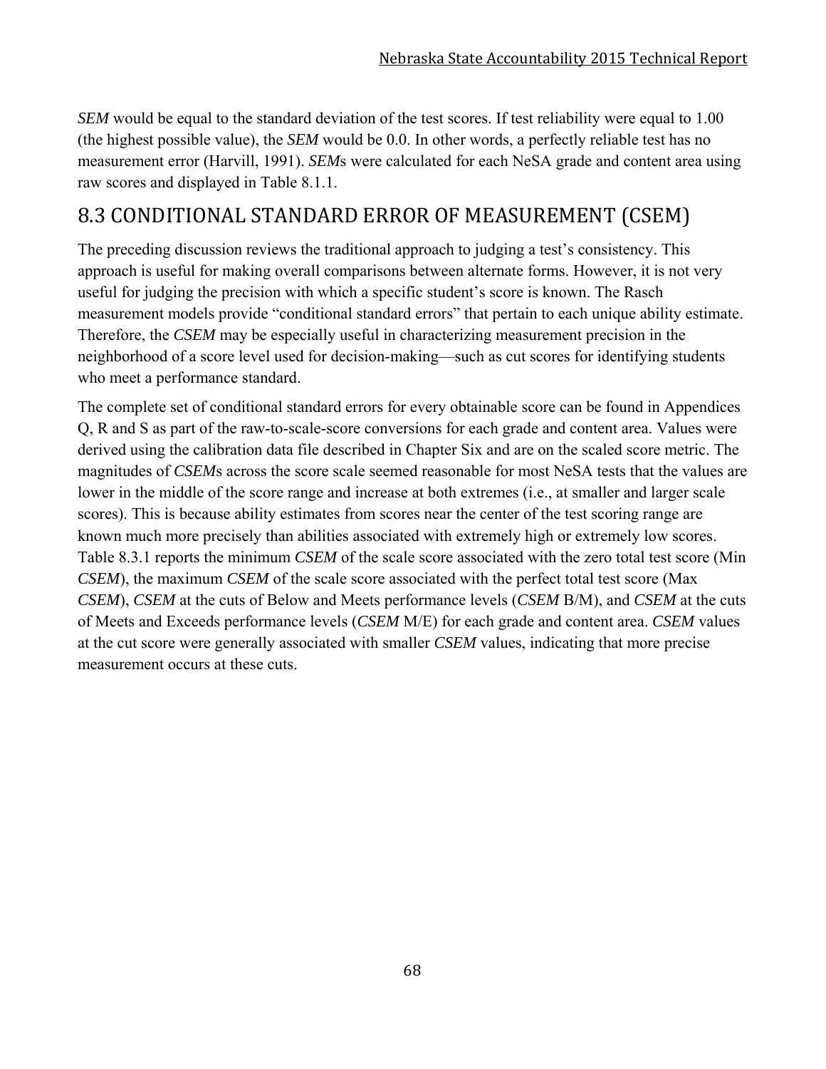*SEM* would be equal to the standard deviation of the test scores. If test reliability were equal to 1.00 (the highest possible value), the *SEM* would be 0.0. In other words, a perfectly reliable test has no measurement error (Harvill, 1991). *SEM*s were calculated for each NeSA grade and content area using raw scores and displayed in Table 8.1.1.

## 8.3 CONDITIONAL STANDARD ERROR OF MEASUREMENT (CSEM)

The preceding discussion reviews the traditional approach to judging a test's consistency. This approach is useful for making overall comparisons between alternate forms. However, it is not very useful for judging the precision with which a specific student's score is known. The Rasch measurement models provide "conditional standard errors" that pertain to each unique ability estimate. Therefore, the *CSEM* may be especially useful in characterizing measurement precision in the neighborhood of a score level used for decision-making—such as cut scores for identifying students who meet a performance standard.

The complete set of conditional standard errors for every obtainable score can be found in Appendices Q, R and S as part of the raw-to-scale-score conversions for each grade and content area. Values were derived using the calibration data file described in Chapter Six and are on the scaled score metric. The magnitudes of *CSEM*s across the score scale seemed reasonable for most NeSA tests that the values are lower in the middle of the score range and increase at both extremes (i.e., at smaller and larger scale scores). This is because ability estimates from scores near the center of the test scoring range are known much more precisely than abilities associated with extremely high or extremely low scores. Table 8.3.1 reports the minimum *CSEM* of the scale score associated with the zero total test score (Min *CSEM*), the maximum *CSEM* of the scale score associated with the perfect total test score (Max *CSEM*), *CSEM* at the cuts of Below and Meets performance levels (*CSEM* B/M), and *CSEM* at the cuts of Meets and Exceeds performance levels (*CSEM* M/E) for each grade and content area. *CSEM* values at the cut score were generally associated with smaller *CSEM* values, indicating that more precise measurement occurs at these cuts.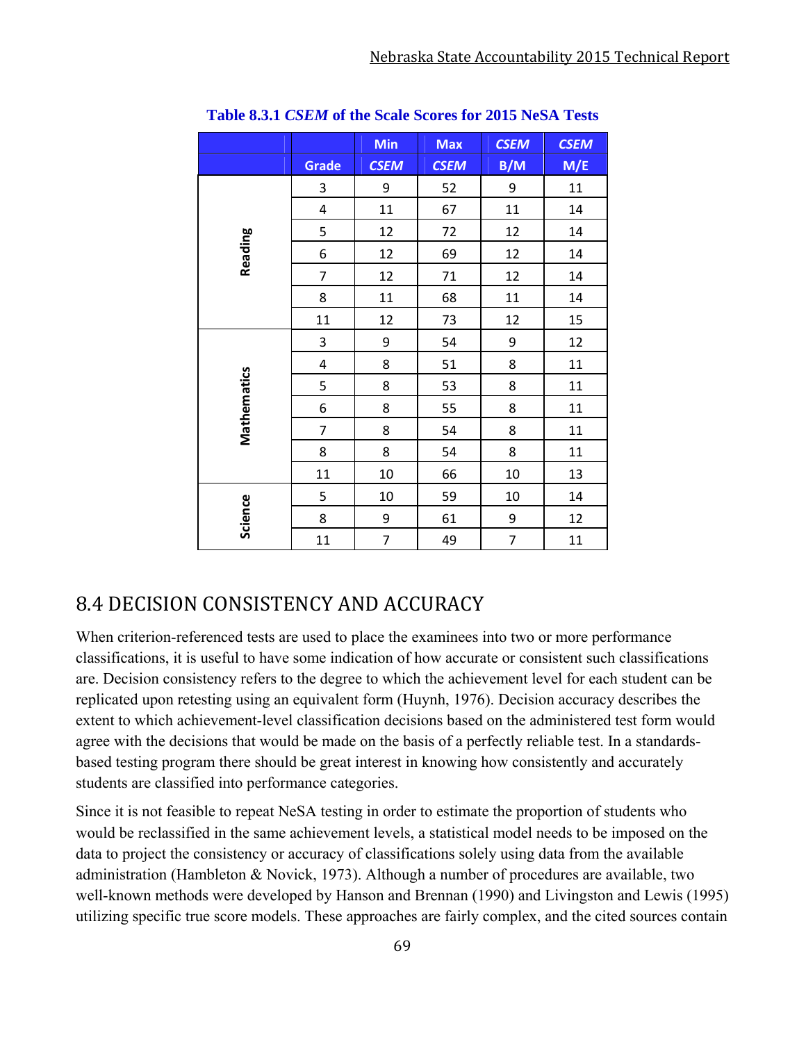**Table 8.3.1 *CSEM* of the Scale Scores for 2015 NeSA Tests**

| | Grade | Min *CSEM* | Max *CSEM* | *CSEM* B/M | *CSEM* M/E |
|---|---|---|---|---|---|
| Reading | 3 | 9 | 52 | 9 | 11 |
| | 4 | 11 | 67 | 11 | 14 |
| | 5 | 12 | 72 | 12 | 14 |
| | 6 | 12 | 69 | 12 | 14 |
| | 7 | 12 | 71 | 12 | 14 |
| | 8 | 11 | 68 | 11 | 14 |
| | 11 | 12 | 73 | 12 | 15 |
| Mathematics | 3 | 9 | 54 | 9 | 12 |
| | 4 | 8 | 51 | 8 | 11 |
| | 5 | 8 | 53 | 8 | 11 |
| | 6 | 8 | 55 | 8 | 11 |
| | 7 | 8 | 54 | 8 | 11 |
| | 8 | 8 | 54 | 8 | 11 |
| | 11 | 10 | 66 | 10 | 13 |
| Science | 5 | 10 | 59 | 10 | 14 |
| | 8 | 9 | 61 | 9 | 12 |
| | 11 | 7 | 49 | 7 | 11 |

## 8.4 DECISION CONSISTENCY AND ACCURACY

When criterion-referenced tests are used to place the examinees into two or more performance classifications, it is useful to have some indication of how accurate or consistent such classifications are. Decision consistency refers to the degree to which the achievement level for each student can be replicated upon retesting using an equivalent form (Huynh, 1976). Decision accuracy describes the extent to which achievement-level classification decisions based on the administered test form would agree with the decisions that would be made on the basis of a perfectly reliable test. In a standards-based testing program there should be great interest in knowing how consistently and accurately students are classified into performance categories.

Since it is not feasible to repeat NeSA testing in order to estimate the proportion of students who would be reclassified in the same achievement levels, a statistical model needs to be imposed on the data to project the consistency or accuracy of classifications solely using data from the available administration (Hambleton & Novick, 1973). Although a number of procedures are available, two well-known methods were developed by Hanson and Brennan (1990) and Livingston and Lewis (1995) utilizing specific true score models. These approaches are fairly complex, and the cited sources contain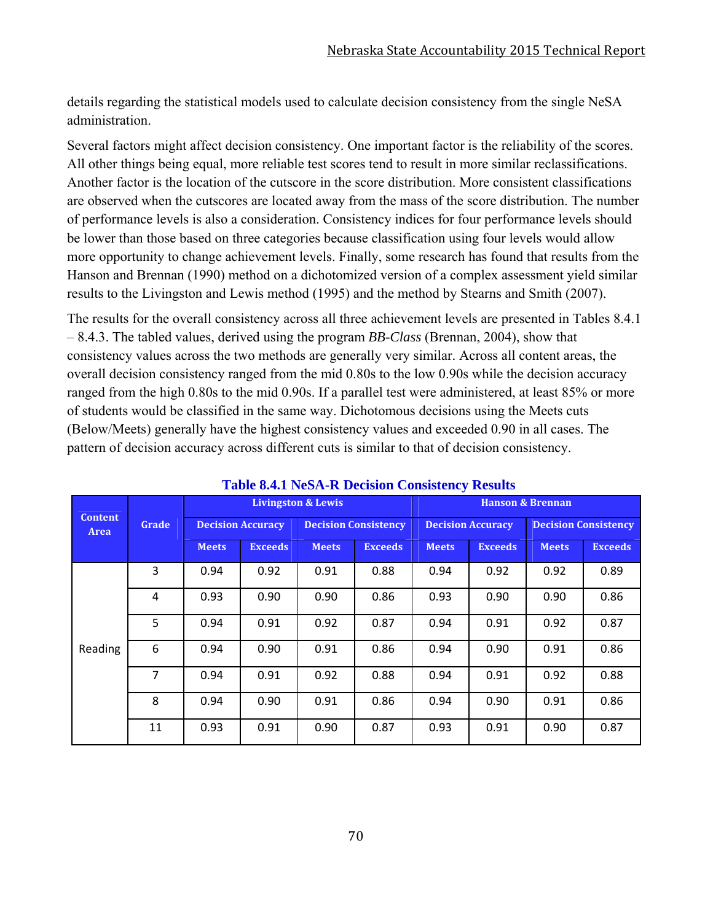details regarding the statistical models used to calculate decision consistency from the single NeSA administration.

Several factors might affect decision consistency. One important factor is the reliability of the scores. All other things being equal, more reliable test scores tend to result in more similar reclassifications. Another factor is the location of the cutscore in the score distribution. More consistent classifications are observed when the cutscores are located away from the mass of the score distribution. The number of performance levels is also a consideration. Consistency indices for four performance levels should be lower than those based on three categories because classification using four levels would allow more opportunity to change achievement levels. Finally, some research has found that results from the Hanson and Brennan (1990) method on a dichotomized version of a complex assessment yield similar results to the Livingston and Lewis method (1995) and the method by Stearns and Smith (2007).

The results for the overall consistency across all three achievement levels are presented in Tables 8.4.1 – 8.4.3. The tabled values, derived using the program *BB-Class* (Brennan, 2004), show that consistency values across the two methods are generally very similar. Across all content areas, the overall decision consistency ranged from the mid 0.80s to the low 0.90s while the decision accuracy ranged from the high 0.80s to the mid 0.90s. If a parallel test were administered, at least 85% or more of students would be classified in the same way. Dichotomous decisions using the Meets cuts (Below/Meets) generally have the highest consistency values and exceeded 0.90 in all cases. The pattern of decision accuracy across different cuts is similar to that of decision consistency.

**Table 8.4.1 NeSA-R Decision Consistency Results**

| Content Area | Grade | Livingston & Lewis | | | | Hanson & Brennan | | | |
|---|---|---|---|---|---|---|---|---|---|
| | | Decision Accuracy | | Decision Consistency | | Decision Accuracy | | Decision Consistency | |
| | | Meets | Exceeds | Meets | Exceeds | Meets | Exceeds | Meets | Exceeds |
| Reading | 3 | 0.94 | 0.92 | 0.91 | 0.88 | 0.94 | 0.92 | 0.92 | 0.89 |
| | 4 | 0.93 | 0.90 | 0.90 | 0.86 | 0.93 | 0.90 | 0.90 | 0.86 |
| | 5 | 0.94 | 0.91 | 0.92 | 0.87 | 0.94 | 0.91 | 0.92 | 0.87 |
| | 6 | 0.94 | 0.90 | 0.91 | 0.86 | 0.94 | 0.90 | 0.91 | 0.86 |
| | 7 | 0.94 | 0.91 | 0.92 | 0.88 | 0.94 | 0.91 | 0.92 | 0.88 |
| | 8 | 0.94 | 0.90 | 0.91 | 0.86 | 0.94 | 0.90 | 0.91 | 0.86 |
| | 11 | 0.93 | 0.91 | 0.90 | 0.87 | 0.93 | 0.91 | 0.90 | 0.87 |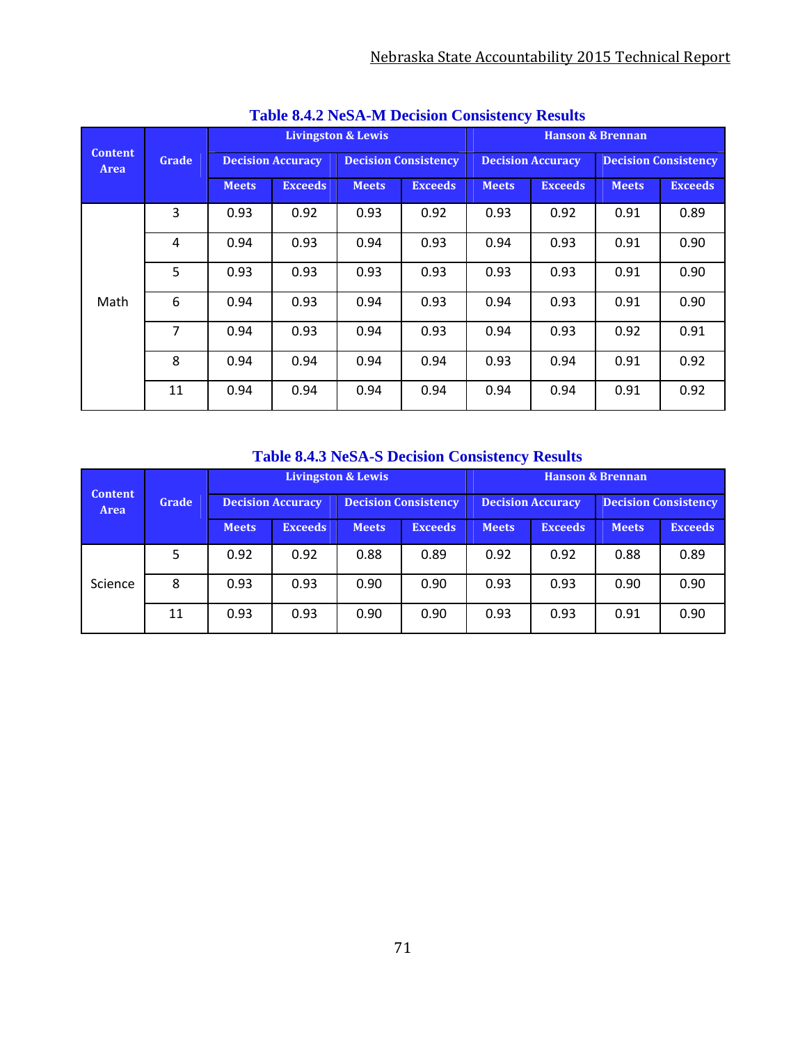### Table 8.4.2 NeSA-M Decision Consistency Results

| Content Area | Grade | Livingston & Lewis | | | | Hanson & Brennan | | | |
|---|---|---|---|---|---|---|---|---|---|
| | | Decision Accuracy | | Decision Consistency | | Decision Accuracy | | Decision Consistency | |
| | | Meets | Exceeds | Meets | Exceeds | Meets | Exceeds | Meets | Exceeds |
| Math | 3 | 0.93 | 0.92 | 0.93 | 0.92 | 0.93 | 0.92 | 0.91 | 0.89 |
| | 4 | 0.94 | 0.93 | 0.94 | 0.93 | 0.94 | 0.93 | 0.91 | 0.90 |
| | 5 | 0.93 | 0.93 | 0.93 | 0.93 | 0.93 | 0.93 | 0.91 | 0.90 |
| | 6 | 0.94 | 0.93 | 0.94 | 0.93 | 0.94 | 0.93 | 0.91 | 0.90 |
| | 7 | 0.94 | 0.93 | 0.94 | 0.93 | 0.94 | 0.93 | 0.92 | 0.91 |
| | 8 | 0.94 | 0.94 | 0.94 | 0.94 | 0.93 | 0.94 | 0.91 | 0.92 |
| | 11 | 0.94 | 0.94 | 0.94 | 0.94 | 0.94 | 0.94 | 0.91 | 0.92 |

### Table 8.4.3 NeSA-S Decision Consistency Results

| Content Area | Grade | Livingston & Lewis | | | | Hanson & Brennan | | | |
|---|---|---|---|---|---|---|---|---|---|
| | | Decision Accuracy | | Decision Consistency | | Decision Accuracy | | Decision Consistency | |
| | | Meets | Exceeds | Meets | Exceeds | Meets | Exceeds | Meets | Exceeds |
| Science | 5 | 0.92 | 0.92 | 0.88 | 0.89 | 0.92 | 0.92 | 0.88 | 0.89 |
| | 8 | 0.93 | 0.93 | 0.90 | 0.90 | 0.93 | 0.93 | 0.90 | 0.90 |
| | 11 | 0.93 | 0.93 | 0.90 | 0.90 | 0.93 | 0.93 | 0.91 | 0.90 |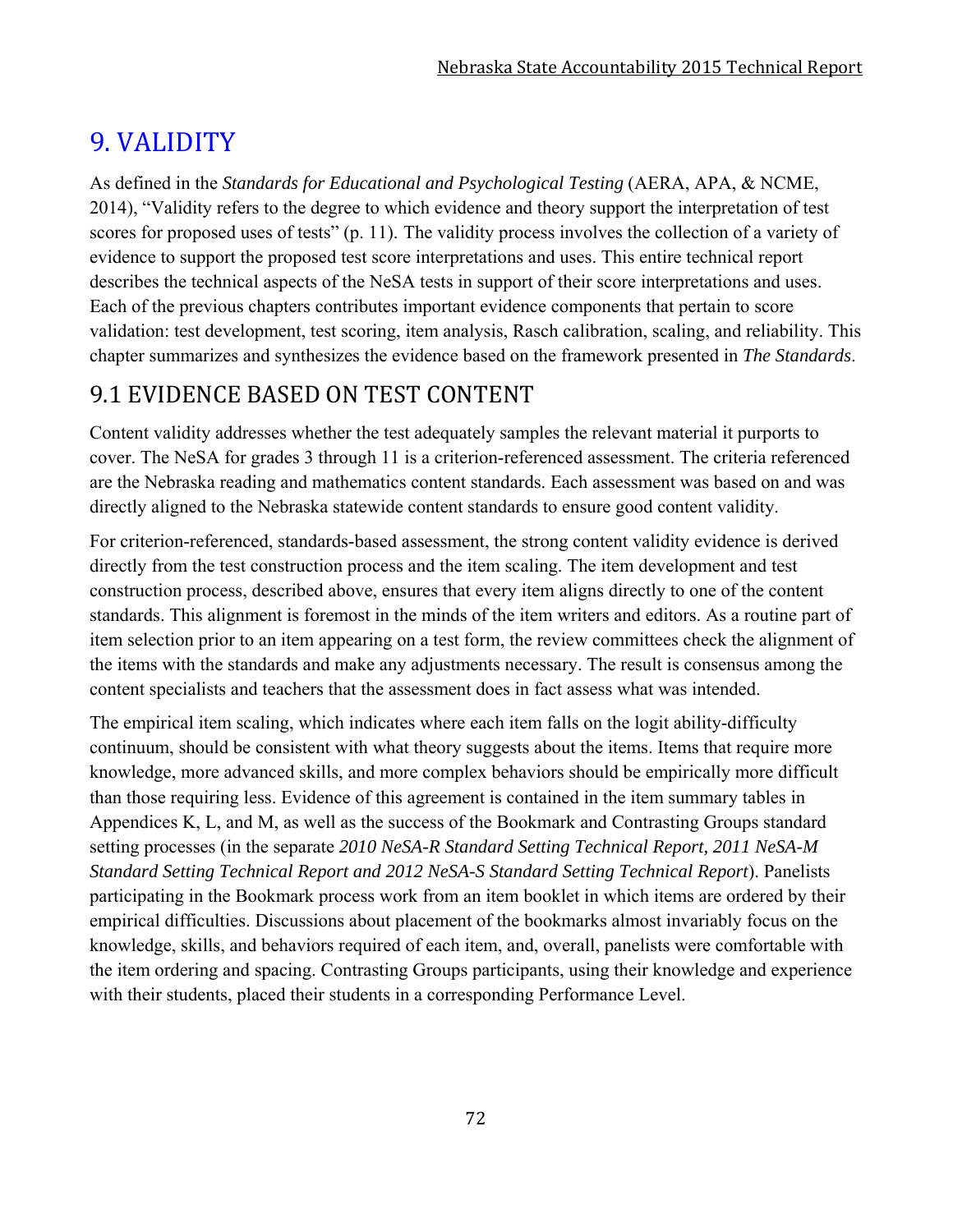# 9. VALIDITY

As defined in the *Standards for Educational and Psychological Testing* (AERA, APA, & NCME, 2014), "Validity refers to the degree to which evidence and theory support the interpretation of test scores for proposed uses of tests" (p. 11). The validity process involves the collection of a variety of evidence to support the proposed test score interpretations and uses. This entire technical report describes the technical aspects of the NeSA tests in support of their score interpretations and uses. Each of the previous chapters contributes important evidence components that pertain to score validation: test development, test scoring, item analysis, Rasch calibration, scaling, and reliability. This chapter summarizes and synthesizes the evidence based on the framework presented in *The Standards*.

## 9.1 EVIDENCE BASED ON TEST CONTENT

Content validity addresses whether the test adequately samples the relevant material it purports to cover. The NeSA for grades 3 through 11 is a criterion-referenced assessment. The criteria referenced are the Nebraska reading and mathematics content standards. Each assessment was based on and was directly aligned to the Nebraska statewide content standards to ensure good content validity.

For criterion-referenced, standards-based assessment, the strong content validity evidence is derived directly from the test construction process and the item scaling. The item development and test construction process, described above, ensures that every item aligns directly to one of the content standards. This alignment is foremost in the minds of the item writers and editors. As a routine part of item selection prior to an item appearing on a test form, the review committees check the alignment of the items with the standards and make any adjustments necessary. The result is consensus among the content specialists and teachers that the assessment does in fact assess what was intended.

The empirical item scaling, which indicates where each item falls on the logit ability-difficulty continuum, should be consistent with what theory suggests about the items. Items that require more knowledge, more advanced skills, and more complex behaviors should be empirically more difficult than those requiring less. Evidence of this agreement is contained in the item summary tables in Appendices K, L, and M, as well as the success of the Bookmark and Contrasting Groups standard setting processes (in the separate *2010 NeSA-R Standard Setting Technical Report, 2011 NeSA-M Standard Setting Technical Report and 2012 NeSA-S Standard Setting Technical Report*). Panelists participating in the Bookmark process work from an item booklet in which items are ordered by their empirical difficulties. Discussions about placement of the bookmarks almost invariably focus on the knowledge, skills, and behaviors required of each item, and, overall, panelists were comfortable with the item ordering and spacing. Contrasting Groups participants, using their knowledge and experience with their students, placed their students in a corresponding Performance Level.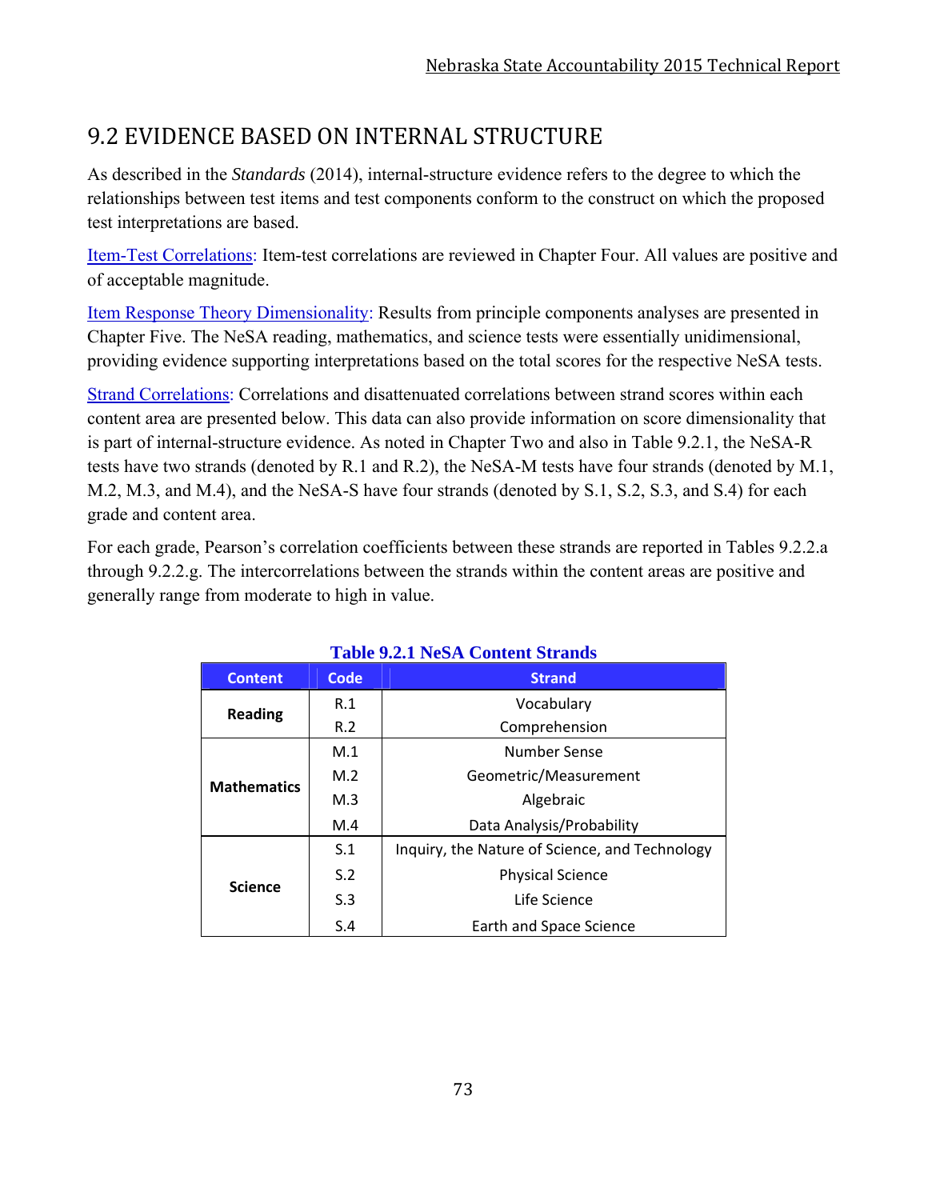## 9.2 EVIDENCE BASED ON INTERNAL STRUCTURE

As described in the *Standards* (2014), internal-structure evidence refers to the degree to which the relationships between test items and test components conform to the construct on which the proposed test interpretations are based.

Item-Test Correlations: Item-test correlations are reviewed in Chapter Four. All values are positive and of acceptable magnitude.

Item Response Theory Dimensionality: Results from principle components analyses are presented in Chapter Five. The NeSA reading, mathematics, and science tests were essentially unidimensional, providing evidence supporting interpretations based on the total scores for the respective NeSA tests.

Strand Correlations: Correlations and disattenuated correlations between strand scores within each content area are presented below. This data can also provide information on score dimensionality that is part of internal-structure evidence. As noted in Chapter Two and also in Table 9.2.1, the NeSA-R tests have two strands (denoted by R.1 and R.2), the NeSA-M tests have four strands (denoted by M.1, M.2, M.3, and M.4), and the NeSA-S have four strands (denoted by S.1, S.2, S.3, and S.4) for each grade and content area.

For each grade, Pearson's correlation coefficients between these strands are reported in Tables 9.2.2.a through 9.2.2.g. The intercorrelations between the strands within the content areas are positive and generally range from moderate to high in value.

**Table 9.2.1 NeSA Content Strands**

| Content | Code | Strand |
|---|---|---|
| **Reading** | R.1 | Vocabulary |
| | R.2 | Comprehension |
| **Mathematics** | M.1 | Number Sense |
| | M.2 | Geometric/Measurement |
| | M.3 | Algebraic |
| | M.4 | Data Analysis/Probability |
| **Science** | S.1 | Inquiry, the Nature of Science, and Technology |
| | S.2 | Physical Science |
| | S.3 | Life Science |
| | S.4 | Earth and Space Science |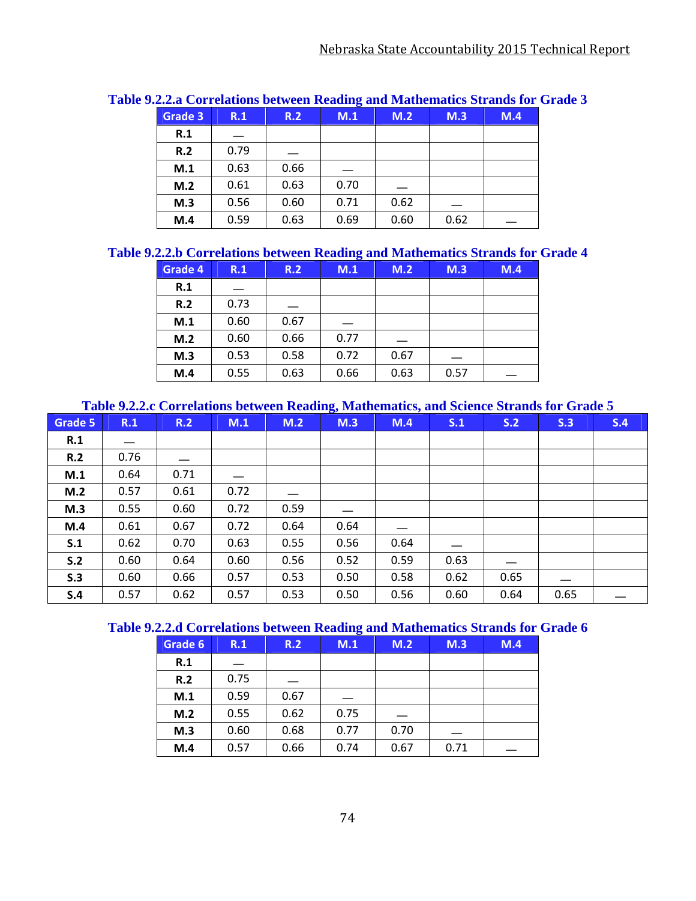**Table 9.2.2.a Correlations between Reading and Mathematics Strands for Grade 3**

| Grade 3 | R.1 | R.2 | M.1 | M.2 | M.3 | M.4 |
|---|---|---|---|---|---|---|
| R.1 | — | | | | | |
| R.2 | 0.79 | — | | | | |
| M.1 | 0.63 | 0.66 | — | | | |
| M.2 | 0.61 | 0.63 | 0.70 | — | | |
| M.3 | 0.56 | 0.60 | 0.71 | 0.62 | — | |
| M.4 | 0.59 | 0.63 | 0.69 | 0.60 | 0.62 | — |

**Table 9.2.2.b Correlations between Reading and Mathematics Strands for Grade 4**

| Grade 4 | R.1 | R.2 | M.1 | M.2 | M.3 | M.4 |
|---|---|---|---|---|---|---|
| R.1 | — | | | | | |
| R.2 | 0.73 | — | | | | |
| M.1 | 0.60 | 0.67 | — | | | |
| M.2 | 0.60 | 0.66 | 0.77 | — | | |
| M.3 | 0.53 | 0.58 | 0.72 | 0.67 | — | |
| M.4 | 0.55 | 0.63 | 0.66 | 0.63 | 0.57 | — |

**Table 9.2.2.c Correlations between Reading, Mathematics, and Science Strands for Grade 5**

| Grade 5 | R.1 | R.2 | M.1 | M.2 | M.3 | M.4 | S.1 | S.2 | S.3 | S.4 |
|---|---|---|---|---|---|---|---|---|---|---|
| R.1 | — | | | | | | | | | |
| R.2 | 0.76 | — | | | | | | | | |
| M.1 | 0.64 | 0.71 | — | | | | | | | |
| M.2 | 0.57 | 0.61 | 0.72 | — | | | | | | |
| M.3 | 0.55 | 0.60 | 0.72 | 0.59 | — | | | | | |
| M.4 | 0.61 | 0.67 | 0.72 | 0.64 | 0.64 | — | | | | |
| S.1 | 0.62 | 0.70 | 0.63 | 0.55 | 0.56 | 0.64 | — | | | |
| S.2 | 0.60 | 0.64 | 0.60 | 0.56 | 0.52 | 0.59 | 0.63 | — | | |
| S.3 | 0.60 | 0.66 | 0.57 | 0.53 | 0.50 | 0.58 | 0.62 | 0.65 | — | |
| S.4 | 0.57 | 0.62 | 0.57 | 0.53 | 0.50 | 0.56 | 0.60 | 0.64 | 0.65 | — |

**Table 9.2.2.d Correlations between Reading and Mathematics Strands for Grade 6**

| Grade 6 | R.1 | R.2 | M.1 | M.2 | M.3 | M.4 |
|---|---|---|---|---|---|---|
| R.1 | — | | | | | |
| R.2 | 0.75 | — | | | | |
| M.1 | 0.59 | 0.67 | — | | | |
| M.2 | 0.55 | 0.62 | 0.75 | — | | |
| M.3 | 0.60 | 0.68 | 0.77 | 0.70 | — | |
| M.4 | 0.57 | 0.66 | 0.74 | 0.67 | 0.71 | — |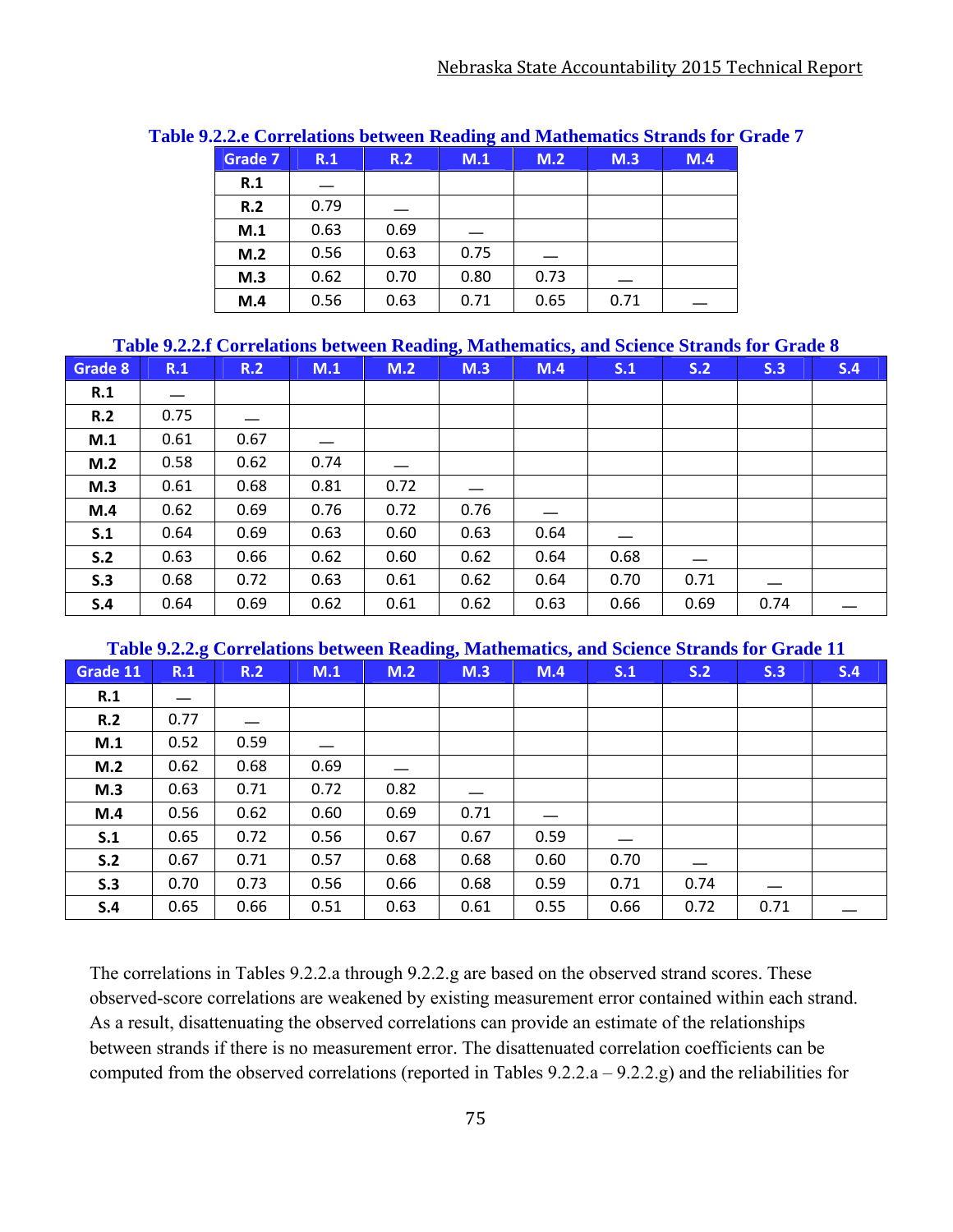**Table 9.2.2.e Correlations between Reading and Mathematics Strands for Grade 7**

| Grade 7 | R.1 | R.2 | M.1 | M.2 | M.3 | M.4 |
|---|---|---|---|---|---|---|
| **R.1** | — | | | | | |
| **R.2** | 0.79 | — | | | | |
| **M.1** | 0.63 | 0.69 | — | | | |
| **M.2** | 0.56 | 0.63 | 0.75 | — | | |
| **M.3** | 0.62 | 0.70 | 0.80 | 0.73 | — | |
| **M.4** | 0.56 | 0.63 | 0.71 | 0.65 | 0.71 | — |

**Table 9.2.2.f Correlations between Reading, Mathematics, and Science Strands for Grade 8**

| Grade 8 | R.1 | R.2 | M.1 | M.2 | M.3 | M.4 | S.1 | S.2 | S.3 | S.4 |
|---|---|---|---|---|---|---|---|---|---|---|
| **R.1** | — | | | | | | | | | |
| **R.2** | 0.75 | — | | | | | | | | |
| **M.1** | 0.61 | 0.67 | — | | | | | | | |
| **M.2** | 0.58 | 0.62 | 0.74 | — | | | | | | |
| **M.3** | 0.61 | 0.68 | 0.81 | 0.72 | — | | | | | |
| **M.4** | 0.62 | 0.69 | 0.76 | 0.72 | 0.76 | — | | | | |
| **S.1** | 0.64 | 0.69 | 0.63 | 0.60 | 0.63 | 0.64 | — | | | |
| **S.2** | 0.63 | 0.66 | 0.62 | 0.60 | 0.62 | 0.64 | 0.68 | — | | |
| **S.3** | 0.68 | 0.72 | 0.63 | 0.61 | 0.62 | 0.64 | 0.70 | 0.71 | — | |
| **S.4** | 0.64 | 0.69 | 0.62 | 0.61 | 0.62 | 0.63 | 0.66 | 0.69 | 0.74 | — |

**Table 9.2.2.g Correlations between Reading, Mathematics, and Science Strands for Grade 11**

| Grade 11 | R.1 | R.2 | M.1 | M.2 | M.3 | M.4 | S.1 | S.2 | S.3 | S.4 |
|---|---|---|---|---|---|---|---|---|---|---|
| **R.1** | — | | | | | | | | | |
| **R.2** | 0.77 | — | | | | | | | | |
| **M.1** | 0.52 | 0.59 | — | | | | | | | |
| **M.2** | 0.62 | 0.68 | 0.69 | — | | | | | | |
| **M.3** | 0.63 | 0.71 | 0.72 | 0.82 | — | | | | | |
| **M.4** | 0.56 | 0.62 | 0.60 | 0.69 | 0.71 | — | | | | |
| **S.1** | 0.65 | 0.72 | 0.56 | 0.67 | 0.67 | 0.59 | — | | | |
| **S.2** | 0.67 | 0.71 | 0.57 | 0.68 | 0.68 | 0.60 | 0.70 | — | | |
| **S.3** | 0.70 | 0.73 | 0.56 | 0.66 | 0.68 | 0.59 | 0.71 | 0.74 | — | |
| **S.4** | 0.65 | 0.66 | 0.51 | 0.63 | 0.61 | 0.55 | 0.66 | 0.72 | 0.71 | — |

The correlations in Tables 9.2.2.a through 9.2.2.g are based on the observed strand scores. These observed-score correlations are weakened by existing measurement error contained within each strand. As a result, disattenuating the observed correlations can provide an estimate of the relationships between strands if there is no measurement error. The disattenuated correlation coefficients can be computed from the observed correlations (reported in Tables 9.2.2.a – 9.2.2.g) and the reliabilities for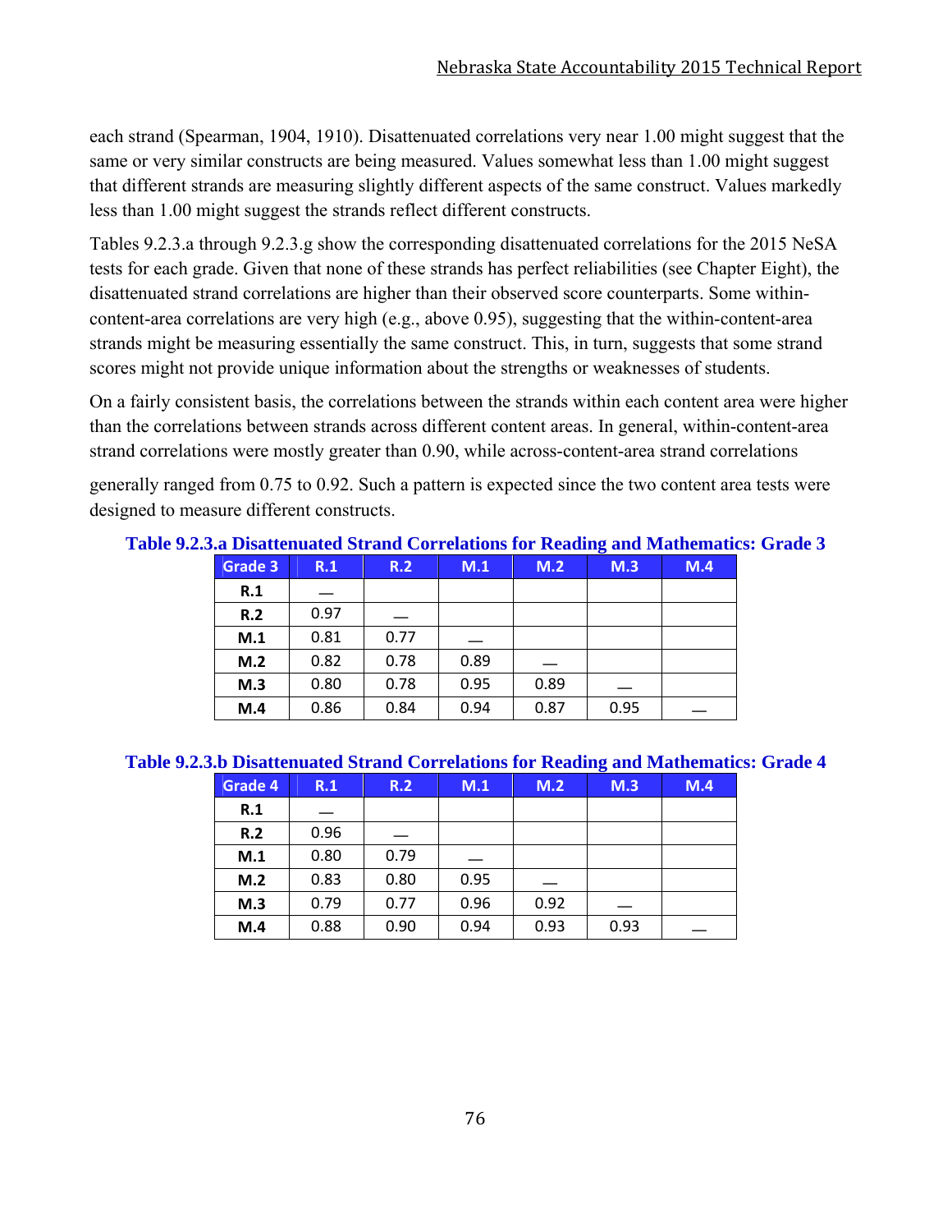each strand (Spearman, 1904, 1910). Disattenuated correlations very near 1.00 might suggest that the same or very similar constructs are being measured. Values somewhat less than 1.00 might suggest that different strands are measuring slightly different aspects of the same construct. Values markedly less than 1.00 might suggest the strands reflect different constructs.

Tables 9.2.3.a through 9.2.3.g show the corresponding disattenuated correlations for the 2015 NeSA tests for each grade. Given that none of these strands has perfect reliabilities (see Chapter Eight), the disattenuated strand correlations are higher than their observed score counterparts. Some within-content-area correlations are very high (e.g., above 0.95), suggesting that the within-content-area strands might be measuring essentially the same construct. This, in turn, suggests that some strand scores might not provide unique information about the strengths or weaknesses of students.

On a fairly consistent basis, the correlations between the strands within each content area were higher than the correlations between strands across different content areas. In general, within-content-area strand correlations were mostly greater than 0.90, while across-content-area strand correlations generally ranged from 0.75 to 0.92. Such a pattern is expected since the two content area tests were designed to measure different constructs.

**Table 9.2.3.a Disattenuated Strand Correlations for Reading and Mathematics: Grade 3**

| Grade 3 | R.1 | R.2 | M.1 | M.2 | M.3 | M.4 |
|---|---|---|---|---|---|---|
| **R.1** | — | | | | | |
| **R.2** | 0.97 | — | | | | |
| **M.1** | 0.81 | 0.77 | — | | | |
| **M.2** | 0.82 | 0.78 | 0.89 | — | | |
| **M.3** | 0.80 | 0.78 | 0.95 | 0.89 | — | |
| **M.4** | 0.86 | 0.84 | 0.94 | 0.87 | 0.95 | — |

**Table 9.2.3.b Disattenuated Strand Correlations for Reading and Mathematics: Grade 4**

| Grade 4 | R.1 | R.2 | M.1 | M.2 | M.3 | M.4 |
|---|---|---|---|---|---|---|
| **R.1** | — | | | | | |
| **R.2** | 0.96 | — | | | | |
| **M.1** | 0.80 | 0.79 | — | | | |
| **M.2** | 0.83 | 0.80 | 0.95 | — | | |
| **M.3** | 0.79 | 0.77 | 0.96 | 0.92 | — | |
| **M.4** | 0.88 | 0.90 | 0.94 | 0.93 | 0.93 | — |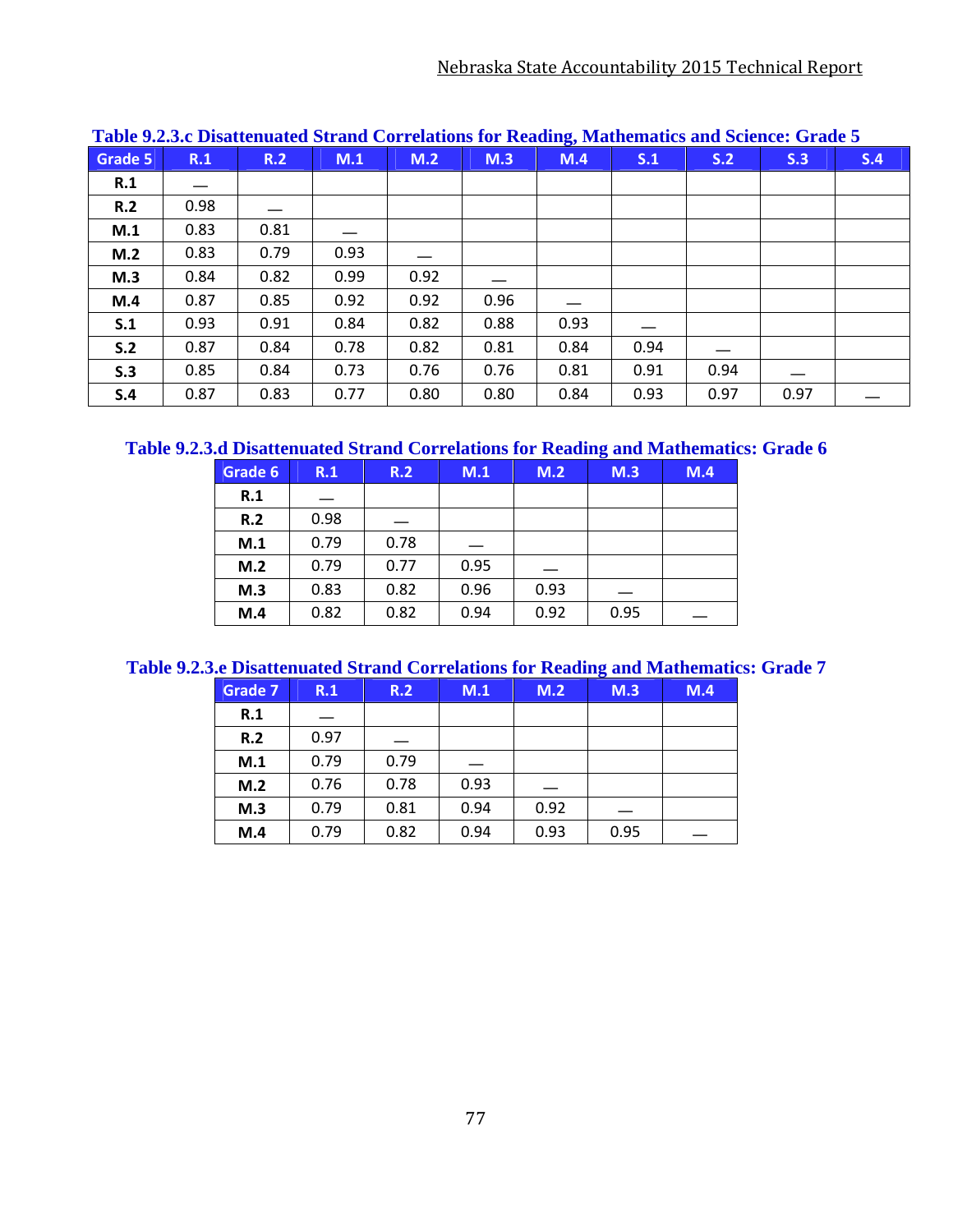**Table 9.2.3.c Disattenuated Strand Correlations for Reading, Mathematics and Science: Grade 5**

| Grade 5 | R.1 | R.2 | M.1 | M.2 | M.3 | M.4 | S.1 | S.2 | S.3 | S.4 |
|---|---|---|---|---|---|---|---|---|---|---|
| R.1 | — | | | | | | | | | |
| R.2 | 0.98 | — | | | | | | | | |
| M.1 | 0.83 | 0.81 | — | | | | | | | |
| M.2 | 0.83 | 0.79 | 0.93 | — | | | | | | |
| M.3 | 0.84 | 0.82 | 0.99 | 0.92 | — | | | | | |
| M.4 | 0.87 | 0.85 | 0.92 | 0.92 | 0.96 | — | | | | |
| S.1 | 0.93 | 0.91 | 0.84 | 0.82 | 0.88 | 0.93 | — | | | |
| S.2 | 0.87 | 0.84 | 0.78 | 0.82 | 0.81 | 0.84 | 0.94 | — | | |
| S.3 | 0.85 | 0.84 | 0.73 | 0.76 | 0.76 | 0.81 | 0.91 | 0.94 | — | |
| S.4 | 0.87 | 0.83 | 0.77 | 0.80 | 0.80 | 0.84 | 0.93 | 0.97 | 0.97 | — |

**Table 9.2.3.d Disattenuated Strand Correlations for Reading and Mathematics: Grade 6**

| Grade 6 | R.1 | R.2 | M.1 | M.2 | M.3 | M.4 |
|---|---|---|---|---|---|---|
| R.1 | — | | | | | |
| R.2 | 0.98 | — | | | | |
| M.1 | 0.79 | 0.78 | — | | | |
| M.2 | 0.79 | 0.77 | 0.95 | — | | |
| M.3 | 0.83 | 0.82 | 0.96 | 0.93 | — | |
| M.4 | 0.82 | 0.82 | 0.94 | 0.92 | 0.95 | — |

**Table 9.2.3.e Disattenuated Strand Correlations for Reading and Mathematics: Grade 7**

| Grade 7 | R.1 | R.2 | M.1 | M.2 | M.3 | M.4 |
|---|---|---|---|---|---|---|
| R.1 | — | | | | | |
| R.2 | 0.97 | — | | | | |
| M.1 | 0.79 | 0.79 | — | | | |
| M.2 | 0.76 | 0.78 | 0.93 | — | | |
| M.3 | 0.79 | 0.81 | 0.94 | 0.92 | — | |
| M.4 | 0.79 | 0.82 | 0.94 | 0.93 | 0.95 | — |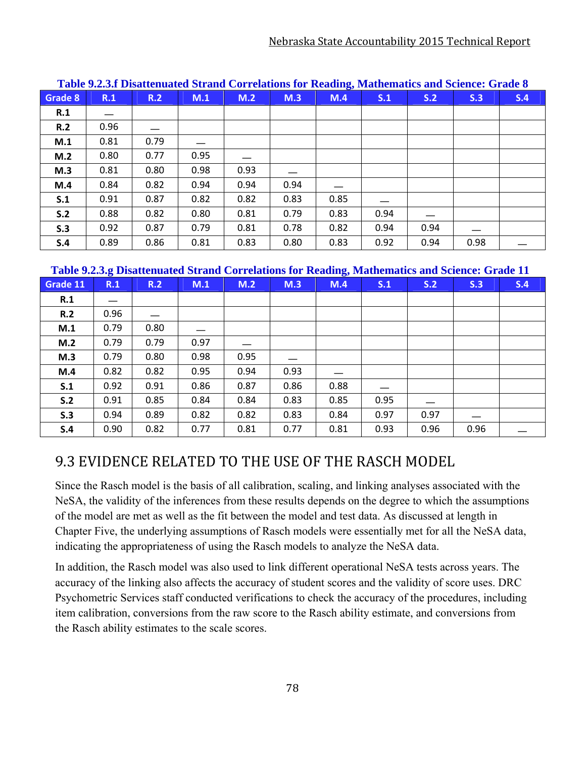**Table 9.2.3.f Disattenuated Strand Correlations for Reading, Mathematics and Science: Grade 8**

| Grade 8 | R.1 | R.2 | M.1 | M.2 | M.3 | M.4 | S.1 | S.2 | S.3 | S.4 |
|---|---|---|---|---|---|---|---|---|---|---|
| R.1 | — | | | | | | | | | |
| R.2 | 0.96 | — | | | | | | | | |
| M.1 | 0.81 | 0.79 | — | | | | | | | |
| M.2 | 0.80 | 0.77 | 0.95 | — | | | | | | |
| M.3 | 0.81 | 0.80 | 0.98 | 0.93 | — | | | | | |
| M.4 | 0.84 | 0.82 | 0.94 | 0.94 | 0.94 | — | | | | |
| S.1 | 0.91 | 0.87 | 0.82 | 0.82 | 0.83 | 0.85 | — | | | |
| S.2 | 0.88 | 0.82 | 0.80 | 0.81 | 0.79 | 0.83 | 0.94 | — | | |
| S.3 | 0.92 | 0.87 | 0.79 | 0.81 | 0.78 | 0.82 | 0.94 | 0.94 | — | |
| S.4 | 0.89 | 0.86 | 0.81 | 0.83 | 0.80 | 0.83 | 0.92 | 0.94 | 0.98 | — |

**Table 9.2.3.g Disattenuated Strand Correlations for Reading, Mathematics and Science: Grade 11**

| Grade 11 | R.1 | R.2 | M.1 | M.2 | M.3 | M.4 | S.1 | S.2 | S.3 | S.4 |
|---|---|---|---|---|---|---|---|---|---|---|
| R.1 | — | | | | | | | | | |
| R.2 | 0.96 | — | | | | | | | | |
| M.1 | 0.79 | 0.80 | — | | | | | | | |
| M.2 | 0.79 | 0.79 | 0.97 | — | | | | | | |
| M.3 | 0.79 | 0.80 | 0.98 | 0.95 | — | | | | | |
| M.4 | 0.82 | 0.82 | 0.95 | 0.94 | 0.93 | — | | | | |
| S.1 | 0.92 | 0.91 | 0.86 | 0.87 | 0.86 | 0.88 | — | | | |
| S.2 | 0.91 | 0.85 | 0.84 | 0.84 | 0.83 | 0.85 | 0.95 | — | | |
| S.3 | 0.94 | 0.89 | 0.82 | 0.82 | 0.83 | 0.84 | 0.97 | 0.97 | — | |
| S.4 | 0.90 | 0.82 | 0.77 | 0.81 | 0.77 | 0.81 | 0.93 | 0.96 | 0.96 | — |

## 9.3 EVIDENCE RELATED TO THE USE OF THE RASCH MODEL

Since the Rasch model is the basis of all calibration, scaling, and linking analyses associated with the NeSA, the validity of the inferences from these results depends on the degree to which the assumptions of the model are met as well as the fit between the model and test data. As discussed at length in Chapter Five, the underlying assumptions of Rasch models were essentially met for all the NeSA data, indicating the appropriateness of using the Rasch models to analyze the NeSA data.

In addition, the Rasch model was also used to link different operational NeSA tests across years. The accuracy of the linking also affects the accuracy of student scores and the validity of score uses. DRC Psychometric Services staff conducted verifications to check the accuracy of the procedures, including item calibration, conversions from the raw score to the Rasch ability estimate, and conversions from the Rasch ability estimates to the scale scores.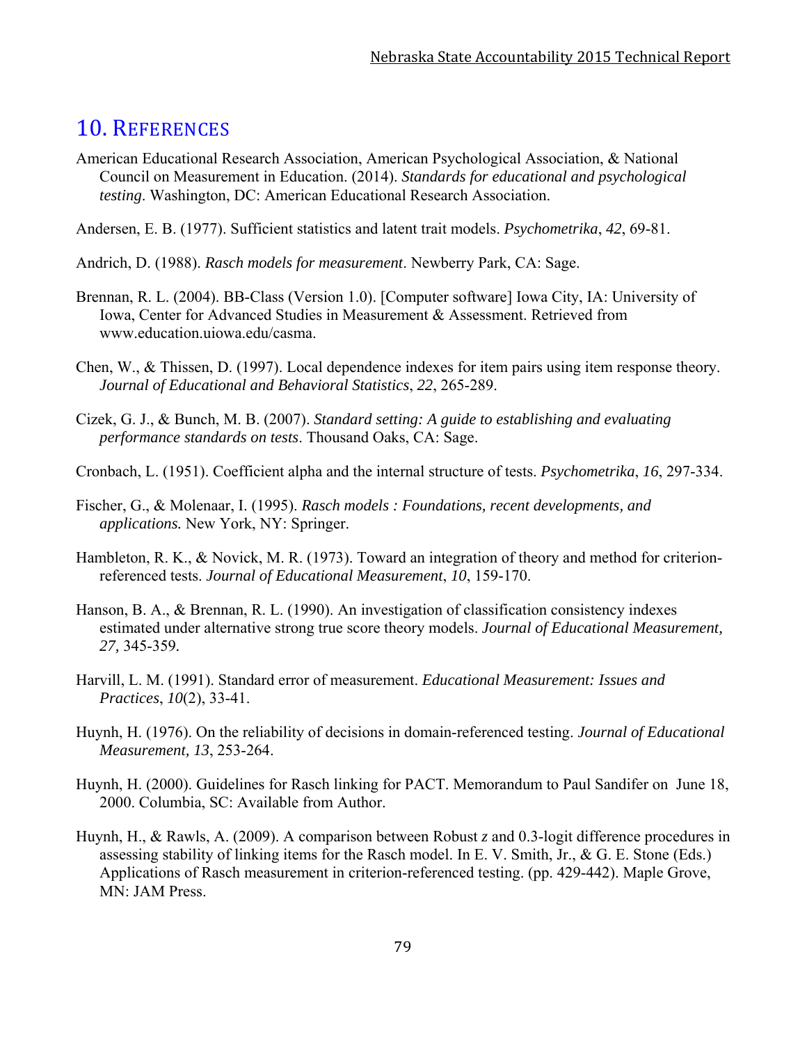# 10. References

American Educational Research Association, American Psychological Association, & National Council on Measurement in Education. (2014). *Standards for educational and psychological testing*. Washington, DC: American Educational Research Association.

Andersen, E. B. (1977). Sufficient statistics and latent trait models. *Psychometrika*, *42*, 69-81.

Andrich, D. (1988). *Rasch models for measurement*. Newberry Park, CA: Sage.

Brennan, R. L. (2004). BB-Class (Version 1.0). [Computer software] Iowa City, IA: University of Iowa, Center for Advanced Studies in Measurement & Assessment. Retrieved from www.education.uiowa.edu/casma.

Chen, W., & Thissen, D. (1997). Local dependence indexes for item pairs using item response theory. *Journal of Educational and Behavioral Statistics*, *22*, 265-289.

Cizek, G. J., & Bunch, M. B. (2007). *Standard setting: A guide to establishing and evaluating performance standards on tests*. Thousand Oaks, CA: Sage.

Cronbach, L. (1951). Coefficient alpha and the internal structure of tests. *Psychometrika*, *16*, 297-334.

Fischer, G., & Molenaar, I. (1995). *Rasch models : Foundations, recent developments, and applications.* New York, NY: Springer.

Hambleton, R. K., & Novick, M. R. (1973). Toward an integration of theory and method for criterion-referenced tests. *Journal of Educational Measurement*, *10*, 159-170.

Hanson, B. A., & Brennan, R. L. (1990). An investigation of classification consistency indexes estimated under alternative strong true score theory models. *Journal of Educational Measurement, 27,* 345-359.

Harvill, L. M. (1991). Standard error of measurement. *Educational Measurement: Issues and Practices*, *10*(2), 33-41.

Huynh, H. (1976). On the reliability of decisions in domain-referenced testing. *Journal of Educational Measurement, 13*, 253-264.

Huynh, H. (2000). Guidelines for Rasch linking for PACT. Memorandum to Paul Sandifer on June 18, 2000. Columbia, SC: Available from Author.

Huynh, H., & Rawls, A. (2009). A comparison between Robust *z* and 0.3-logit difference procedures in assessing stability of linking items for the Rasch model. In E. V. Smith, Jr., & G. E. Stone (Eds.) Applications of Rasch measurement in criterion-referenced testing. (pp. 429-442). Maple Grove, MN: JAM Press.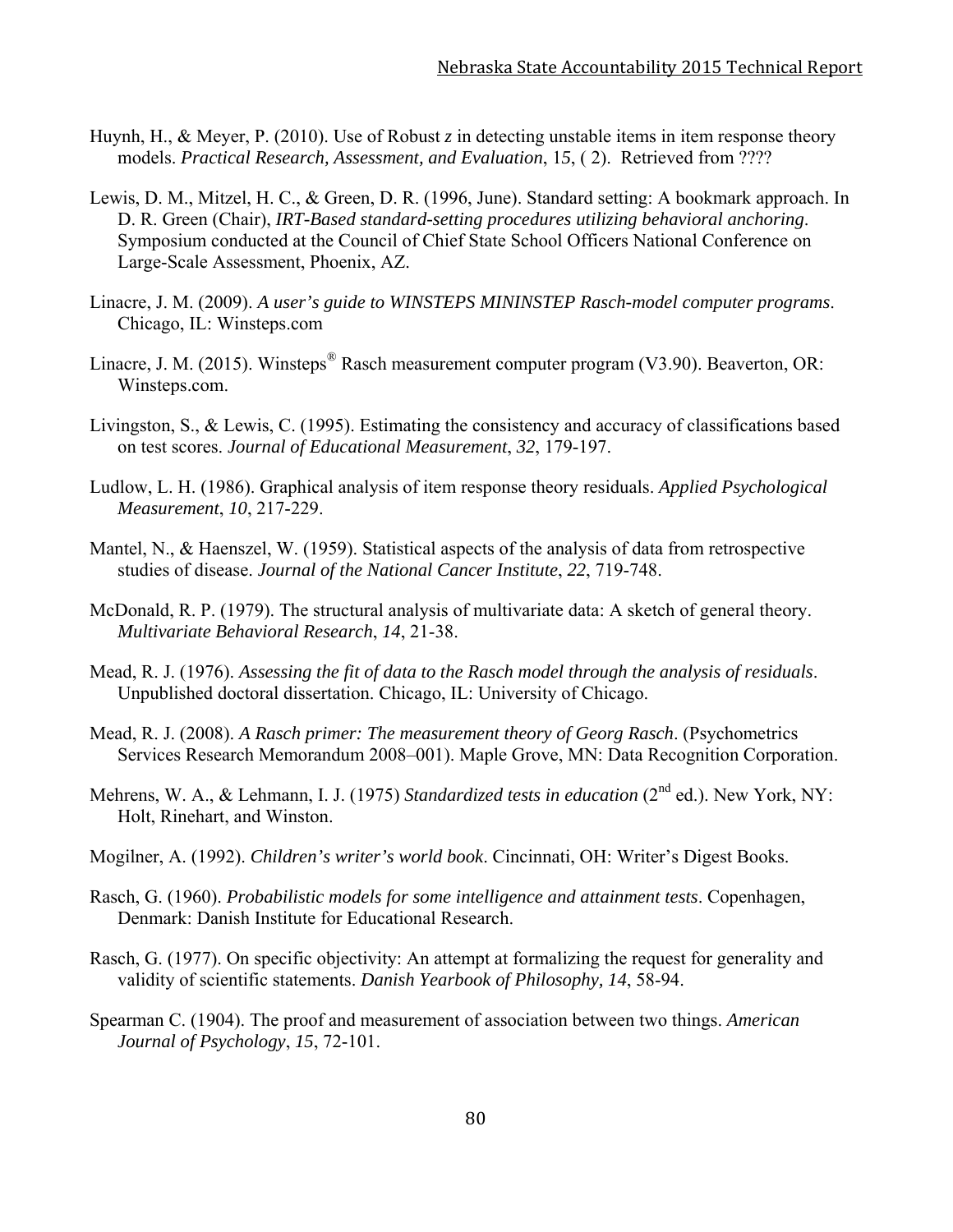Huynh, H., & Meyer, P. (2010). Use of Robust *z* in detecting unstable items in item response theory models. *Practical Research, Assessment, and Evaluation*, 15, ( 2). Retrieved from ????

Lewis, D. M., Mitzel, H. C., & Green, D. R. (1996, June). Standard setting: A bookmark approach. In D. R. Green (Chair), *IRT-Based standard-setting procedures utilizing behavioral anchoring*. Symposium conducted at the Council of Chief State School Officers National Conference on Large-Scale Assessment, Phoenix, AZ.

Linacre, J. M. (2009). *A user's guide to WINSTEPS MININSTEP Rasch-model computer programs*. Chicago, IL: Winsteps.com

Linacre, J. M. (2015). Winsteps® Rasch measurement computer program (V3.90). Beaverton, OR: Winsteps.com.

Livingston, S., & Lewis, C. (1995). Estimating the consistency and accuracy of classifications based on test scores. *Journal of Educational Measurement*, *32*, 179-197.

Ludlow, L. H. (1986). Graphical analysis of item response theory residuals. *Applied Psychological Measurement*, *10*, 217-229.

Mantel, N., & Haenszel, W. (1959). Statistical aspects of the analysis of data from retrospective studies of disease. *Journal of the National Cancer Institute*, *22*, 719-748.

McDonald, R. P. (1979). The structural analysis of multivariate data: A sketch of general theory. *Multivariate Behavioral Research*, *14*, 21-38.

Mead, R. J. (1976). *Assessing the fit of data to the Rasch model through the analysis of residuals*. Unpublished doctoral dissertation. Chicago, IL: University of Chicago.

Mead, R. J. (2008). *A Rasch primer: The measurement theory of Georg Rasch*. (Psychometrics Services Research Memorandum 2008–001). Maple Grove, MN: Data Recognition Corporation.

Mehrens, W. A., & Lehmann, I. J. (1975) *Standardized tests in education* (2nd ed.). New York, NY: Holt, Rinehart, and Winston.

Mogilner, A. (1992). *Children's writer's world book*. Cincinnati, OH: Writer's Digest Books.

Rasch, G. (1960). *Probabilistic models for some intelligence and attainment tests*. Copenhagen, Denmark: Danish Institute for Educational Research.

Rasch, G. (1977). On specific objectivity: An attempt at formalizing the request for generality and validity of scientific statements. *Danish Yearbook of Philosophy, 14*, 58-94.

Spearman C. (1904). The proof and measurement of association between two things. *American Journal of Psychology*, *15*, 72-101.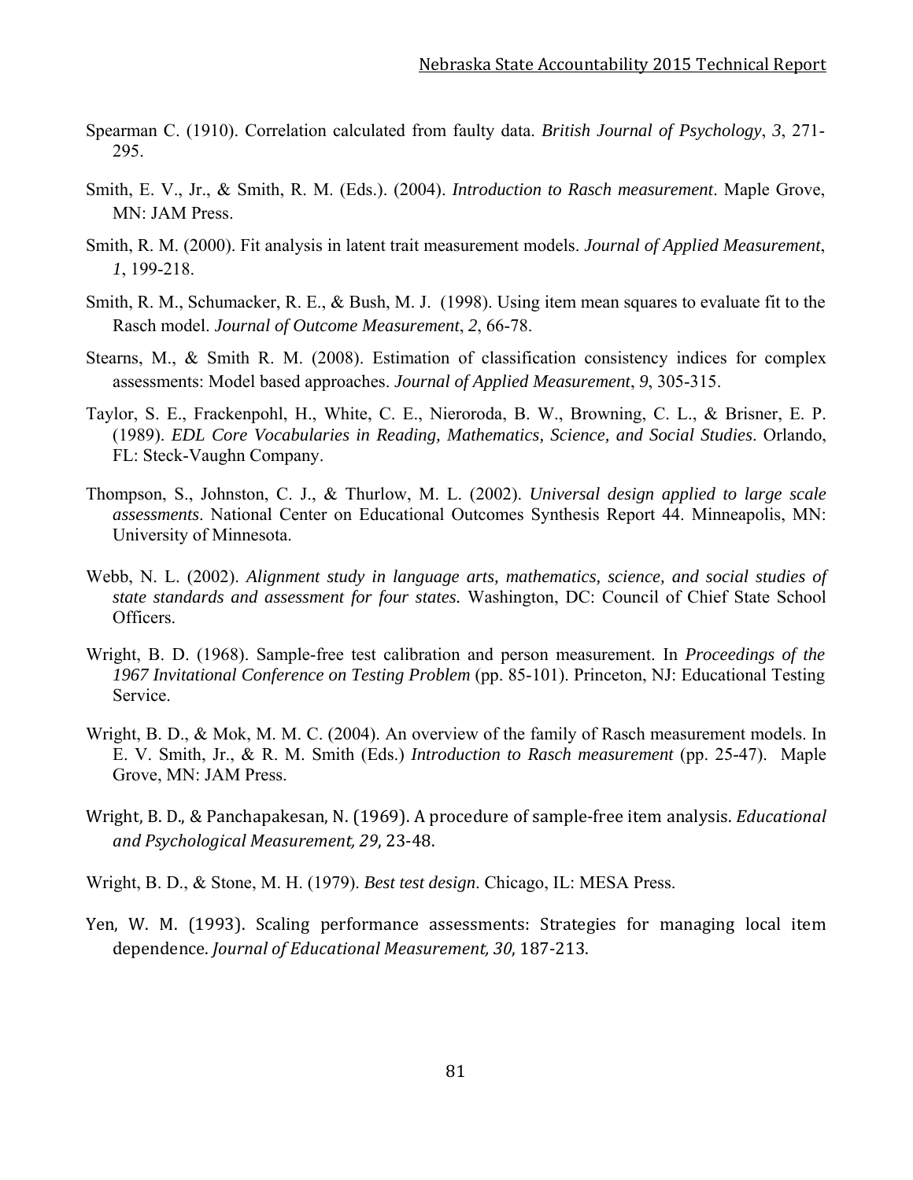Spearman C. (1910). Correlation calculated from faulty data. *British Journal of Psychology*, *3*, 271-295.

Smith, E. V., Jr., & Smith, R. M. (Eds.). (2004). *Introduction to Rasch measurement*. Maple Grove, MN: JAM Press.

Smith, R. M. (2000). Fit analysis in latent trait measurement models. *Journal of Applied Measurement*, *1*, 199-218.

Smith, R. M., Schumacker, R. E., & Bush, M. J. (1998). Using item mean squares to evaluate fit to the Rasch model. *Journal of Outcome Measurement*, *2*, 66-78.

Stearns, M., & Smith R. M. (2008). Estimation of classification consistency indices for complex assessments: Model based approaches. *Journal of Applied Measurement*, *9*, 305-315.

Taylor, S. E., Frackenpohl, H., White, C. E., Nieroroda, B. W., Browning, C. L., & Brisner, E. P. (1989). *EDL Core Vocabularies in Reading, Mathematics, Science, and Social Studies*. Orlando, FL: Steck-Vaughn Company.

Thompson, S., Johnston, C. J., & Thurlow, M. L. (2002). *Universal design applied to large scale assessments*. National Center on Educational Outcomes Synthesis Report 44. Minneapolis, MN: University of Minnesota.

Webb, N. L. (2002). *Alignment study in language arts, mathematics, science, and social studies of state standards and assessment for four states.* Washington, DC: Council of Chief State School Officers.

Wright, B. D. (1968). Sample-free test calibration and person measurement. In *Proceedings of the 1967 Invitational Conference on Testing Problem* (pp. 85-101). Princeton, NJ: Educational Testing Service.

Wright, B. D., & Mok, M. M. C. (2004). An overview of the family of Rasch measurement models. In E. V. Smith, Jr., & R. M. Smith (Eds.) *Introduction to Rasch measurement* (pp. 25-47). Maple Grove, MN: JAM Press.

Wright, B. D., & Panchapakesan, N. (1969). A procedure of sample-free item analysis. *Educational and Psychological Measurement, 29*, 23-48.

Wright, B. D., & Stone, M. H. (1979). *Best test design*. Chicago, IL: MESA Press.

Yen, W. M. (1993). Scaling performance assessments: Strategies for managing local item dependence. *Journal of Educational Measurement, 30*, 187-213.